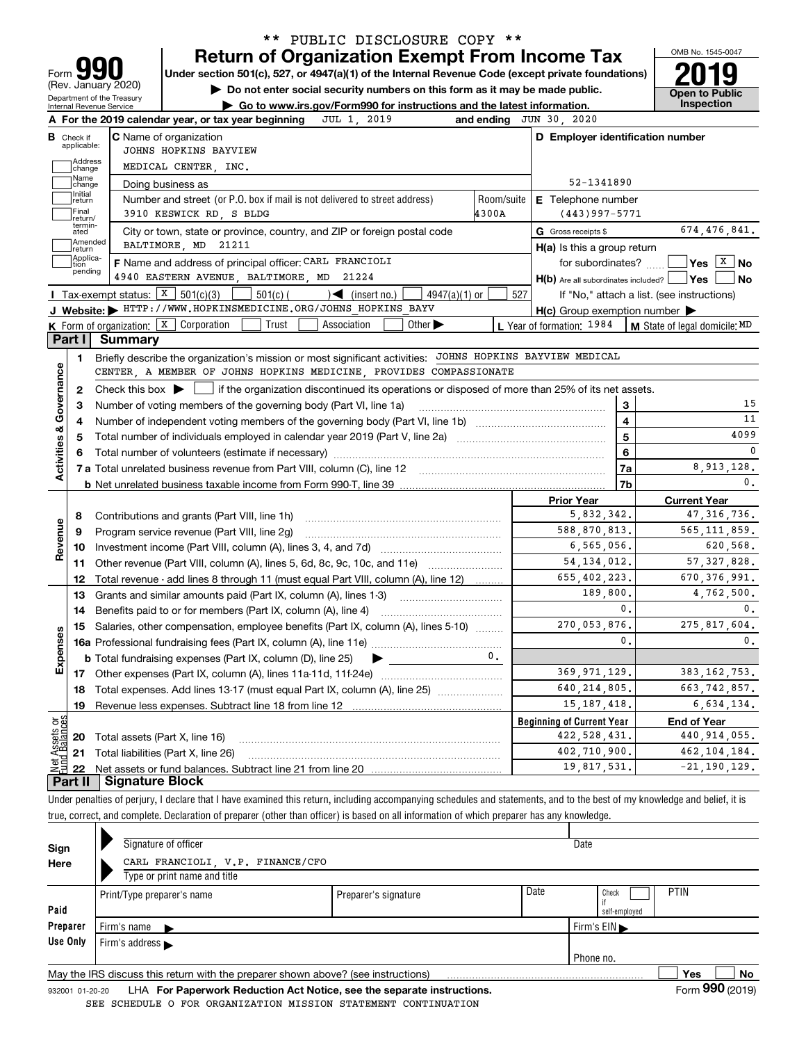\*\* PUBLIC DISCLOSURE COPY \*\*

# Form 990 — Return of Organization Exempt From Income Tax

(Rev. January 2020)

Under section 501(c), 527, or 4947(a)(1) of the Internal Revenue Code (except private foundations)

▶ Do not enter social security numbers on this form as it may be made public.

▶ Go to www.irs.gov/Form990 for instructions and the latest information.

Department of the Treasury
Internal Revenue Service

OMB No. 1545-0047

**2019**

**Open to Public Inspection**

**A** For the 2019 calendar year, or tax year beginning JUL 1, 2019 and ending JUN 30, 2020

**B** Check if applicable: Address change / Name change / Initial return / Final return/terminated / Amended return / Application pending

**C** Name of organization: JOHNS HOPKINS BAYVIEW MEDICAL CENTER, INC.

Doing business as

Number and street (or P.O. box if mail is not delivered to street address): 3910 KESWICK RD, S BLDG — Room/suite: 4300A

City or town, state or province, country, and ZIP or foreign postal code: BALTIMORE, MD 21211

**D** Employer identification number: 52-1341890

**E** Telephone number: (443)997-5771

**G** Gross receipts $ 674,476,841.

**F** Name and address of principal officer: CARL FRANCIOLI, 4940 EASTERN AVENUE, BALTIMORE, MD 21224

**H(a)** Is this a group return for subordinates? ☐ Yes ☒ No

**H(b)** Are all subordinates included? ☐ Yes ☐ No — If "No," attach a list. (see instructions)

**H(c)** Group exemption number ▶

**I** Tax-exempt status: ☒ 501(c)(3) ☐ 501(c) ( ) ◀ (insert no.) ☐ 4947(a)(1) or ☐ 527

**J** Website: ▶ HTTP://WWW.HOPKINSMEDICINE.ORG/JOHNS_HOPKINS_BAYV

**K** Form of organization: ☒ Corporation ☐ Trust ☐ Association ☐ Other ▶

**L** Year of formation: 1984 **M** State of legal domicile: MD

## Part I Summary

**Activities & Governance**

1 Briefly describe the organization's mission or most significant activities: JOHNS HOPKINS BAYVIEW MEDICAL CENTER, A MEMBER OF JOHNS HOPKINS MEDICINE, PROVIDES COMPASSIONATE

2 Check this box ▶ ☐ if the organization discontinued its operations or disposed of more than 25% of its net assets.

| | | | |
|---|---|---|---|
| 3 | Number of voting members of the governing body (Part VI, line 1a) | 3 | 15 |
| 4 | Number of independent voting members of the governing body (Part VI, line 1b) | 4 | 11 |
| 5 | Total number of individuals employed in calendar year 2019 (Part V, line 2a) | 5 | 4099 |
| 6 | Total number of volunteers (estimate if necessary) | 6 | 0 |
| 7a | Total unrelated business revenue from Part VIII, column (C), line 12 | 7a | 8,913,128. |
| b | Net unrelated business taxable income from Form 990-T, line 39 | 7b | 0. |

| | | Prior Year | Current Year |
|---|---|---|---|
| **Revenue** | | | |
| 8 | Contributions and grants (Part VIII, line 1h) | 5,832,342. | 47,316,736. |
| 9 | Program service revenue (Part VIII, line 2g) | 588,870,813. | 565,111,859. |
| 10 | Investment income (Part VIII, column (A), lines 3, 4, and 7d) | 6,565,056. | 620,568. |
| 11 | Other revenue (Part VIII, column (A), lines 5, 6d, 8c, 9c, 10c, and 11e) | 54,134,012. | 57,327,828. |
| 12 | Total revenue - add lines 8 through 11 (must equal Part VIII, column (A), line 12) | 655,402,223. | 670,376,991. |
| **Expenses** | | | |
| 13 | Grants and similar amounts paid (Part IX, column (A), lines 1-3) | 189,800. | 4,762,500. |
| 14 | Benefits paid to or for members (Part IX, column (A), line 4) | 0. | 0. |
| 15 | Salaries, other compensation, employee benefits (Part IX, column (A), lines 5-10) | 270,053,876. | 275,817,604. |
| 16a | Professional fundraising fees (Part IX, column (A), line 11e) | 0. | 0. |
| b | Total fundraising expenses (Part IX, column (D), line 25) ▶ 0. | | |
| 17 | Other expenses (Part IX, column (A), lines 11a-11d, 11f-24e) | 369,971,129. | 383,162,753. |
| 18 | Total expenses. Add lines 13-17 (must equal Part IX, column (A), line 25) | 640,214,805. | 663,742,857. |
| 19 | Revenue less expenses. Subtract line 18 from line 12 | 15,187,418. | 6,634,134. |

| **Net Assets or Fund Balances** | | Beginning of Current Year | End of Year |
|---|---|---|---|
| 20 | Total assets (Part X, line 16) | 422,528,431. | 440,914,055. |
| 21 | Total liabilities (Part X, line 26) | 402,710,900. | 462,104,184. |
| 22 | Net assets or fund balances. Subtract line 21 from line 20 | 19,817,531. | -21,190,129. |

## Part II Signature Block

Under penalties of perjury, I declare that I have examined this return, including accompanying schedules and statements, and to the best of my knowledge and belief, it is true, correct, and complete. Declaration of preparer (other than officer) is based on all information of which preparer has any knowledge.

**Sign Here**

Signature of officer — Date

CARL FRANCIOLI, V.P. FINANCE/CFO

Type or print name and title

**Paid Preparer Use Only**

| Print/Type preparer's name | Preparer's signature | Date | Check ☐ if self-employed | PTIN |
|---|---|---|---|---|
| Firm's name ▶ | | | Firm's EIN ▶ | |
| Firm's address ▶ | | | Phone no. | |

May the IRS discuss this return with the preparer shown above? (see instructions) ☐ Yes ☐ No

932001 01-20-20 LHA For Paperwork Reduction Act Notice, see the separate instructions. Form **990** (2019)

SEE SCHEDULE O FOR ORGANIZATION MISSION STATEMENT CONTINUATION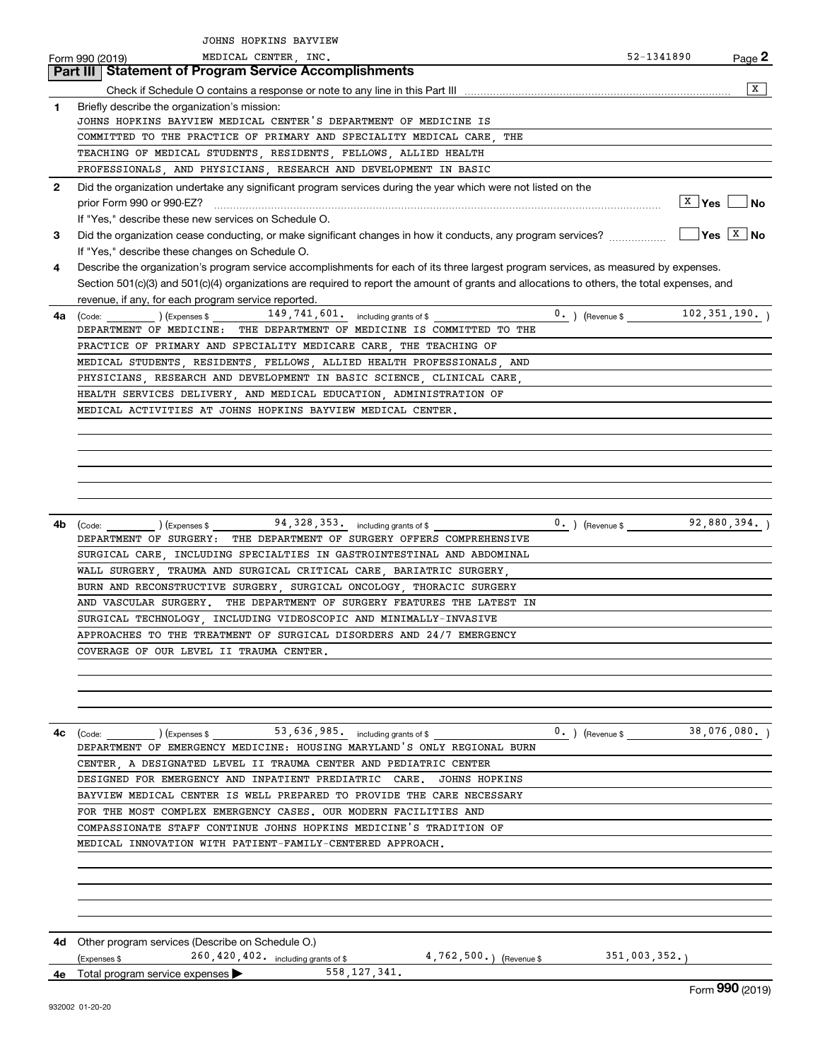JOHNS HOPKINS BAYVIEW MEDICAL CENTER, INC.

Form 990 (2019) 52-1341890 Page 2

## Part III Statement of Program Service Accomplishments

Check if Schedule O contains a response or note to any line in this Part III [X]

**1** Briefly describe the organization's mission:

JOHNS HOPKINS BAYVIEW MEDICAL CENTER'S DEPARTMENT OF MEDICINE IS COMMITTED TO THE PRACTICE OF PRIMARY AND SPECIALITY MEDICAL CARE, THE TEACHING OF MEDICAL STUDENTS, RESIDENTS, FELLOWS, ALLIED HEALTH PROFESSIONALS, AND PHYSICIANS, RESEARCH AND DEVELOPMENT IN BASIC

**2** Did the organization undertake any significant program services during the year which were not listed on the prior Form 990 or 990-EZ? [X] Yes [ ] No

If "Yes," describe these new services on Schedule O.

**3** Did the organization cease conducting, or make significant changes in how it conducts, any program services? [ ] Yes [X] No

If "Yes," describe these changes on Schedule O.

**4** Describe the organization's program service accomplishments for each of its three largest program services, as measured by expenses. Section 501(c)(3) and 501(c)(4) organizations are required to report the amount of grants and allocations to others, the total expenses, and revenue, if any, for each program service reported.

**4a** (Code: ) (Expenses $ 149,741,601. including grants of $ 0. ) (Revenue $ 102,351,190. )

DEPARTMENT OF MEDICINE: THE DEPARTMENT OF MEDICINE IS COMMITTED TO THE PRACTICE OF PRIMARY AND SPECIALITY MEDICARE CARE, THE TEACHING OF MEDICAL STUDENTS, RESIDENTS, FELLOWS, ALLIED HEALTH PROFESSIONALS, AND PHYSICIANS, RESEARCH AND DEVELOPMENT IN BASIC SCIENCE, CLINICAL CARE, HEALTH SERVICES DELIVERY, AND MEDICAL EDUCATION, ADMINISTRATION OF MEDICAL ACTIVITIES AT JOHNS HOPKINS BAYVIEW MEDICAL CENTER.

**4b** (Code: ) (Expenses $ 94,328,353. including grants of $ 0. ) (Revenue $ 92,880,394. )

DEPARTMENT OF SURGERY: THE DEPARTMENT OF SURGERY OFFERS COMPREHENSIVE SURGICAL CARE, INCLUDING SPECIALTIES IN GASTROINTESTINAL AND ABDOMINAL WALL SURGERY, TRAUMA AND SURGICAL CRITICAL CARE, BARIATRIC SURGERY, BURN AND RECONSTRUCTIVE SURGERY, SURGICAL ONCOLOGY, THORACIC SURGERY AND VASCULAR SURGERY. THE DEPARTMENT OF SURGERY FEATURES THE LATEST IN SURGICAL TECHNOLOGY, INCLUDING VIDEOSCOPIC AND MINIMALLY-INVASIVE APPROACHES TO THE TREATMENT OF SURGICAL DISORDERS AND 24/7 EMERGENCY COVERAGE OF OUR LEVEL II TRAUMA CENTER.

**4c** (Code: ) (Expenses $ 53,636,985. including grants of $ 0. ) (Revenue $ 38,076,080. )

DEPARTMENT OF EMERGENCY MEDICINE: HOUSING MARYLAND'S ONLY REGIONAL BURN CENTER, A DESIGNATED LEVEL II TRAUMA CENTER AND PEDIATRIC CENTER DESIGNED FOR EMERGENCY AND INPATIENT PREDIATRIC CARE. JOHNS HOPKINS BAYVIEW MEDICAL CENTER IS WELL PREPARED TO PROVIDE THE CARE NECESSARY FOR THE MOST COMPLEX EMERGENCY CASES. OUR MODERN FACILITIES AND COMPASSIONATE STAFF CONTINUE JOHNS HOPKINS MEDICINE'S TRADITION OF MEDICAL INNOVATION WITH PATIENT-FAMILY-CENTERED APPROACH.

**4d** Other program services (Describe on Schedule O.)

(Expenses $ 260,420,402. including grants of $ 4,762,500.) (Revenue $ 351,003,352.)

**4e** Total program service expenses ▶ 558,127,341.

Form **990** (2019)

932002 01-20-20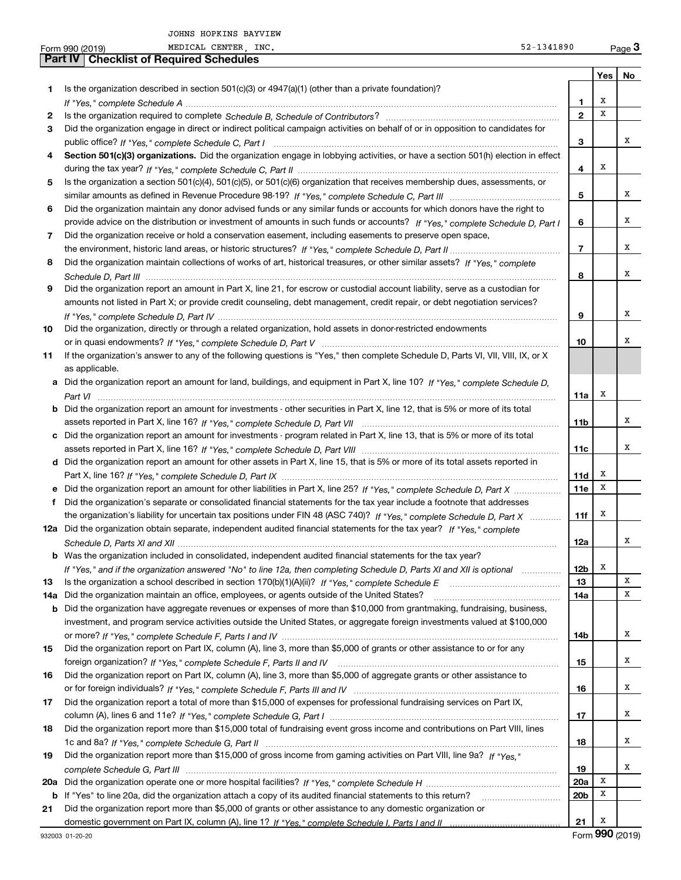JOHNS HOPKINS BAYVIEW

Form 990 (2019) MEDICAL CENTER, INC. 52-1341890 Page 3

## Part IV Checklist of Required Schedules

| | | | Yes | No |
|---|---|---|---|---|
| 1 | Is the organization described in section 501(c)(3) or 4947(a)(1) (other than a private foundation)? *If "Yes," complete Schedule A* | 1 | X | |
| 2 | Is the organization required to complete *Schedule B, Schedule of Contributors*? | 2 | X | |
| 3 | Did the organization engage in direct or indirect political campaign activities on behalf of or in opposition to candidates for public office? *If "Yes," complete Schedule C, Part I* | 3 | | X |
| 4 | **Section 501(c)(3) organizations.** Did the organization engage in lobbying activities, or have a section 501(h) election in effect during the tax year? *If "Yes," complete Schedule C, Part II* | 4 | X | |
| 5 | Is the organization a section 501(c)(4), 501(c)(5), or 501(c)(6) organization that receives membership dues, assessments, or similar amounts as defined in Revenue Procedure 98-19? *If "Yes," complete Schedule C, Part III* | 5 | | X |
| 6 | Did the organization maintain any donor advised funds or any similar funds or accounts for which donors have the right to provide advice on the distribution or investment of amounts in such funds or accounts? *If "Yes," complete Schedule D, Part I* | 6 | | X |
| 7 | Did the organization receive or hold a conservation easement, including easements to preserve open space, the environment, historic land areas, or historic structures? *If "Yes," complete Schedule D, Part II* | 7 | | X |
| 8 | Did the organization maintain collections of works of art, historical treasures, or other similar assets? *If "Yes," complete Schedule D, Part III* | 8 | | X |
| 9 | Did the organization report an amount in Part X, line 21, for escrow or custodial account liability, serve as a custodian for amounts not listed in Part X; or provide credit counseling, debt management, credit repair, or debt negotiation services? *If "Yes," complete Schedule D, Part IV* | 9 | | X |
| 10 | Did the organization, directly or through a related organization, hold assets in donor-restricted endowments or in quasi endowments? *If "Yes," complete Schedule D, Part V* | 10 | | X |
| 11 | If the organization's answer to any of the following questions is "Yes," then complete Schedule D, Parts VI, VII, VIII, IX, or X as applicable. | | | |
| a | Did the organization report an amount for land, buildings, and equipment in Part X, line 10? *If "Yes," complete Schedule D, Part VI* | 11a | X | |
| b | Did the organization report an amount for investments - other securities in Part X, line 12, that is 5% or more of its total assets reported in Part X, line 16? *If "Yes," complete Schedule D, Part VII* | 11b | | X |
| c | Did the organization report an amount for investments - program related in Part X, line 13, that is 5% or more of its total assets reported in Part X, line 16? *If "Yes," complete Schedule D, Part VIII* | 11c | | X |
| d | Did the organization report an amount for other assets in Part X, line 15, that is 5% or more of its total assets reported in Part X, line 16? *If "Yes," complete Schedule D, Part IX* | 11d | X | |
| e | Did the organization report an amount for other liabilities in Part X, line 25? *If "Yes," complete Schedule D, Part X* | 11e | X | |
| f | Did the organization's separate or consolidated financial statements for the tax year include a footnote that addresses the organization's liability for uncertain tax positions under FIN 48 (ASC 740)? *If "Yes," complete Schedule D, Part X* | 11f | X | |
| 12a | Did the organization obtain separate, independent audited financial statements for the tax year? *If "Yes," complete Schedule D, Parts XI and XII* | 12a | | X |
| b | Was the organization included in consolidated, independent audited financial statements for the tax year? *If "Yes," and if the organization answered "No" to line 12a, then completing Schedule D, Parts XI and XII is optional* | 12b | X | |
| 13 | Is the organization a school described in section 170(b)(1)(A)(ii)? *If "Yes," complete Schedule E* | 13 | | X |
| 14a | Did the organization maintain an office, employees, or agents outside of the United States? | 14a | | X |
| b | Did the organization have aggregate revenues or expenses of more than $10,000 from grantmaking, fundraising, business, investment, and program service activities outside the United States, or aggregate foreign investments valued at $100,000 or more? *If "Yes," complete Schedule F, Parts I and IV* | 14b | | X |
| 15 | Did the organization report on Part IX, column (A), line 3, more than $5,000 of grants or other assistance to or for any foreign organization? *If "Yes," complete Schedule F, Parts II and IV* | 15 | | X |
| 16 | Did the organization report on Part IX, column (A), line 3, more than $5,000 of aggregate grants or other assistance to or for foreign individuals? *If "Yes," complete Schedule F, Parts III and IV* | 16 | | X |
| 17 | Did the organization report a total of more than $15,000 of expenses for professional fundraising services on Part IX, column (A), lines 6 and 11e? *If "Yes," complete Schedule G, Part I* | 17 | | X |
| 18 | Did the organization report more than $15,000 total of fundraising event gross income and contributions on Part VIII, lines 1c and 8a? *If "Yes," complete Schedule G, Part II* | 18 | | X |
| 19 | Did the organization report more than $15,000 of gross income from gaming activities on Part VIII, line 9a? *If "Yes," complete Schedule G, Part III* | 19 | | X |
| 20a | Did the organization operate one or more hospital facilities? *If "Yes," complete Schedule H* | 20a | X | |
| b | If "Yes" to line 20a, did the organization attach a copy of its audited financial statements to this return? | 20b | X | |
| 21 | Did the organization report more than $5,000 of grants or other assistance to any domestic organization or domestic government on Part IX, column (A), line 1? *If "Yes," complete Schedule I, Parts I and II* | 21 | X | |

932003 01-20-20 Form **990** (2019)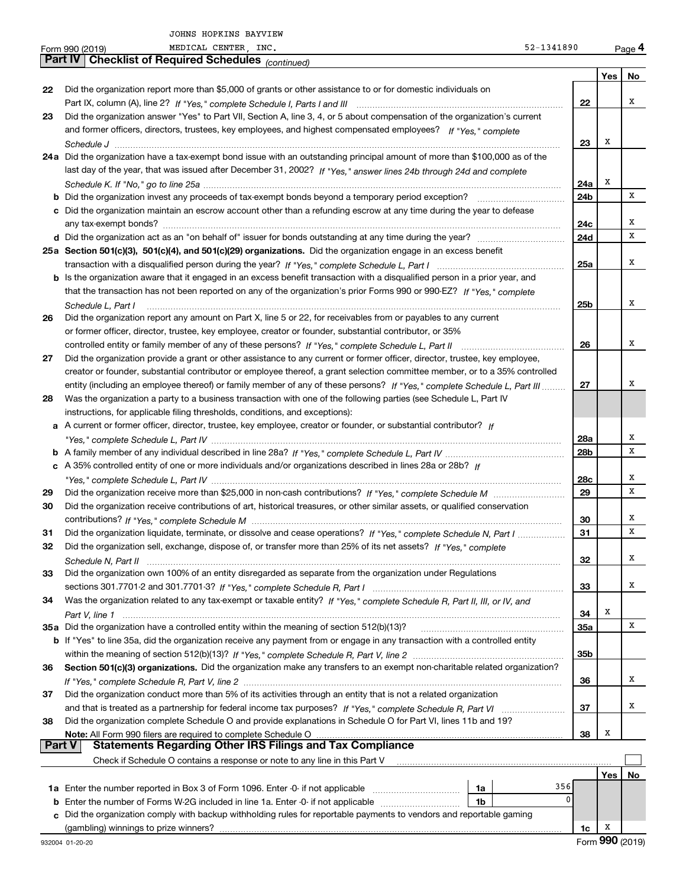JOHNS HOPKINS BAYVIEW MEDICAL CENTER, INC. 52-1341890

Form 990 (2019)

## Part IV Checklist of Required Schedules *(continued)*

| | | | Yes | No |
|---|---|---|---|---|
| 22 | Did the organization report more than $5,000 of grants or other assistance to or for domestic individuals on Part IX, column (A), line 2? *If "Yes," complete Schedule I, Parts I and III* | 22 | | X |
| 23 | Did the organization answer "Yes" to Part VII, Section A, line 3, 4, or 5 about compensation of the organization's current and former officers, directors, trustees, key employees, and highest compensated employees? *If "Yes," complete Schedule J* | 23 | X | |
| 24a | Did the organization have a tax-exempt bond issue with an outstanding principal amount of more than $100,000 as of the last day of the year, that was issued after December 31, 2002? *If "Yes," answer lines 24b through 24d and complete Schedule K. If "No," go to line 25a* | 24a | X | |
| b | Did the organization invest any proceeds of tax-exempt bonds beyond a temporary period exception? | 24b | | X |
| c | Did the organization maintain an escrow account other than a refunding escrow at any time during the year to defease any tax-exempt bonds? | 24c | | X |
| d | Did the organization act as an "on behalf of" issuer for bonds outstanding at any time during the year? | 24d | | X |
| 25a | **Section 501(c)(3), 501(c)(4), and 501(c)(29) organizations.** Did the organization engage in an excess benefit transaction with a disqualified person during the year? *If "Yes," complete Schedule L, Part I* | 25a | | X |
| b | Is the organization aware that it engaged in an excess benefit transaction with a disqualified person in a prior year, and that the transaction has not been reported on any of the organization's prior Forms 990 or 990-EZ? *If "Yes," complete Schedule L, Part I* | 25b | | X |
| 26 | Did the organization report any amount on Part X, line 5 or 22, for receivables from or payables to any current or former officer, director, trustee, key employee, creator or founder, substantial contributor, or 35% controlled entity or family member of any of these persons? *If "Yes," complete Schedule L, Part II* | 26 | | X |
| 27 | Did the organization provide a grant or other assistance to any current or former officer, director, trustee, key employee, creator or founder, substantial contributor or employee thereof, a grant selection committee member, or to a 35% controlled entity (including an employee thereof) or family member of any of these persons? *If "Yes," complete Schedule L, Part III* | 27 | | X |
| 28 | Was the organization a party to a business transaction with one of the following parties (see Schedule L, Part IV instructions, for applicable filing thresholds, conditions, and exceptions): | | | |
| a | A current or former officer, director, trustee, key employee, creator or founder, or substantial contributor? *If "Yes," complete Schedule L, Part IV* | 28a | | X |
| b | A family member of any individual described in line 28a? *If "Yes," complete Schedule L, Part IV* | 28b | | X |
| c | A 35% controlled entity of one or more individuals and/or organizations described in lines 28a or 28b? *If "Yes," complete Schedule L, Part IV* | 28c | | X |
| 29 | Did the organization receive more than $25,000 in non-cash contributions? *If "Yes," complete Schedule M* | 29 | | X |
| 30 | Did the organization receive contributions of art, historical treasures, or other similar assets, or qualified conservation contributions? *If "Yes," complete Schedule M* | 30 | | X |
| 31 | Did the organization liquidate, terminate, or dissolve and cease operations? *If "Yes," complete Schedule N, Part I* | 31 | | X |
| 32 | Did the organization sell, exchange, dispose of, or transfer more than 25% of its net assets? *If "Yes," complete Schedule N, Part II* | 32 | | X |
| 33 | Did the organization own 100% of an entity disregarded as separate from the organization under Regulations sections 301.7701-2 and 301.7701-3? *If "Yes," complete Schedule R, Part I* | 33 | | X |
| 34 | Was the organization related to any tax-exempt or taxable entity? *If "Yes," complete Schedule R, Part II, III, or IV, and Part V, line 1* | 34 | X | |
| 35a | Did the organization have a controlled entity within the meaning of section 512(b)(13)? | 35a | | X |
| b | If "Yes" to line 35a, did the organization receive any payment from or engage in any transaction with a controlled entity within the meaning of section 512(b)(13)? *If "Yes," complete Schedule R, Part V, line 2* | 35b | | |
| 36 | **Section 501(c)(3) organizations.** Did the organization make any transfers to an exempt non-charitable related organization? *If "Yes," complete Schedule R, Part V, line 2* | 36 | | X |
| 37 | Did the organization conduct more than 5% of its activities through an entity that is not a related organization and that is treated as a partnership for federal income tax purposes? *If "Yes," complete Schedule R, Part VI* | 37 | | X |
| 38 | Did the organization complete Schedule O and provide explanations in Schedule O for Part VI, lines 11b and 19? **Note:** All Form 990 filers are required to complete Schedule O | 38 | X | |

## Part V Statements Regarding Other IRS Filings and Tax Compliance

Check if Schedule O contains a response or note to any line in this Part V ☐

| | | | | | Yes | No |
|---|---|---|---|---|---|---|
| 1a | Enter the number reported in Box 3 of Form 1096. Enter -0- if not applicable | 1a | 356 | | | |
| b | Enter the number of Forms W-2G included in line 1a. Enter -0- if not applicable | 1b | 0 | | | |
| c | Did the organization comply with backup withholding rules for reportable payments to vendors and reportable gaming (gambling) winnings to prize winners? | | | 1c | X | |

932004 01-20-20

Form **990** (2019)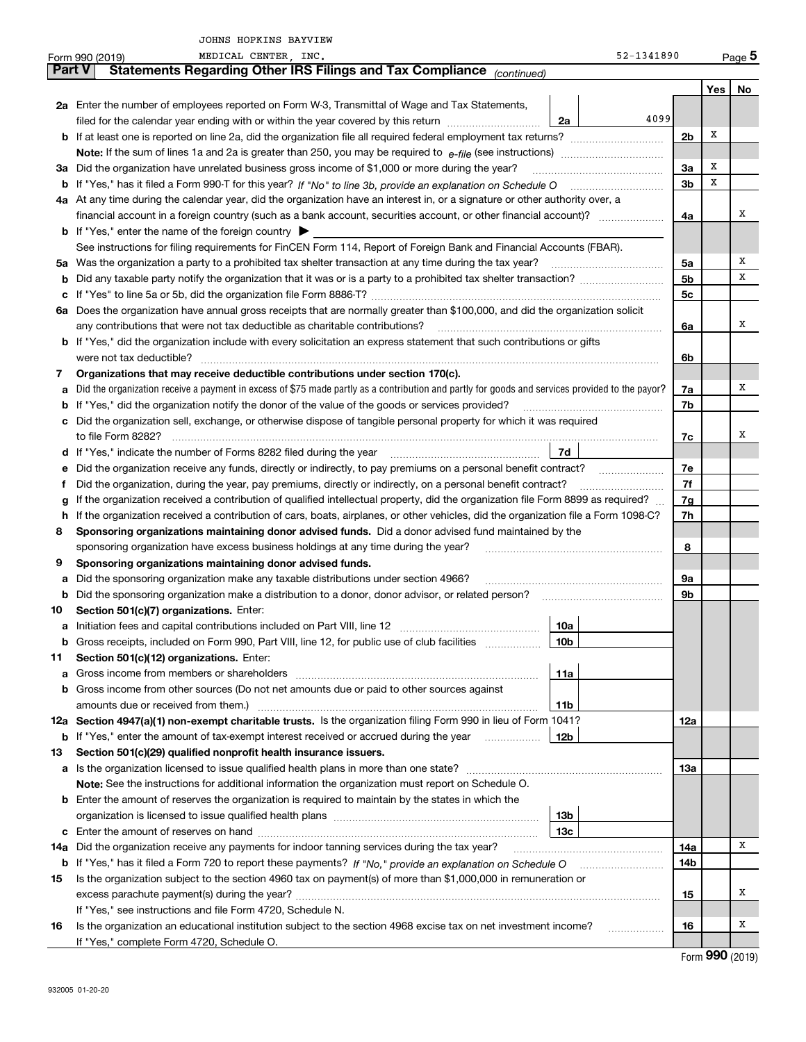JOHNS HOPKINS BAYVIEW MEDICAL CENTER, INC. 52-1341890

Form 990 (2019) Page 5

## Part V Statements Regarding Other IRS Filings and Tax Compliance *(continued)*

| | | | | | Yes | No |
|---|---|---|---|---|---|---|
| **2a** | Enter the number of employees reported on Form W-3, Transmittal of Wage and Tax Statements, filed for the calendar year ending with or within the year covered by this return | 2a | 4099 | | | |
| **b** | If at least one is reported on line 2a, did the organization file all required federal employment tax returns? | | | 2b | X | |
| | **Note:** If the sum of lines 1a and 2a is greater than 250, you may be required to *e-file* (see instructions) | | | | | |
| **3a** | Did the organization have unrelated business gross income of $1,000 or more during the year? | | | 3a | X | |
| **b** | If "Yes," has it filed a Form 990-T for this year? *If "No" to line 3b, provide an explanation on Schedule O* | | | 3b | X | |
| **4a** | At any time during the calendar year, did the organization have an interest in, or a signature or other authority over, a financial account in a foreign country (such as a bank account, securities account, or other financial account)? | | | 4a | | X |
| **b** | If "Yes," enter the name of the foreign country ▶ | | | | | |
| | See instructions for filing requirements for FinCEN Form 114, Report of Foreign Bank and Financial Accounts (FBAR). | | | | | |
| **5a** | Was the organization a party to a prohibited tax shelter transaction at any time during the tax year? | | | 5a | | X |
| **b** | Did any taxable party notify the organization that it was or is a party to a prohibited tax shelter transaction? | | | 5b | | X |
| **c** | If "Yes" to line 5a or 5b, did the organization file Form 8886-T? | | | 5c | | |
| **6a** | Does the organization have annual gross receipts that are normally greater than $100,000, and did the organization solicit any contributions that were not tax deductible as charitable contributions? | | | 6a | | X |
| **b** | If "Yes," did the organization include with every solicitation an express statement that such contributions or gifts were not tax deductible? | | | 6b | | |
| **7** | **Organizations that may receive deductible contributions under section 170(c).** | | | | | |
| **a** | Did the organization receive a payment in excess of $75 made partly as a contribution and partly for goods and services provided to the payor? | | | 7a | | X |
| **b** | If "Yes," did the organization notify the donor of the value of the goods or services provided? | | | 7b | | |
| **c** | Did the organization sell, exchange, or otherwise dispose of tangible personal property for which it was required to file Form 8282? | | | 7c | | X |
| **d** | If "Yes," indicate the number of Forms 8282 filed during the year | 7d | | | | |
| **e** | Did the organization receive any funds, directly or indirectly, to pay premiums on a personal benefit contract? | | | 7e | | |
| **f** | Did the organization, during the year, pay premiums, directly or indirectly, on a personal benefit contract? | | | 7f | | |
| **g** | If the organization received a contribution of qualified intellectual property, did the organization file Form 8899 as required? | | | 7g | | |
| **h** | If the organization received a contribution of cars, boats, airplanes, or other vehicles, did the organization file a Form 1098-C? | | | 7h | | |
| **8** | **Sponsoring organizations maintaining donor advised funds.** Did a donor advised fund maintained by the sponsoring organization have excess business holdings at any time during the year? | | | 8 | | |
| **9** | **Sponsoring organizations maintaining donor advised funds.** | | | | | |
| **a** | Did the sponsoring organization make any taxable distributions under section 4966? | | | 9a | | |
| **b** | Did the sponsoring organization make a distribution to a donor, donor advisor, or related person? | | | 9b | | |
| **10** | **Section 501(c)(7) organizations.** Enter: | | | | | |
| **a** | Initiation fees and capital contributions included on Part VIII, line 12 | 10a | | | | |
| **b** | Gross receipts, included on Form 990, Part VIII, line 12, for public use of club facilities | 10b | | | | |
| **11** | **Section 501(c)(12) organizations.** Enter: | | | | | |
| **a** | Gross income from members or shareholders | 11a | | | | |
| **b** | Gross income from other sources (Do not net amounts due or paid to other sources against amounts due or received from them.) | 11b | | | | |
| **12a** | **Section 4947(a)(1) non-exempt charitable trusts.** Is the organization filing Form 990 in lieu of Form 1041? | | | 12a | | |
| **b** | If "Yes," enter the amount of tax-exempt interest received or accrued during the year | 12b | | | | |
| **13** | **Section 501(c)(29) qualified nonprofit health insurance issuers.** | | | | | |
| **a** | Is the organization licensed to issue qualified health plans in more than one state? | | | 13a | | |
| | **Note:** See the instructions for additional information the organization must report on Schedule O. | | | | | |
| **b** | Enter the amount of reserves the organization is required to maintain by the states in which the organization is licensed to issue qualified health plans | 13b | | | | |
| **c** | Enter the amount of reserves on hand | 13c | | | | |
| **14a** | Did the organization receive any payments for indoor tanning services during the tax year? | | | 14a | | X |
| **b** | If "Yes," has it filed a Form 720 to report these payments? *If "No," provide an explanation on Schedule O* | | | 14b | | |
| **15** | Is the organization subject to the section 4960 tax on payment(s) of more than $1,000,000 in remuneration or excess parachute payment(s) during the year? | | | 15 | | X |
| | If "Yes," see instructions and file Form 4720, Schedule N. | | | | | |
| **16** | Is the organization an educational institution subject to the section 4968 excise tax on net investment income? | | | 16 | | X |
| | If "Yes," complete Form 4720, Schedule O. | | | | | |

Form **990** (2019)

932005 01-20-20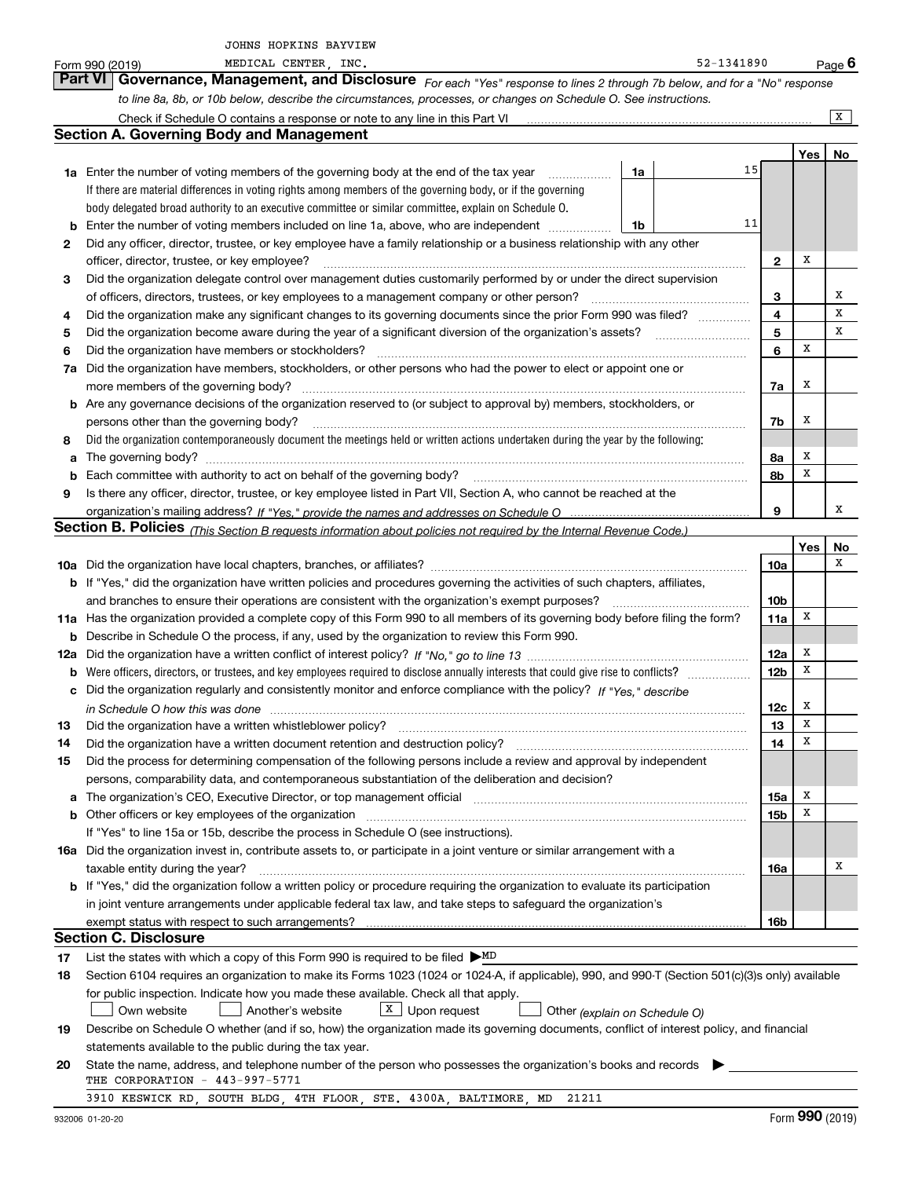JOHNS HOPKINS BAYVIEW

Form 990 (2019) MEDICAL CENTER, INC. 52-1341890 Page **6**

## Part VI Governance, Management, and Disclosure

*For each "Yes" response to lines 2 through 7b below, and for a "No" response to line 8a, 8b, or 10b below, describe the circumstances, processes, or changes on Schedule O. See instructions.*

Check if Schedule O contains a response or note to any line in this Part VI ..... X

### Section A. Governing Body and Management

| | | | | | Yes | No |
|---|---|---|---|---|---|---|
| **1a** | Enter the number of voting members of the governing body at the end of the tax year. If there are material differences in voting rights among members of the governing body, or if the governing body delegated broad authority to an executive committee or similar committee, explain on Schedule O. | 1a | 15 | | | |
| **b** | Enter the number of voting members included on line 1a, above, who are independent | 1b | 11 | | | |
| **2** | Did any officer, director, trustee, or key employee have a family relationship or a business relationship with any other officer, director, trustee, or key employee? | | | 2 | X | |
| **3** | Did the organization delegate control over management duties customarily performed by or under the direct supervision of officers, directors, trustees, or key employees to a management company or other person? | | | 3 | | X |
| **4** | Did the organization make any significant changes to its governing documents since the prior Form 990 was filed? | | | 4 | | X |
| **5** | Did the organization become aware during the year of a significant diversion of the organization's assets? | | | 5 | | X |
| **6** | Did the organization have members or stockholders? | | | 6 | X | |
| **7a** | Did the organization have members, stockholders, or other persons who had the power to elect or appoint one or more members of the governing body? | | | 7a | X | |
| **b** | Are any governance decisions of the organization reserved to (or subject to approval by) members, stockholders, or persons other than the governing body? | | | 7b | X | |
| **8** | Did the organization contemporaneously document the meetings held or written actions undertaken during the year by the following: | | | | | |
| **a** | The governing body? | | | 8a | X | |
| **b** | Each committee with authority to act on behalf of the governing body? | | | 8b | X | |
| **9** | Is there any officer, director, trustee, or key employee listed in Part VII, Section A, who cannot be reached at the organization's mailing address? *If "Yes," provide the names and addresses on Schedule O* | | | 9 | | X |

### Section B. Policies *(This Section B requests information about policies not required by the Internal Revenue Code.)*

| | | | Yes | No |
|---|---|---|---|---|
| **10a** | Did the organization have local chapters, branches, or affiliates? | 10a | | X |
| **b** | If "Yes," did the organization have written policies and procedures governing the activities of such chapters, affiliates, and branches to ensure their operations are consistent with the organization's exempt purposes? | 10b | | |
| **11a** | Has the organization provided a complete copy of this Form 990 to all members of its governing body before filing the form? | 11a | X | |
| **b** | Describe in Schedule O the process, if any, used by the organization to review this Form 990. | | | |
| **12a** | Did the organization have a written conflict of interest policy? *If "No," go to line 13* | 12a | X | |
| **b** | Were officers, directors, or trustees, and key employees required to disclose annually interests that could give rise to conflicts? | 12b | X | |
| **c** | Did the organization regularly and consistently monitor and enforce compliance with the policy? *If "Yes," describe in Schedule O how this was done* | 12c | X | |
| **13** | Did the organization have a written whistleblower policy? | 13 | X | |
| **14** | Did the organization have a written document retention and destruction policy? | 14 | X | |
| **15** | Did the process for determining compensation of the following persons include a review and approval by independent persons, comparability data, and contemporaneous substantiation of the deliberation and decision? | | | |
| **a** | The organization's CEO, Executive Director, or top management official | 15a | X | |
| **b** | Other officers or key employees of the organization | 15b | X | |
| | If "Yes" to line 15a or 15b, describe the process in Schedule O (see instructions). | | | |
| **16a** | Did the organization invest in, contribute assets to, or participate in a joint venture or similar arrangement with a taxable entity during the year? | 16a | | X |
| **b** | If "Yes," did the organization follow a written policy or procedure requiring the organization to evaluate its participation in joint venture arrangements under applicable federal tax law, and take steps to safeguard the organization's exempt status with respect to such arrangements? | 16b | | |

### Section C. Disclosure

**17** List the states with which a copy of this Form 990 is required to be filed ▶ MD

**18** Section 6104 requires an organization to make its Forms 1023 (1024 or 1024-A, if applicable), 990, and 990-T (Section 501(c)(3)s only) available for public inspection. Indicate how you made these available. Check all that apply.

☐ Own website ☐ Another's website ☒ Upon request ☐ Other *(explain on Schedule O)*

**19** Describe on Schedule O whether (and if so, how) the organization made its governing documents, conflict of interest policy, and financial statements available to the public during the tax year.

**20** State the name, address, and telephone number of the person who possesses the organization's books and records ▶

THE CORPORATION - 443-997-5771

3910 KESWICK RD, SOUTH BLDG, 4TH FLOOR, STE. 4300A, BALTIMORE, MD 21211

932006 01-20-20 Form **990** (2019)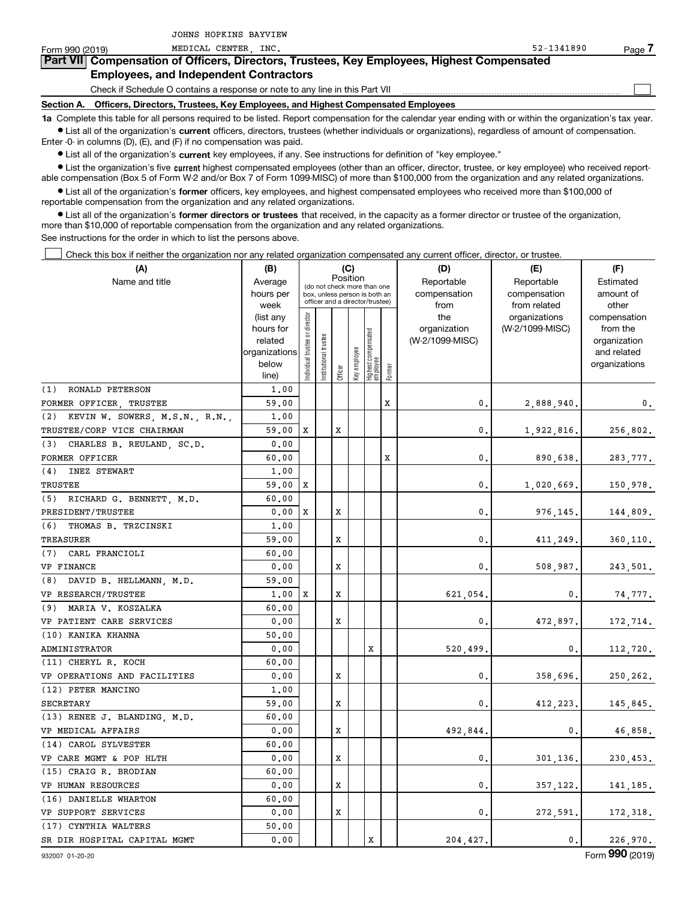JOHNS HOPKINS BAYVIEW

Form 990 (2019) MEDICAL CENTER, INC. 52-1341890 Page **7**

## Part VII Compensation of Officers, Directors, Trustees, Key Employees, Highest Compensated Employees, and Independent Contractors

Check if Schedule O contains a response or note to any line in this Part VII

**Section A. Officers, Directors, Trustees, Key Employees, and Highest Compensated Employees**

**1a** Complete this table for all persons required to be listed. Report compensation for the calendar year ending with or within the organization's tax year.

- List all of the organization's **current** officers, directors, trustees (whether individuals or organizations), regardless of amount of compensation. Enter -0- in columns (D), (E), and (F) if no compensation was paid.
- List all of the organization's **current** key employees, if any. See instructions for definition of "key employee."
- List the organization's five **current** highest compensated employees (other than an officer, director, trustee, or key employee) who received reportable compensation (Box 5 of Form W-2 and/or Box 7 of Form 1099-MISC) of more than $100,000 from the organization and any related organizations.
- List all of the organization's **former** officers, key employees, and highest compensated employees who received more than $100,000 of reportable compensation from the organization and any related organizations.
- List all of the organization's **former directors or trustees** that received, in the capacity as a former director or trustee of the organization, more than $10,000 of reportable compensation from the organization and any related organizations.

See instructions for the order in which to list the persons above.

Check this box if neither the organization nor any related organization compensated any current officer, director, or trustee.

| (A) Name and title | (B) Average hours per week (list any hours for related organizations below line) | (C) Individual trustee or director | Institutional trustee | Officer | Key employee | Highest compensated employee | Former | (D) Reportable compensation from the organization (W-2/1099-MISC) | (E) Reportable compensation from related organizations (W-2/1099-MISC) | (F) Estimated amount of other compensation from the organization and related organizations |
|---|---|---|---|---|---|---|---|---|---|---|
| (1) RONALD PETERSON | 1.00 | | | | | | | | | |
| FORMER OFFICER, TRUSTEE | 59.00 | | | | | | X | 0. | 2,888,940. | 0. |
| (2) KEVIN W. SOWERS, M.S.N., R.N., | 1.00 | | | | | | | | | |
| TRUSTEE/CORP VICE CHAIRMAN | 59.00 | X | | X | | | | 0. | 1,922,816. | 256,802. |
| (3) CHARLES B. REULAND, SC.D. | 0.00 | | | | | | | | | |
| FORMER OFFICER | 60.00 | | | | | | X | 0. | 890,638. | 283,777. |
| (4) INEZ STEWART | 1.00 | | | | | | | | | |
| TRUSTEE | 59.00 | X | | | | | | 0. | 1,020,669. | 150,978. |
| (5) RICHARD G. BENNETT, M.D. | 60.00 | | | | | | | | | |
| PRESIDENT/TRUSTEE | 0.00 | X | | X | | | | 0. | 976,145. | 144,809. |
| (6) THOMAS B. TRZCINSKI | 1.00 | | | | | | | | | |
| TREASURER | 59.00 | | | X | | | | 0. | 411,249. | 360,110. |
| (7) CARL FRANCIOLI | 60.00 | | | | | | | | | |
| VP FINANCE | 0.00 | | | X | | | | 0. | 508,987. | 243,501. |
| (8) DAVID B. HELLMANN, M.D. | 59.00 | | | | | | | | | |
| VP RESEARCH/TRUSTEE | 1.00 | X | | X | | | | 621,054. | 0. | 74,777. |
| (9) MARIA V. KOSZALKA | 60.00 | | | | | | | | | |
| VP PATIENT CARE SERVICES | 0.00 | | | X | | | | 0. | 472,897. | 172,714. |
| (10) KANIKA KHANNA | 50.00 | | | | | | | | | |
| ADMINISTRATOR | 0.00 | | | | | X | | 520,499. | 0. | 112,720. |
| (11) CHERYL R. KOCH | 60.00 | | | | | | | | | |
| VP OPERATIONS AND FACILITIES | 0.00 | | | X | | | | 0. | 358,696. | 250,262. |
| (12) PETER MANCINO | 1.00 | | | | | | | | | |
| SECRETARY | 59.00 | | | X | | | | 0. | 412,223. | 145,845. |
| (13) RENEE J. BLANDING, M.D. | 60.00 | | | | | | | | | |
| VP MEDICAL AFFAIRS | 0.00 | | | X | | | | 492,844. | 0. | 46,858. |
| (14) CAROL SYLVESTER | 60.00 | | | | | | | | | |
| VP CARE MGMT & POP HLTH | 0.00 | | | X | | | | 0. | 301,136. | 230,453. |
| (15) CRAIG R. BRODIAN | 60.00 | | | | | | | | | |
| VP HUMAN RESOURCES | 0.00 | | | X | | | | 0. | 357,122. | 141,185. |
| (16) DANIELLE WHARTON | 60.00 | | | | | | | | | |
| VP SUPPORT SERVICES | 0.00 | | | X | | | | 0. | 272,591. | 172,318. |
| (17) CYNTHIA WALTERS | 50.00 | | | | | | | | | |
| SR DIR HOSPITAL CAPITAL MGMT | 0.00 | | | | | X | | 204,427. | 0. | 226,970. |

932007 01-20-20 Form **990** (2019)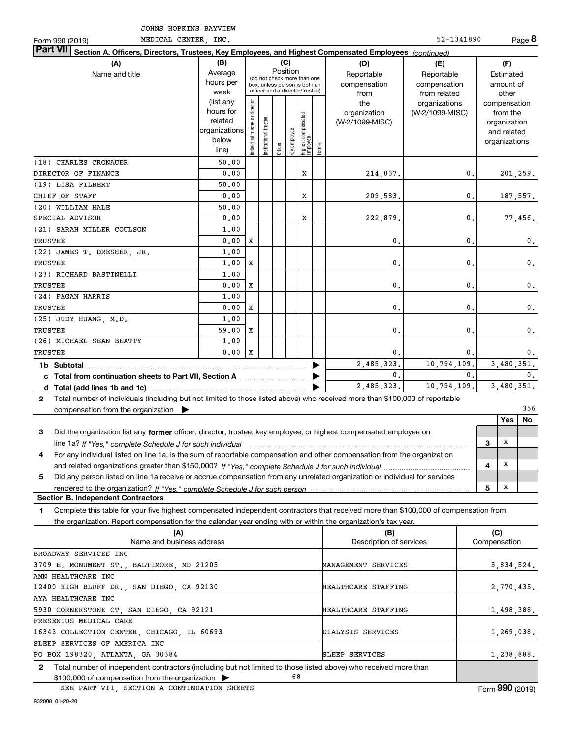JOHNS HOPKINS BAYVIEW MEDICAL CENTER, INC. 52-1341890

Form 990 (2019)

## Part VII Section A. Officers, Directors, Trustees, Key Employees, and Highest Compensated Employees *(continued)*

| (A) Name and title | (B) Average hours per week (list any hours for related organizations below line) | (C) Individual trustee or director | (C) Institutional trustee | (C) Officer | (C) Key employee | (C) Highest compensated employee | (C) Former | (D) Reportable compensation from the organization (W-2/1099-MISC) | (E) Reportable compensation from related organizations (W-2/1099-MISC) | (F) Estimated amount of other compensation from the organization and related organizations |
|---|---|---|---|---|---|---|---|---|---|---|
| (18) CHARLES CRONAUER | 50.00 | | | | | | | | | |
| DIRECTOR OF FINANCE | 0.00 | | | | | X | | 214,037. | 0. | 201,259. |
| (19) LISA FILBERT | 50.00 | | | | | | | | | |
| CHIEF OF STAFF | 0.00 | | | | | X | | 209,583. | 0. | 187,557. |
| (20) WILLIAM HALE | 50.00 | | | | | | | | | |
| SPECIAL ADVISOR | 0.00 | | | | | X | | 222,879. | 0. | 77,456. |
| (21) SARAH MILLER COULSON | 1.00 | | | | | | | | | |
| TRUSTEE | 0.00 | X | | | | | | 0. | 0. | 0. |
| (22) JAMES T. DRESHER, JR. | 1.00 | | | | | | | | | |
| TRUSTEE | 1.00 | X | | | | | | 0. | 0. | 0. |
| (23) RICHARD BASTINELLI | 1.00 | | | | | | | | | |
| TRUSTEE | 0.00 | X | | | | | | 0. | 0. | 0. |
| (24) FAGAN HARRIS | 1.00 | | | | | | | | | |
| TRUSTEE | 0.00 | X | | | | | | 0. | 0. | 0. |
| (25) JUDY HUANG, M.D. | 1.00 | | | | | | | | | |
| TRUSTEE | 59.00 | X | | | | | | 0. | 0. | 0. |
| (26) MICHAEL SEAN BEATTY | 1.00 | | | | | | | | | |
| TRUSTEE | 0.00 | X | | | | | | 0. | 0. | 0. |
| **1b Subtotal** | | | | | | | | 2,485,323. | 10,794,109. | 3,480,351. |
| **c Total from continuation sheets to Part VII, Section A** | | | | | | | | 0. | 0. | 0. |
| **d Total (add lines 1b and 1c)** | | | | | | | | 2,485,323. | 10,794,109. | 3,480,351. |

**2** Total number of individuals (including but not limited to those listed above) who received more than $100,000 of reportable compensation from the organization ▶ 356

| | | Yes | No |
|---|---|---|---|
| **3** Did the organization list any **former** officer, director, trustee, key employee, or highest compensated employee on line 1a? *If "Yes," complete Schedule J for such individual* | 3 | X | |
| **4** For any individual listed on line 1a, is the sum of reportable compensation and other compensation from the organization and related organizations greater than $150,000? *If "Yes," complete Schedule J for such individual* | 4 | X | |
| **5** Did any person listed on line 1a receive or accrue compensation from any unrelated organization or individual for services rendered to the organization? *If "Yes," complete Schedule J for such person* | 5 | X | |

### Section B. Independent Contractors

**1** Complete this table for your five highest compensated independent contractors that received more than $100,000 of compensation from the organization. Report compensation for the calendar year ending with or within the organization's tax year.

| (A) Name and business address | (B) Description of services | (C) Compensation |
|---|---|---|
| BROADWAY SERVICES INC<br>3709 E. MONUMENT ST., BALTIMORE, MD 21205 | MANAGEMENT SERVICES | 5,834,524. |
| AMN HEALTHCARE INC<br>12400 HIGH BLUFF DR., SAN DIEGO, CA 92130 | HEALTHCARE STAFFING | 2,770,435. |
| AYA HEALTHCARE INC<br>5930 CORNERSTONE CT, SAN DIEGO, CA 92121 | HEALTHCARE STAFFING | 1,498,388. |
| FRESENIUS MEDICAL CARE<br>16343 COLLECTION CENTER, CHICAGO, IL 60693 | DIALYSIS SERVICES | 1,269,038. |
| SLEEP SERVICES OF AMERICA INC<br>PO BOX 198320, ATLANTA, GA 30384 | SLEEP SERVICES | 1,238,888. |

**2** Total number of independent contractors (including but not limited to those listed above) who received more than $100,000 of compensation from the organization ▶ 68

SEE PART VII, SECTION A CONTINUATION SHEETS

Form **990** (2019)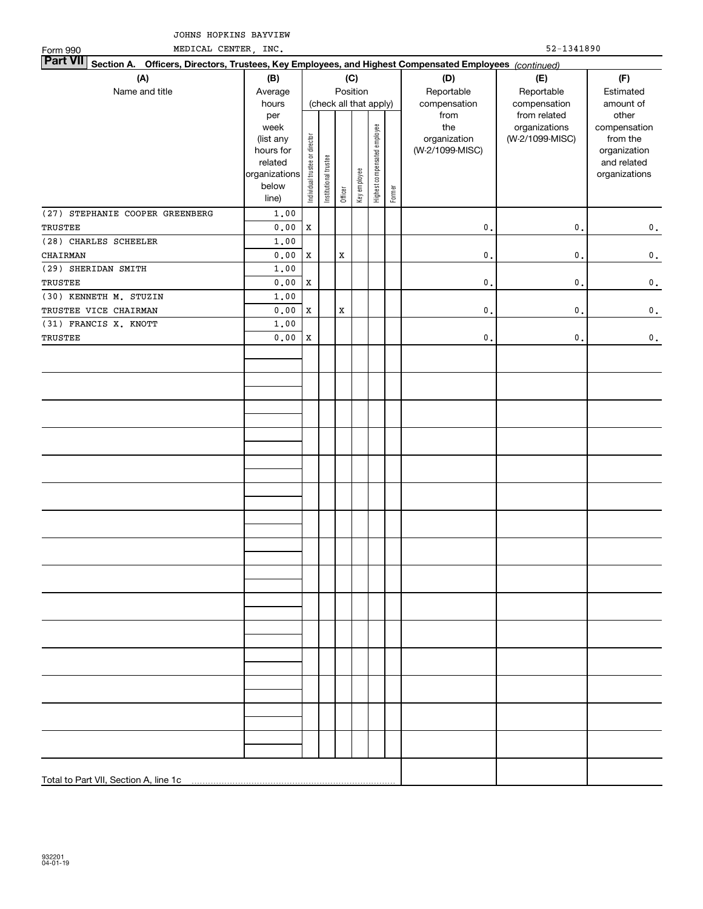JOHNS HOPKINS BAYVIEW MEDICAL CENTER, INC. 52-1341890

Form 990

**Part VII Section A. Officers, Directors, Trustees, Key Employees, and Highest Compensated Employees** *(continued)*

| (A) Name and title | (B) Average hours per week (list any hours for related organizations below line) | (C) Position (check all that apply): Individual trustee or director | Institutional trustee | Officer | Key employee | Highest compensated employee | Former | (D) Reportable compensation from the organization (W-2/1099-MISC) | (E) Reportable compensation from related organizations (W-2/1099-MISC) | (F) Estimated amount of other compensation from the organization and related organizations |
|---|---|---|---|---|---|---|---|---|---|---|
| (27) STEPHANIE COOPER GREENBERG<br>TRUSTEE | 1.00<br>0.00 | X | | | | | | 0. | 0. | 0. |
| (28) CHARLES SCHEELER<br>CHAIRMAN | 1.00<br>0.00 | X | | X | | | | 0. | 0. | 0. |
| (29) SHERIDAN SMITH<br>TRUSTEE | 1.00<br>0.00 | X | | | | | | 0. | 0. | 0. |
| (30) KENNETH M. STUZIN<br>TRUSTEE VICE CHAIRMAN | 1.00<br>0.00 | X | | X | | | | 0. | 0. | 0. |
| (31) FRANCIS X. KNOTT<br>TRUSTEE | 1.00<br>0.00 | X | | | | | | 0. | 0. | 0. |
| Total to Part VII, Section A, line 1c | | | | | | | | | | |

932201
04-01-19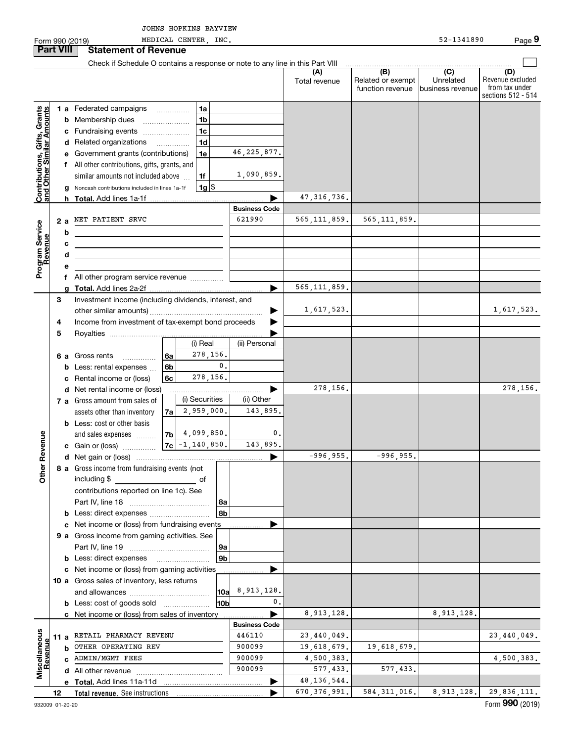JOHNS HOPKINS BAYVIEW

Form 990 (2019) MEDICAL CENTER, INC. 52-1341890 Page **9**

## Part VIII Statement of Revenue

Check if Schedule O contains a response or note to any line in this Part VIII

| | | | | (A) Total revenue | (B) Related or exempt function revenue | (C) Unrelated business revenue | (D) Revenue excluded from tax under sections 512 - 514 |
|---|---|---|---|---|---|---|---|
| **Contributions, Gifts, Grants and Other Similar Amounts** | 1 a Federated campaigns | 1a | | | | | |
| | b Membership dues | 1b | | | | | |
| | c Fundraising events | 1c | | | | | |
| | d Related organizations | 1d | | | | | |
| | e Government grants (contributions) | 1e | 46,225,877. | | | | |
| | f All other contributions, gifts, grants, and similar amounts not included above | 1f | 1,090,859. | | | | |
| | g Noncash contributions included in lines 1a-1f | 1g | $ | | | | |
| | h **Total.** Add lines 1a-1f | | | 47,316,736. | | | |
| | | | **Business Code** | | | | |
| **Program Service Revenue** | 2 a NET PATIENT SRVC | | 621990 | 565,111,859. | 565,111,859. | | |
| | b | | | | | | |
| | c | | | | | | |
| | d | | | | | | |
| | e | | | | | | |
| | f All other program service revenue | | | | | | |
| | g **Total.** Add lines 2a-2f | | | 565,111,859. | | | |
| | 3 Investment income (including dividends, interest, and other similar amounts) | | | 1,617,523. | | | 1,617,523. |
| | 4 Income from investment of tax-exempt bond proceeds | | | | | | |
| | 5 Royalties | | | | | | |
| | | | (i) Real / (ii) Personal | | | | |
| | 6 a Gross rents | 6a | 278,156. / | | | | |
| | b Less: rental expenses | 6b | 0. / | | | | |
| | c Rental income or (loss) | 6c | 278,156. / | | | | |
| | d Net rental income or (loss) | | | 278,156. | | | 278,156. |
| | | | (i) Securities / (ii) Other | | | | |
| | 7 a Gross amount from sales of assets other than inventory | 7a | 2,959,000. / 143,895. | | | | |
| | b Less: cost or other basis and sales expenses | 7b | 4,099,850. / 0. | | | | |
| | c Gain or (loss) | 7c | -1,140,850. / 143,895. | | | | |
| **Other Revenue** | d Net gain or (loss) | | | -996,955. | -996,955. | | |
| | 8 a Gross income from fundraising events (not including $ of contributions reported on line 1c). See Part IV, line 18 | 8a | | | | | |
| | b Less: direct expenses | 8b | | | | | |
| | c Net income or (loss) from fundraising events | | | | | | |
| | 9 a Gross income from gaming activities. See Part IV, line 19 | 9a | | | | | |
| | b Less: direct expenses | 9b | | | | | |
| | c Net income or (loss) from gaming activities | | | | | | |
| | 10 a Gross sales of inventory, less returns and allowances | 10a | 8,913,128. | | | | |
| | b Less: cost of goods sold | 10b | 0. | | | | |
| | c Net income or (loss) from sales of inventory | | | 8,913,128. | | 8,913,128. | |
| | | | **Business Code** | | | | |
| **Miscellaneous Revenue** | 11 a RETAIL PHARMACY REVENU | | 446110 | 23,440,049. | | | 23,440,049. |
| | b OTHER OPERATING REV | | 900099 | 19,618,679. | 19,618,679. | | |
| | c ADMIN/MGMT FEES | | 900099 | 4,500,383. | | | 4,500,383. |
| | d All other revenue | | 900099 | 577,433. | 577,433. | | |
| | e **Total.** Add lines 11a-11d | | | 48,136,544. | | | |
| | 12 **Total revenue.** See instructions | | | 670,376,991. | 584,311,016. | 8,913,128. | 29,836,111. |

932009 01-20-20 Form **990** (2019)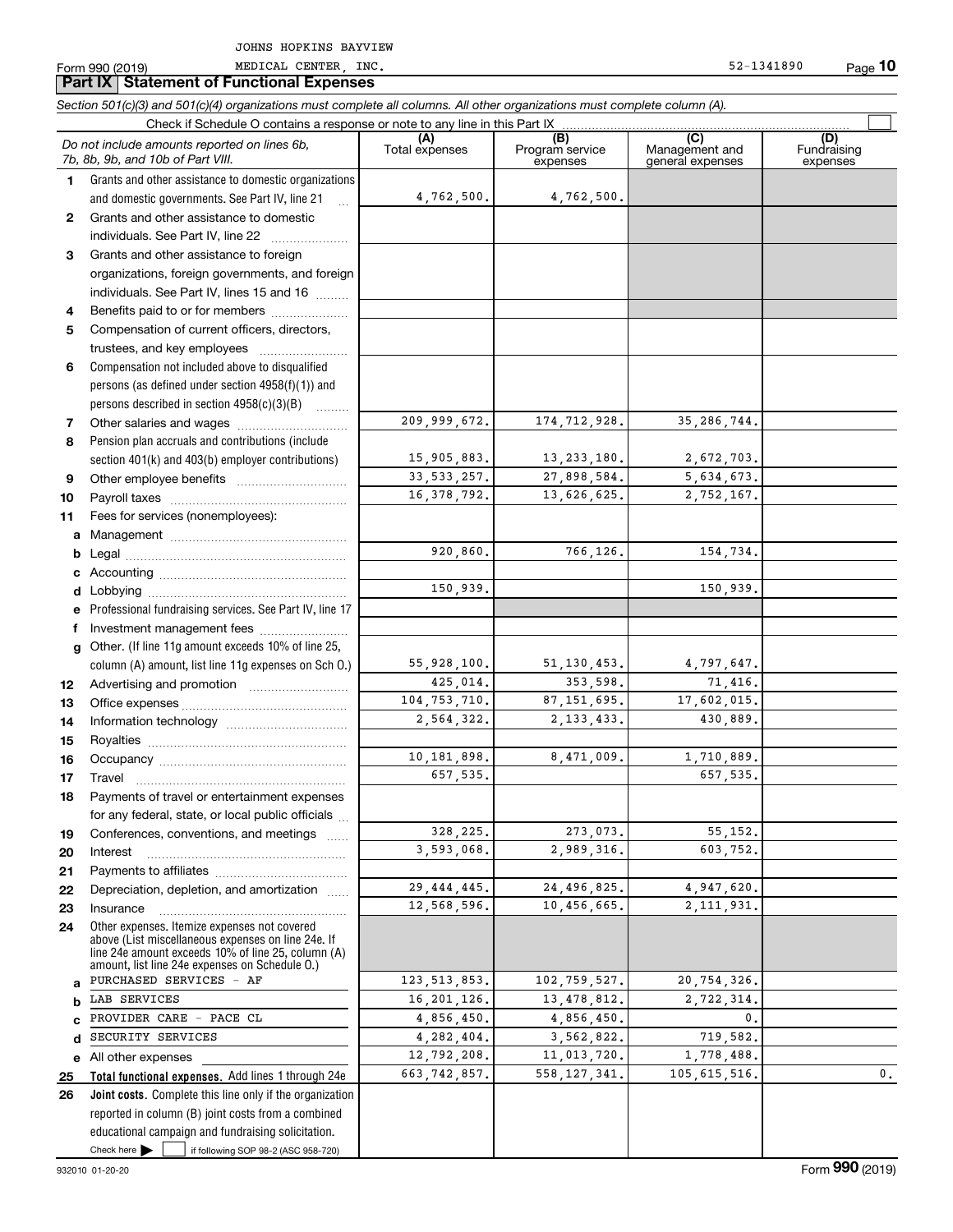JOHNS HOPKINS BAYVIEW

Form 990 (2019) MEDICAL CENTER, INC. 52-1341890

## Part IX | Statement of Functional Expenses

*Section 501(c)(3) and 501(c)(4) organizations must complete all columns. All other organizations must complete column (A).*

Check if Schedule O contains a response or note to any line in this Part IX

| | *Do not include amounts reported on lines 6b, 7b, 8b, 9b, and 10b of Part VIII.* | (A) Total expenses | (B) Program service expenses | (C) Management and general expenses | (D) Fundraising expenses |
|---|---|---|---|---|---|
| 1 | Grants and other assistance to domestic organizations and domestic governments. See Part IV, line 21 | 4,762,500. | 4,762,500. | | |
| 2 | Grants and other assistance to domestic individuals. See Part IV, line 22 | | | | |
| 3 | Grants and other assistance to foreign organizations, foreign governments, and foreign individuals. See Part IV, lines 15 and 16 | | | | |
| 4 | Benefits paid to or for members | | | | |
| 5 | Compensation of current officers, directors, trustees, and key employees | | | | |
| 6 | Compensation not included above to disqualified persons (as defined under section 4958(f)(1)) and persons described in section 4958(c)(3)(B) | | | | |
| 7 | Other salaries and wages | 209,999,672. | 174,712,928. | 35,286,744. | |
| 8 | Pension plan accruals and contributions (include section 401(k) and 403(b) employer contributions) | 15,905,883. | 13,233,180. | 2,672,703. | |
| 9 | Other employee benefits | 33,533,257. | 27,898,584. | 5,634,673. | |
| 10 | Payroll taxes | 16,378,792. | 13,626,625. | 2,752,167. | |
| 11 | Fees for services (nonemployees): | | | | |
| a | Management | | | | |
| b | Legal | 920,860. | 766,126. | 154,734. | |
| c | Accounting | | | | |
| d | Lobbying | 150,939. | | 150,939. | |
| e | Professional fundraising services. See Part IV, line 17 | | | | |
| f | Investment management fees | | | | |
| g | Other. (If line 11g amount exceeds 10% of line 25, column (A) amount, list line 11g expenses on Sch O.) | 55,928,100. | 51,130,453. | 4,797,647. | |
| 12 | Advertising and promotion | 425,014. | 353,598. | 71,416. | |
| 13 | Office expenses | 104,753,710. | 87,151,695. | 17,602,015. | |
| 14 | Information technology | 2,564,322. | 2,133,433. | 430,889. | |
| 15 | Royalties | | | | |
| 16 | Occupancy | 10,181,898. | 8,471,009. | 1,710,889. | |
| 17 | Travel | 657,535. | | 657,535. | |
| 18 | Payments of travel or entertainment expenses for any federal, state, or local public officials | | | | |
| 19 | Conferences, conventions, and meetings | 328,225. | 273,073. | 55,152. | |
| 20 | Interest | 3,593,068. | 2,989,316. | 603,752. | |
| 21 | Payments to affiliates | | | | |
| 22 | Depreciation, depletion, and amortization | 29,444,445. | 24,496,825. | 4,947,620. | |
| 23 | Insurance | 12,568,596. | 10,456,665. | 2,111,931. | |
| 24 | Other expenses. Itemize expenses not covered above (List miscellaneous expenses on line 24e. If line 24e amount exceeds 10% of line 25, column (A) amount, list line 24e expenses on Schedule O.) | | | | |
| a | PURCHASED SERVICES - AF | 123,513,853. | 102,759,527. | 20,754,326. | |
| b | LAB SERVICES | 16,201,126. | 13,478,812. | 2,722,314. | |
| c | PROVIDER CARE - PACE CL | 4,856,450. | 4,856,450. | 0. | |
| d | SECURITY SERVICES | 4,282,404. | 3,562,822. | 719,582. | |
| e | All other expenses | 12,792,208. | 11,013,720. | 1,778,488. | |
| 25 | **Total functional expenses.** Add lines 1 through 24e | 663,742,857. | 558,127,341. | 105,615,516. | 0. |
| 26 | **Joint costs.** Complete this line only if the organization reported in column (B) joint costs from a combined educational campaign and fundraising solicitation. Check here ☐ if following SOP 98-2 (ASC 958-720) | | | | |

932010 01-20-20 Form **990** (2019)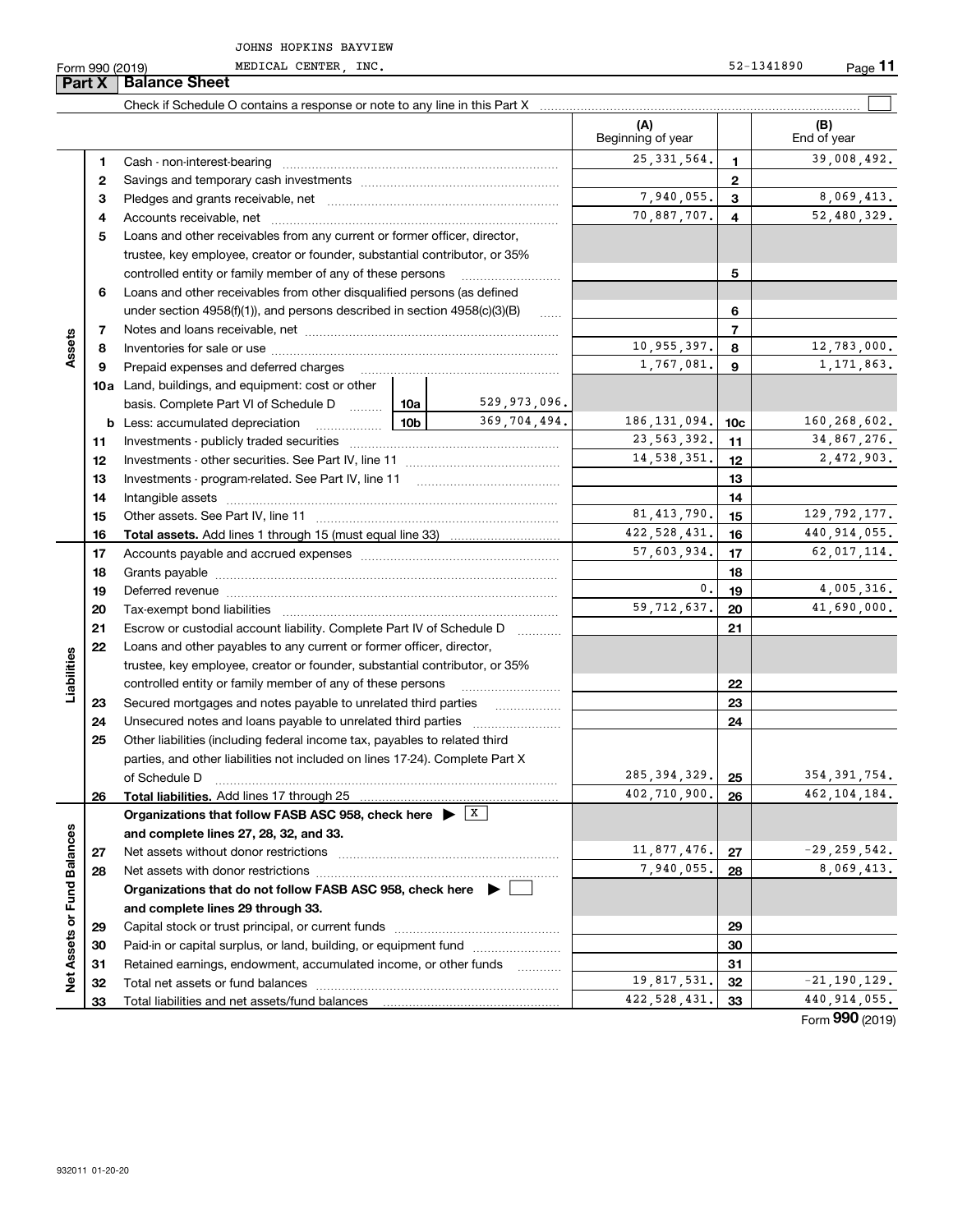JOHNS HOPKINS BAYVIEW MEDICAL CENTER, INC. 52-1341890

Form 990 (2019)

## Part X Balance Sheet

Check if Schedule O contains a response or note to any line in this Part X

| | | | | (A) Beginning of year | | (B) End of year |
|---|---|---|---|---|---|---|
| Assets | 1 | Cash - non-interest-bearing | | 25,331,564. | 1 | 39,008,492. |
| | 2 | Savings and temporary cash investments | | | 2 | |
| | 3 | Pledges and grants receivable, net | | 7,940,055. | 3 | 8,069,413. |
| | 4 | Accounts receivable, net | | 70,887,707. | 4 | 52,480,329. |
| | 5 | Loans and other receivables from any current or former officer, director, trustee, key employee, creator or founder, substantial contributor, or 35% controlled entity or family member of any of these persons | | | 5 | |
| | 6 | Loans and other receivables from other disqualified persons (as defined under section 4958(f)(1)), and persons described in section 4958(c)(3)(B) | | | 6 | |
| | 7 | Notes and loans receivable, net | | | 7 | |
| | 8 | Inventories for sale or use | | 10,955,397. | 8 | 12,783,000. |
| | 9 | Prepaid expenses and deferred charges | | 1,767,081. | 9 | 1,171,863. |
| | 10a | Land, buildings, and equipment: cost or other basis. Complete Part VI of Schedule D | 10a 529,973,096. | | | |
| | b | Less: accumulated depreciation | 10b 369,704,494. | 186,131,094. | 10c | 160,268,602. |
| | 11 | Investments - publicly traded securities | | 23,563,392. | 11 | 34,867,276. |
| | 12 | Investments - other securities. See Part IV, line 11 | | 14,538,351. | 12 | 2,472,903. |
| | 13 | Investments - program-related. See Part IV, line 11 | | | 13 | |
| | 14 | Intangible assets | | | 14 | |
| | 15 | Other assets. See Part IV, line 11 | | 81,413,790. | 15 | 129,792,177. |
| | 16 | **Total assets.** Add lines 1 through 15 (must equal line 33) | | 422,528,431. | 16 | 440,914,055. |
| Liabilities | 17 | Accounts payable and accrued expenses | | 57,603,934. | 17 | 62,017,114. |
| | 18 | Grants payable | | | 18 | |
| | 19 | Deferred revenue | | 0. | 19 | 4,005,316. |
| | 20 | Tax-exempt bond liabilities | | 59,712,637. | 20 | 41,690,000. |
| | 21 | Escrow or custodial account liability. Complete Part IV of Schedule D | | | 21 | |
| | 22 | Loans and other payables to any current or former officer, director, trustee, key employee, creator or founder, substantial contributor, or 35% controlled entity or family member of any of these persons | | | 22 | |
| | 23 | Secured mortgages and notes payable to unrelated third parties | | | 23 | |
| | 24 | Unsecured notes and loans payable to unrelated third parties | | | 24 | |
| | 25 | Other liabilities (including federal income tax, payables to related third parties, and other liabilities not included on lines 17-24). Complete Part X of Schedule D | | 285,394,329. | 25 | 354,391,754. |
| | 26 | **Total liabilities.** Add lines 17 through 25 | | 402,710,900. | 26 | 462,104,184. |
| Net Assets or Fund Balances | | **Organizations that follow FASB ASC 958, check here** ▶ X **and complete lines 27, 28, 32, and 33.** | | | | |
| | 27 | Net assets without donor restrictions | | 11,877,476. | 27 | -29,259,542. |
| | 28 | Net assets with donor restrictions | | 7,940,055. | 28 | 8,069,413. |
| | | **Organizations that do not follow FASB ASC 958, check here** ▶ ☐ **and complete lines 29 through 33.** | | | | |
| | 29 | Capital stock or trust principal, or current funds | | | 29 | |
| | 30 | Paid-in or capital surplus, or land, building, or equipment fund | | | 30 | |
| | 31 | Retained earnings, endowment, accumulated income, or other funds | | | 31 | |
| | 32 | Total net assets or fund balances | | 19,817,531. | 32 | -21,190,129. |
| | 33 | Total liabilities and net assets/fund balances | | 422,528,431. | 33 | 440,914,055. |

Form **990** (2019)

932011 01-20-20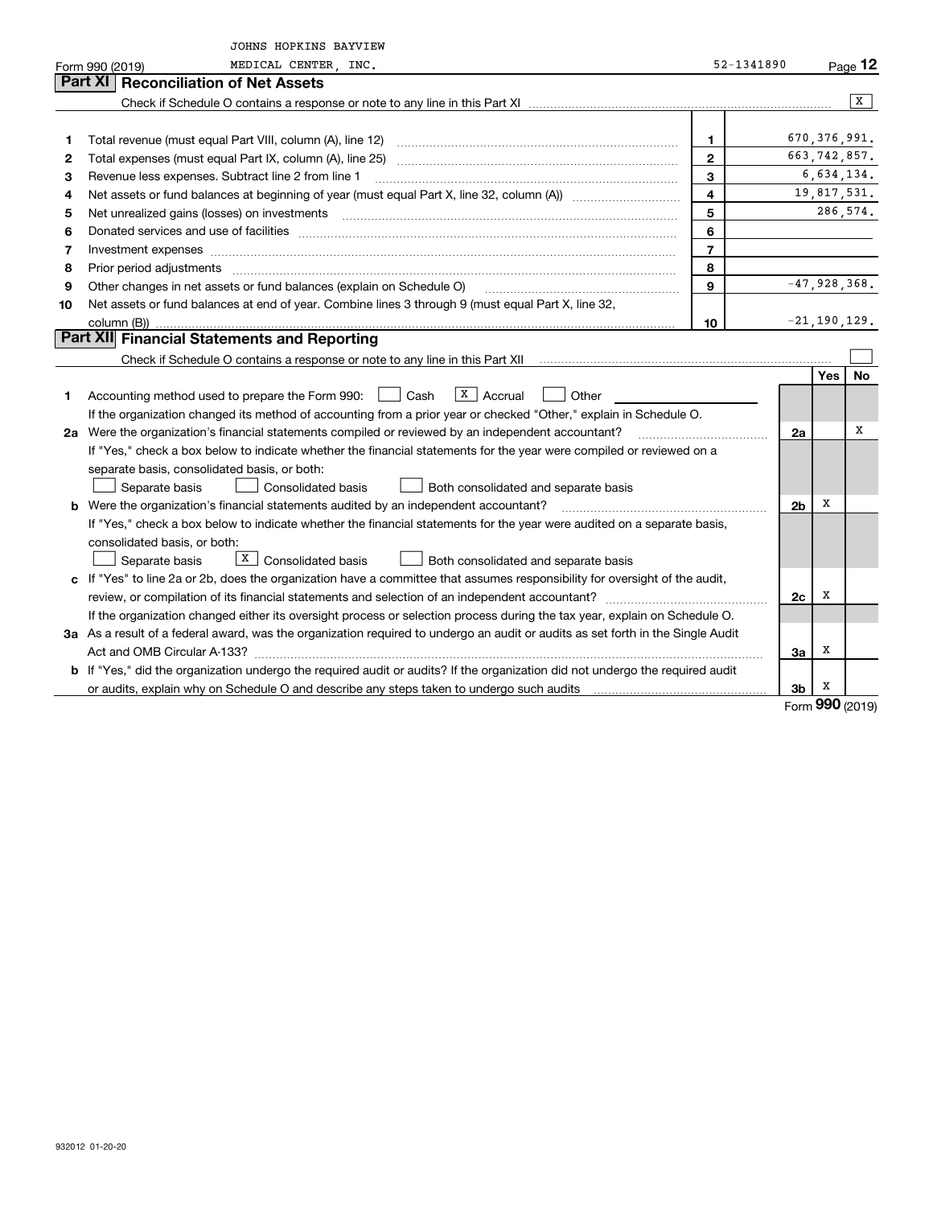JOHNS HOPKINS BAYVIEW MEDICAL CENTER, INC. 52-1341890

Form 990 (2019)

## Part XI Reconciliation of Net Assets

Check if Schedule O contains a response or note to any line in this Part XI .......... [X]

| | | | |
|---|---|---|---|
| 1 | Total revenue (must equal Part VIII, column (A), line 12) | 1 | 670,376,991. |
| 2 | Total expenses (must equal Part IX, column (A), line 25) | 2 | 663,742,857. |
| 3 | Revenue less expenses. Subtract line 2 from line 1 | 3 | 6,634,134. |
| 4 | Net assets or fund balances at beginning of year (must equal Part X, line 32, column (A)) | 4 | 19,817,531. |
| 5 | Net unrealized gains (losses) on investments | 5 | 286,574. |
| 6 | Donated services and use of facilities | 6 | |
| 7 | Investment expenses | 7 | |
| 8 | Prior period adjustments | 8 | |
| 9 | Other changes in net assets or fund balances (explain on Schedule O) | 9 | -47,928,368. |
| 10 | Net assets or fund balances at end of year. Combine lines 3 through 9 (must equal Part X, line 32, column (B)) | 10 | -21,190,129. |

## Part XII Financial Statements and Reporting

Check if Schedule O contains a response or note to any line in this Part XII .......... [ ]

| | | | Yes | No |
|---|---|---|---|---|
| 1 | Accounting method used to prepare the Form 990: [ ] Cash [X] Accrual [ ] Other<br>If the organization changed its method of accounting from a prior year or checked "Other," explain in Schedule O. | | | |
| 2a | Were the organization's financial statements compiled or reviewed by an independent accountant?<br>If "Yes," check a box below to indicate whether the financial statements for the year were compiled or reviewed on a separate basis, consolidated basis, or both:<br>[ ] Separate basis [ ] Consolidated basis [ ] Both consolidated and separate basis | 2a | | X |
| b | Were the organization's financial statements audited by an independent accountant?<br>If "Yes," check a box below to indicate whether the financial statements for the year were audited on a separate basis, consolidated basis, or both:<br>[ ] Separate basis [X] Consolidated basis [ ] Both consolidated and separate basis | 2b | X | |
| c | If "Yes" to line 2a or 2b, does the organization have a committee that assumes responsibility for oversight of the audit, review, or compilation of its financial statements and selection of an independent accountant?<br>If the organization changed either its oversight process or selection process during the tax year, explain on Schedule O. | 2c | X | |
| 3a | As a result of a federal award, was the organization required to undergo an audit or audits as set forth in the Single Audit Act and OMB Circular A-133? | 3a | X | |
| b | If "Yes," did the organization undergo the required audit or audits? If the organization did not undergo the required audit or audits, explain why on Schedule O and describe any steps taken to undergo such audits | 3b | X | |

Form **990** (2019)

932012 01-20-20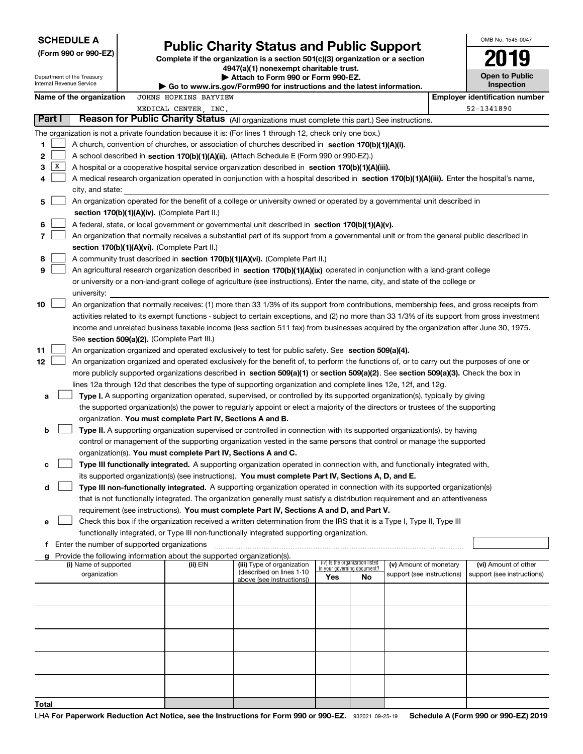**SCHEDULE A**
**(Form 990 or 990-EZ)**

Department of the Treasury
Internal Revenue Service

# Public Charity Status and Public Support

**Complete if the organization is a section 501(c)(3) organization or a section 4947(a)(1) nonexempt charitable trust.**
**▶ Attach to Form 990 or Form 990-EZ.**
**▶ Go to www.irs.gov/Form990 for instructions and the latest information.**

OMB No. 1545-0047

**2019**

**Open to Public Inspection**

**Name of the organization** JOHNS HOPKINS BAYVIEW MEDICAL CENTER, INC.

**Employer identification number** 52-1341890

## Part I Reason for Public Charity Status (All organizations must complete this part.) See instructions.

The organization is not a private foundation because it is: (For lines 1 through 12, check only one box.)

1 ☐ A church, convention of churches, or association of churches described in **section 170(b)(1)(A)(i).**

2 ☐ A school described in **section 170(b)(1)(A)(ii).** (Attach Schedule E (Form 990 or 990-EZ).)

3 ☒ A hospital or a cooperative hospital service organization described in **section 170(b)(1)(A)(iii).**

4 ☐ A medical research organization operated in conjunction with a hospital described in **section 170(b)(1)(A)(iii).** Enter the hospital's name, city, and state:

5 ☐ An organization operated for the benefit of a college or university owned or operated by a governmental unit described in **section 170(b)(1)(A)(iv).** (Complete Part II.)

6 ☐ A federal, state, or local government or governmental unit described in **section 170(b)(1)(A)(v).**

7 ☐ An organization that normally receives a substantial part of its support from a governmental unit or from the general public described in **section 170(b)(1)(A)(vi).** (Complete Part II.)

8 ☐ A community trust described in **section 170(b)(1)(A)(vi).** (Complete Part II.)

9 ☐ An agricultural research organization described in **section 170(b)(1)(A)(ix)** operated in conjunction with a land-grant college or university or a non-land-grant college of agriculture (see instructions). Enter the name, city, and state of the college or university:

10 ☐ An organization that normally receives: (1) more than 33 1/3% of its support from contributions, membership fees, and gross receipts from activities related to its exempt functions - subject to certain exceptions, and (2) no more than 33 1/3% of its support from gross investment income and unrelated business taxable income (less section 511 tax) from businesses acquired by the organization after June 30, 1975. See **section 509(a)(2).** (Complete Part III.)

11 ☐ An organization organized and operated exclusively to test for public safety. See **section 509(a)(4).**

12 ☐ An organization organized and operated exclusively for the benefit of, to perform the functions of, or to carry out the purposes of one or more publicly supported organizations described in **section 509(a)(1)** or **section 509(a)(2).** See **section 509(a)(3).** Check the box in lines 12a through 12d that describes the type of supporting organization and complete lines 12e, 12f, and 12g.

a ☐ **Type I.** A supporting organization operated, supervised, or controlled by its supported organization(s), typically by giving the supported organization(s) the power to regularly appoint or elect a majority of the directors or trustees of the supporting organization. **You must complete Part IV, Sections A and B.**

b ☐ **Type II.** A supporting organization supervised or controlled in connection with its supported organization(s), by having control or management of the supporting organization vested in the same persons that control or manage the supported organization(s). **You must complete Part IV, Sections A and C.**

c ☐ **Type III functionally integrated.** A supporting organization operated in connection with, and functionally integrated with, its supported organization(s) (see instructions). **You must complete Part IV, Sections A, D, and E.**

d ☐ **Type III non-functionally integrated.** A supporting organization operated in connection with its supported organization(s) that is not functionally integrated. The organization generally must satisfy a distribution requirement and an attentiveness requirement (see instructions). **You must complete Part IV, Sections A and D, and Part V.**

e ☐ Check this box if the organization received a written determination from the IRS that it is a Type I, Type II, Type III functionally integrated, or Type III non-functionally integrated supporting organization.

f Enter the number of supported organizations

g Provide the following information about the supported organization(s).

| (i) Name of supported organization | (ii) EIN | (iii) Type of organization (described on lines 1-10 above (see instructions)) | (iv) Is the organization listed in your governing document? Yes | No | (v) Amount of monetary support (see instructions) | (vi) Amount of other support (see instructions) |
|---|---|---|---|---|---|---|
| | | | | | | |
| | | | | | | |
| | | | | | | |
| | | | | | | |
| | | | | | | |
| **Total** | | | | | | |

LHA **For Paperwork Reduction Act Notice, see the Instructions for Form 990 or 990-EZ.** 932021 09-25-19 **Schedule A (Form 990 or 990-EZ) 2019**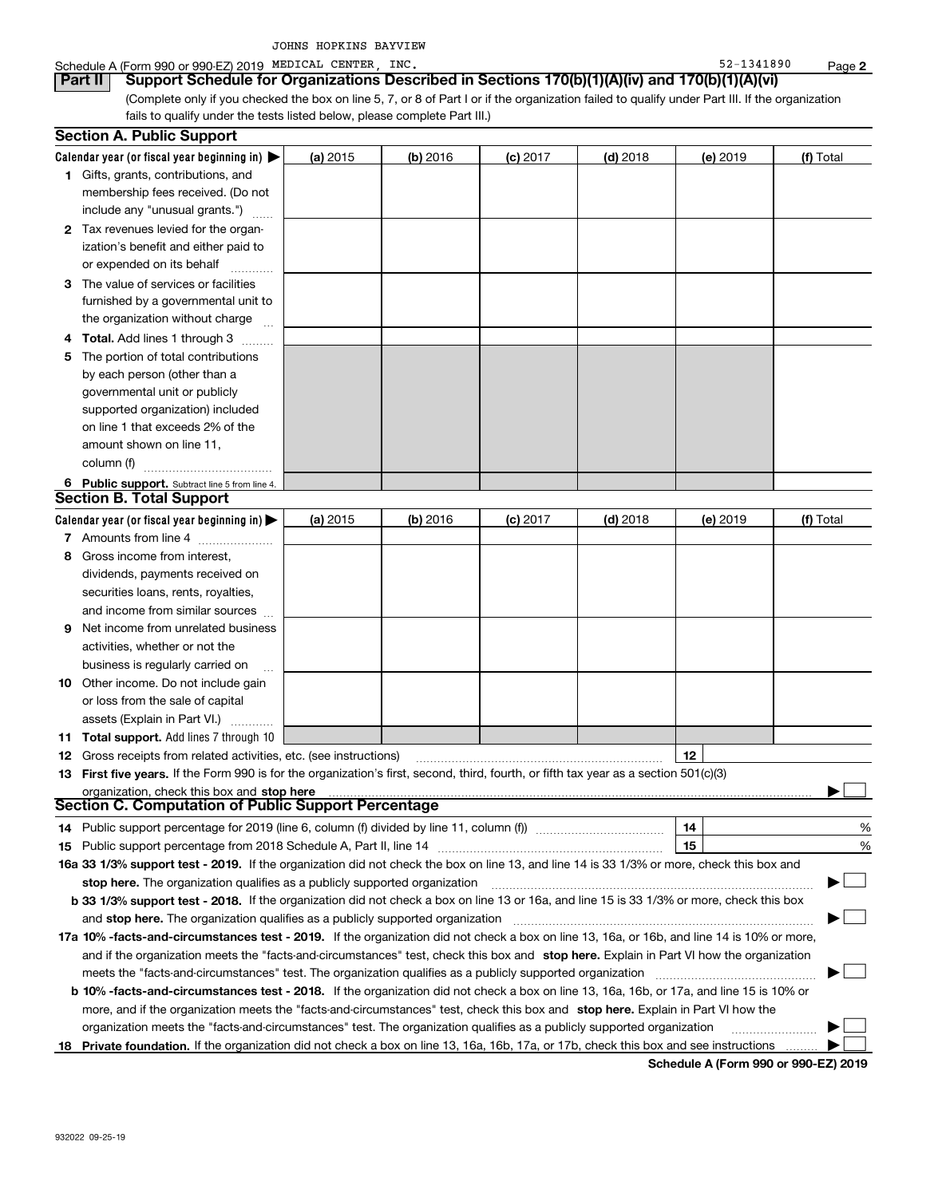JOHNS HOPKINS BAYVIEW

Schedule A (Form 990 or 990-EZ) 2019 MEDICAL CENTER, INC. 52-1341890 Page **2**

**Part II** **Support Schedule for Organizations Described in Sections 170(b)(1)(A)(iv) and 170(b)(1)(A)(vi)**

(Complete only if you checked the box on line 5, 7, or 8 of Part I or if the organization failed to qualify under Part III. If the organization fails to qualify under the tests listed below, please complete Part III.)

## Section A. Public Support

| Calendar year (or fiscal year beginning in) ▶ | (a) 2015 | (b) 2016 | (c) 2017 | (d) 2018 | (e) 2019 | (f) Total |
|---|---|---|---|---|---|---|
| **1** Gifts, grants, contributions, and membership fees received. (Do not include any "unusual grants.") | | | | | | |
| **2** Tax revenues levied for the organization's benefit and either paid to or expended on its behalf | | | | | | |
| **3** The value of services or facilities furnished by a governmental unit to the organization without charge | | | | | | |
| **4 Total.** Add lines 1 through 3 | | | | | | |
| **5** The portion of total contributions by each person (other than a governmental unit or publicly supported organization) included on line 1 that exceeds 2% of the amount shown on line 11, column (f) | | | | | | |
| **6 Public support.** Subtract line 5 from line 4. | | | | | | |

## Section B. Total Support

| Calendar year (or fiscal year beginning in) ▶ | (a) 2015 | (b) 2016 | (c) 2017 | (d) 2018 | (e) 2019 | (f) Total |
|---|---|---|---|---|---|---|
| **7** Amounts from line 4 | | | | | | |
| **8** Gross income from interest, dividends, payments received on securities loans, rents, royalties, and income from similar sources | | | | | | |
| **9** Net income from unrelated business activities, whether or not the business is regularly carried on | | | | | | |
| **10** Other income. Do not include gain or loss from the sale of capital assets (Explain in Part VI.) | | | | | | |
| **11 Total support.** Add lines 7 through 10 | | | | | | |

**12** Gross receipts from related activities, etc. (see instructions) | **12** |

**13 First five years.** If the Form 990 is for the organization's first, second, third, fourth, or fifth tax year as a section 501(c)(3) organization, check this box and **stop here** ▶ ☐

## Section C. Computation of Public Support Percentage

**14** Public support percentage for 2019 (line 6, column (f) divided by line 11, column (f)) | **14** | %

**15** Public support percentage from 2018 Schedule A, Part II, line 14 | **15** | %

**16a 33 1/3% support test - 2019.** If the organization did not check the box on line 13, and line 14 is 33 1/3% or more, check this box and **stop here.** The organization qualifies as a publicly supported organization ▶ ☐

**b 33 1/3% support test - 2018.** If the organization did not check a box on line 13 or 16a, and line 15 is 33 1/3% or more, check this box and **stop here.** The organization qualifies as a publicly supported organization ▶ ☐

**17a 10% -facts-and-circumstances test - 2019.** If the organization did not check a box on line 13, 16a, or 16b, and line 14 is 10% or more, and if the organization meets the "facts-and-circumstances" test, check this box and **stop here.** Explain in Part VI how the organization meets the "facts-and-circumstances" test. The organization qualifies as a publicly supported organization ▶ ☐

**b 10% -facts-and-circumstances test - 2018.** If the organization did not check a box on line 13, 16a, 16b, or 17a, and line 15 is 10% or more, and if the organization meets the "facts-and-circumstances" test, check this box and **stop here.** Explain in Part VI how the organization meets the "facts-and-circumstances" test. The organization qualifies as a publicly supported organization ▶ ☐

**18 Private foundation.** If the organization did not check a box on line 13, 16a, 16b, 17a, or 17b, check this box and see instructions ▶ ☐

**Schedule A (Form 990 or 990-EZ) 2019**

932022 09-25-19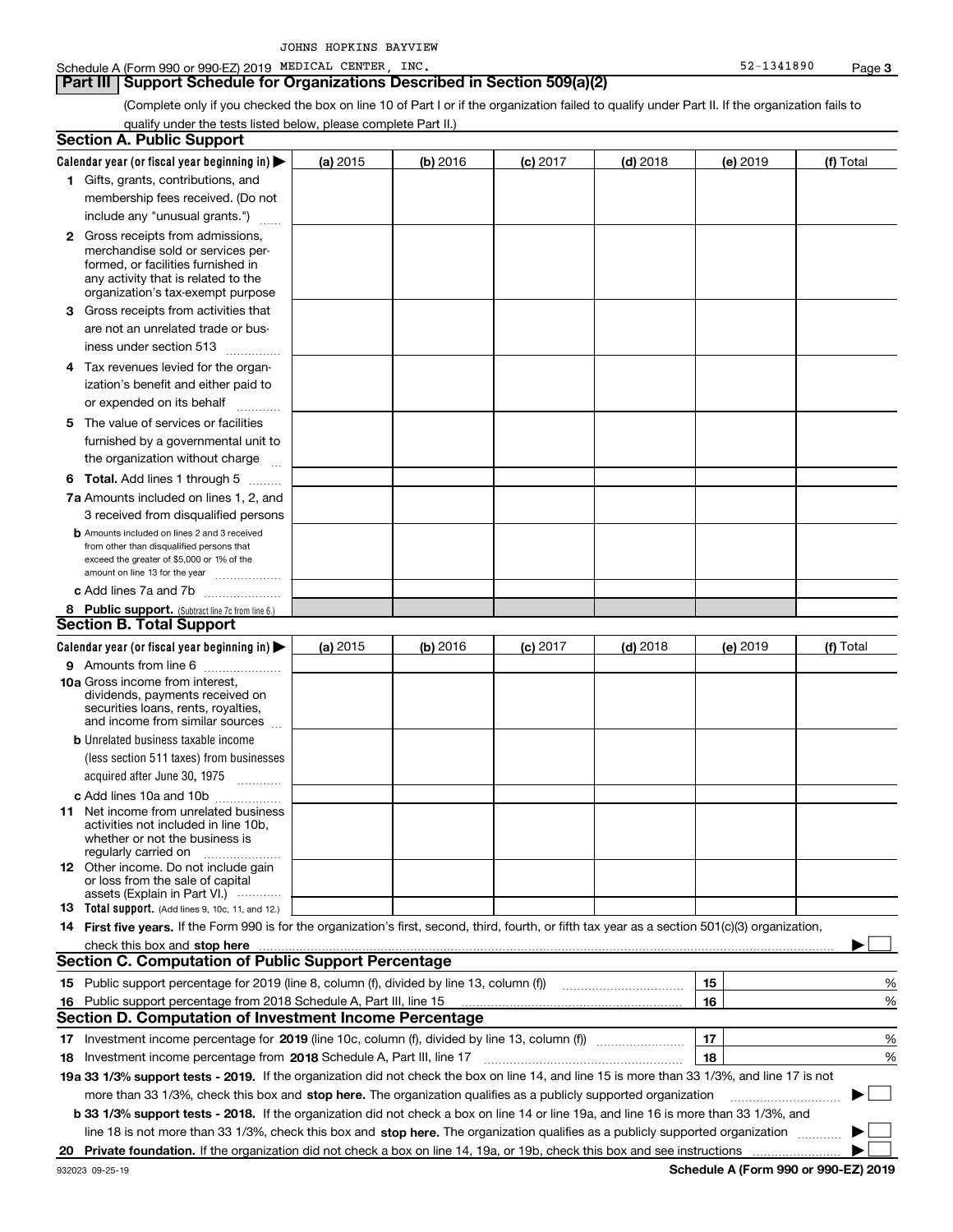JOHNS HOPKINS BAYVIEW

Schedule A (Form 990 or 990-EZ) 2019 MEDICAL CENTER, INC. 52-1341890 Page 3

## Part III Support Schedule for Organizations Described in Section 509(a)(2)

(Complete only if you checked the box on line 10 of Part I or if the organization failed to qualify under Part II. If the organization fails to qualify under the tests listed below, please complete Part II.)

### Section A. Public Support

| Calendar year (or fiscal year beginning in) ▶ | (a) 2015 | (b) 2016 | (c) 2017 | (d) 2018 | (e) 2019 | (f) Total |
|---|---|---|---|---|---|---|
| 1 Gifts, grants, contributions, and membership fees received. (Do not include any "unusual grants.") | | | | | | |
| 2 Gross receipts from admissions, merchandise sold or services performed, or facilities furnished in any activity that is related to the organization's tax-exempt purpose | | | | | | |
| 3 Gross receipts from activities that are not an unrelated trade or business under section 513 | | | | | | |
| 4 Tax revenues levied for the organization's benefit and either paid to or expended on its behalf | | | | | | |
| 5 The value of services or facilities furnished by a governmental unit to the organization without charge | | | | | | |
| 6 **Total.** Add lines 1 through 5 | | | | | | |
| 7a Amounts included on lines 1, 2, and 3 received from disqualified persons | | | | | | |
| b Amounts included on lines 2 and 3 received from other than disqualified persons that exceed the greater of $5,000 or 1% of the amount on line 13 for the year | | | | | | |
| c Add lines 7a and 7b | | | | | | |
| 8 **Public support.** (Subtract line 7c from line 6.) | | | | | | |

### Section B. Total Support

| Calendar year (or fiscal year beginning in) ▶ | (a) 2015 | (b) 2016 | (c) 2017 | (d) 2018 | (e) 2019 | (f) Total |
|---|---|---|---|---|---|---|
| 9 Amounts from line 6 | | | | | | |
| 10a Gross income from interest, dividends, payments received on securities loans, rents, royalties, and income from similar sources | | | | | | |
| b Unrelated business taxable income (less section 511 taxes) from businesses acquired after June 30, 1975 | | | | | | |
| c Add lines 10a and 10b | | | | | | |
| 11 Net income from unrelated business activities not included in line 10b, whether or not the business is regularly carried on | | | | | | |
| 12 Other income. Do not include gain or loss from the sale of capital assets (Explain in Part VI.) | | | | | | |
| 13 **Total support.** (Add lines 9, 10c, 11, and 12.) | | | | | | |

14 **First five years.** If the Form 990 is for the organization's first, second, third, fourth, or fifth tax year as a section 501(c)(3) organization, check this box and **stop here** ▶ ☐

### Section C. Computation of Public Support Percentage

| | | | |
|---|---|---|---|
| 15 | Public support percentage for 2019 (line 8, column (f), divided by line 13, column (f)) | 15 | % |
| 16 | Public support percentage from 2018 Schedule A, Part III, line 15 | 16 | % |

### Section D. Computation of Investment Income Percentage

| | | | |
|---|---|---|---|
| 17 | Investment income percentage for **2019** (line 10c, column (f), divided by line 13, column (f)) | 17 | % |
| 18 | Investment income percentage from **2018** Schedule A, Part III, line 17 | 18 | % |

**19a 33 1/3% support tests - 2019.** If the organization did not check the box on line 14, and line 15 is more than 33 1/3%, and line 17 is not more than 33 1/3%, check this box and **stop here.** The organization qualifies as a publicly supported organization ▶ ☐

**b 33 1/3% support tests - 2018.** If the organization did not check a box on line 14 or line 19a, and line 16 is more than 33 1/3%, and line 18 is not more than 33 1/3%, check this box and **stop here.** The organization qualifies as a publicly supported organization ▶ ☐

**20 Private foundation.** If the organization did not check a box on line 14, 19a, or 19b, check this box and see instructions ▶ ☐

932023 09-25-19 **Schedule A (Form 990 or 990-EZ) 2019**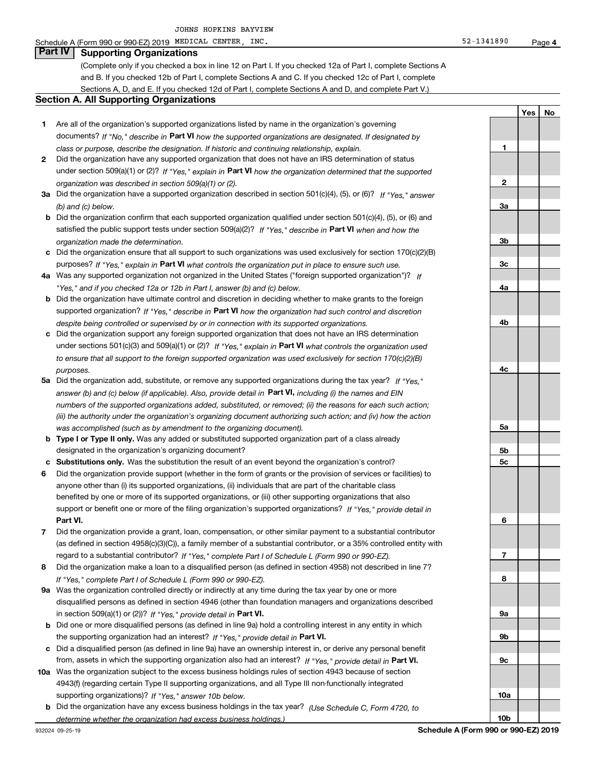JOHNS HOPKINS BAYVIEW

Schedule A (Form 990 or 990-EZ) 2019 MEDICAL CENTER, INC. 52-1341890 Page 4

## Part IV Supporting Organizations

(Complete only if you checked a box in line 12 on Part I. If you checked 12a of Part I, complete Sections A and B. If you checked 12b of Part I, complete Sections A and C. If you checked 12c of Part I, complete Sections A, D, and E. If you checked 12d of Part I, complete Sections A and D, and complete Part V.)

### Section A. All Supporting Organizations

| | | | Yes | No |
|---|---|---|---|---|
| 1 | Are all of the organization's supported organizations listed by name in the organization's governing documents? *If "No," describe in* **Part VI** *how the supported organizations are designated. If designated by class or purpose, describe the designation. If historic and continuing relationship, explain.* | 1 | | |
| 2 | Did the organization have any supported organization that does not have an IRS determination of status under section 509(a)(1) or (2)? *If "Yes," explain in* **Part VI** *how the organization determined that the supported organization was described in section 509(a)(1) or (2).* | 2 | | |
| 3a | Did the organization have a supported organization described in section 501(c)(4), (5), or (6)? *If "Yes," answer (b) and (c) below.* | 3a | | |
| b | Did the organization confirm that each supported organization qualified under section 501(c)(4), (5), or (6) and satisfied the public support tests under section 509(a)(2)? *If "Yes," describe in* **Part VI** *when and how the organization made the determination.* | 3b | | |
| c | Did the organization ensure that all support to such organizations was used exclusively for section 170(c)(2)(B) purposes? *If "Yes," explain in* **Part VI** *what controls the organization put in place to ensure such use.* | 3c | | |
| 4a | Was any supported organization not organized in the United States ("foreign supported organization")? *If "Yes," and if you checked 12a or 12b in Part I, answer (b) and (c) below.* | 4a | | |
| b | Did the organization have ultimate control and discretion in deciding whether to make grants to the foreign supported organization? *If "Yes," describe in* **Part VI** *how the organization had such control and discretion despite being controlled or supervised by or in connection with its supported organizations.* | 4b | | |
| c | Did the organization support any foreign supported organization that does not have an IRS determination under sections 501(c)(3) and 509(a)(1) or (2)? *If "Yes," explain in* **Part VI** *what controls the organization used to ensure that all support to the foreign supported organization was used exclusively for section 170(c)(2)(B) purposes.* | 4c | | |
| 5a | Did the organization add, substitute, or remove any supported organizations during the tax year? *If "Yes," answer (b) and (c) below (if applicable). Also, provide detail in* **Part VI,** *including (i) the names and EIN numbers of the supported organizations added, substituted, or removed; (ii) the reasons for each such action; (iii) the authority under the organization's organizing document authorizing such action; and (iv) how the action was accomplished (such as by amendment to the organizing document).* | 5a | | |
| b | **Type I or Type II only.** Was any added or substituted supported organization part of a class already designated in the organization's organizing document? | 5b | | |
| c | **Substitutions only.** Was the substitution the result of an event beyond the organization's control? | 5c | | |
| 6 | Did the organization provide support (whether in the form of grants or the provision of services or facilities) to anyone other than (i) its supported organizations, (ii) individuals that are part of the charitable class benefited by one or more of its supported organizations, or (iii) other supporting organizations that also support or benefit one or more of the filing organization's supported organizations? *If "Yes," provide detail in* **Part VI.** | 6 | | |
| 7 | Did the organization provide a grant, loan, compensation, or other similar payment to a substantial contributor (as defined in section 4958(c)(3)(C)), a family member of a substantial contributor, or a 35% controlled entity with regard to a substantial contributor? *If "Yes," complete Part I of Schedule L (Form 990 or 990-EZ).* | 7 | | |
| 8 | Did the organization make a loan to a disqualified person (as defined in section 4958) not described in line 7? *If "Yes," complete Part I of Schedule L (Form 990 or 990-EZ).* | 8 | | |
| 9a | Was the organization controlled directly or indirectly at any time during the tax year by one or more disqualified persons as defined in section 4946 (other than foundation managers and organizations described in section 509(a)(1) or (2))? *If "Yes," provide detail in* **Part VI.** | 9a | | |
| b | Did one or more disqualified persons (as defined in line 9a) hold a controlling interest in any entity in which the supporting organization had an interest? *If "Yes," provide detail in* **Part VI.** | 9b | | |
| c | Did a disqualified person (as defined in line 9a) have an ownership interest in, or derive any personal benefit from, assets in which the supporting organization also had an interest? *If "Yes," provide detail in* **Part VI.** | 9c | | |
| 10a | Was the organization subject to the excess business holdings rules of section 4943 because of section 4943(f) (regarding certain Type II supporting organizations, and all Type III non-functionally integrated supporting organizations)? *If "Yes," answer 10b below.* | 10a | | |
| b | Did the organization have any excess business holdings in the tax year? *(Use Schedule C, Form 4720, to determine whether the organization had excess business holdings.)* | 10b | | |

932024 09-25-19 **Schedule A (Form 990 or 990-EZ) 2019**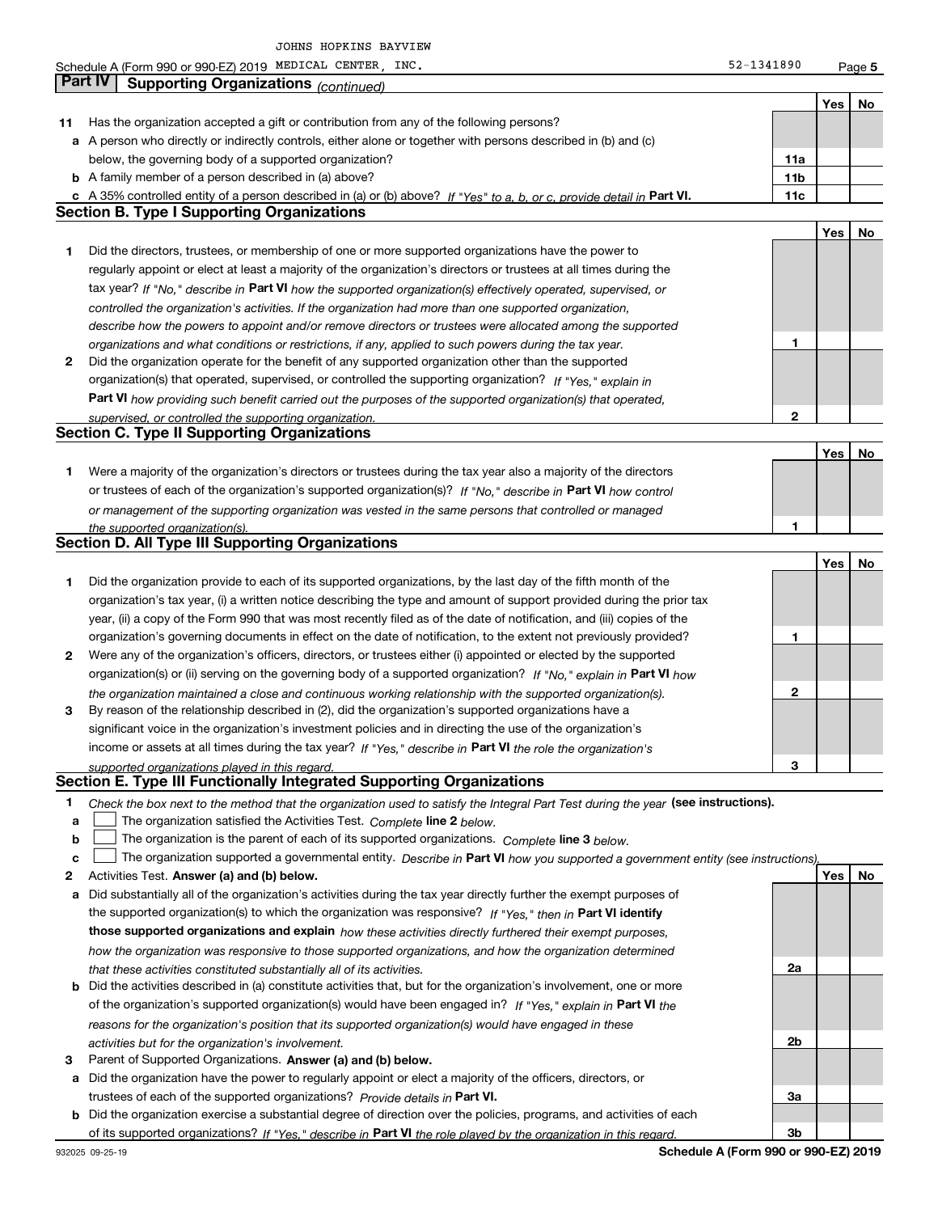JOHNS HOPKINS BAYVIEW

Schedule A (Form 990 or 990-EZ) 2019 MEDICAL CENTER, INC. 52-1341890 Page 5

## Part IV Supporting Organizations *(continued)*

| | | | Yes | No |
|---|---|---|---|---|
| **11** | Has the organization accepted a gift or contribution from any of the following persons? | | | |
| **a** | A person who directly or indirectly controls, either alone or together with persons described in (b) and (c) below, the governing body of a supported organization? | **11a** | | |
| **b** | A family member of a person described in (a) above? | **11b** | | |
| **c** | A 35% controlled entity of a person described in (a) or (b) above? *If "Yes" to a, b, or c, provide detail in* **Part VI.** | **11c** | | |

### Section B. Type I Supporting Organizations

| | | | Yes | No |
|---|---|---|---|---|
| **1** | Did the directors, trustees, or membership of one or more supported organizations have the power to regularly appoint or elect at least a majority of the organization's directors or trustees at all times during the tax year? *If "No," describe in* **Part VI** *how the supported organization(s) effectively operated, supervised, or controlled the organization's activities. If the organization had more than one supported organization, describe how the powers to appoint and/or remove directors or trustees were allocated among the supported organizations and what conditions or restrictions, if any, applied to such powers during the tax year.* | **1** | | |
| **2** | Did the organization operate for the benefit of any supported organization other than the supported organization(s) that operated, supervised, or controlled the supporting organization? *If "Yes," explain in* **Part VI** *how providing such benefit carried out the purposes of the supported organization(s) that operated, supervised, or controlled the supporting organization.* | **2** | | |

### Section C. Type II Supporting Organizations

| | | | Yes | No |
|---|---|---|---|---|
| **1** | Were a majority of the organization's directors or trustees during the tax year also a majority of the directors or trustees of each of the organization's supported organization(s)? *If "No," describe in* **Part VI** *how control or management of the supporting organization was vested in the same persons that controlled or managed the supported organization(s).* | **1** | | |

### Section D. All Type III Supporting Organizations

| | | | Yes | No |
|---|---|---|---|---|
| **1** | Did the organization provide to each of its supported organizations, by the last day of the fifth month of the organization's tax year, (i) a written notice describing the type and amount of support provided during the prior tax year, (ii) a copy of the Form 990 that was most recently filed as of the date of notification, and (iii) copies of the organization's governing documents in effect on the date of notification, to the extent not previously provided? | **1** | | |
| **2** | Were any of the organization's officers, directors, or trustees either (i) appointed or elected by the supported organization(s) or (ii) serving on the governing body of a supported organization? *If "No," explain in* **Part VI** *how the organization maintained a close and continuous working relationship with the supported organization(s).* | **2** | | |
| **3** | By reason of the relationship described in (2), did the organization's supported organizations have a significant voice in the organization's investment policies and in directing the use of the organization's income or assets at all times during the tax year? *If "Yes," describe in* **Part VI** *the role the organization's supported organizations played in this regard.* | **3** | | |

### Section E. Type III Functionally Integrated Supporting Organizations

**1** *Check the box next to the method that the organization used to satisfy the Integral Part Test during the year* **(see instructions).**

- **a** ☐ The organization satisfied the Activities Test. *Complete* **line 2** *below.*
- **b** ☐ The organization is the parent of each of its supported organizations. *Complete* **line 3** *below.*
- **c** ☐ The organization supported a governmental entity. *Describe in* **Part VI** *how you supported a government entity (see instructions).*

| | | | Yes | No |
|---|---|---|---|---|
| **2** | Activities Test. **Answer (a) and (b) below.** | | | |
| **a** | Did substantially all of the organization's activities during the tax year directly further the exempt purposes of the supported organization(s) to which the organization was responsive? *If "Yes," then in* **Part VI identify those supported organizations and explain** *how these activities directly furthered their exempt purposes, how the organization was responsive to those supported organizations, and how the organization determined that these activities constituted substantially all of its activities.* | **2a** | | |
| **b** | Did the activities described in (a) constitute activities that, but for the organization's involvement, one or more of the organization's supported organization(s) would have been engaged in? *If "Yes," explain in* **Part VI** *the reasons for the organization's position that its supported organization(s) would have engaged in these activities but for the organization's involvement.* | **2b** | | |
| **3** | Parent of Supported Organizations. **Answer (a) and (b) below.** | | | |
| **a** | Did the organization have the power to regularly appoint or elect a majority of the officers, directors, or trustees of each of the supported organizations? *Provide details in* **Part VI.** | **3a** | | |
| **b** | Did the organization exercise a substantial degree of direction over the policies, programs, and activities of each of its supported organizations? *If "Yes," describe in* **Part VI** *the role played by the organization in this regard.* | **3b** | | |

932025 09-25-19 **Schedule A (Form 990 or 990-EZ) 2019**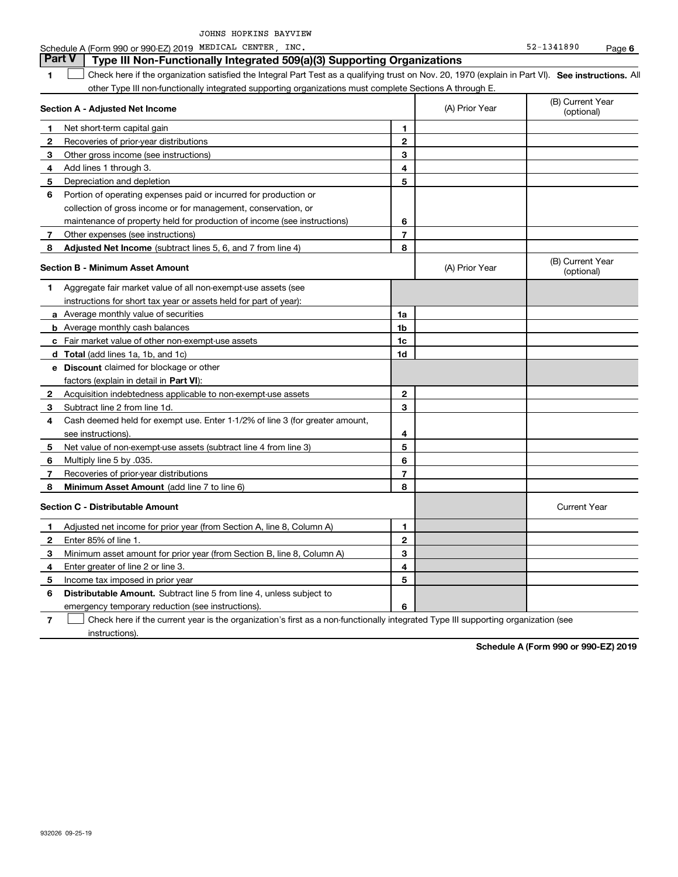JOHNS HOPKINS BAYVIEW

Schedule A (Form 990 or 990-EZ) 2019 MEDICAL CENTER, INC. 52-1341890

## Part V Type III Non-Functionally Integrated 509(a)(3) Supporting Organizations

**1** ☐ Check here if the organization satisfied the Integral Part Test as a qualifying trust on Nov. 20, 1970 (explain in Part VI). **See instructions.** All other Type III non-functionally integrated supporting organizations must complete Sections A through E.

| **Section A - Adjusted Net Income** | | (A) Prior Year | (B) Current Year (optional) |
|---|---|---|---|
| **1** Net short-term capital gain | 1 | | |
| **2** Recoveries of prior-year distributions | 2 | | |
| **3** Other gross income (see instructions) | 3 | | |
| **4** Add lines 1 through 3. | 4 | | |
| **5** Depreciation and depletion | 5 | | |
| **6** Portion of operating expenses paid or incurred for production or collection of gross income or for management, conservation, or maintenance of property held for production of income (see instructions) | 6 | | |
| **7** Other expenses (see instructions) | 7 | | |
| **8** **Adjusted Net Income** (subtract lines 5, 6, and 7 from line 4) | 8 | | |

| **Section B - Minimum Asset Amount** | | (A) Prior Year | (B) Current Year (optional) |
|---|---|---|---|
| **1** Aggregate fair market value of all non-exempt-use assets (see instructions for short tax year or assets held for part of year): | | | |
| **a** Average monthly value of securities | 1a | | |
| **b** Average monthly cash balances | 1b | | |
| **c** Fair market value of other non-exempt-use assets | 1c | | |
| **d** **Total** (add lines 1a, 1b, and 1c) | 1d | | |
| **e** **Discount** claimed for blockage or other factors (explain in detail in **Part VI**): | | | |
| **2** Acquisition indebtedness applicable to non-exempt-use assets | 2 | | |
| **3** Subtract line 2 from line 1d. | 3 | | |
| **4** Cash deemed held for exempt use. Enter 1-1/2% of line 3 (for greater amount, see instructions). | 4 | | |
| **5** Net value of non-exempt-use assets (subtract line 4 from line 3) | 5 | | |
| **6** Multiply line 5 by .035. | 6 | | |
| **7** Recoveries of prior-year distributions | 7 | | |
| **8** **Minimum Asset Amount** (add line 7 to line 6) | 8 | | |

| **Section C - Distributable Amount** | | | Current Year |
|---|---|---|---|
| **1** Adjusted net income for prior year (from Section A, line 8, Column A) | 1 | | |
| **2** Enter 85% of line 1. | 2 | | |
| **3** Minimum asset amount for prior year (from Section B, line 8, Column A) | 3 | | |
| **4** Enter greater of line 2 or line 3. | 4 | | |
| **5** Income tax imposed in prior year | 5 | | |
| **6** **Distributable Amount.** Subtract line 5 from line 4, unless subject to emergency temporary reduction (see instructions). | 6 | | |

**7** ☐ Check here if the current year is the organization's first as a non-functionally integrated Type III supporting organization (see instructions).

**Schedule A (Form 990 or 990-EZ) 2019**

932026 09-25-19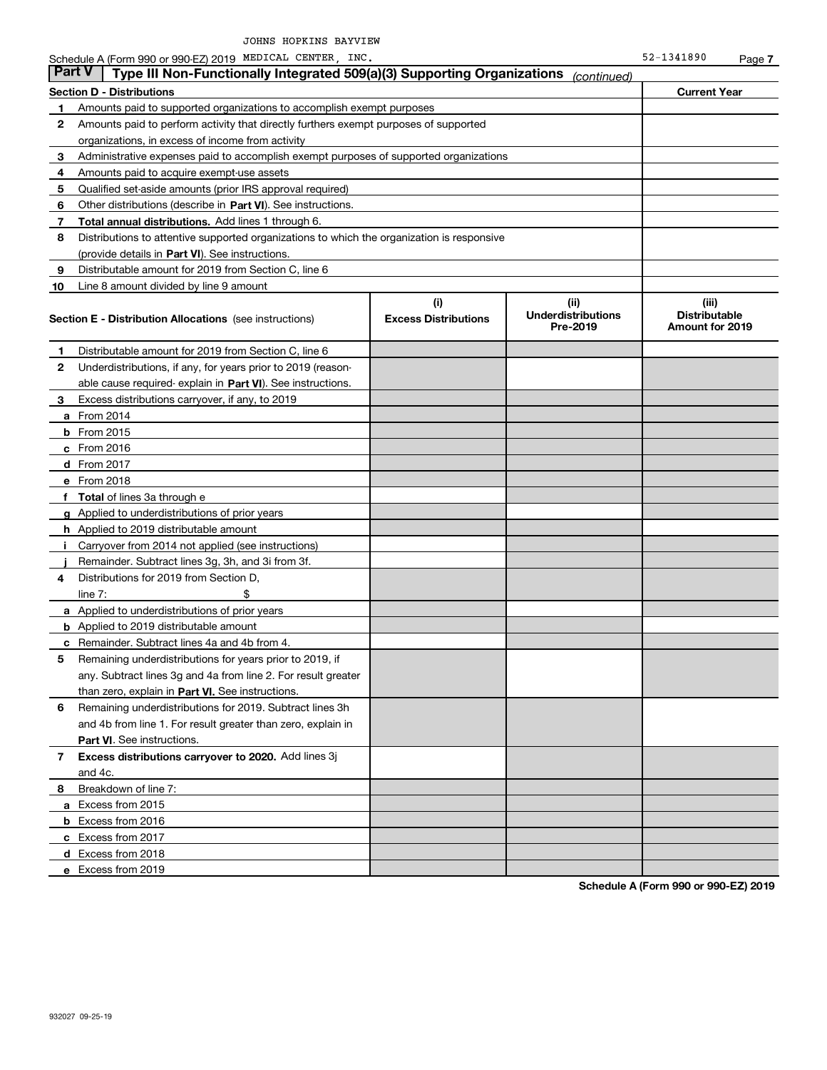JOHNS HOPKINS BAYVIEW

Schedule A (Form 990 or 990-EZ) 2019 MEDICAL CENTER, INC. 52-1341890 Page **7**

## Part V | Type III Non-Functionally Integrated 509(a)(3) Supporting Organizations *(continued)*

| Section D - Distributions | | Current Year |
|---|---|---|
| 1 | Amounts paid to supported organizations to accomplish exempt purposes | |
| 2 | Amounts paid to perform activity that directly furthers exempt purposes of supported organizations, in excess of income from activity | |
| 3 | Administrative expenses paid to accomplish exempt purposes of supported organizations | |
| 4 | Amounts paid to acquire exempt-use assets | |
| 5 | Qualified set-aside amounts (prior IRS approval required) | |
| 6 | Other distributions (describe in **Part VI**). See instructions. | |
| 7 | **Total annual distributions.** Add lines 1 through 6. | |
| 8 | Distributions to attentive supported organizations to which the organization is responsive (provide details in **Part VI**). See instructions. | |
| 9 | Distributable amount for 2019 from Section C, line 6 | |
| 10 | Line 8 amount divided by line 9 amount | |

| | **Section E - Distribution Allocations** (see instructions) | (i) Excess Distributions | (ii) Underdistributions Pre-2019 | (iii) Distributable Amount for 2019 |
|---|---|---|---|---|
| 1 | Distributable amount for 2019 from Section C, line 6 | | | |
| 2 | Underdistributions, if any, for years prior to 2019 (reasonable cause required- explain in **Part VI**). See instructions. | | | |
| 3 | Excess distributions carryover, if any, to 2019 | | | |
| a | From 2014 | | | |
| b | From 2015 | | | |
| c | From 2016 | | | |
| d | From 2017 | | | |
| e | From 2018 | | | |
| f | **Total** of lines 3a through e | | | |
| g | Applied to underdistributions of prior years | | | |
| h | Applied to 2019 distributable amount | | | |
| i | Carryover from 2014 not applied (see instructions) | | | |
| j | Remainder. Subtract lines 3g, 3h, and 3i from 3f. | | | |
| 4 | Distributions for 2019 from Section D, line 7: $ | | | |
| a | Applied to underdistributions of prior years | | | |
| b | Applied to 2019 distributable amount | | | |
| c | Remainder. Subtract lines 4a and 4b from 4. | | | |
| 5 | Remaining underdistributions for years prior to 2019, if any. Subtract lines 3g and 4a from line 2. For result greater than zero, explain in **Part VI.** See instructions. | | | |
| 6 | Remaining underdistributions for 2019. Subtract lines 3h and 4b from line 1. For result greater than zero, explain in **Part VI**. See instructions. | | | |
| 7 | **Excess distributions carryover to 2020.** Add lines 3j and 4c. | | | |
| 8 | Breakdown of line 7: | | | |
| a | Excess from 2015 | | | |
| b | Excess from 2016 | | | |
| c | Excess from 2017 | | | |
| d | Excess from 2018 | | | |
| e | Excess from 2019 | | | |

**Schedule A (Form 990 or 990-EZ) 2019**

932027 09-25-19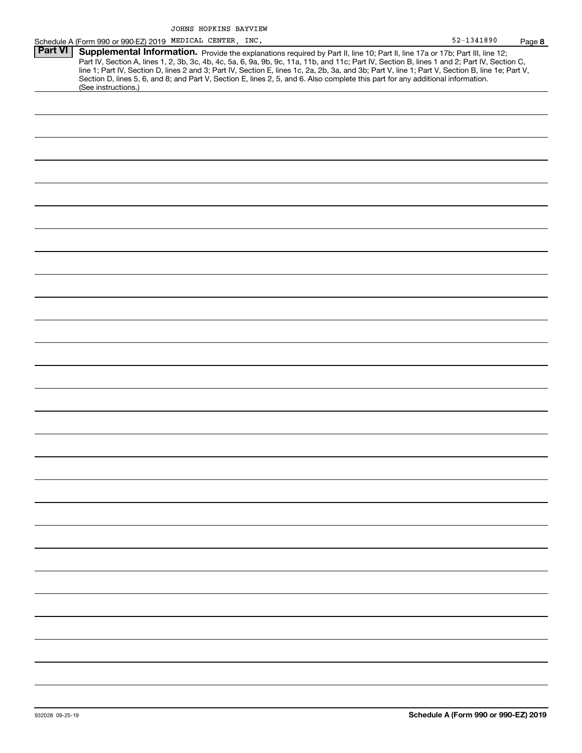JOHNS HOPKINS BAYVIEW

Schedule A (Form 990 or 990-EZ) 2019 MEDICAL CENTER, INC. 52-1341890 Page **8**

**Part VI** **Supplemental Information.** Provide the explanations required by Part II, line 10; Part II, line 17a or 17b; Part III, line 12; Part IV, Section A, lines 1, 2, 3b, 3c, 4b, 4c, 5a, 6, 9a, 9b, 9c, 11a, 11b, and 11c; Part IV, Section B, lines 1 and 2; Part IV, Section C, line 1; Part IV, Section D, lines 2 and 3; Part IV, Section E, lines 1c, 2a, 2b, 3a, and 3b; Part V, line 1; Part V, Section B, line 1e; Part V, Section D, lines 5, 6, and 8; and Part V, Section E, lines 2, 5, and 6. Also complete this part for any additional information. (See instructions.)

932028 09-25-19 **Schedule A (Form 990 or 990-EZ) 2019**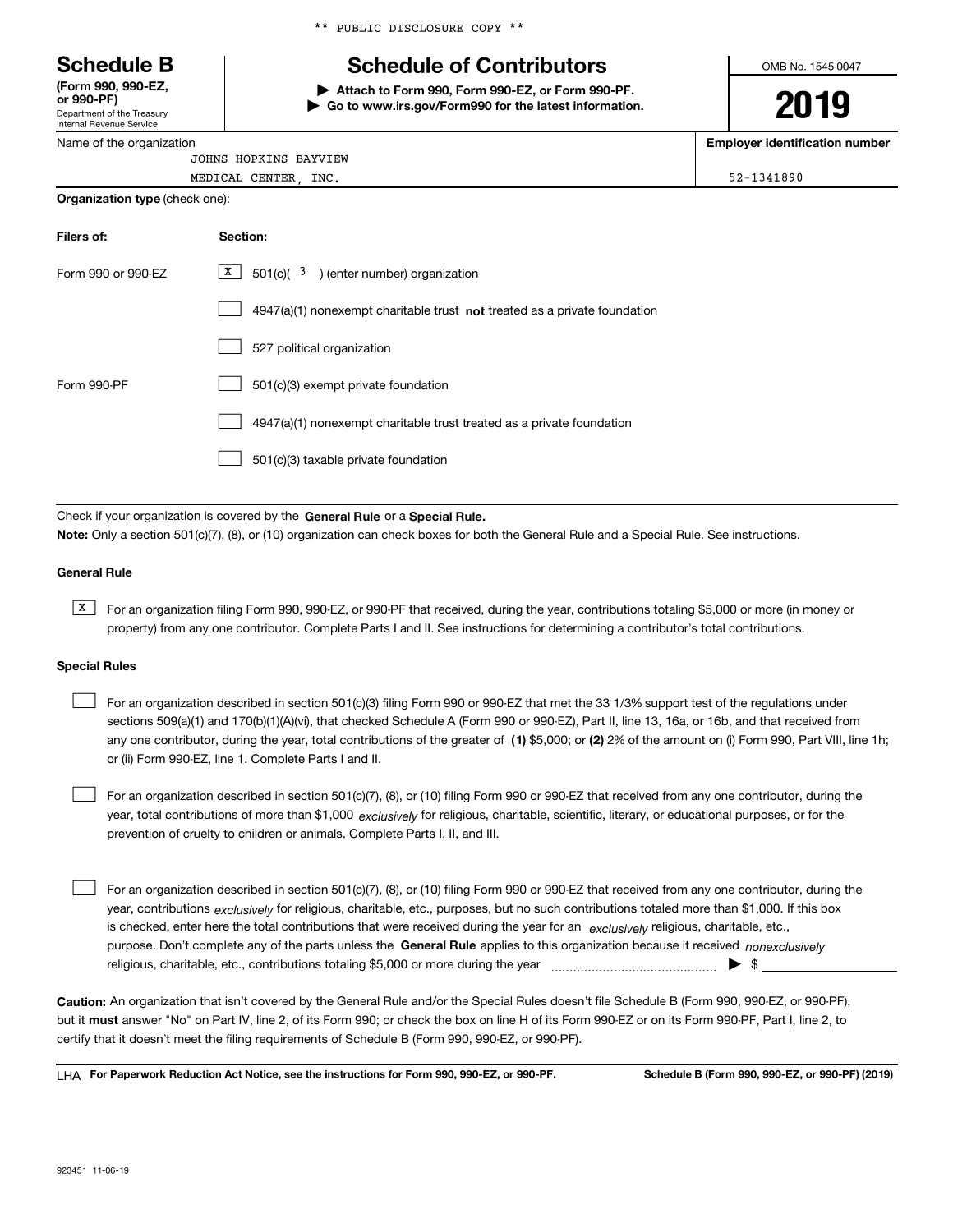** PUBLIC DISCLOSURE COPY **

# Schedule B

**(Form 990, 990-EZ, or 990-PF)**
Department of the Treasury
Internal Revenue Service

## Schedule of Contributors

▶ **Attach to Form 990, Form 990-EZ, or Form 990-PF.**
▶ **Go to www.irs.gov/Form990 for the latest information.**

OMB No. 1545-0047

**2019**

| Name of the organization | Employer identification number |
|---|---|
| JOHNS HOPKINS BAYVIEW MEDICAL CENTER, INC. | 52-1341890 |

**Organization type** (check one):

| Filers of: | Section: |
|---|---|
| Form 990 or 990-EZ | [X] 501(c)( 3 ) (enter number) organization |
| | [ ] 4947(a)(1) nonexempt charitable trust **not** treated as a private foundation |
| | [ ] 527 political organization |
| Form 990-PF | [ ] 501(c)(3) exempt private foundation |
| | [ ] 4947(a)(1) nonexempt charitable trust treated as a private foundation |
| | [ ] 501(c)(3) taxable private foundation |

Check if your organization is covered by the **General Rule** or a **Special Rule.**

**Note:** Only a section 501(c)(7), (8), or (10) organization can check boxes for both the General Rule and a Special Rule. See instructions.

**General Rule**

[X] For an organization filing Form 990, 990-EZ, or 990-PF that received, during the year, contributions totaling $5,000 or more (in money or property) from any one contributor. Complete Parts I and II. See instructions for determining a contributor's total contributions.

**Special Rules**

[ ] For an organization described in section 501(c)(3) filing Form 990 or 990-EZ that met the 33 1/3% support test of the regulations under sections 509(a)(1) and 170(b)(1)(A)(vi), that checked Schedule A (Form 990 or 990-EZ), Part II, line 13, 16a, or 16b, and that received from any one contributor, during the year, total contributions of the greater of **(1)** $5,000; or **(2)** 2% of the amount on (i) Form 990, Part VIII, line 1h; or (ii) Form 990-EZ, line 1. Complete Parts I and II.

[ ] For an organization described in section 501(c)(7), (8), or (10) filing Form 990 or 990-EZ that received from any one contributor, during the year, total contributions of more than $1,000 *exclusively* for religious, charitable, scientific, literary, or educational purposes, or for the prevention of cruelty to children or animals. Complete Parts I, II, and III.

[ ] For an organization described in section 501(c)(7), (8), or (10) filing Form 990 or 990-EZ that received from any one contributor, during the year, contributions *exclusively* for religious, charitable, etc., purposes, but no such contributions totaled more than $1,000. If this box is checked, enter here the total contributions that were received during the year for an *exclusively* religious, charitable, etc., purpose. Don't complete any of the parts unless the **General Rule** applies to this organization because it received *nonexclusively* religious, charitable, etc., contributions totaling $5,000 or more during the year ▶ $ ____________

**Caution:** An organization that isn't covered by the General Rule and/or the Special Rules doesn't file Schedule B (Form 990, 990-EZ, or 990-PF), but it **must** answer "No" on Part IV, line 2, of its Form 990; or check the box on line H of its Form 990-EZ or on its Form 990-PF, Part I, line 2, to certify that it doesn't meet the filing requirements of Schedule B (Form 990, 990-EZ, or 990-PF).

LHA **For Paperwork Reduction Act Notice, see the instructions for Form 990, 990-EZ, or 990-PF.** **Schedule B (Form 990, 990-EZ, or 990-PF) (2019)**

923451 11-06-19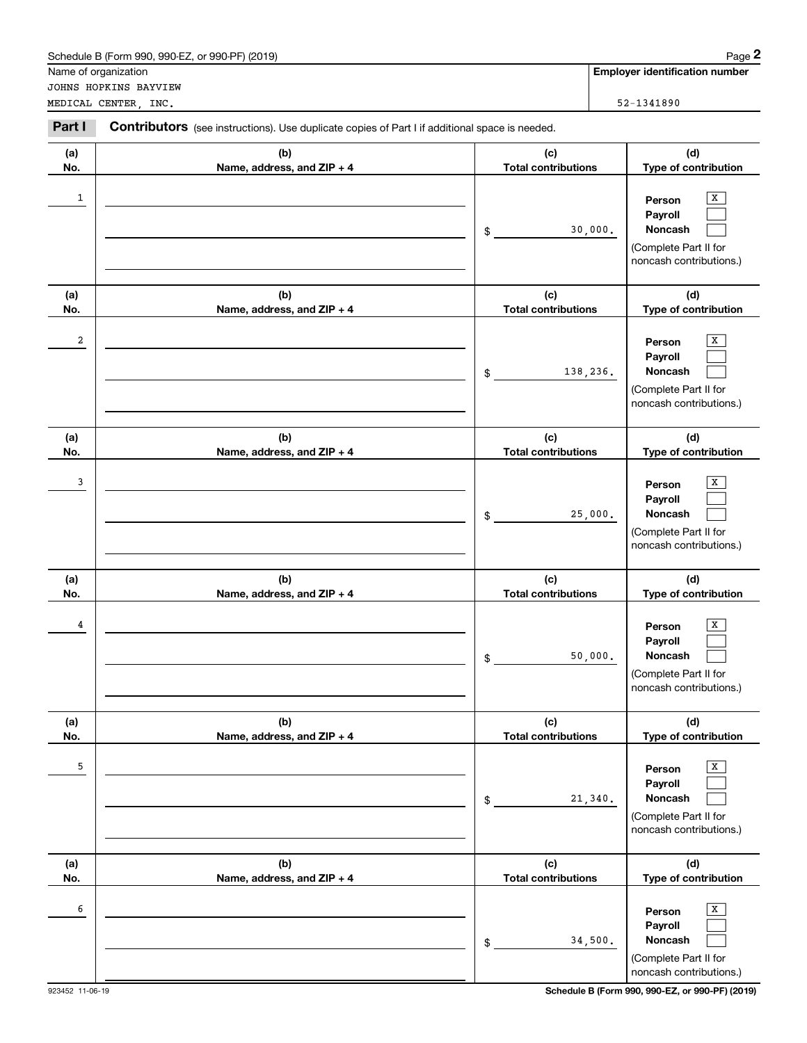Schedule B (Form 990, 990-EZ, or 990-PF) (2019)

Name of organization

JOHNS HOPKINS BAYVIEW MEDICAL CENTER, INC.

**Employer identification number**

52-1341890

**Part I** **Contributors** (see instructions). Use duplicate copies of Part I if additional space is needed.

| (a) No. | (b) Name, address, and ZIP + 4 | (c) Total contributions | (d) Type of contribution |
|---|---|---|---|
| 1 | | $ 30,000. | Person [X] Payroll [ ] Noncash [ ] (Complete Part II for noncash contributions.) |
| 2 | | $ 138,236. | Person [X] Payroll [ ] Noncash [ ] (Complete Part II for noncash contributions.) |
| 3 | | $ 25,000. | Person [X] Payroll [ ] Noncash [ ] (Complete Part II for noncash contributions.) |
| 4 | | $ 50,000. | Person [X] Payroll [ ] Noncash [ ] (Complete Part II for noncash contributions.) |
| 5 | | $ 21,340. | Person [X] Payroll [ ] Noncash [ ] (Complete Part II for noncash contributions.) |
| 6 | | $ 34,500. | Person [X] Payroll [ ] Noncash [ ] (Complete Part II for noncash contributions.) |

923452 11-06-19

**Schedule B (Form 990, 990-EZ, or 990-PF) (2019)**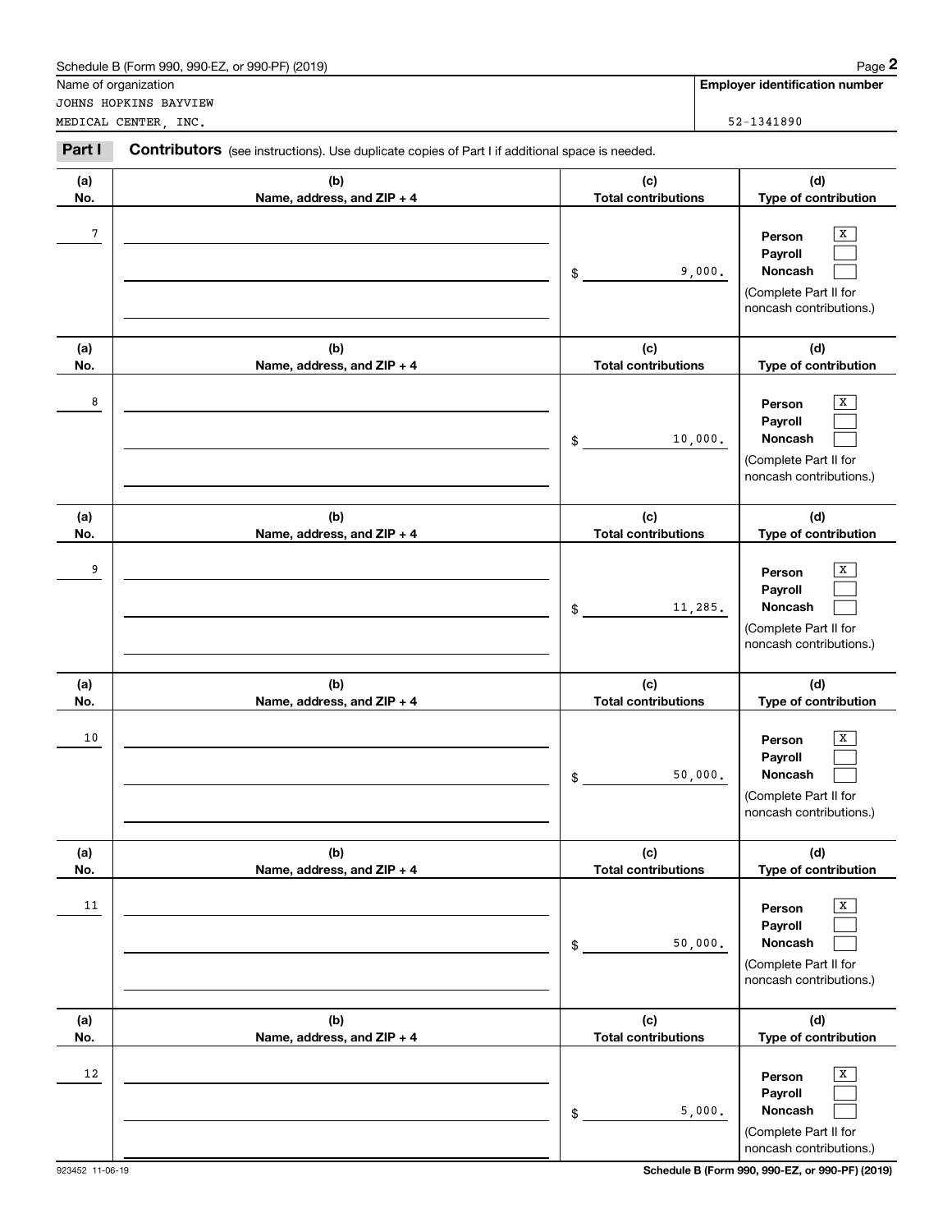Schedule B (Form 990, 990-EZ, or 990-PF) (2019)

Name of organization: JOHNS HOPKINS BAYVIEW MEDICAL CENTER, INC.

**Employer identification number**: 52-1341890

## Part I Contributors (see instructions). Use duplicate copies of Part I if additional space is needed.

| (a) No. | (b) Name, address, and ZIP + 4 | (c) Total contributions | (d) Type of contribution |
|---|---|---|---|
| 7 | | $ 9,000. | Person [X] Payroll [ ] Noncash [ ] (Complete Part II for noncash contributions.) |
| 8 | | $ 10,000. | Person [X] Payroll [ ] Noncash [ ] (Complete Part II for noncash contributions.) |
| 9 | | $ 11,285. | Person [X] Payroll [ ] Noncash [ ] (Complete Part II for noncash contributions.) |
| 10 | | $ 50,000. | Person [X] Payroll [ ] Noncash [ ] (Complete Part II for noncash contributions.) |
| 11 | | $ 50,000. | Person [X] Payroll [ ] Noncash [ ] (Complete Part II for noncash contributions.) |
| 12 | | $ 5,000. | Person [X] Payroll [ ] Noncash [ ] (Complete Part II for noncash contributions.) |

923452 11-06-19

Schedule B (Form 990, 990-EZ, or 990-PF) (2019)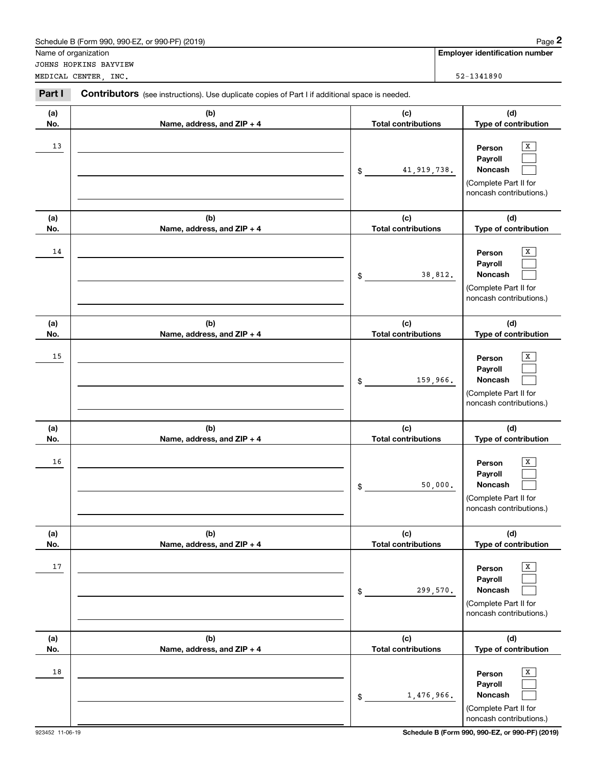Schedule B (Form 990, 990-EZ, or 990-PF) (2019)

Name of organization: JOHNS HOPKINS BAYVIEW MEDICAL CENTER, INC.

**Employer identification number**: 52-1341890

## Part I Contributors (see instructions). Use duplicate copies of Part I if additional space is needed.

| (a) No. | (b) Name, address, and ZIP + 4 | (c) Total contributions | (d) Type of contribution |
|---|---|---|---|
| 13 | | $ 41,919,738. | Person [X] Payroll [ ] Noncash [ ] (Complete Part II for noncash contributions.) |
| 14 | | $ 38,812. | Person [X] Payroll [ ] Noncash [ ] (Complete Part II for noncash contributions.) |
| 15 | | $ 159,966. | Person [X] Payroll [ ] Noncash [ ] (Complete Part II for noncash contributions.) |
| 16 | | $ 50,000. | Person [X] Payroll [ ] Noncash [ ] (Complete Part II for noncash contributions.) |
| 17 | | $ 299,570. | Person [X] Payroll [ ] Noncash [ ] (Complete Part II for noncash contributions.) |
| 18 | | $ 1,476,966. | Person [X] Payroll [ ] Noncash [ ] (Complete Part II for noncash contributions.) |

923452 11-06-19 Schedule B (Form 990, 990-EZ, or 990-PF) (2019)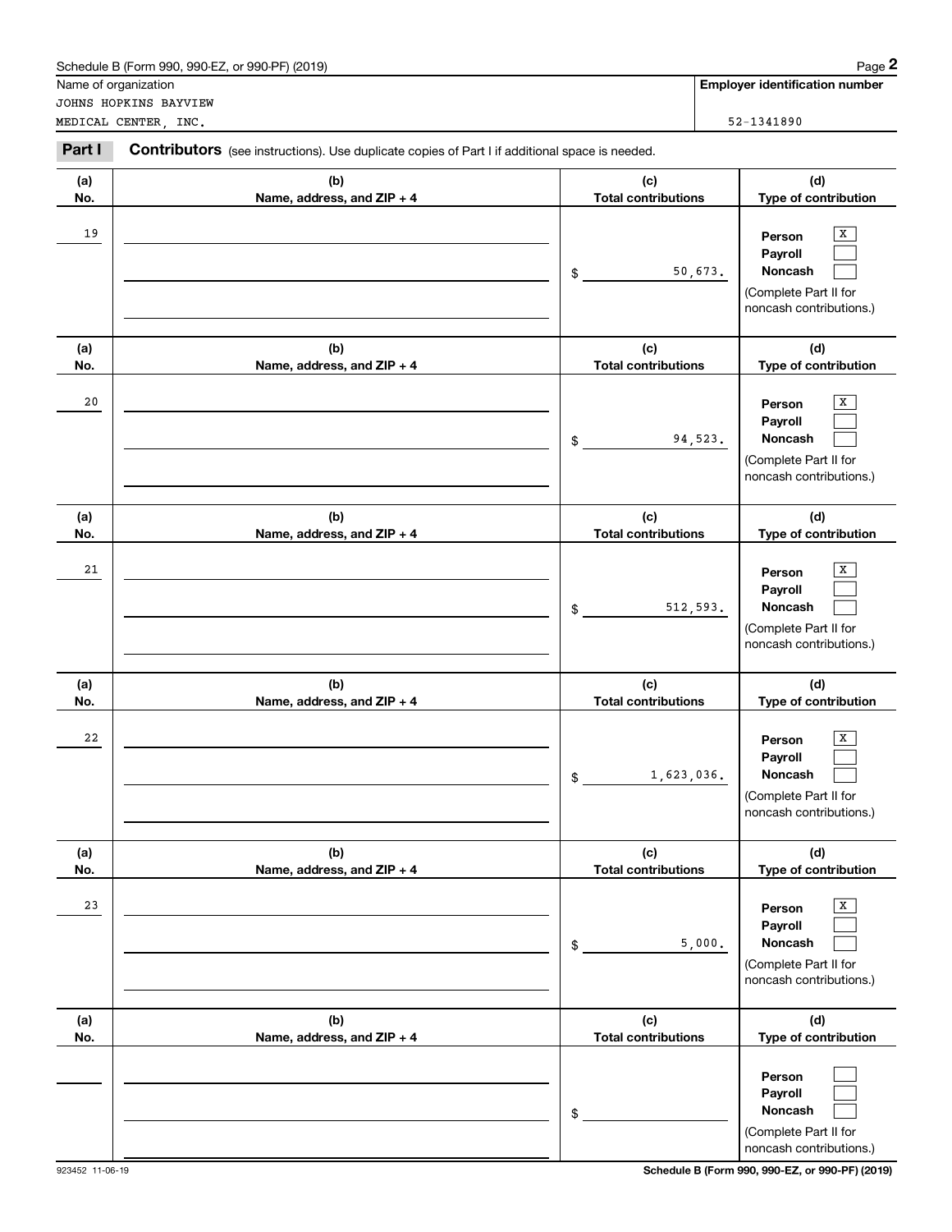Schedule B (Form 990, 990-EZ, or 990-PF) (2019)

Name of organization: JOHNS HOPKINS BAYVIEW MEDICAL CENTER, INC.

**Employer identification number:** 52-1341890

## Part I Contributors (see instructions). Use duplicate copies of Part I if additional space is needed.

| (a) No. | (b) Name, address, and ZIP + 4 | (c) Total contributions | (d) Type of contribution |
|---|---|---|---|
| 19 | | $ 50,673. | Person [X] Payroll [ ] Noncash [ ] (Complete Part II for noncash contributions.) |
| 20 | | $ 94,523. | Person [X] Payroll [ ] Noncash [ ] (Complete Part II for noncash contributions.) |
| 21 | | $ 512,593. | Person [X] Payroll [ ] Noncash [ ] (Complete Part II for noncash contributions.) |
| 22 | | $ 1,623,036. | Person [X] Payroll [ ] Noncash [ ] (Complete Part II for noncash contributions.) |
| 23 | | $ 5,000. | Person [X] Payroll [ ] Noncash [ ] (Complete Part II for noncash contributions.) |
| | | $ | Person [ ] Payroll [ ] Noncash [ ] (Complete Part II for noncash contributions.) |

923452 11-06-19

Schedule B (Form 990, 990-EZ, or 990-PF) (2019)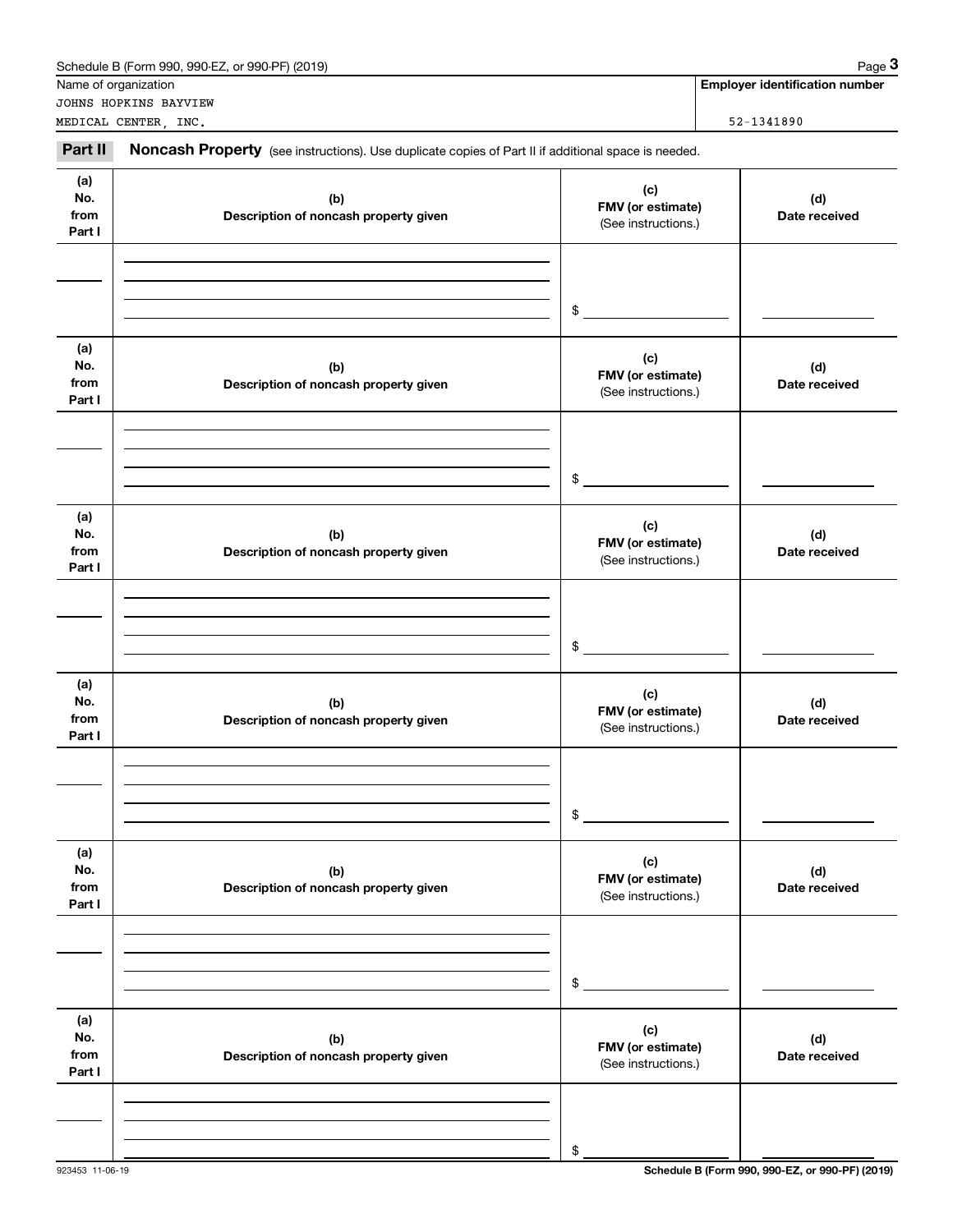Schedule B (Form 990, 990-EZ, or 990-PF) (2019)

Name of organization: JOHNS HOPKINS BAYVIEW MEDICAL CENTER, INC.

Employer identification number: 52-1341890

**Part II** **Noncash Property** (see instructions). Use duplicate copies of Part II if additional space is needed.

| (a) No. from Part I | (b) Description of noncash property given | (c) FMV (or estimate) (See instructions.) | (d) Date received |
|---|---|---|---|
| | | $ | |

| (a) No. from Part I | (b) Description of noncash property given | (c) FMV (or estimate) (See instructions.) | (d) Date received |
|---|---|---|---|
| | | $ | |

| (a) No. from Part I | (b) Description of noncash property given | (c) FMV (or estimate) (See instructions.) | (d) Date received |
|---|---|---|---|
| | | $ | |

| (a) No. from Part I | (b) Description of noncash property given | (c) FMV (or estimate) (See instructions.) | (d) Date received |
|---|---|---|---|
| | | $ | |

| (a) No. from Part I | (b) Description of noncash property given | (c) FMV (or estimate) (See instructions.) | (d) Date received |
|---|---|---|---|
| | | $ | |

| (a) No. from Part I | (b) Description of noncash property given | (c) FMV (or estimate) (See instructions.) | (d) Date received |
|---|---|---|---|
| | | $ | |

923453 11-06-19 Schedule B (Form 990, 990-EZ, or 990-PF) (2019)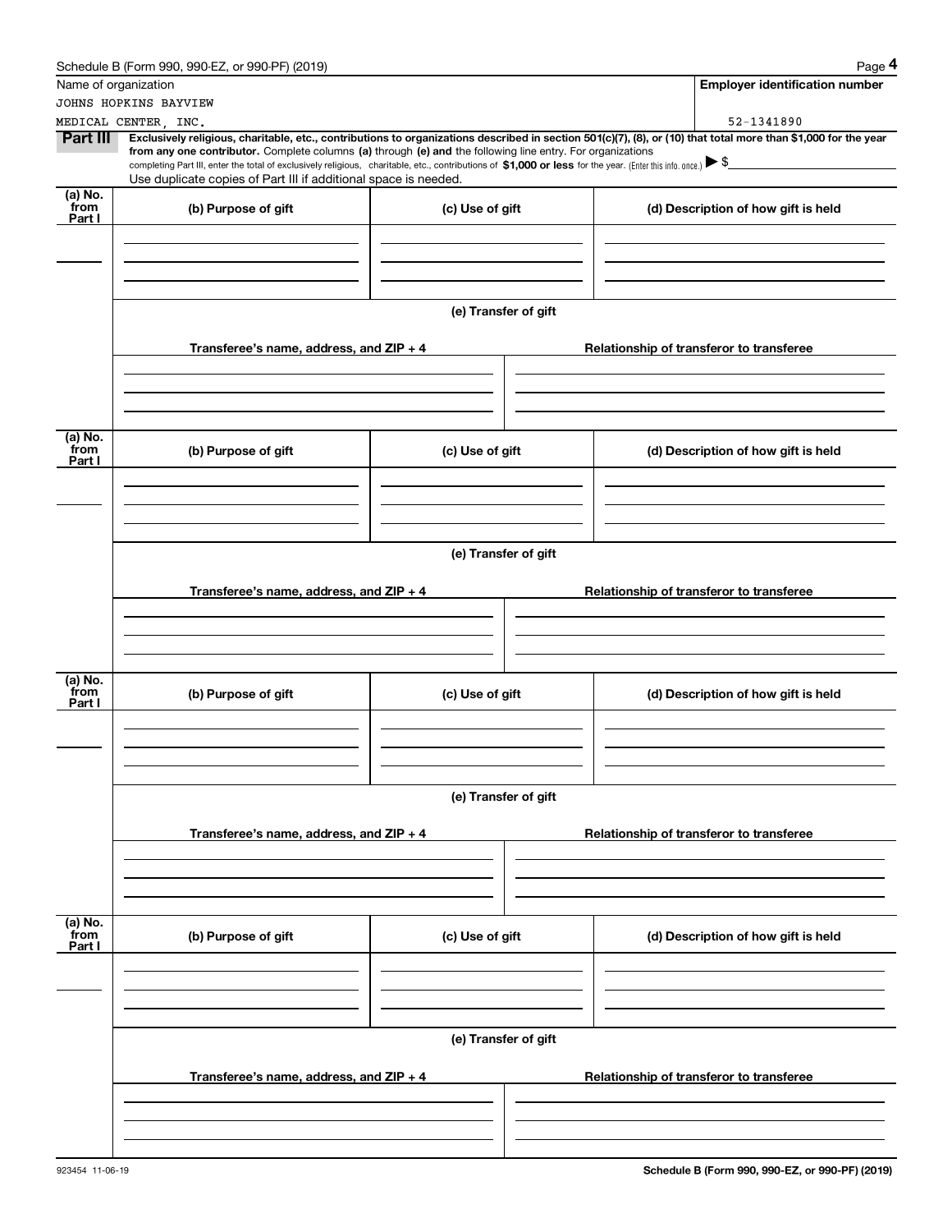Name of organization

JOHNS HOPKINS BAYVIEW MEDICAL CENTER, INC.

**Employer identification number**

52-1341890

**Part III** **Exclusively religious, charitable, etc., contributions to organizations described in section 501(c)(7), (8), or (10) that total more than $1,000 for the year from any one contributor.** Complete columns **(a)** through **(e) and** the following line entry. For organizations completing Part III, enter the total of exclusively religious, charitable, etc., contributions of **$1,000 or less** for the year. (Enter this info. once.) ▶ $

Use duplicate copies of Part III if additional space is needed.

| (a) No. from Part I | (b) Purpose of gift | (c) Use of gift | (d) Description of how gift is held |
|---|---|---|---|
| | | | |

**(e) Transfer of gift**

| Transferee's name, address, and ZIP + 4 | Relationship of transferor to transferee |
|---|---|
| | |

| (a) No. from Part I | (b) Purpose of gift | (c) Use of gift | (d) Description of how gift is held |
|---|---|---|---|
| | | | |

**(e) Transfer of gift**

| Transferee's name, address, and ZIP + 4 | Relationship of transferor to transferee |
|---|---|
| | |

| (a) No. from Part I | (b) Purpose of gift | (c) Use of gift | (d) Description of how gift is held |
|---|---|---|---|
| | | | |

**(e) Transfer of gift**

| Transferee's name, address, and ZIP + 4 | Relationship of transferor to transferee |
|---|---|
| | |

| (a) No. from Part I | (b) Purpose of gift | (c) Use of gift | (d) Description of how gift is held |
|---|---|---|---|
| | | | |

**(e) Transfer of gift**

| Transferee's name, address, and ZIP + 4 | Relationship of transferor to transferee |
|---|---|
| | |

923454 11-06-19

**Schedule B (Form 990, 990-EZ, or 990-PF) (2019)**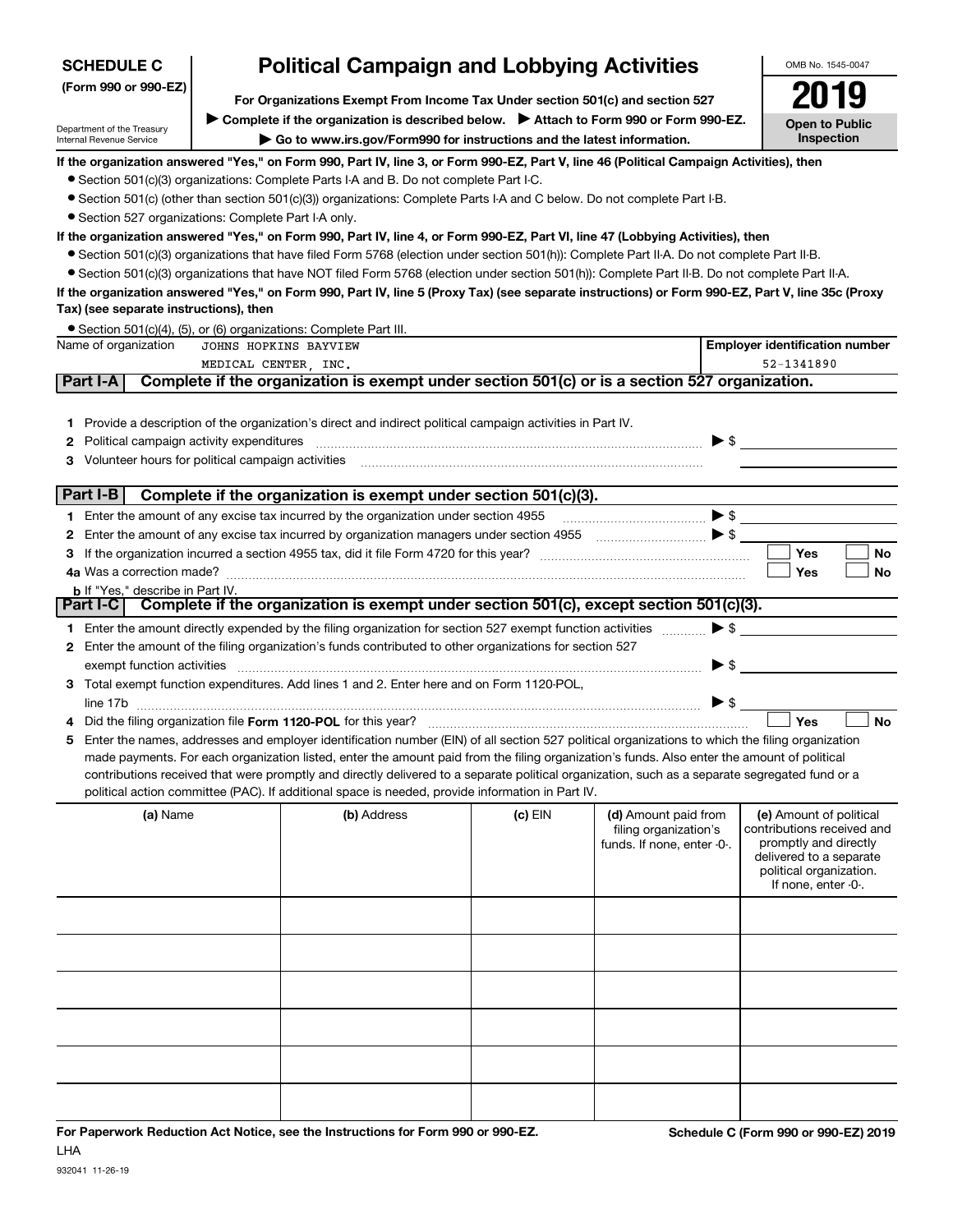**SCHEDULE C**
**(Form 990 or 990-EZ)**

Department of the Treasury
Internal Revenue Service

# Political Campaign and Lobbying Activities

**For Organizations Exempt From Income Tax Under section 501(c) and section 527**

**▶ Complete if the organization is described below. ▶ Attach to Form 990 or Form 990-EZ.**

**▶ Go to www.irs.gov/Form990 for instructions and the latest information.**

OMB No. 1545-0047

**2019**

**Open to Public Inspection**

**If the organization answered "Yes," on Form 990, Part IV, line 3, or Form 990-EZ, Part V, line 46 (Political Campaign Activities), then**

- Section 501(c)(3) organizations: Complete Parts I-A and B. Do not complete Part I-C.
- Section 501(c) (other than section 501(c)(3)) organizations: Complete Parts I-A and C below. Do not complete Part I-B.
- Section 527 organizations: Complete Part I-A only.

**If the organization answered "Yes," on Form 990, Part IV, line 4, or Form 990-EZ, Part VI, line 47 (Lobbying Activities), then**

- Section 501(c)(3) organizations that have filed Form 5768 (election under section 501(h)): Complete Part II-A. Do not complete Part II-B.
- Section 501(c)(3) organizations that have NOT filed Form 5768 (election under section 501(h)): Complete Part II-B. Do not complete Part II-A.

**If the organization answered "Yes," on Form 990, Part IV, line 5 (Proxy Tax) (see separate instructions) or Form 990-EZ, Part V, line 35c (Proxy Tax) (see separate instructions), then**

- Section 501(c)(4), (5), or (6) organizations: Complete Part III.

| Name of organization | Employer identification number |
|---|---|
| JOHNS HOPKINS BAYVIEW MEDICAL CENTER, INC. | 52-1341890 |

## Part I-A Complete if the organization is exempt under section 501(c) or is a section 527 organization.

1. Provide a description of the organization's direct and indirect political campaign activities in Part IV.
2. Political campaign activity expenditures ▶ $
3. Volunteer hours for political campaign activities

## Part I-B Complete if the organization is exempt under section 501(c)(3).

1. Enter the amount of any excise tax incurred by the organization under section 4955 ▶ $
2. Enter the amount of any excise tax incurred by organization managers under section 4955 ▶ $
3. If the organization incurred a section 4955 tax, did it file Form 4720 for this year? ☐ Yes ☐ No

4a Was a correction made? ☐ Yes ☐ No

b If "Yes," describe in Part IV.

## Part I-C Complete if the organization is exempt under section 501(c), except section 501(c)(3).

1. Enter the amount directly expended by the filing organization for section 527 exempt function activities ▶ $
2. Enter the amount of the filing organization's funds contributed to other organizations for section 527 exempt function activities ▶ $
3. Total exempt function expenditures. Add lines 1 and 2. Enter here and on Form 1120-POL, line 17b ▶ $
4. Did the filing organization file **Form 1120-POL** for this year? ☐ Yes ☐ No
5. Enter the names, addresses and employer identification number (EIN) of all section 527 political organizations to which the filing organization made payments. For each organization listed, enter the amount paid from the filing organization's funds. Also enter the amount of political contributions received that were promptly and directly delivered to a separate political organization, such as a separate segregated fund or a political action committee (PAC). If additional space is needed, provide information in Part IV.

| (a) Name | (b) Address | (c) EIN | (d) Amount paid from filing organization's funds. If none, enter -0-. | (e) Amount of political contributions received and promptly and directly delivered to a separate political organization. If none, enter -0-. |
|---|---|---|---|---|
| | | | | |
| | | | | |
| | | | | |
| | | | | |
| | | | | |
| | | | | |

**For Paperwork Reduction Act Notice, see the Instructions for Form 990 or 990-EZ.** **Schedule C (Form 990 or 990-EZ) 2019**

LHA

932041 11-26-19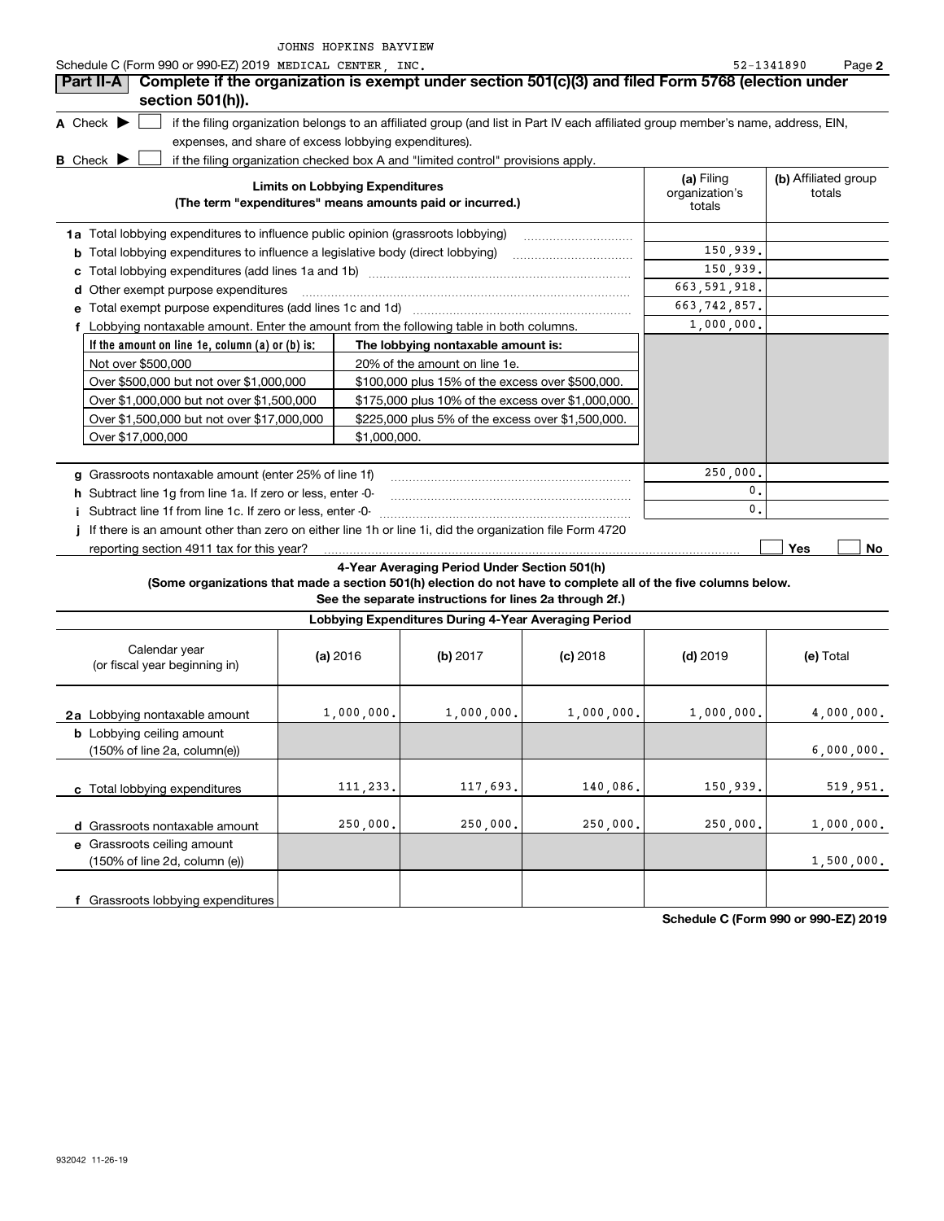Schedule C (Form 990 or 990-EZ) 2019 JOHNS HOPKINS BAYVIEW MEDICAL CENTER, INC. 52-1341890 Page **2**

## Part II-A Complete if the organization is exempt under section 501(c)(3) and filed Form 5768 (election under section 501(h)).

**A** Check ▶ ☐ if the filing organization belongs to an affiliated group (and list in Part IV each affiliated group member's name, address, EIN, expenses, and share of excess lobbying expenditures).

**B** Check ▶ ☐ if the filing organization checked box A and "limited control" provisions apply.

| Limits on Lobbying Expenditures (The term "expenditures" means amounts paid or incurred.) | (a) Filing organization's totals | (b) Affiliated group totals |
|---|---|---|
| **1a** Total lobbying expenditures to influence public opinion (grassroots lobbying) | | |
| **b** Total lobbying expenditures to influence a legislative body (direct lobbying) | 150,939. | |
| **c** Total lobbying expenditures (add lines 1a and 1b) | 150,939. | |
| **d** Other exempt purpose expenditures | 663,591,918. | |
| **e** Total exempt purpose expenditures (add lines 1c and 1d) | 663,742,857. | |
| **f** Lobbying nontaxable amount. Enter the amount from the following table in both columns. | 1,000,000. | |

| If the amount on line 1e, column (a) or (b) is: | The lobbying nontaxable amount is: |
|---|---|
| Not over $500,000 | 20% of the amount on line 1e. |
| Over $500,000 but not over $1,000,000 | $100,000 plus 15% of the excess over $500,000. |
| Over $1,000,000 but not over $1,500,000 | $175,000 plus 10% of the excess over $1,000,000. |
| Over $1,500,000 but not over $17,000,000 | $225,000 plus 5% of the excess over $1,500,000. |
| Over $17,000,000 | $1,000,000. |

| | (a) Filing organization's totals | (b) Affiliated group totals |
|---|---|---|
| **g** Grassroots nontaxable amount (enter 25% of line 1f) | 250,000. | |
| **h** Subtract line 1g from line 1a. If zero or less, enter -0- | 0. | |
| **i** Subtract line 1f from line 1c. If zero or less, enter -0- | 0. | |

**j** If there is an amount other than zero on either line 1h or line 1i, did the organization file Form 4720 reporting section 4911 tax for this year? ☐ Yes ☐ No

### 4-Year Averaging Period Under Section 501(h)

**(Some organizations that made a section 501(h) election do not have to complete all of the five columns below. See the separate instructions for lines 2a through 2f.)**

| Lobbying Expenditures During 4-Year Averaging Period | | | | | |
|---|---|---|---|---|---|
| Calendar year (or fiscal year beginning in) | (a) 2016 | (b) 2017 | (c) 2018 | (d) 2019 | (e) Total |
| **2a** Lobbying nontaxable amount | 1,000,000. | 1,000,000. | 1,000,000. | 1,000,000. | 4,000,000. |
| **b** Lobbying ceiling amount (150% of line 2a, column(e)) | | | | | 6,000,000. |
| **c** Total lobbying expenditures | 111,233. | 117,693. | 140,086. | 150,939. | 519,951. |
| **d** Grassroots nontaxable amount | 250,000. | 250,000. | 250,000. | 250,000. | 1,000,000. |
| **e** Grassroots ceiling amount (150% of line 2d, column (e)) | | | | | 1,500,000. |
| **f** Grassroots lobbying expenditures | | | | | |

**Schedule C (Form 990 or 990-EZ) 2019**

932042 11-26-19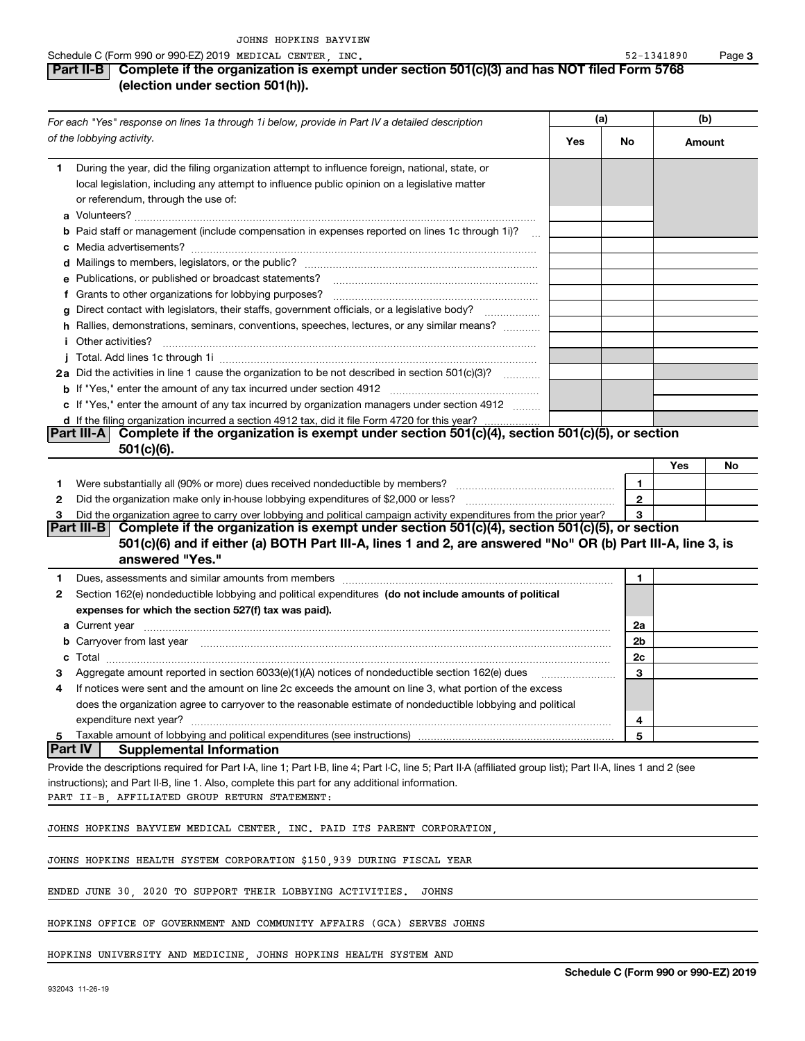JOHNS HOPKINS BAYVIEW

Schedule C (Form 990 or 990-EZ) 2019 MEDICAL CENTER, INC. 52-1341890

## Part II-B Complete if the organization is exempt under section 501(c)(3) and has NOT filed Form 5768 (election under section 501(h)).

| *For each "Yes" response on lines 1a through 1i below, provide in Part IV a detailed description of the lobbying activity.* | (a) Yes | (a) No | (b) Amount |
|---|---|---|---|
| **1** During the year, did the filing organization attempt to influence foreign, national, state, or local legislation, including any attempt to influence public opinion on a legislative matter or referendum, through the use of: | | | |
| **a** Volunteers? | | | |
| **b** Paid staff or management (include compensation in expenses reported on lines 1c through 1i)? | | | |
| **c** Media advertisements? | | | |
| **d** Mailings to members, legislators, or the public? | | | |
| **e** Publications, or published or broadcast statements? | | | |
| **f** Grants to other organizations for lobbying purposes? | | | |
| **g** Direct contact with legislators, their staffs, government officials, or a legislative body? | | | |
| **h** Rallies, demonstrations, seminars, conventions, speeches, lectures, or any similar means? | | | |
| **i** Other activities? | | | |
| **j** Total. Add lines 1c through 1i | | | |
| **2a** Did the activities in line 1 cause the organization to be not described in section 501(c)(3)? | | | |
| **b** If "Yes," enter the amount of any tax incurred under section 4912 | | | |
| **c** If "Yes," enter the amount of any tax incurred by organization managers under section 4912 | | | |
| **d** If the filing organization incurred a section 4912 tax, did it file Form 4720 for this year? | | | |

## Part III-A Complete if the organization is exempt under section 501(c)(4), section 501(c)(5), or section 501(c)(6).

| | | | Yes | No |
|---|---|---|---|---|
| **1** | Were substantially all (90% or more) dues received nondeductible by members? | 1 | | |
| **2** | Did the organization make only in-house lobbying expenditures of $2,000 or less? | 2 | | |
| **3** | Did the organization agree to carry over lobbying and political campaign activity expenditures from the prior year? | 3 | | |

## Part III-B Complete if the organization is exempt under section 501(c)(4), section 501(c)(5), or section 501(c)(6) and if either (a) BOTH Part III-A, lines 1 and 2, are answered "No" OR (b) Part III-A, line 3, is answered "Yes."

| | | | |
|---|---|---|---|
| **1** | Dues, assessments and similar amounts from members | 1 | |
| **2** | Section 162(e) nondeductible lobbying and political expenditures **(do not include amounts of political expenses for which the section 527(f) tax was paid).** | | |
| **a** | Current year | 2a | |
| **b** | Carryover from last year | 2b | |
| **c** | Total | 2c | |
| **3** | Aggregate amount reported in section 6033(e)(1)(A) notices of nondeductible section 162(e) dues | 3 | |
| **4** | If notices were sent and the amount on line 2c exceeds the amount on line 3, what portion of the excess does the organization agree to carryover to the reasonable estimate of nondeductible lobbying and political expenditure next year? | 4 | |
| **5** | Taxable amount of lobbying and political expenditures (see instructions) | 5 | |

## Part IV Supplemental Information

Provide the descriptions required for Part I-A, line 1; Part I-B, line 4; Part I-C, line 5; Part II-A (affiliated group list); Part II-A, lines 1 and 2 (see instructions); and Part II-B, line 1. Also, complete this part for any additional information.

PART II-B, AFFILIATED GROUP RETURN STATEMENT:

JOHNS HOPKINS BAYVIEW MEDICAL CENTER, INC. PAID ITS PARENT CORPORATION, JOHNS HOPKINS HEALTH SYSTEM CORPORATION $150,939 DURING FISCAL YEAR ENDED JUNE 30, 2020 TO SUPPORT THEIR LOBBYING ACTIVITIES. JOHNS HOPKINS OFFICE OF GOVERNMENT AND COMMUNITY AFFAIRS (GCA) SERVES JOHNS HOPKINS UNIVERSITY AND MEDICINE, JOHNS HOPKINS HEALTH SYSTEM AND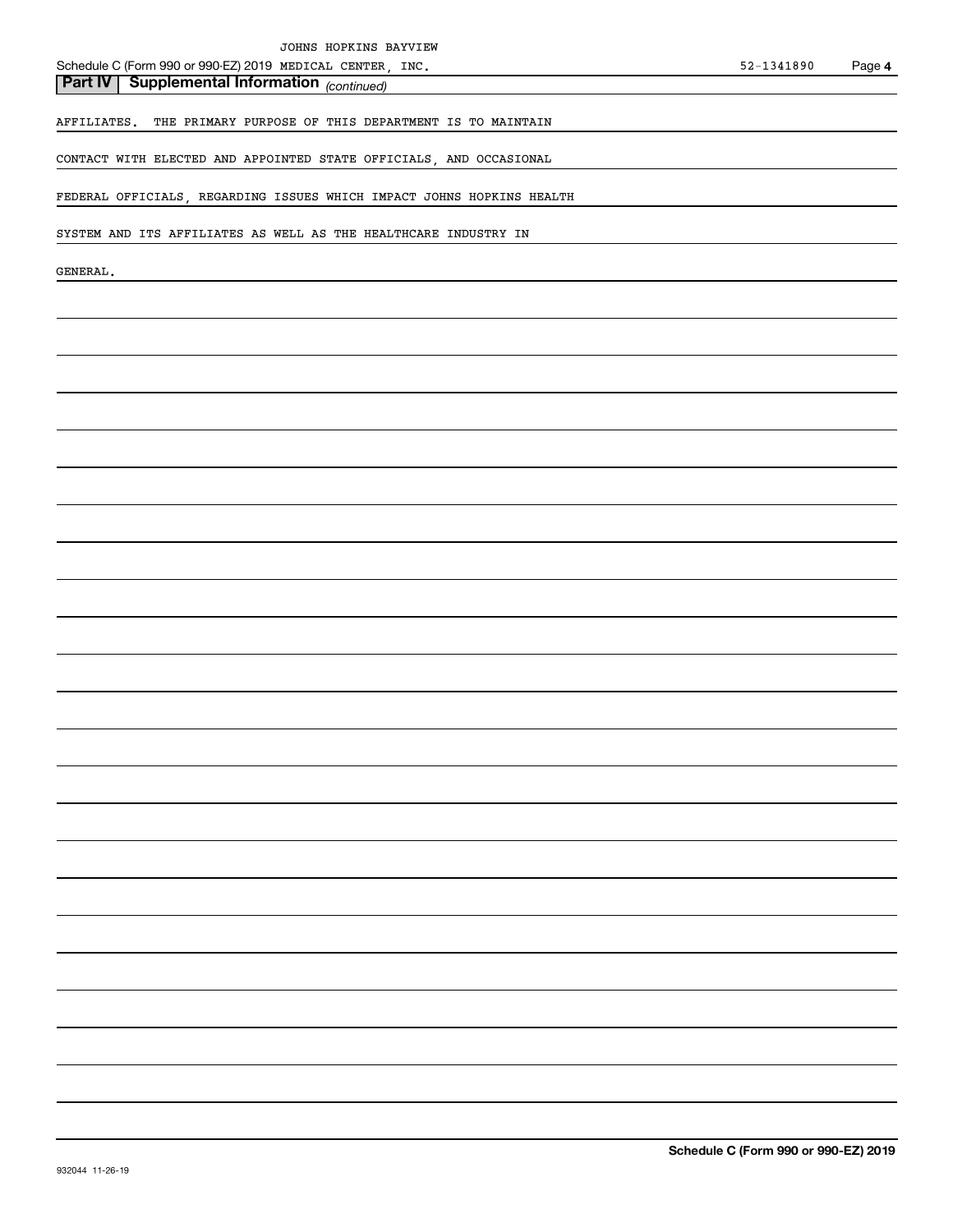## Part IV | Supplemental Information *(continued)*

AFFILIATES. THE PRIMARY PURPOSE OF THIS DEPARTMENT IS TO MAINTAIN CONTACT WITH ELECTED AND APPOINTED STATE OFFICIALS, AND OCCASIONAL FEDERAL OFFICIALS, REGARDING ISSUES WHICH IMPACT JOHNS HOPKINS HEALTH SYSTEM AND ITS AFFILIATES AS WELL AS THE HEALTHCARE INDUSTRY IN GENERAL.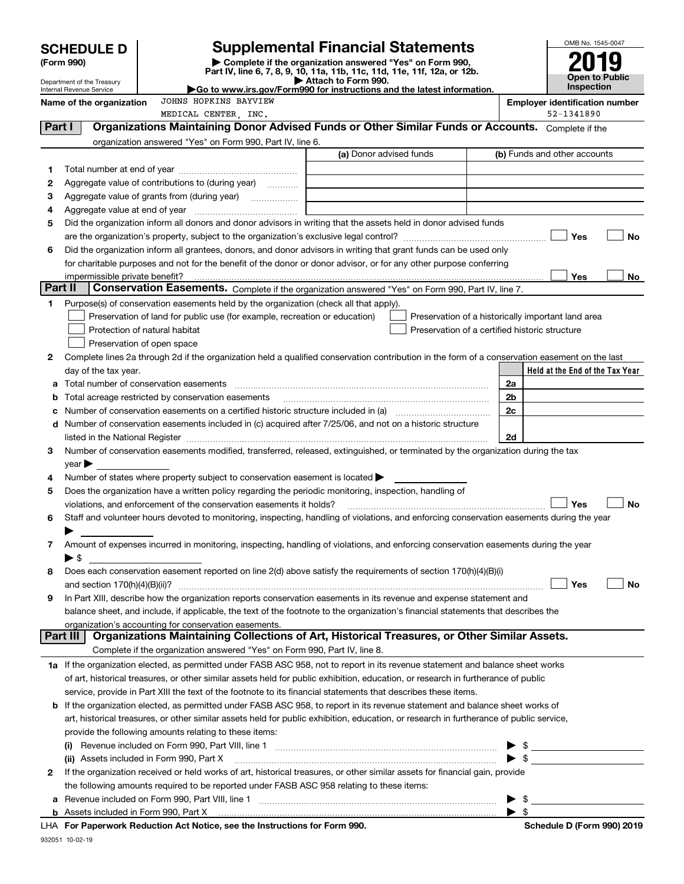# SCHEDULE D (Form 990)

Department of the Treasury
Internal Revenue Service

## Supplemental Financial Statements

▶ Complete if the organization answered "Yes" on Form 990, Part IV, line 6, 7, 8, 9, 10, 11a, 11b, 11c, 11d, 11e, 11f, 12a, or 12b.
▶ Attach to Form 990.
▶ Go to www.irs.gov/Form990 for instructions and the latest information.

OMB No. 1545-0047
**2019**
**Open to Public Inspection**

**Name of the organization** JOHNS HOPKINS BAYVIEW MEDICAL CENTER, INC.

**Employer identification number** 52-1341890

## Part I Organizations Maintaining Donor Advised Funds or Other Similar Funds or Accounts.

Complete if the organization answered "Yes" on Form 990, Part IV, line 6.

| | | (a) Donor advised funds | (b) Funds and other accounts |
|---|---|---|---|
| 1 | Total number at end of year | | |
| 2 | Aggregate value of contributions to (during year) | | |
| 3 | Aggregate value of grants from (during year) | | |
| 4 | Aggregate value at end of year | | |

5 Did the organization inform all donors and donor advisors in writing that the assets held in donor advised funds are the organization's property, subject to the organization's exclusive legal control? ☐ Yes ☐ No

6 Did the organization inform all grantees, donors, and donor advisors in writing that grant funds can be used only for charitable purposes and not for the benefit of the donor or donor advisor, or for any other purpose conferring impermissible private benefit? ☐ Yes ☐ No

## Part II Conservation Easements.

Complete if the organization answered "Yes" on Form 990, Part IV, line 7.

1 Purpose(s) of conservation easements held by the organization (check all that apply).

- ☐ Preservation of land for public use (for example, recreation or education)
- ☐ Protection of natural habitat
- ☐ Preservation of open space
- ☐ Preservation of a historically important land area
- ☐ Preservation of a certified historic structure

2 Complete lines 2a through 2d if the organization held a qualified conservation contribution in the form of a conservation easement on the last day of the tax year.

| | | | Held at the End of the Tax Year |
|---|---|---|---|
| a | Total number of conservation easements | 2a | |
| b | Total acreage restricted by conservation easements | 2b | |
| c | Number of conservation easements on a certified historic structure included in (a) | 2c | |
| d | Number of conservation easements included in (c) acquired after 7/25/06, and not on a historic structure listed in the National Register | 2d | |

3 Number of conservation easements modified, transferred, released, extinguished, or terminated by the organization during the tax year ▶

4 Number of states where property subject to conservation easement is located ▶

5 Does the organization have a written policy regarding the periodic monitoring, inspection, handling of violations, and enforcement of the conservation easements it holds? ☐ Yes ☐ No

6 Staff and volunteer hours devoted to monitoring, inspecting, handling of violations, and enforcing conservation easements during the year ▶

7 Amount of expenses incurred in monitoring, inspecting, handling of violations, and enforcing conservation easements during the year ▶ $

8 Does each conservation easement reported on line 2(d) above satisfy the requirements of section 170(h)(4)(B)(i) and section 170(h)(4)(B)(ii)? ☐ Yes ☐ No

9 In Part XIII, describe how the organization reports conservation easements in its revenue and expense statement and balance sheet, and include, if applicable, the text of the footnote to the organization's financial statements that describes the organization's accounting for conservation easements.

## Part III Organizations Maintaining Collections of Art, Historical Treasures, or Other Similar Assets.

Complete if the organization answered "Yes" on Form 990, Part IV, line 8.

1a If the organization elected, as permitted under FASB ASC 958, not to report in its revenue statement and balance sheet works of art, historical treasures, or other similar assets held for public exhibition, education, or research in furtherance of public service, provide in Part XIII the text of the footnote to its financial statements that describes these items.

b If the organization elected, as permitted under FASB ASC 958, to report in its revenue statement and balance sheet works of art, historical treasures, or other similar assets held for public exhibition, education, or research in furtherance of public service, provide the following amounts relating to these items:

(i) Revenue included on Form 990, Part VIII, line 1 ▶ $

(ii) Assets included in Form 990, Part X ▶ $

2 If the organization received or held works of art, historical treasures, or other similar assets for financial gain, provide the following amounts required to be reported under FASB ASC 958 relating to these items:

a Revenue included on Form 990, Part VIII, line 1 ▶ $

b Assets included in Form 990, Part X ▶ $

LHA For Paperwork Reduction Act Notice, see the Instructions for Form 990. Schedule D (Form 990) 2019

932051 10-02-19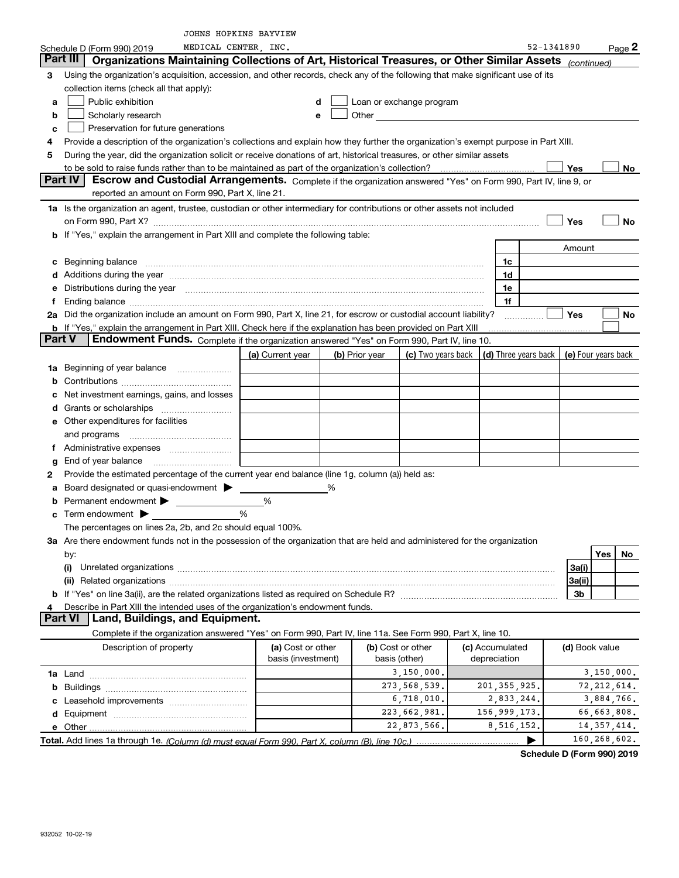JOHNS HOPKINS BAYVIEW

Schedule D (Form 990) 2019 MEDICAL CENTER, INC. 52-1341890 Page 2

**Part III Organizations Maintaining Collections of Art, Historical Treasures, or Other Similar Assets** *(continued)*

3 Using the organization's acquisition, accession, and other records, check any of the following that make significant use of its collection items (check all that apply):

- a ☐ Public exhibition
- b ☐ Scholarly research
- c ☐ Preservation for future generations
- d ☐ Loan or exchange program
- e ☐ Other

4 Provide a description of the organization's collections and explain how they further the organization's exempt purpose in Part XIII.

5 During the year, did the organization solicit or receive donations of art, historical treasures, or other similar assets to be sold to raise funds rather than to be maintained as part of the organization's collection? ☐ Yes ☐ No

**Part IV Escrow and Custodial Arrangements.** Complete if the organization answered "Yes" on Form 990, Part IV, line 9, or reported an amount on Form 990, Part X, line 21.

1a Is the organization an agent, trustee, custodian or other intermediary for contributions or other assets not included on Form 990, Part X? ☐ Yes ☐ No

b If "Yes," explain the arrangement in Part XIII and complete the following table:

| | | Amount |
|---|---|---|
| c Beginning balance | 1c | |
| d Additions during the year | 1d | |
| e Distributions during the year | 1e | |
| f Ending balance | 1f | |

2a Did the organization include an amount on Form 990, Part X, line 21, for escrow or custodial account liability? ☐ Yes ☐ No

b If "Yes," explain the arrangement in Part XIII. Check here if the explanation has been provided on Part XIII ☐

**Part V Endowment Funds.** Complete if the organization answered "Yes" on Form 990, Part IV, line 10.

| | (a) Current year | (b) Prior year | (c) Two years back | (d) Three years back | (e) Four years back |
|---|---|---|---|---|---|
| 1a Beginning of year balance | | | | | |
| b Contributions | | | | | |
| c Net investment earnings, gains, and losses | | | | | |
| d Grants or scholarships | | | | | |
| e Other expenditures for facilities and programs | | | | | |
| f Administrative expenses | | | | | |
| g End of year balance | | | | | |

2 Provide the estimated percentage of the current year end balance (line 1g, column (a)) held as:

- a Board designated or quasi-endowment ▶ %
- b Permanent endowment ▶ %
- c Term endowment ▶ %

The percentages on lines 2a, 2b, and 2c should equal 100%.

3a Are there endowment funds not in the possession of the organization that are held and administered for the organization by:

| | | Yes | No |
|---|---|---|---|
| (i) Unrelated organizations | 3a(i) | | |
| (ii) Related organizations | 3a(ii) | | |
| b If "Yes" on line 3a(ii), are the related organizations listed as required on Schedule R? | 3b | | |

4 Describe in Part XIII the intended uses of the organization's endowment funds.

**Part VI Land, Buildings, and Equipment.**

Complete if the organization answered "Yes" on Form 990, Part IV, line 11a. See Form 990, Part X, line 10.

| Description of property | (a) Cost or other basis (investment) | (b) Cost or other basis (other) | (c) Accumulated depreciation | (d) Book value |
|---|---|---|---|---|
| 1a Land | | 3,150,000. | | 3,150,000. |
| b Buildings | | 273,568,539. | 201,355,925. | 72,212,614. |
| c Leasehold improvements | | 6,718,010. | 2,833,244. | 3,884,766. |
| d Equipment | | 223,662,981. | 156,999,173. | 66,663,808. |
| e Other | | 22,873,566. | 8,516,152. | 14,357,414. |
| **Total.** Add lines 1a through 1e. *(Column (d) must equal Form 990, Part X, column (B), line 10c.)* | | | ▶ | 160,268,602. |

Schedule D (Form 990) 2019

932052 10-02-19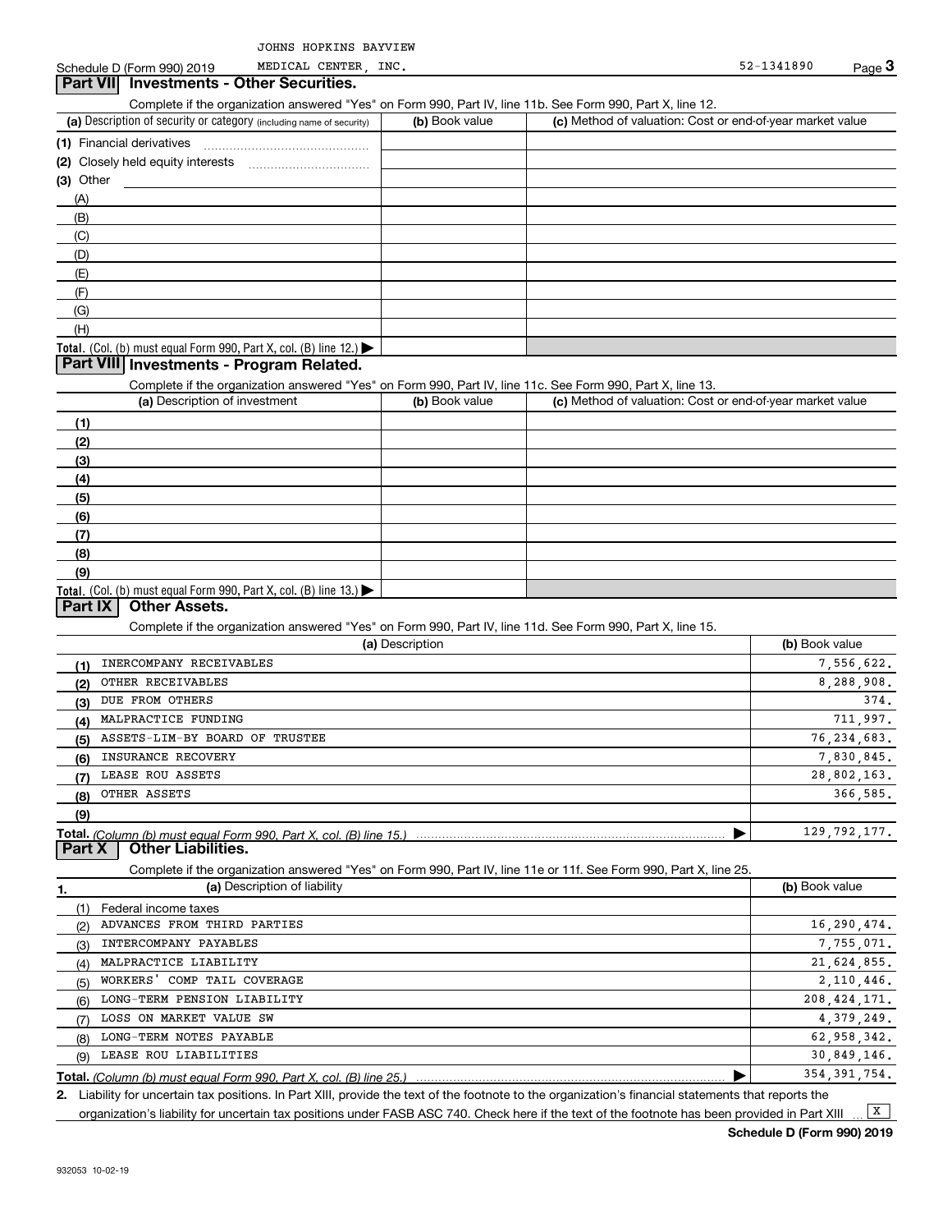JOHNS HOPKINS BAYVIEW
Schedule D (Form 990) 2019 MEDICAL CENTER, INC. 52-1341890 Page 3

## Part VII Investments - Other Securities.

Complete if the organization answered "Yes" on Form 990, Part IV, line 11b. See Form 990, Part X, line 12.

| (a) Description of security or category (including name of security) | (b) Book value | (c) Method of valuation: Cost or end-of-year market value |
|---|---|---|
| (1) Financial derivatives | | |
| (2) Closely held equity interests | | |
| (3) Other | | |
| (A) | | |
| (B) | | |
| (C) | | |
| (D) | | |
| (E) | | |
| (F) | | |
| (G) | | |
| (H) | | |
| **Total.** (Col. (b) must equal Form 990, Part X, col. (B) line 12.) ▶ | | |

## Part VIII Investments - Program Related.

Complete if the organization answered "Yes" on Form 990, Part IV, line 11c. See Form 990, Part X, line 13.

| (a) Description of investment | (b) Book value | (c) Method of valuation: Cost or end-of-year market value |
|---|---|---|
| (1) | | |
| (2) | | |
| (3) | | |
| (4) | | |
| (5) | | |
| (6) | | |
| (7) | | |
| (8) | | |
| (9) | | |
| **Total.** (Col. (b) must equal Form 990, Part X, col. (B) line 13.) ▶ | | |

## Part IX Other Assets.

Complete if the organization answered "Yes" on Form 990, Part IV, line 11d. See Form 990, Part X, line 15.

| | (a) Description | (b) Book value |
|---|---|---|
| (1) | INERCOMPANY RECEIVABLES | 7,556,622. |
| (2) | OTHER RECEIVABLES | 8,288,908. |
| (3) | DUE FROM OTHERS | 374. |
| (4) | MALPRACTICE FUNDING | 711,997. |
| (5) | ASSETS-LIM-BY BOARD OF TRUSTEE | 76,234,683. |
| (6) | INSURANCE RECOVERY | 7,830,845. |
| (7) | LEASE ROU ASSETS | 28,802,163. |
| (8) | OTHER ASSETS | 366,585. |
| (9) | | |
| **Total.** | *(Column (b) must equal Form 990, Part X, col. (B) line 15.)* ▶ | 129,792,177. |

## Part X Other Liabilities.

Complete if the organization answered "Yes" on Form 990, Part IV, line 11e or 11f. See Form 990, Part X, line 25.

| 1. | (a) Description of liability | (b) Book value |
|---|---|---|
| (1) | Federal income taxes | |
| (2) | ADVANCES FROM THIRD PARTIES | 16,290,474. |
| (3) | INTERCOMPANY PAYABLES | 7,755,071. |
| (4) | MALPRACTICE LIABILITY | 21,624,855. |
| (5) | WORKERS' COMP TAIL COVERAGE | 2,110,446. |
| (6) | LONG-TERM PENSION LIABILITY | 208,424,171. |
| (7) | LOSS ON MARKET VALUE SW | 4,379,249. |
| (8) | LONG-TERM NOTES PAYABLE | 62,958,342. |
| (9) | LEASE ROU LIABILITIES | 30,849,146. |
| **Total.** | *(Column (b) must equal Form 990, Part X, col. (B) line 25.)* ▶ | 354,391,754. |

2. Liability for uncertain tax positions. In Part XIII, provide the text of the footnote to the organization's financial statements that reports the organization's liability for uncertain tax positions under FASB ASC 740. Check here if the text of the footnote has been provided in Part XIII ... [X]

**Schedule D (Form 990) 2019**

932053 10-02-19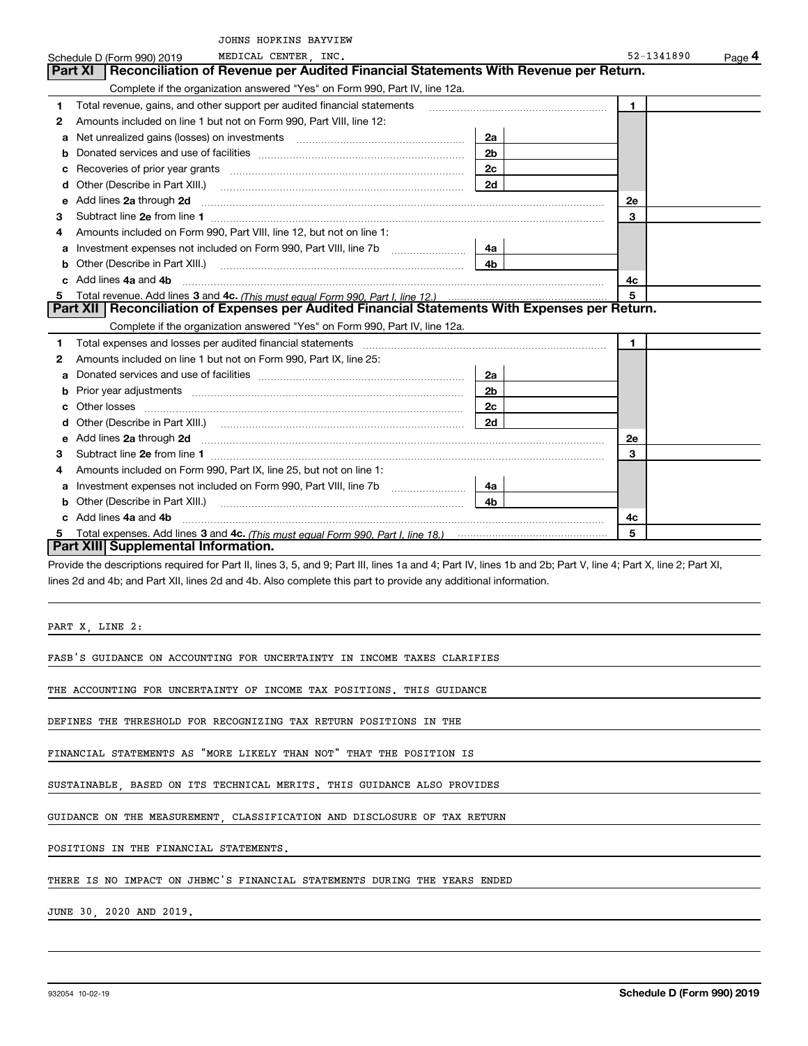JOHNS HOPKINS BAYVIEW

Schedule D (Form 990) 2019 MEDICAL CENTER, INC. 52-1341890 Page 4

## Part XI Reconciliation of Revenue per Audited Financial Statements With Revenue per Return.

Complete if the organization answered "Yes" on Form 990, Part IV, line 12a.

| | | | | | |
|---|---|---|---|---|---|
| 1 | Total revenue, gains, and other support per audited financial statements | | | 1 | |
| 2 | Amounts included on line 1 but not on Form 990, Part VIII, line 12: | | | | |
| a | Net unrealized gains (losses) on investments | 2a | | | |
| b | Donated services and use of facilities | 2b | | | |
| c | Recoveries of prior year grants | 2c | | | |
| d | Other (Describe in Part XIII.) | 2d | | | |
| e | Add lines 2a through 2d | | | 2e | |
| 3 | Subtract line 2e from line 1 | | | 3 | |
| 4 | Amounts included on Form 990, Part VIII, line 12, but not on line 1: | | | | |
| a | Investment expenses not included on Form 990, Part VIII, line 7b | 4a | | | |
| b | Other (Describe in Part XIII.) | 4b | | | |
| c | Add lines 4a and 4b | | | 4c | |
| 5 | Total revenue. Add lines 3 and 4c. *(This must equal Form 990, Part I, line 12.)* | | | 5 | |

## Part XII Reconciliation of Expenses per Audited Financial Statements With Expenses per Return.

Complete if the organization answered "Yes" on Form 990, Part IV, line 12a.

| | | | | | |
|---|---|---|---|---|---|
| 1 | Total expenses and losses per audited financial statements | | | 1 | |
| 2 | Amounts included on line 1 but not on Form 990, Part IX, line 25: | | | | |
| a | Donated services and use of facilities | 2a | | | |
| b | Prior year adjustments | 2b | | | |
| c | Other losses | 2c | | | |
| d | Other (Describe in Part XIII.) | 2d | | | |
| e | Add lines 2a through 2d | | | 2e | |
| 3 | Subtract line 2e from line 1 | | | 3 | |
| 4 | Amounts included on Form 990, Part IX, line 25, but not on line 1: | | | | |
| a | Investment expenses not included on Form 990, Part VIII, line 7b | 4a | | | |
| b | Other (Describe in Part XIII.) | 4b | | | |
| c | Add lines 4a and 4b | | | 4c | |
| 5 | Total expenses. Add lines 3 and 4c. *(This must equal Form 990, Part I, line 18.)* | | | 5 | |

## Part XIII Supplemental Information.

Provide the descriptions required for Part II, lines 3, 5, and 9; Part III, lines 1a and 4; Part IV, lines 1b and 2b; Part V, line 4; Part X, line 2; Part XI, lines 2d and 4b; and Part XII, lines 2d and 4b. Also complete this part to provide any additional information.

PART X, LINE 2:

FASB'S GUIDANCE ON ACCOUNTING FOR UNCERTAINTY IN INCOME TAXES CLARIFIES THE ACCOUNTING FOR UNCERTAINTY OF INCOME TAX POSITIONS. THIS GUIDANCE DEFINES THE THRESHOLD FOR RECOGNIZING TAX RETURN POSITIONS IN THE FINANCIAL STATEMENTS AS "MORE LIKELY THAN NOT" THAT THE POSITION IS SUSTAINABLE, BASED ON ITS TECHNICAL MERITS. THIS GUIDANCE ALSO PROVIDES GUIDANCE ON THE MEASUREMENT, CLASSIFICATION AND DISCLOSURE OF TAX RETURN POSITIONS IN THE FINANCIAL STATEMENTS.

THERE IS NO IMPACT ON JHBMC'S FINANCIAL STATEMENTS DURING THE YEARS ENDED JUNE 30, 2020 AND 2019.

932054 10-02-19 **Schedule D (Form 990) 2019**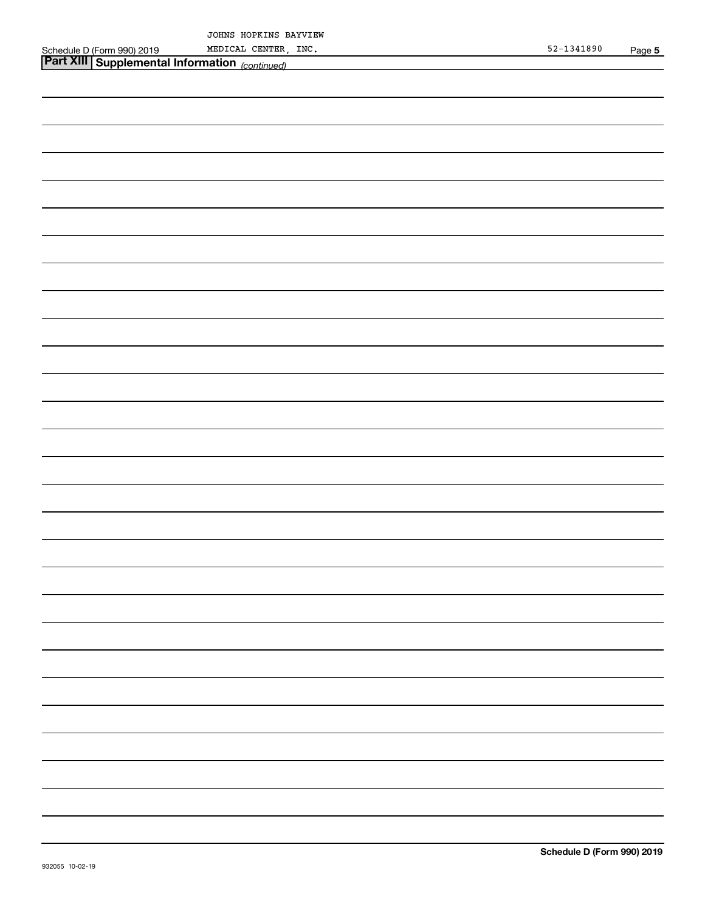JOHNS HOPKINS BAYVIEW MEDICAL CENTER, INC. 52-1341890

## Part XIII Supplemental Information *(continued)*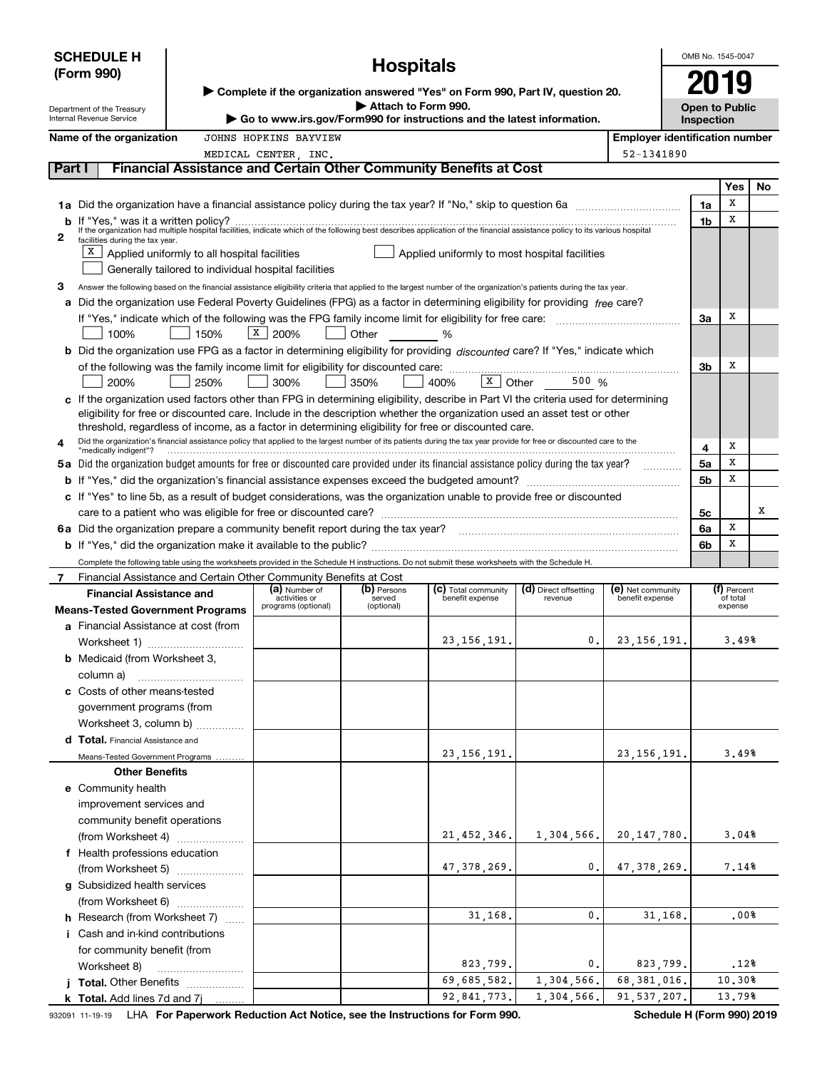**SCHEDULE H (Form 990)**

Department of the Treasury
Internal Revenue Service

# Hospitals

▶ Complete if the organization answered "Yes" on Form 990, Part IV, question 20.
▶ Attach to Form 990.
▶ Go to www.irs.gov/Form990 for instructions and the latest information.

OMB No. 1545-0047

**2019**

**Open to Public Inspection**

**Name of the organization** JOHNS HOPKINS BAYVIEW MEDICAL CENTER, INC.

**Employer identification number** 52-1341890

## Part I Financial Assistance and Certain Other Community Benefits at Cost

| | | Yes | No |
|---|---|---|---|
| **1a** Did the organization have a financial assistance policy during the tax year? If "No," skip to question 6a | 1a | X | |
| **b** If "Yes," was it a written policy? | 1b | X | |

**2** If the organization had multiple hospital facilities, indicate which of the following best describes application of the financial assistance policy to its various hospital facilities during the tax year.

[X] Applied uniformly to all hospital facilities [ ] Applied uniformly to most hospital facilities
[ ] Generally tailored to individual hospital facilities

**3** Answer the following based on the financial assistance eligibility criteria that applied to the largest number of the organization's patients during the tax year.

| | | Yes | No |
|---|---|---|---|
| **a** Did the organization use Federal Poverty Guidelines (FPG) as a factor in determining eligibility for providing *free* care? If "Yes," indicate which of the following was the FPG family income limit for eligibility for free care: [ ] 100% [ ] 150% [X] 200% [ ] Other ____ % | 3a | X | |
| **b** Did the organization use FPG as a factor in determining eligibility for providing *discounted* care? If "Yes," indicate which of the following was the family income limit for eligibility for discounted care: [ ] 200% [ ] 250% [ ] 300% [ ] 350% [ ] 400% [X] Other 500 % | 3b | X | |
| **c** If the organization used factors other than FPG in determining eligibility, describe in Part VI the criteria used for determining eligibility for free or discounted care. Include in the description whether the organization used an asset test or other threshold, regardless of income, as a factor in determining eligibility for free or discounted care. | | | |
| **4** Did the organization's financial assistance policy that applied to the largest number of its patients during the tax year provide for free or discounted care to the "medically indigent"? | 4 | X | |
| **5a** Did the organization budget amounts for free or discounted care provided under its financial assistance policy during the tax year? | 5a | X | |
| **b** If "Yes," did the organization's financial assistance expenses exceed the budgeted amount? | 5b | X | |
| **c** If "Yes" to line 5b, as a result of budget considerations, was the organization unable to provide free or discounted care to a patient who was eligible for free or discounted care? | 5c | | X |
| **6a** Did the organization prepare a community benefit report during the tax year? | 6a | X | |
| **b** If "Yes," did the organization make it available to the public? | 6b | X | |

Complete the following table using the worksheets provided in the Schedule H instructions. Do not submit these worksheets with the Schedule H.

**7** Financial Assistance and Certain Other Community Benefits at Cost

| Financial Assistance and Means-Tested Government Programs | (a) Number of activities or programs (optional) | (b) Persons served (optional) | (c) Total community benefit expense | (d) Direct offsetting revenue | (e) Net community benefit expense | (f) Percent of total expense |
|---|---|---|---|---|---|---|
| **a** Financial Assistance at cost (from Worksheet 1) | | | 23,156,191. | 0. | 23,156,191. | 3.49% |
| **b** Medicaid (from Worksheet 3, column a) | | | | | | |
| **c** Costs of other means-tested government programs (from Worksheet 3, column b) | | | | | | |
| **d Total.** Financial Assistance and Means-Tested Government Programs | | | 23,156,191. | | 23,156,191. | 3.49% |
| **Other Benefits** | | | | | | |
| **e** Community health improvement services and community benefit operations (from Worksheet 4) | | | 21,452,346. | 1,304,566. | 20,147,780. | 3.04% |
| **f** Health professions education (from Worksheet 5) | | | 47,378,269. | 0. | 47,378,269. | 7.14% |
| **g** Subsidized health services (from Worksheet 6) | | | | | | |
| **h** Research (from Worksheet 7) | | | 31,168. | 0. | 31,168. | .00% |
| **i** Cash and in-kind contributions for community benefit (from Worksheet 8) | | | 823,799. | 0. | 823,799. | .12% |
| **j Total.** Other Benefits | | | 69,685,582. | 1,304,566. | 68,381,016. | 10.30% |
| **k Total.** Add lines 7d and 7j | | | 92,841,773. | 1,304,566. | 91,537,207. | 13.79% |

932091 11-19-19 LHA **For Paperwork Reduction Act Notice, see the Instructions for Form 990.** **Schedule H (Form 990) 2019**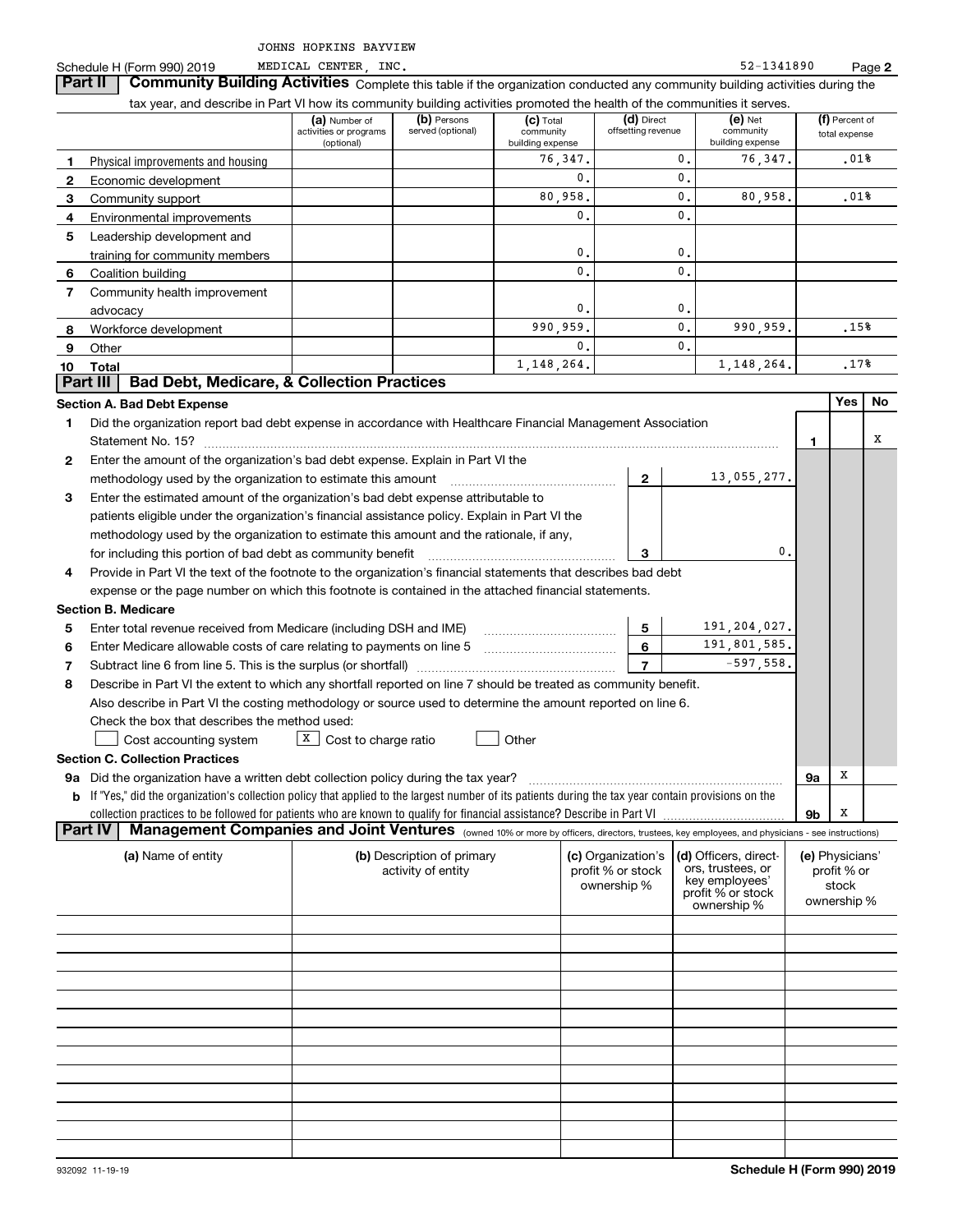JOHNS HOPKINS BAYVIEW

Schedule H (Form 990) 2019 MEDICAL CENTER, INC. 52-1341890 Page 2

## Part II Community Building Activities

Complete this table if the organization conducted any community building activities during the tax year, and describe in Part VI how its community building activities promoted the health of the communities it serves.

| | | (a) Number of activities or programs (optional) | (b) Persons served (optional) | (c) Total community building expense | (d) Direct offsetting revenue | (e) Net community building expense | (f) Percent of total expense |
|---|---|---|---|---|---|---|---|
| 1 | Physical improvements and housing | | | 76,347. | 0. | 76,347. | .01% |
| 2 | Economic development | | | 0. | 0. | | |
| 3 | Community support | | | 80,958. | 0. | 80,958. | .01% |
| 4 | Environmental improvements | | | 0. | 0. | | |
| 5 | Leadership development and training for community members | | | 0. | 0. | | |
| 6 | Coalition building | | | 0. | 0. | | |
| 7 | Community health improvement advocacy | | | 0. | 0. | | |
| 8 | Workforce development | | | 990,959. | 0. | 990,959. | .15% |
| 9 | Other | | | 0. | 0. | | |
| 10 | Total | | | 1,148,264. | | 1,148,264. | .17% |

## Part III Bad Debt, Medicare, & Collection Practices

### Section A. Bad Debt Expense

| | | | | Yes | No |
|---|---|---|---|---|---|
| 1 | Did the organization report bad debt expense in accordance with Healthcare Financial Management Association Statement No. 15? | | 1 | | X |
| 2 | Enter the amount of the organization's bad debt expense. Explain in Part VI the methodology used by the organization to estimate this amount | 2 | 13,055,277. | | |
| 3 | Enter the estimated amount of the organization's bad debt expense attributable to patients eligible under the organization's financial assistance policy. Explain in Part VI the methodology used by the organization to estimate this amount and the rationale, if any, for including this portion of bad debt as community benefit | 3 | 0. | | |
| 4 | Provide in Part VI the text of the footnote to the organization's financial statements that describes bad debt expense or the page number on which this footnote is contained in the attached financial statements. | | | | |

### Section B. Medicare

| | | | |
|---|---|---|---|
| 5 | Enter total revenue received from Medicare (including DSH and IME) | 5 | 191,204,027. |
| 6 | Enter Medicare allowable costs of care relating to payments on line 5 | 6 | 191,801,585. |
| 7 | Subtract line 6 from line 5. This is the surplus (or shortfall) | 7 | -597,558. |

8 Describe in Part VI the extent to which any shortfall reported on line 7 should be treated as community benefit. Also describe in Part VI the costing methodology or source used to determine the amount reported on line 6. Check the box that describes the method used:

☐ Cost accounting system ☒ Cost to charge ratio ☐ Other

### Section C. Collection Practices

| | | | Yes | No |
|---|---|---|---|---|
| 9a | Did the organization have a written debt collection policy during the tax year? | 9a | X | |
| b | If "Yes," did the organization's collection policy that applied to the largest number of its patients during the tax year contain provisions on the collection practices to be followed for patients who are known to qualify for financial assistance? Describe in Part VI | 9b | X | |

## Part IV Management Companies and Joint Ventures (owned 10% or more by officers, directors, trustees, key employees, and physicians - see instructions)

| (a) Name of entity | (b) Description of primary activity of entity | (c) Organization's profit % or stock ownership % | (d) Officers, directors, trustees, or key employees' profit % or stock ownership % | (e) Physicians' profit % or stock ownership % |
|---|---|---|---|---|
| | | | | |

932092 11-19-19 Schedule H (Form 990) 2019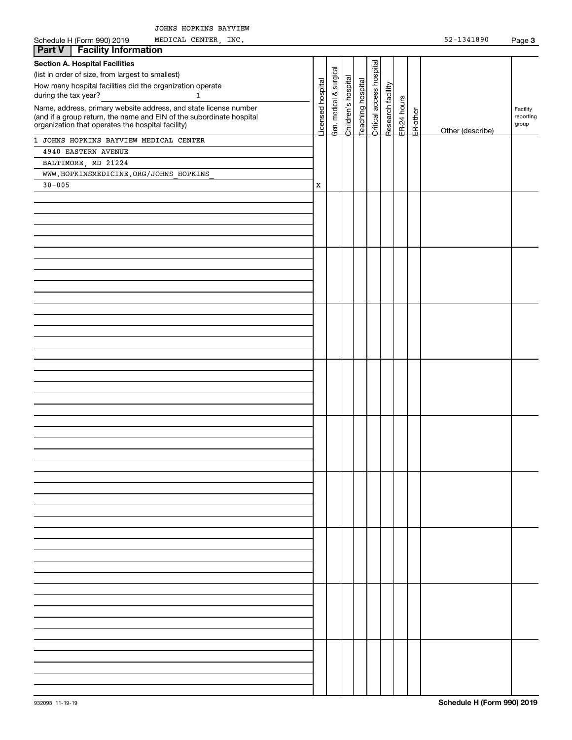JOHNS HOPKINS BAYVIEW

Schedule H (Form 990) 2019 MEDICAL CENTER, INC. 52-1341890 Page **3**

## Part V | Facility Information

**Section A. Hospital Facilities**

(list in order of size, from largest to smallest)

How many hospital facilities did the organization operate during the tax year? 1

| Name, address, primary website address, and state license number (and if a group return, the name and EIN of the subordinate hospital organization that operates the hospital facility) | Licensed hospital | Gen. medical & surgical | Children's hospital | Teaching hospital | Critical access hospital | Research facility | ER-24 hours | ER-other | Other (describe) | Facility reporting group |
|---|---|---|---|---|---|---|---|---|---|---|
| 1 JOHNS HOPKINS BAYVIEW MEDICAL CENTER<br>4940 EASTERN AVENUE<br>BALTIMORE, MD 21224<br>WWW.HOPKINSMEDICINE.ORG/JOHNS_HOPKINS_<br>30-005 | X | | | | | | | | | |

932093 11-19-19 **Schedule H (Form 990) 2019**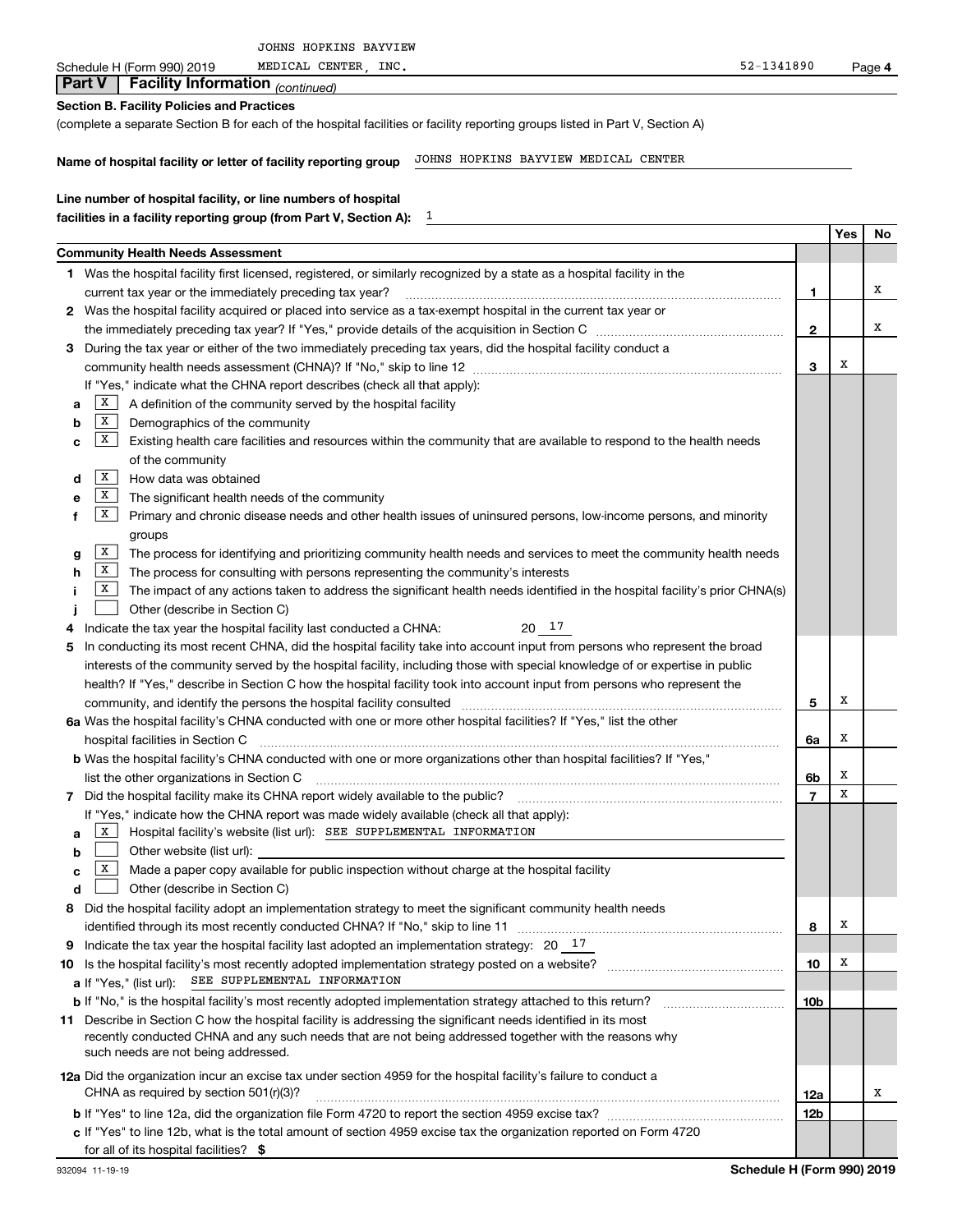JOHNS HOPKINS BAYVIEW MEDICAL CENTER, INC. 52-1341890

Schedule H (Form 990) 2019 Page 4

## Part V Facility Information *(continued)*

**Section B. Facility Policies and Practices**

(complete a separate Section B for each of the hospital facilities or facility reporting groups listed in Part V, Section A)

**Name of hospital facility or letter of facility reporting group** JOHNS HOPKINS BAYVIEW MEDICAL CENTER

**Line number of hospital facility, or line numbers of hospital facilities in a facility reporting group (from Part V, Section A):** 1

| | | Yes | No |
|---|---|---|---|
| **Community Health Needs Assessment** | | | |
| **1** Was the hospital facility first licensed, registered, or similarly recognized by a state as a hospital facility in the current tax year or the immediately preceding tax year? | 1 | | X |
| **2** Was the hospital facility acquired or placed into service as a tax-exempt hospital in the current tax year or the immediately preceding tax year? If "Yes," provide details of the acquisition in Section C | 2 | | X |
| **3** During the tax year or either of the two immediately preceding tax years, did the hospital facility conduct a community health needs assessment (CHNA)? If "No," skip to line 12 | 3 | X | |
| If "Yes," indicate what the CHNA report describes (check all that apply): | | | |
| **a** [X] A definition of the community served by the hospital facility | | | |
| **b** [X] Demographics of the community | | | |
| **c** [X] Existing health care facilities and resources within the community that are available to respond to the health needs of the community | | | |
| **d** [X] How data was obtained | | | |
| **e** [X] The significant health needs of the community | | | |
| **f** [X] Primary and chronic disease needs and other health issues of uninsured persons, low-income persons, and minority groups | | | |
| **g** [X] The process for identifying and prioritizing community health needs and services to meet the community health needs | | | |
| **h** [X] The process for consulting with persons representing the community's interests | | | |
| **i** [X] The impact of any actions taken to address the significant health needs identified in the hospital facility's prior CHNA(s) | | | |
| **j** [ ] Other (describe in Section C) | | | |
| **4** Indicate the tax year the hospital facility last conducted a CHNA: 20 17 | | | |
| **5** In conducting its most recent CHNA, did the hospital facility take into account input from persons who represent the broad interests of the community served by the hospital facility, including those with special knowledge of or expertise in public health? If "Yes," describe in Section C how the hospital facility took into account input from persons who represent the community, and identify the persons the hospital facility consulted | 5 | X | |
| **6a** Was the hospital facility's CHNA conducted with one or more other hospital facilities? If "Yes," list the other hospital facilities in Section C | 6a | X | |
| **b** Was the hospital facility's CHNA conducted with one or more organizations other than hospital facilities? If "Yes," list the other organizations in Section C | 6b | X | |
| **7** Did the hospital facility make its CHNA report widely available to the public? | 7 | X | |
| If "Yes," indicate how the CHNA report was made widely available (check all that apply): | | | |
| **a** [X] Hospital facility's website (list url): SEE SUPPLEMENTAL INFORMATION | | | |
| **b** [ ] Other website (list url): | | | |
| **c** [X] Made a paper copy available for public inspection without charge at the hospital facility | | | |
| **d** [ ] Other (describe in Section C) | | | |
| **8** Did the hospital facility adopt an implementation strategy to meet the significant community health needs identified through its most recently conducted CHNA? If "No," skip to line 11 | 8 | X | |
| **9** Indicate the tax year the hospital facility last adopted an implementation strategy: 20 17 | | | |
| **10** Is the hospital facility's most recently adopted implementation strategy posted on a website? | 10 | X | |
| **a** If "Yes," (list url): SEE SUPPLEMENTAL INFORMATION | | | |
| **b** If "No," is the hospital facility's most recently adopted implementation strategy attached to this return? | 10b | | |
| **11** Describe in Section C how the hospital facility is addressing the significant needs identified in its most recently conducted CHNA and any such needs that are not being addressed together with the reasons why such needs are not being addressed. | | | |
| **12a** Did the organization incur an excise tax under section 4959 for the hospital facility's failure to conduct a CHNA as required by section 501(r)(3)? | 12a | | X |
| **b** If "Yes" to line 12a, did the organization file Form 4720 to report the section 4959 excise tax? | 12b | | |
| **c** If "Yes" to line 12b, what is the total amount of section 4959 excise tax the organization reported on Form 4720 for all of its hospital facilities? $ | | | |

932094 11-19-19 **Schedule H (Form 990) 2019**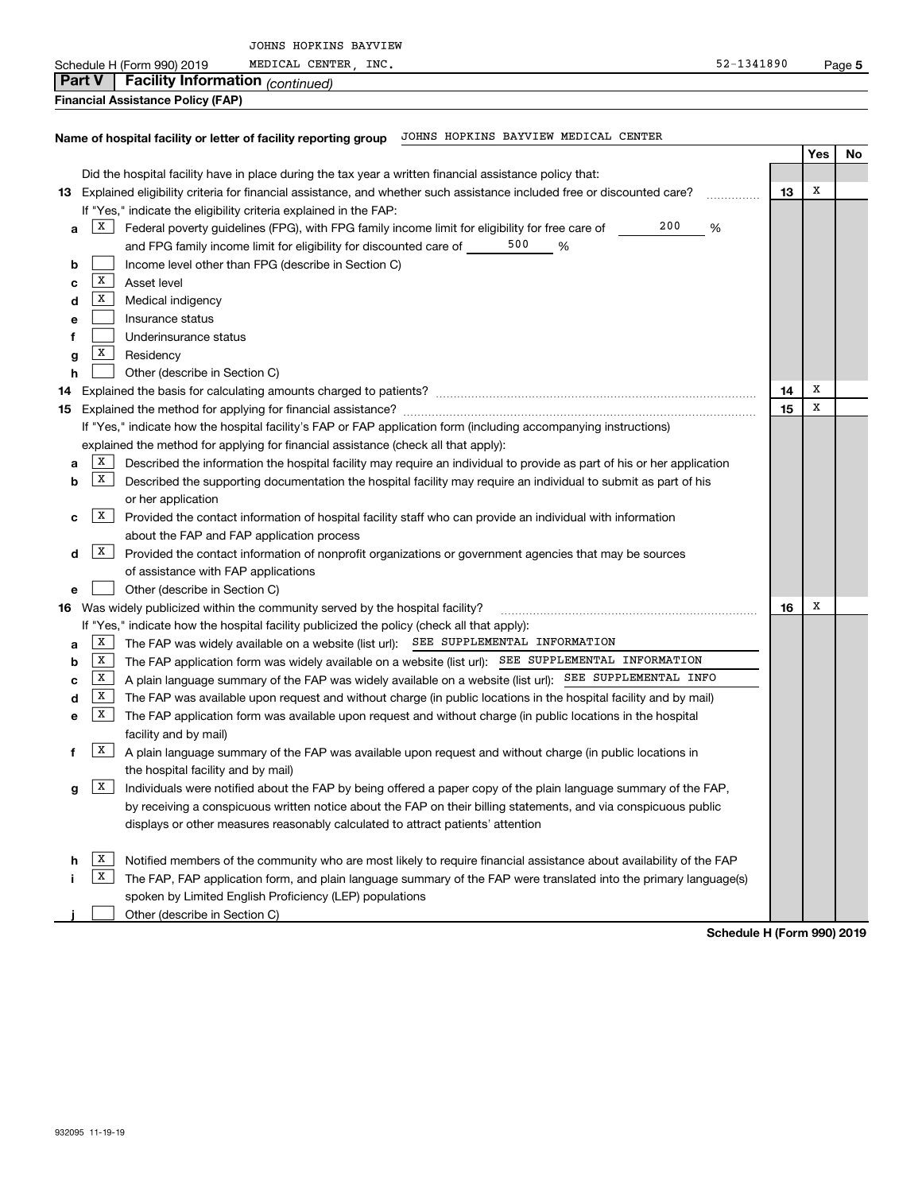JOHNS HOPKINS BAYVIEW MEDICAL CENTER, INC.

Schedule H (Form 990) 2019 — 52-1341890

## Part V Facility Information *(continued)*

**Financial Assistance Policy (FAP)**

**Name of hospital facility or letter of facility reporting group** JOHNS HOPKINS BAYVIEW MEDICAL CENTER

| | | | Yes | No |
|---|---|---|---|---|
| | Did the hospital facility have in place during the tax year a written financial assistance policy that: | | | |
| **13** | Explained eligibility criteria for financial assistance, and whether such assistance included free or discounted care? | 13 | X | |
| | If "Yes," indicate the eligibility criteria explained in the FAP: | | | |
| a | [X] Federal poverty guidelines (FPG), with FPG family income limit for eligibility for free care of 200 % and FPG family income limit for eligibility for discounted care of 500 % | | | |
| b | [ ] Income level other than FPG (describe in Section C) | | | |
| c | [X] Asset level | | | |
| d | [X] Medical indigency | | | |
| e | [ ] Insurance status | | | |
| f | [ ] Underinsurance status | | | |
| g | [X] Residency | | | |
| h | [ ] Other (describe in Section C) | | | |
| **14** | Explained the basis for calculating amounts charged to patients? | 14 | X | |
| **15** | Explained the method for applying for financial assistance? | 15 | X | |
| | If "Yes," indicate how the hospital facility's FAP or FAP application form (including accompanying instructions) explained the method for applying for financial assistance (check all that apply): | | | |
| a | [X] Described the information the hospital facility may require an individual to provide as part of his or her application | | | |
| b | [X] Described the supporting documentation the hospital facility may require an individual to submit as part of his or her application | | | |
| c | [X] Provided the contact information of hospital facility staff who can provide an individual with information about the FAP and FAP application process | | | |
| d | [X] Provided the contact information of nonprofit organizations or government agencies that may be sources of assistance with FAP applications | | | |
| e | [ ] Other (describe in Section C) | | | |
| **16** | Was widely publicized within the community served by the hospital facility? | 16 | X | |
| | If "Yes," indicate how the hospital facility publicized the policy (check all that apply): | | | |
| a | [X] The FAP was widely available on a website (list url): SEE SUPPLEMENTAL INFORMATION | | | |
| b | [X] The FAP application form was widely available on a website (list url): SEE SUPPLEMENTAL INFORMATION | | | |
| c | [X] A plain language summary of the FAP was widely available on a website (list url): SEE SUPPLEMENTAL INFO | | | |
| d | [X] The FAP was available upon request and without charge (in public locations in the hospital facility and by mail) | | | |
| e | [X] The FAP application form was available upon request and without charge (in public locations in the hospital facility and by mail) | | | |
| f | [X] A plain language summary of the FAP was available upon request and without charge (in public locations in the hospital facility and by mail) | | | |
| g | [X] Individuals were notified about the FAP by being offered a paper copy of the plain language summary of the FAP, by receiving a conspicuous written notice about the FAP on their billing statements, and via conspicuous public displays or other measures reasonably calculated to attract patients' attention | | | |
| h | [X] Notified members of the community who are most likely to require financial assistance about availability of the FAP | | | |
| i | [X] The FAP, FAP application form, and plain language summary of the FAP were translated into the primary language(s) spoken by Limited English Proficiency (LEP) populations | | | |
| j | [ ] Other (describe in Section C) | | | |

**Schedule H (Form 990) 2019**

932095 11-19-19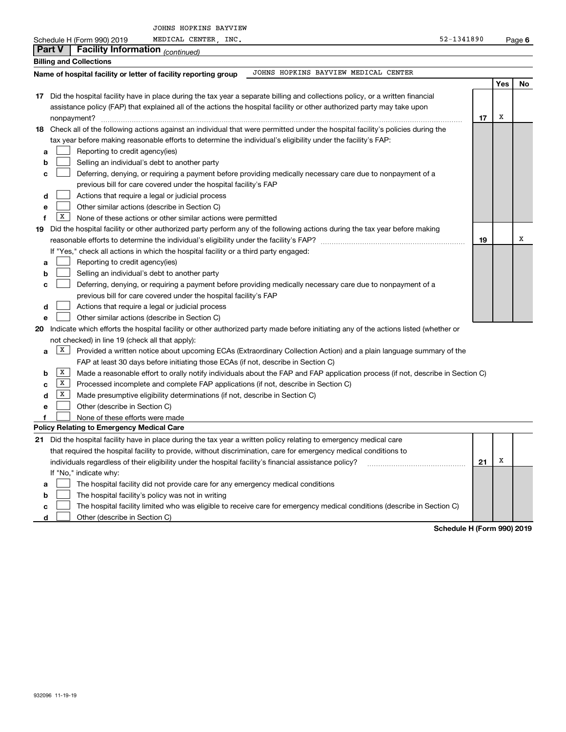JOHNS HOPKINS BAYVIEW MEDICAL CENTER, INC.

Schedule H (Form 990) 2019 — 52-1341890

## Part V Facility Information *(continued)*

### Billing and Collections

**Name of hospital facility or letter of facility reporting group** JOHNS HOPKINS BAYVIEW MEDICAL CENTER

| | | Yes | No |
|---|---|---|---|
| **17** Did the hospital facility have in place during the tax year a separate billing and collections policy, or a written financial assistance policy (FAP) that explained all of the actions the hospital facility or other authorized party may take upon nonpayment? | 17 | X | |

**18** Check all of the following actions against an individual that were permitted under the hospital facility's policies during the tax year before making reasonable efforts to determine the individual's eligibility under the facility's FAP:

- **a** [ ] Reporting to credit agency(ies)
- **b** [ ] Selling an individual's debt to another party
- **c** [ ] Deferring, denying, or requiring a payment before providing medically necessary care due to nonpayment of a previous bill for care covered under the hospital facility's FAP
- **d** [ ] Actions that require a legal or judicial process
- **e** [ ] Other similar actions (describe in Section C)
- **f** [X] None of these actions or other similar actions were permitted

| | | Yes | No |
|---|---|---|---|
| **19** Did the hospital facility or other authorized party perform any of the following actions during the tax year before making reasonable efforts to determine the individual's eligibility under the facility's FAP? | 19 | | X |

If "Yes," check all actions in which the hospital facility or a third party engaged:

- **a** [ ] Reporting to credit agency(ies)
- **b** [ ] Selling an individual's debt to another party
- **c** [ ] Deferring, denying, or requiring a payment before providing medically necessary care due to nonpayment of a previous bill for care covered under the hospital facility's FAP
- **d** [ ] Actions that require a legal or judicial process
- **e** [ ] Other similar actions (describe in Section C)

**20** Indicate which efforts the hospital facility or other authorized party made before initiating any of the actions listed (whether or not checked) in line 19 (check all that apply):

- **a** [X] Provided a written notice about upcoming ECAs (Extraordinary Collection Action) and a plain language summary of the FAP at least 30 days before initiating those ECAs (if not, describe in Section C)
- **b** [X] Made a reasonable effort to orally notify individuals about the FAP and FAP application process (if not, describe in Section C)
- **c** [X] Processed incomplete and complete FAP applications (if not, describe in Section C)
- **d** [X] Made presumptive eligibility determinations (if not, describe in Section C)
- **e** [ ] Other (describe in Section C)
- **f** [ ] None of these efforts were made

### Policy Relating to Emergency Medical Care

| | | Yes | No |
|---|---|---|---|
| **21** Did the hospital facility have in place during the tax year a written policy relating to emergency medical care that required the hospital facility to provide, without discrimination, care for emergency medical conditions to individuals regardless of their eligibility under the hospital facility's financial assistance policy? | 21 | X | |

If "No," indicate why:

- **a** [ ] The hospital facility did not provide care for any emergency medical conditions
- **b** [ ] The hospital facility's policy was not in writing
- **c** [ ] The hospital facility limited who was eligible to receive care for emergency medical conditions (describe in Section C)
- **d** [ ] Other (describe in Section C)

Schedule H (Form 990) 2019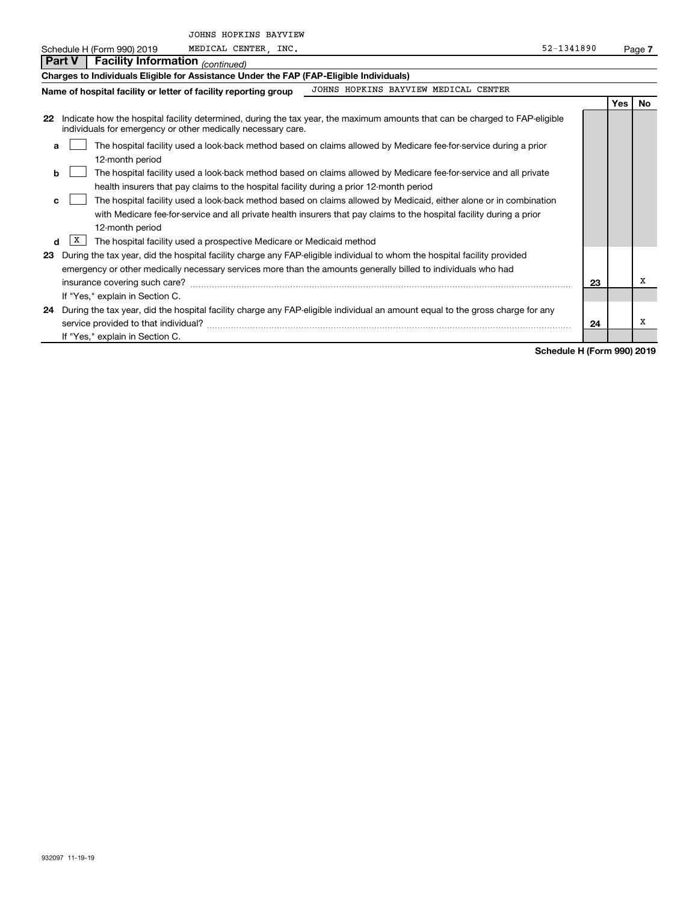JOHNS HOPKINS BAYVIEW

Schedule H (Form 990) 2019 MEDICAL CENTER, INC. 52-1341890 Page 7

**Part V** | **Facility Information** *(continued)*

**Charges to Individuals Eligible for Assistance Under the FAP (FAP-Eligible Individuals)**

**Name of hospital facility or letter of facility reporting group** JOHNS HOPKINS BAYVIEW MEDICAL CENTER

| | | | Yes | No |
|---|---|---|---|---|
| **22** | Indicate how the hospital facility determined, during the tax year, the maximum amounts that can be charged to FAP-eligible individuals for emergency or other medically necessary care. | | | |
| **a** | [ ] The hospital facility used a look-back method based on claims allowed by Medicare fee-for-service during a prior 12-month period | | | |
| **b** | [ ] The hospital facility used a look-back method based on claims allowed by Medicare fee-for-service and all private health insurers that pay claims to the hospital facility during a prior 12-month period | | | |
| **c** | [ ] The hospital facility used a look-back method based on claims allowed by Medicaid, either alone or in combination with Medicare fee-for-service and all private health insurers that pay claims to the hospital facility during a prior 12-month period | | | |
| **d** | [X] The hospital facility used a prospective Medicare or Medicaid method | | | |
| **23** | During the tax year, did the hospital facility charge any FAP-eligible individual to whom the hospital facility provided emergency or other medically necessary services more than the amounts generally billed to individuals who had insurance covering such care? | **23** | | X |
| | If "Yes," explain in Section C. | | | |
| **24** | During the tax year, did the hospital facility charge any FAP-eligible individual an amount equal to the gross charge for any service provided to that individual? | **24** | | X |
| | If "Yes," explain in Section C. | | | |

**Schedule H (Form 990) 2019**

932097 11-19-19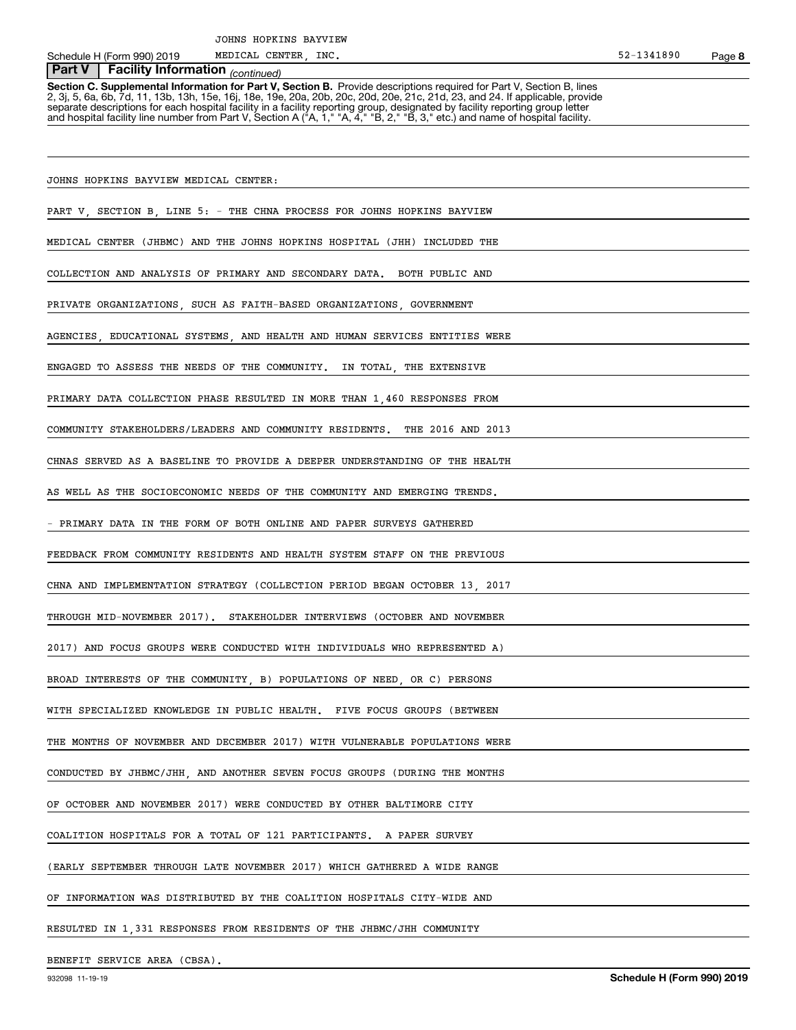**Part V | Facility Information** *(continued)*

**Section C. Supplemental Information for Part V, Section B.** Provide descriptions required for Part V, Section B, lines 2, 3j, 5, 6a, 6b, 7d, 11, 13b, 13h, 15e, 16j, 18e, 19e, 20a, 20b, 20c, 20d, 20e, 21c, 21d, 23, and 24. If applicable, provide separate descriptions for each hospital facility in a facility reporting group, designated by facility reporting group letter and hospital facility line number from Part V, Section A ("A, 1," "A, 4," "B, 2," "B, 3," etc.) and name of hospital facility.

JOHNS HOPKINS BAYVIEW MEDICAL CENTER:

PART V, SECTION B, LINE 5: - THE CHNA PROCESS FOR JOHNS HOPKINS BAYVIEW MEDICAL CENTER (JHBMC) AND THE JOHNS HOPKINS HOSPITAL (JHH) INCLUDED THE COLLECTION AND ANALYSIS OF PRIMARY AND SECONDARY DATA. BOTH PUBLIC AND PRIVATE ORGANIZATIONS, SUCH AS FAITH-BASED ORGANIZATIONS, GOVERNMENT AGENCIES, EDUCATIONAL SYSTEMS, AND HEALTH AND HUMAN SERVICES ENTITIES WERE ENGAGED TO ASSESS THE NEEDS OF THE COMMUNITY. IN TOTAL, THE EXTENSIVE PRIMARY DATA COLLECTION PHASE RESULTED IN MORE THAN 1,460 RESPONSES FROM COMMUNITY STAKEHOLDERS/LEADERS AND COMMUNITY RESIDENTS. THE 2016 AND 2013 CHNAS SERVED AS A BASELINE TO PROVIDE A DEEPER UNDERSTANDING OF THE HEALTH AS WELL AS THE SOCIOECONOMIC NEEDS OF THE COMMUNITY AND EMERGING TRENDS.

- PRIMARY DATA IN THE FORM OF BOTH ONLINE AND PAPER SURVEYS GATHERED FEEDBACK FROM COMMUNITY RESIDENTS AND HEALTH SYSTEM STAFF ON THE PREVIOUS CHNA AND IMPLEMENTATION STRATEGY (COLLECTION PERIOD BEGAN OCTOBER 13, 2017 THROUGH MID-NOVEMBER 2017). STAKEHOLDER INTERVIEWS (OCTOBER AND NOVEMBER 2017) AND FOCUS GROUPS WERE CONDUCTED WITH INDIVIDUALS WHO REPRESENTED A) BROAD INTERESTS OF THE COMMUNITY, B) POPULATIONS OF NEED, OR C) PERSONS WITH SPECIALIZED KNOWLEDGE IN PUBLIC HEALTH. FIVE FOCUS GROUPS (BETWEEN THE MONTHS OF NOVEMBER AND DECEMBER 2017) WITH VULNERABLE POPULATIONS WERE CONDUCTED BY JHBMC/JHH, AND ANOTHER SEVEN FOCUS GROUPS (DURING THE MONTHS OF OCTOBER AND NOVEMBER 2017) WERE CONDUCTED BY OTHER BALTIMORE CITY COALITION HOSPITALS FOR A TOTAL OF 121 PARTICIPANTS. A PAPER SURVEY (EARLY SEPTEMBER THROUGH LATE NOVEMBER 2017) WHICH GATHERED A WIDE RANGE OF INFORMATION WAS DISTRIBUTED BY THE COALITION HOSPITALS CITY-WIDE AND RESULTED IN 1,331 RESPONSES FROM RESIDENTS OF THE JHBMC/JHH COMMUNITY BENEFIT SERVICE AREA (CBSA).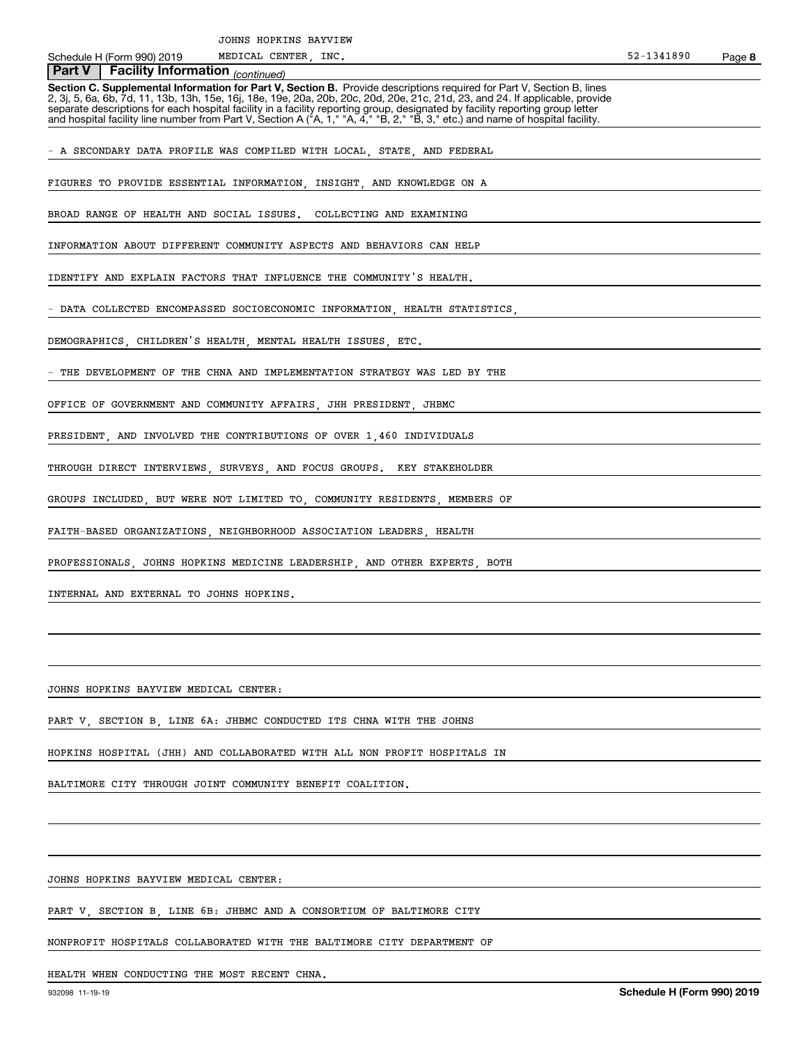## Part V | Facility Information *(continued)*

**Section C. Supplemental Information for Part V, Section B.** Provide descriptions required for Part V, Section B, lines 2, 3j, 5, 6a, 6b, 7d, 11, 13b, 13h, 15e, 16j, 18e, 19e, 20a, 20b, 20c, 20d, 20e, 21c, 21d, 23, and 24. If applicable, provide separate descriptions for each hospital facility in a facility reporting group, designated by facility reporting group letter and hospital facility line number from Part V, Section A ("A, 1," "A, 4," "B, 2," "B, 3," etc.) and name of hospital facility.

- A SECONDARY DATA PROFILE WAS COMPILED WITH LOCAL, STATE, AND FEDERAL FIGURES TO PROVIDE ESSENTIAL INFORMATION, INSIGHT, AND KNOWLEDGE ON A BROAD RANGE OF HEALTH AND SOCIAL ISSUES. COLLECTING AND EXAMINING INFORMATION ABOUT DIFFERENT COMMUNITY ASPECTS AND BEHAVIORS CAN HELP IDENTIFY AND EXPLAIN FACTORS THAT INFLUENCE THE COMMUNITY'S HEALTH.

- DATA COLLECTED ENCOMPASSED SOCIOECONOMIC INFORMATION, HEALTH STATISTICS, DEMOGRAPHICS, CHILDREN'S HEALTH, MENTAL HEALTH ISSUES, ETC.

- THE DEVELOPMENT OF THE CHNA AND IMPLEMENTATION STRATEGY WAS LED BY THE OFFICE OF GOVERNMENT AND COMMUNITY AFFAIRS, JHH PRESIDENT, JHBMC PRESIDENT, AND INVOLVED THE CONTRIBUTIONS OF OVER 1,460 INDIVIDUALS THROUGH DIRECT INTERVIEWS, SURVEYS, AND FOCUS GROUPS. KEY STAKEHOLDER GROUPS INCLUDED, BUT WERE NOT LIMITED TO, COMMUNITY RESIDENTS, MEMBERS OF FAITH-BASED ORGANIZATIONS, NEIGHBORHOOD ASSOCIATION LEADERS, HEALTH PROFESSIONALS, JOHNS HOPKINS MEDICINE LEADERSHIP, AND OTHER EXPERTS, BOTH INTERNAL AND EXTERNAL TO JOHNS HOPKINS.

JOHNS HOPKINS BAYVIEW MEDICAL CENTER:

PART V, SECTION B, LINE 6A: JHBMC CONDUCTED ITS CHNA WITH THE JOHNS HOPKINS HOSPITAL (JHH) AND COLLABORATED WITH ALL NON PROFIT HOSPITALS IN BALTIMORE CITY THROUGH JOINT COMMUNITY BENEFIT COALITION.

JOHNS HOPKINS BAYVIEW MEDICAL CENTER:

PART V, SECTION B, LINE 6B: JHBMC AND A CONSORTIUM OF BALTIMORE CITY NONPROFIT HOSPITALS COLLABORATED WITH THE BALTIMORE CITY DEPARTMENT OF HEALTH WHEN CONDUCTING THE MOST RECENT CHNA.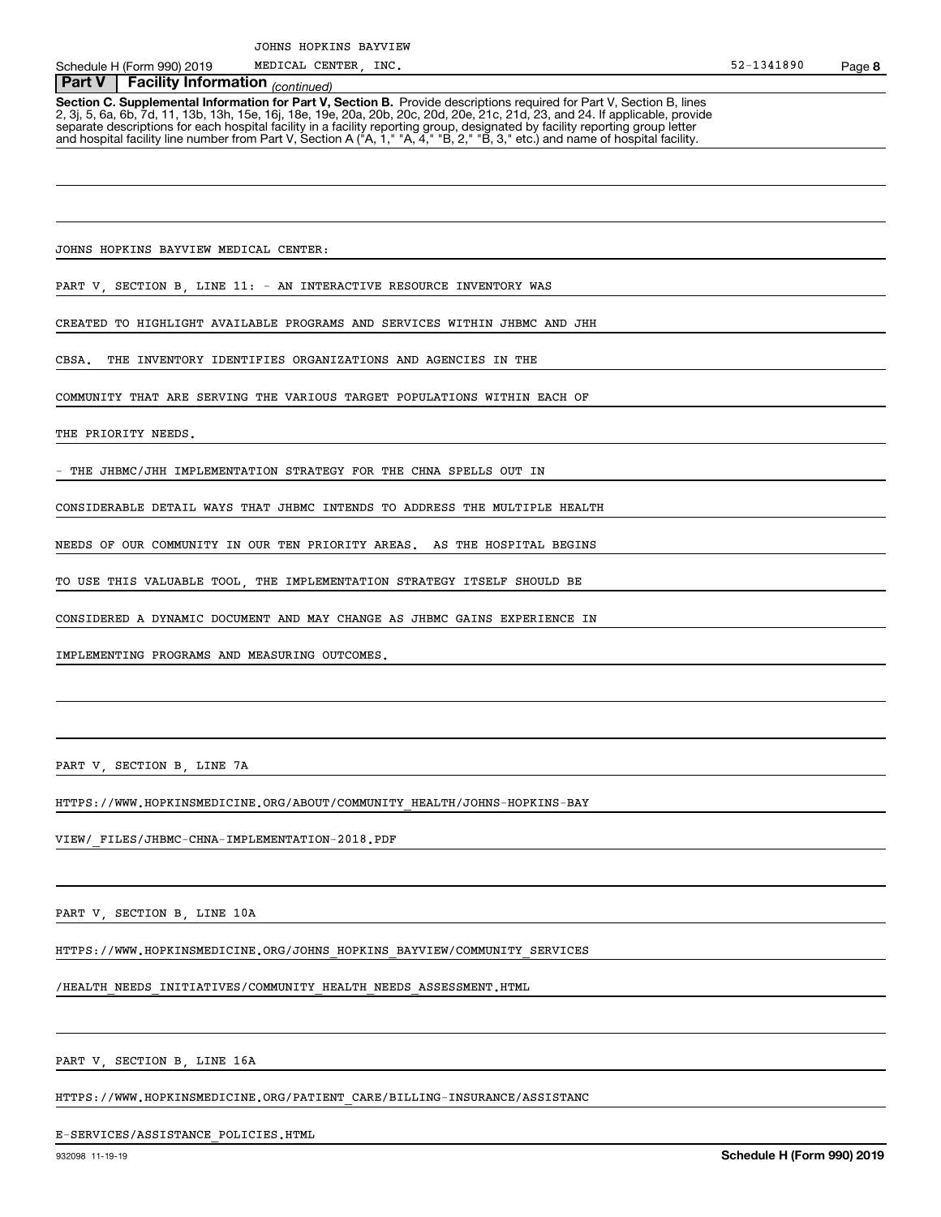## Part V | Facility Information *(continued)*

**Section C. Supplemental Information for Part V, Section B.** Provide descriptions required for Part V, Section B, lines 2, 3j, 5, 6a, 6b, 7d, 11, 13b, 13h, 15e, 16j, 18e, 19e, 20a, 20b, 20c, 20d, 20e, 21c, 21d, 23, and 24. If applicable, provide separate descriptions for each hospital facility in a facility reporting group, designated by facility reporting group letter and hospital facility line number from Part V, Section A ("A, 1," "A, 4," "B, 2," "B, 3," etc.) and name of hospital facility.

JOHNS HOPKINS BAYVIEW MEDICAL CENTER:

PART V, SECTION B, LINE 11: - AN INTERACTIVE RESOURCE INVENTORY WAS CREATED TO HIGHLIGHT AVAILABLE PROGRAMS AND SERVICES WITHIN JHBMC AND JHH CBSA. THE INVENTORY IDENTIFIES ORGANIZATIONS AND AGENCIES IN THE COMMUNITY THAT ARE SERVING THE VARIOUS TARGET POPULATIONS WITHIN EACH OF THE PRIORITY NEEDS.

- THE JHBMC/JHH IMPLEMENTATION STRATEGY FOR THE CHNA SPELLS OUT IN CONSIDERABLE DETAIL WAYS THAT JHBMC INTENDS TO ADDRESS THE MULTIPLE HEALTH NEEDS OF OUR COMMUNITY IN OUR TEN PRIORITY AREAS. AS THE HOSPITAL BEGINS TO USE THIS VALUABLE TOOL, THE IMPLEMENTATION STRATEGY ITSELF SHOULD BE CONSIDERED A DYNAMIC DOCUMENT AND MAY CHANGE AS JHBMC GAINS EXPERIENCE IN IMPLEMENTING PROGRAMS AND MEASURING OUTCOMES.

PART V, SECTION B, LINE 7A

HTTPS://WWW.HOPKINSMEDICINE.ORG/ABOUT/COMMUNITY_HEALTH/JOHNS-HOPKINS-BAYVIEW/_FILES/JHBMC-CHNA-IMPLEMENTATION-2018.PDF

PART V, SECTION B, LINE 10A

HTTPS://WWW.HOPKINSMEDICINE.ORG/JOHNS_HOPKINS_BAYVIEW/COMMUNITY_SERVICES/HEALTH_NEEDS_INITIATIVES/COMMUNITY_HEALTH_NEEDS_ASSESSMENT.HTML

PART V, SECTION B, LINE 16A

HTTPS://WWW.HOPKINSMEDICINE.ORG/PATIENT_CARE/BILLING-INSURANCE/ASSISTANCE-SERVICES/ASSISTANCE_POLICIES.HTML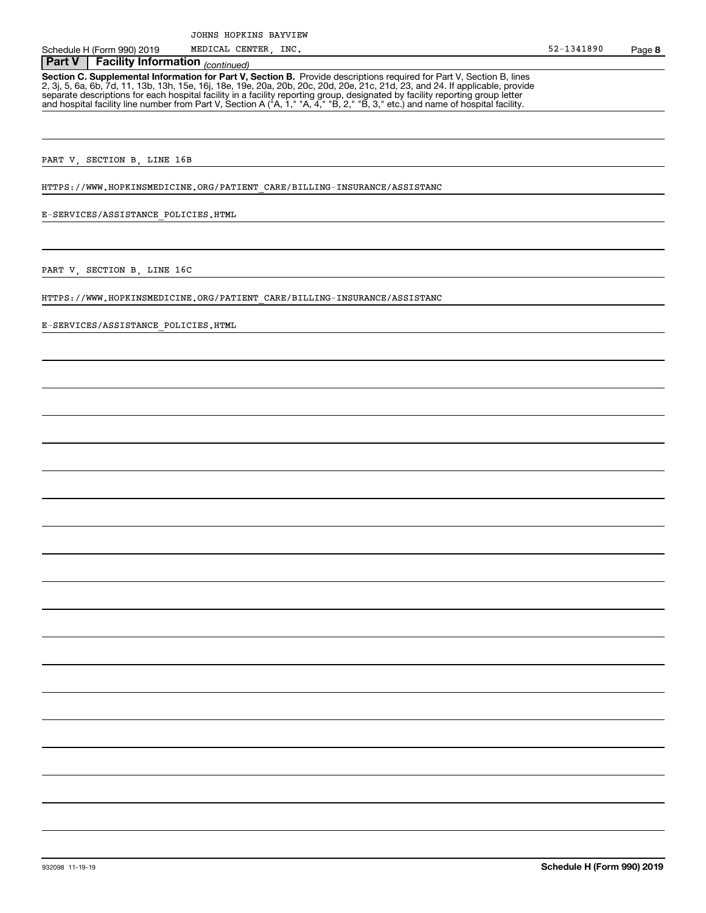JOHNS HOPKINS BAYVIEW

Schedule H (Form 990) 2019 MEDICAL CENTER, INC. 52-1341890 Page **8**

**Part V | Facility Information** *(continued)*

**Section C. Supplemental Information for Part V, Section B.** Provide descriptions required for Part V, Section B, lines 2, 3j, 5, 6a, 6b, 7d, 11, 13b, 13h, 15e, 16j, 18e, 19e, 20a, 20b, 20c, 20d, 20e, 21c, 21d, 23, and 24. If applicable, provide separate descriptions for each hospital facility in a facility reporting group, designated by facility reporting group letter and hospital facility line number from Part V, Section A ("A, 1," "A, 4," "B, 2," "B, 3," etc.) and name of hospital facility.

PART V, SECTION B, LINE 16B

HTTPS://WWW.HOPKINSMEDICINE.ORG/PATIENT_CARE/BILLING-INSURANCE/ASSISTANC

E-SERVICES/ASSISTANCE_POLICIES.HTML

PART V, SECTION B, LINE 16C

HTTPS://WWW.HOPKINSMEDICINE.ORG/PATIENT_CARE/BILLING-INSURANCE/ASSISTANC

E-SERVICES/ASSISTANCE_POLICIES.HTML

932098 11-19-19 **Schedule H (Form 990) 2019**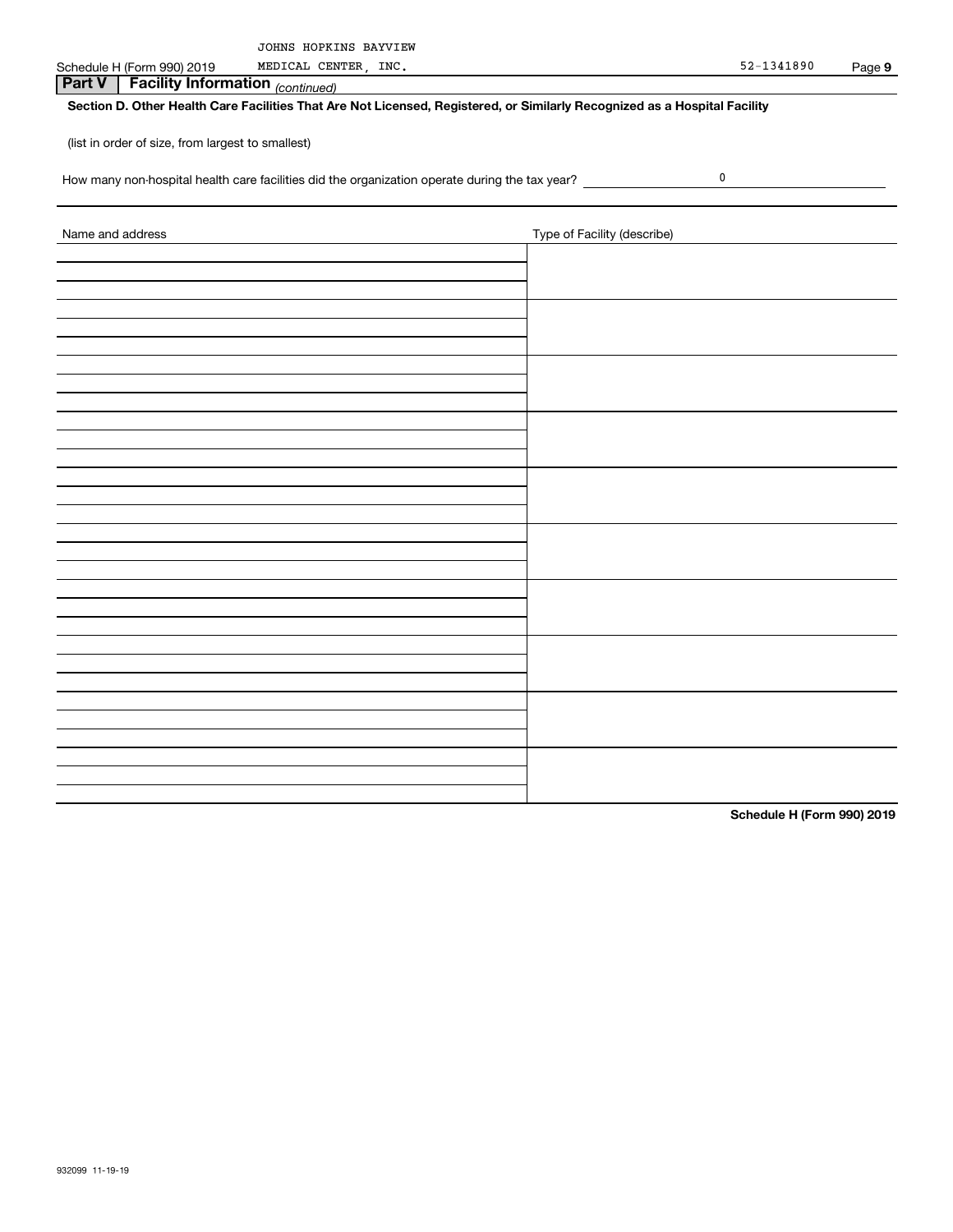JOHNS HOPKINS BAYVIEW
Schedule H (Form 990) 2019 MEDICAL CENTER, INC. 52-1341890 Page **9**

**Part V | Facility Information** *(continued)*

**Section D. Other Health Care Facilities That Are Not Licensed, Registered, or Similarly Recognized as a Hospital Facility**

(list in order of size, from largest to smallest)

How many non-hospital health care facilities did the organization operate during the tax year? 0

| Name and address | Type of Facility (describe) |
|---|---|
| | |
| | |
| | |
| | |
| | |
| | |
| | |
| | |
| | |
| | |

**Schedule H (Form 990) 2019**

932099 11-19-19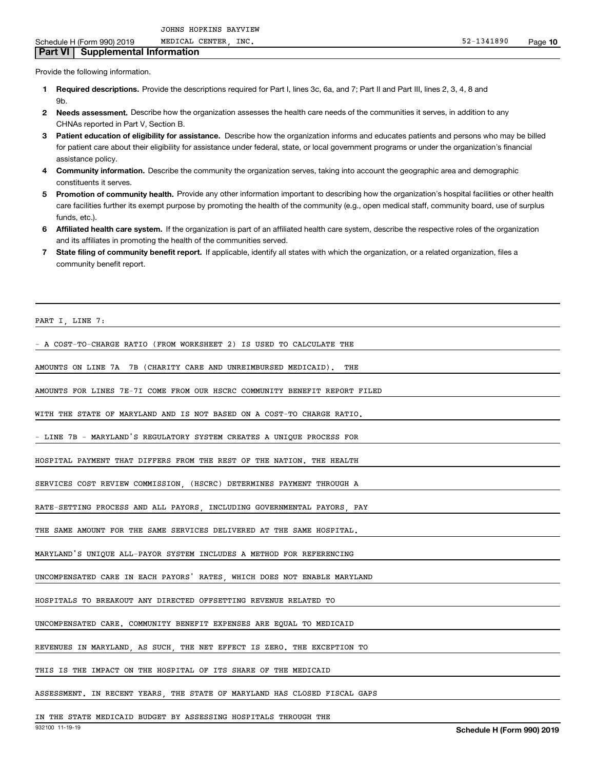JOHNS HOPKINS BAYVIEW

Schedule H (Form 990) 2019 MEDICAL CENTER, INC. 52-1341890 Page **10**

## Part VI Supplemental Information

Provide the following information.

1. **Required descriptions.** Provide the descriptions required for Part I, lines 3c, 6a, and 7; Part II and Part III, lines 2, 3, 4, 8 and 9b.
2. **Needs assessment.** Describe how the organization assesses the health care needs of the communities it serves, in addition to any CHNAs reported in Part V, Section B.
3. **Patient education of eligibility for assistance.** Describe how the organization informs and educates patients and persons who may be billed for patient care about their eligibility for assistance under federal, state, or local government programs or under the organization's financial assistance policy.
4. **Community information.** Describe the community the organization serves, taking into account the geographic area and demographic constituents it serves.
5. **Promotion of community health.** Provide any other information important to describing how the organization's hospital facilities or other health care facilities further its exempt purpose by promoting the health of the community (e.g., open medical staff, community board, use of surplus funds, etc.).
6. **Affiliated health care system.** If the organization is part of an affiliated health care system, describe the respective roles of the organization and its affiliates in promoting the health of the communities served.
7. **State filing of community benefit report.** If applicable, identify all states with which the organization, or a related organization, files a community benefit report.

PART I, LINE 7:

- A COST-TO-CHARGE RATIO (FROM WORKSHEET 2) IS USED TO CALCULATE THE AMOUNTS ON LINE 7A 7B (CHARITY CARE AND UNREIMBURSED MEDICAID). THE AMOUNTS FOR LINES 7E-7I COME FROM OUR HSCRC COMMUNITY BENEFIT REPORT FILED WITH THE STATE OF MARYLAND AND IS NOT BASED ON A COST-TO CHARGE RATIO.

- LINE 7B - MARYLAND'S REGULATORY SYSTEM CREATES A UNIQUE PROCESS FOR HOSPITAL PAYMENT THAT DIFFERS FROM THE REST OF THE NATION. THE HEALTH SERVICES COST REVIEW COMMISSION, (HSCRC) DETERMINES PAYMENT THROUGH A RATE-SETTING PROCESS AND ALL PAYORS, INCLUDING GOVERNMENTAL PAYORS, PAY THE SAME AMOUNT FOR THE SAME SERVICES DELIVERED AT THE SAME HOSPITAL. MARYLAND'S UNIQUE ALL-PAYOR SYSTEM INCLUDES A METHOD FOR REFERENCING UNCOMPENSATED CARE IN EACH PAYORS' RATES, WHICH DOES NOT ENABLE MARYLAND HOSPITALS TO BREAKOUT ANY DIRECTED OFFSETTING REVENUE RELATED TO UNCOMPENSATED CARE. COMMUNITY BENEFIT EXPENSES ARE EQUAL TO MEDICAID REVENUES IN MARYLAND, AS SUCH, THE NET EFFECT IS ZERO. THE EXCEPTION TO THIS IS THE IMPACT ON THE HOSPITAL OF ITS SHARE OF THE MEDICAID ASSESSMENT. IN RECENT YEARS, THE STATE OF MARYLAND HAS CLOSED FISCAL GAPS IN THE STATE MEDICAID BUDGET BY ASSESSING HOSPITALS THROUGH THE

932100 11-19-19 **Schedule H (Form 990) 2019**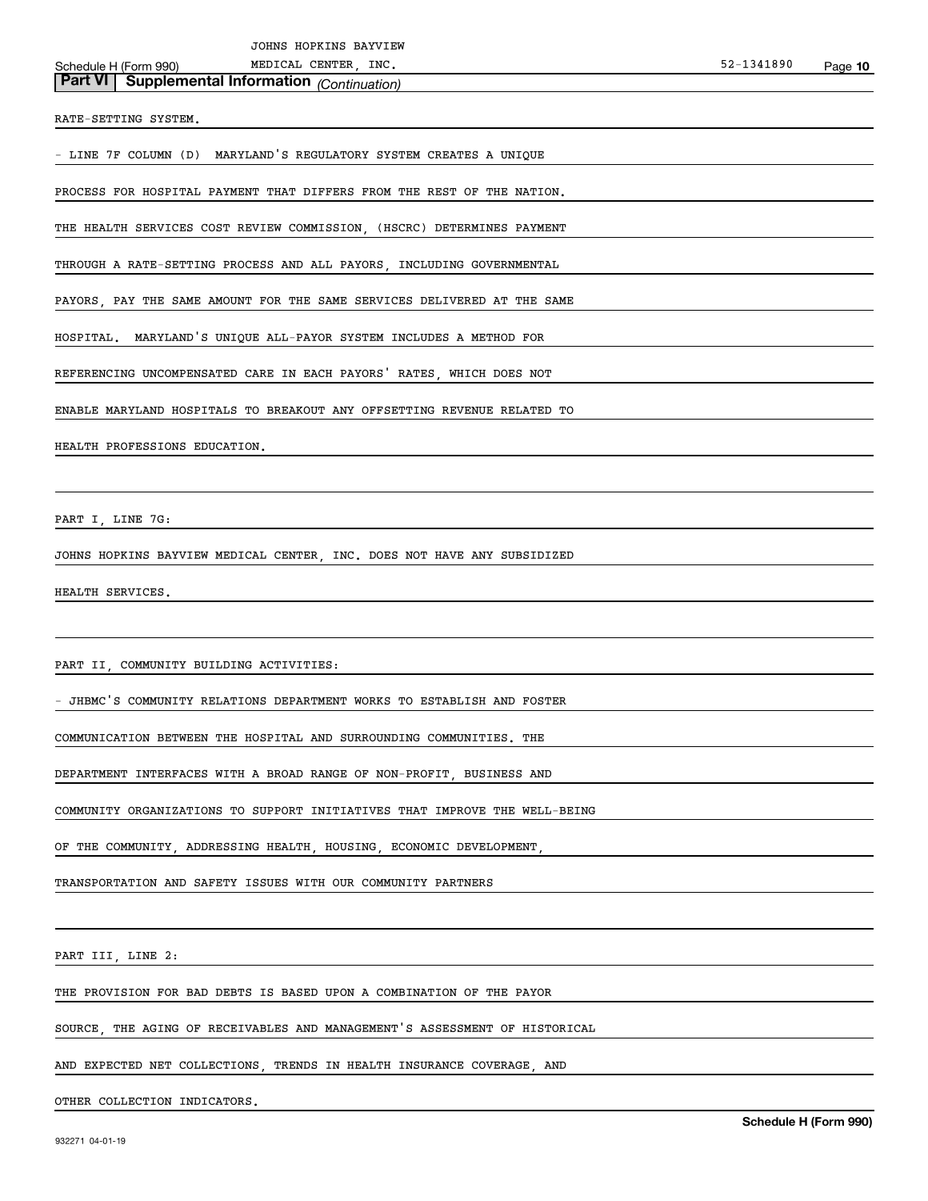## Part VI | Supplemental Information *(Continuation)*

RATE-SETTING SYSTEM.

- LINE 7F COLUMN (D) MARYLAND'S REGULATORY SYSTEM CREATES A UNIQUE PROCESS FOR HOSPITAL PAYMENT THAT DIFFERS FROM THE REST OF THE NATION. THE HEALTH SERVICES COST REVIEW COMMISSION, (HSCRC) DETERMINES PAYMENT THROUGH A RATE-SETTING PROCESS AND ALL PAYORS, INCLUDING GOVERNMENTAL PAYORS, PAY THE SAME AMOUNT FOR THE SAME SERVICES DELIVERED AT THE SAME HOSPITAL. MARYLAND'S UNIQUE ALL-PAYOR SYSTEM INCLUDES A METHOD FOR REFERENCING UNCOMPENSATED CARE IN EACH PAYORS' RATES, WHICH DOES NOT ENABLE MARYLAND HOSPITALS TO BREAKOUT ANY OFFSETTING REVENUE RELATED TO HEALTH PROFESSIONS EDUCATION.

PART I, LINE 7G:

JOHNS HOPKINS BAYVIEW MEDICAL CENTER, INC. DOES NOT HAVE ANY SUBSIDIZED HEALTH SERVICES.

PART II, COMMUNITY BUILDING ACTIVITIES:

- JHBMC'S COMMUNITY RELATIONS DEPARTMENT WORKS TO ESTABLISH AND FOSTER COMMUNICATION BETWEEN THE HOSPITAL AND SURROUNDING COMMUNITIES. THE DEPARTMENT INTERFACES WITH A BROAD RANGE OF NON-PROFIT, BUSINESS AND COMMUNITY ORGANIZATIONS TO SUPPORT INITIATIVES THAT IMPROVE THE WELL-BEING OF THE COMMUNITY, ADDRESSING HEALTH, HOUSING, ECONOMIC DEVELOPMENT, TRANSPORTATION AND SAFETY ISSUES WITH OUR COMMUNITY PARTNERS

PART III, LINE 2:

THE PROVISION FOR BAD DEBTS IS BASED UPON A COMBINATION OF THE PAYOR SOURCE, THE AGING OF RECEIVABLES AND MANAGEMENT'S ASSESSMENT OF HISTORICAL AND EXPECTED NET COLLECTIONS, TRENDS IN HEALTH INSURANCE COVERAGE, AND OTHER COLLECTION INDICATORS.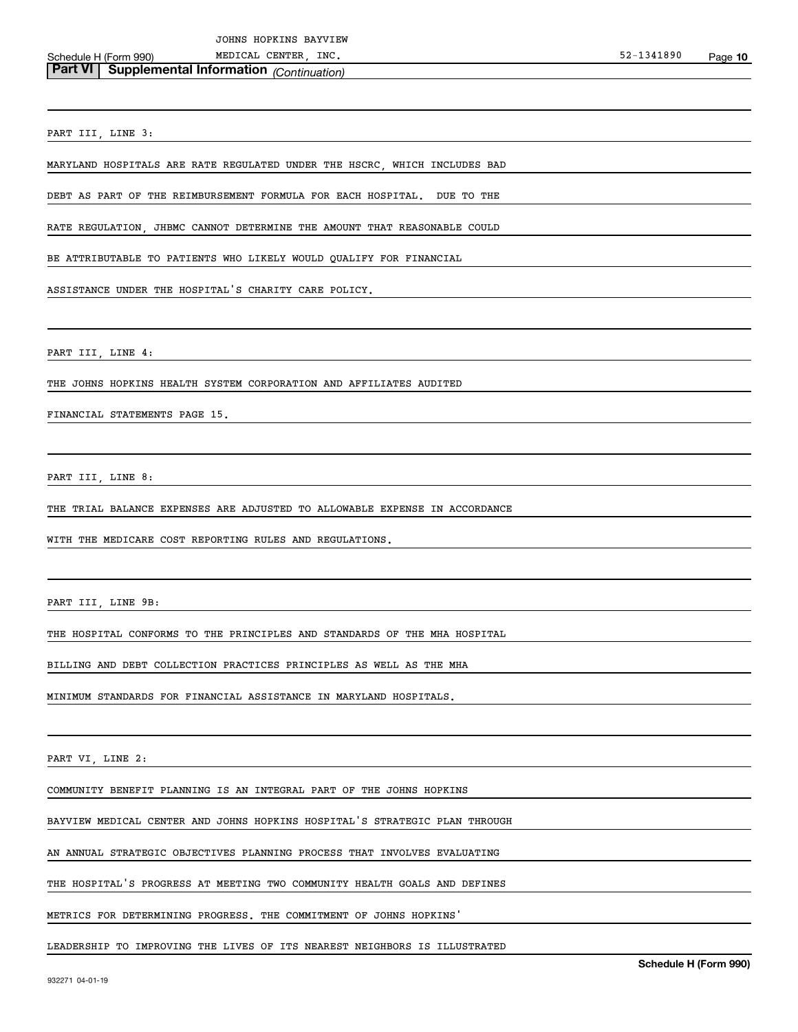## Part VI | Supplemental Information *(Continuation)*

PART III, LINE 3:

MARYLAND HOSPITALS ARE RATE REGULATED UNDER THE HSCRC, WHICH INCLUDES BAD DEBT AS PART OF THE REIMBURSEMENT FORMULA FOR EACH HOSPITAL. DUE TO THE RATE REGULATION, JHBMC CANNOT DETERMINE THE AMOUNT THAT REASONABLE COULD BE ATTRIBUTABLE TO PATIENTS WHO LIKELY WOULD QUALIFY FOR FINANCIAL ASSISTANCE UNDER THE HOSPITAL'S CHARITY CARE POLICY.

PART III, LINE 4:

THE JOHNS HOPKINS HEALTH SYSTEM CORPORATION AND AFFILIATES AUDITED FINANCIAL STATEMENTS PAGE 15.

PART III, LINE 8:

THE TRIAL BALANCE EXPENSES ARE ADJUSTED TO ALLOWABLE EXPENSE IN ACCORDANCE WITH THE MEDICARE COST REPORTING RULES AND REGULATIONS.

PART III, LINE 9B:

THE HOSPITAL CONFORMS TO THE PRINCIPLES AND STANDARDS OF THE MHA HOSPITAL BILLING AND DEBT COLLECTION PRACTICES PRINCIPLES AS WELL AS THE MHA MINIMUM STANDARDS FOR FINANCIAL ASSISTANCE IN MARYLAND HOSPITALS.

PART VI, LINE 2:

COMMUNITY BENEFIT PLANNING IS AN INTEGRAL PART OF THE JOHNS HOPKINS BAYVIEW MEDICAL CENTER AND JOHNS HOPKINS HOSPITAL'S STRATEGIC PLAN THROUGH AN ANNUAL STRATEGIC OBJECTIVES PLANNING PROCESS THAT INVOLVES EVALUATING THE HOSPITAL'S PROGRESS AT MEETING TWO COMMUNITY HEALTH GOALS AND DEFINES METRICS FOR DETERMINING PROGRESS. THE COMMITMENT OF JOHNS HOPKINS' LEADERSHIP TO IMPROVING THE LIVES OF ITS NEAREST NEIGHBORS IS ILLUSTRATED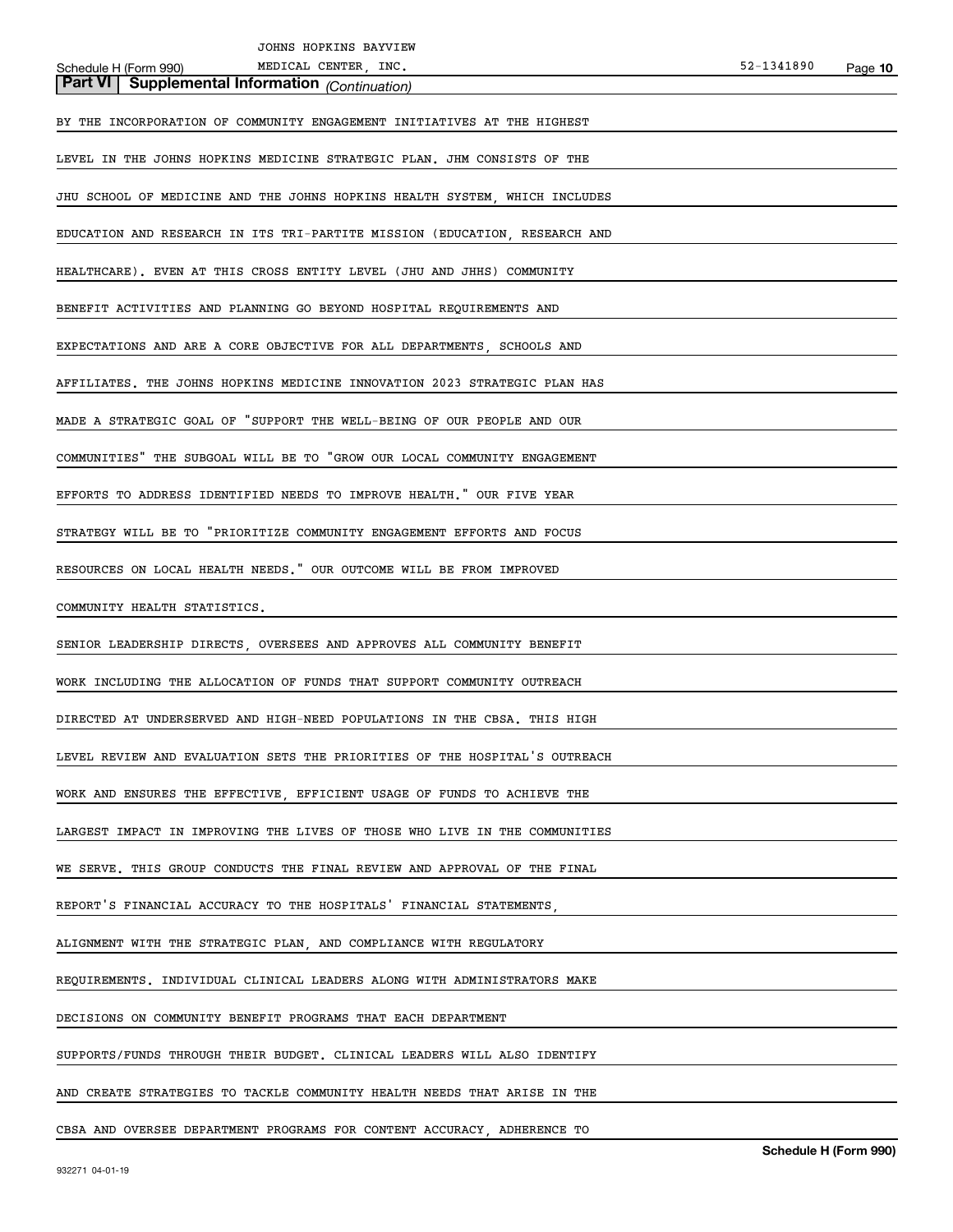## Part VI | Supplemental Information *(Continuation)*

BY THE INCORPORATION OF COMMUNITY ENGAGEMENT INITIATIVES AT THE HIGHEST LEVEL IN THE JOHNS HOPKINS MEDICINE STRATEGIC PLAN. JHM CONSISTS OF THE JHU SCHOOL OF MEDICINE AND THE JOHNS HOPKINS HEALTH SYSTEM, WHICH INCLUDES EDUCATION AND RESEARCH IN ITS TRI-PARTITE MISSION (EDUCATION, RESEARCH AND HEALTHCARE). EVEN AT THIS CROSS ENTITY LEVEL (JHU AND JHHS) COMMUNITY BENEFIT ACTIVITIES AND PLANNING GO BEYOND HOSPITAL REQUIREMENTS AND EXPECTATIONS AND ARE A CORE OBJECTIVE FOR ALL DEPARTMENTS, SCHOOLS AND AFFILIATES. THE JOHNS HOPKINS MEDICINE INNOVATION 2023 STRATEGIC PLAN HAS MADE A STRATEGIC GOAL OF "SUPPORT THE WELL-BEING OF OUR PEOPLE AND OUR COMMUNITIES" THE SUBGOAL WILL BE TO "GROW OUR LOCAL COMMUNITY ENGAGEMENT EFFORTS TO ADDRESS IDENTIFIED NEEDS TO IMPROVE HEALTH." OUR FIVE YEAR STRATEGY WILL BE TO "PRIORITIZE COMMUNITY ENGAGEMENT EFFORTS AND FOCUS RESOURCES ON LOCAL HEALTH NEEDS." OUR OUTCOME WILL BE FROM IMPROVED COMMUNITY HEALTH STATISTICS.

SENIOR LEADERSHIP DIRECTS, OVERSEES AND APPROVES ALL COMMUNITY BENEFIT WORK INCLUDING THE ALLOCATION OF FUNDS THAT SUPPORT COMMUNITY OUTREACH DIRECTED AT UNDERSERVED AND HIGH-NEED POPULATIONS IN THE CBSA. THIS HIGH LEVEL REVIEW AND EVALUATION SETS THE PRIORITIES OF THE HOSPITAL'S OUTREACH WORK AND ENSURES THE EFFECTIVE, EFFICIENT USAGE OF FUNDS TO ACHIEVE THE LARGEST IMPACT IN IMPROVING THE LIVES OF THOSE WHO LIVE IN THE COMMUNITIES WE SERVE. THIS GROUP CONDUCTS THE FINAL REVIEW AND APPROVAL OF THE FINAL REPORT'S FINANCIAL ACCURACY TO THE HOSPITALS' FINANCIAL STATEMENTS, ALIGNMENT WITH THE STRATEGIC PLAN, AND COMPLIANCE WITH REGULATORY REQUIREMENTS. INDIVIDUAL CLINICAL LEADERS ALONG WITH ADMINISTRATORS MAKE DECISIONS ON COMMUNITY BENEFIT PROGRAMS THAT EACH DEPARTMENT SUPPORTS/FUNDS THROUGH THEIR BUDGET. CLINICAL LEADERS WILL ALSO IDENTIFY AND CREATE STRATEGIES TO TACKLE COMMUNITY HEALTH NEEDS THAT ARISE IN THE CBSA AND OVERSEE DEPARTMENT PROGRAMS FOR CONTENT ACCURACY, ADHERENCE TO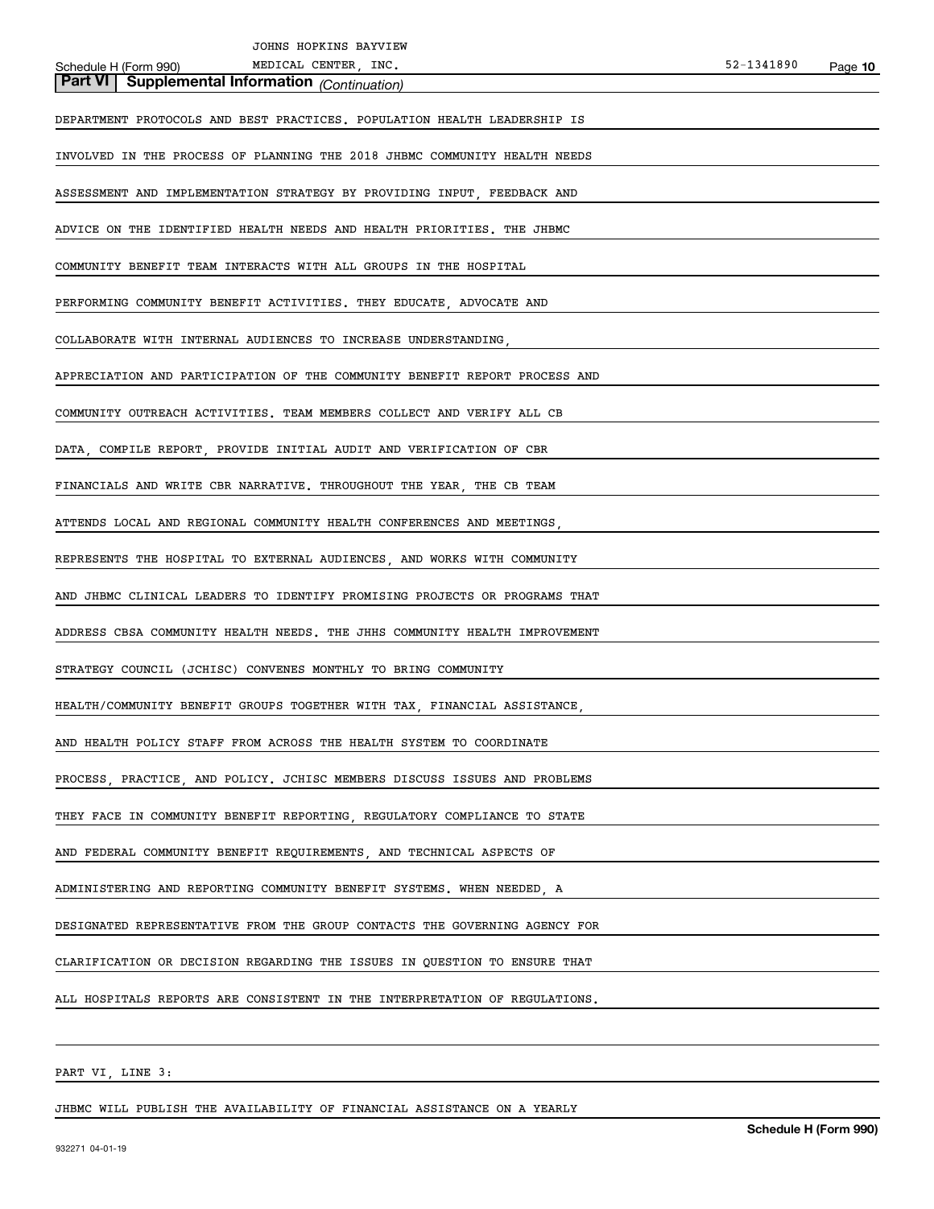## Part VI | Supplemental Information *(Continuation)*

DEPARTMENT PROTOCOLS AND BEST PRACTICES. POPULATION HEALTH LEADERSHIP IS INVOLVED IN THE PROCESS OF PLANNING THE 2018 JHBMC COMMUNITY HEALTH NEEDS ASSESSMENT AND IMPLEMENTATION STRATEGY BY PROVIDING INPUT, FEEDBACK AND ADVICE ON THE IDENTIFIED HEALTH NEEDS AND HEALTH PRIORITIES. THE JHBMC COMMUNITY BENEFIT TEAM INTERACTS WITH ALL GROUPS IN THE HOSPITAL PERFORMING COMMUNITY BENEFIT ACTIVITIES. THEY EDUCATE, ADVOCATE AND COLLABORATE WITH INTERNAL AUDIENCES TO INCREASE UNDERSTANDING, APPRECIATION AND PARTICIPATION OF THE COMMUNITY BENEFIT REPORT PROCESS AND COMMUNITY OUTREACH ACTIVITIES. TEAM MEMBERS COLLECT AND VERIFY ALL CB DATA, COMPILE REPORT, PROVIDE INITIAL AUDIT AND VERIFICATION OF CBR FINANCIALS AND WRITE CBR NARRATIVE. THROUGHOUT THE YEAR, THE CB TEAM ATTENDS LOCAL AND REGIONAL COMMUNITY HEALTH CONFERENCES AND MEETINGS, REPRESENTS THE HOSPITAL TO EXTERNAL AUDIENCES, AND WORKS WITH COMMUNITY AND JHBMC CLINICAL LEADERS TO IDENTIFY PROMISING PROJECTS OR PROGRAMS THAT ADDRESS CBSA COMMUNITY HEALTH NEEDS. THE JHHS COMMUNITY HEALTH IMPROVEMENT STRATEGY COUNCIL (JCHISC) CONVENES MONTHLY TO BRING COMMUNITY HEALTH/COMMUNITY BENEFIT GROUPS TOGETHER WITH TAX, FINANCIAL ASSISTANCE, AND HEALTH POLICY STAFF FROM ACROSS THE HEALTH SYSTEM TO COORDINATE PROCESS, PRACTICE, AND POLICY. JCHISC MEMBERS DISCUSS ISSUES AND PROBLEMS THEY FACE IN COMMUNITY BENEFIT REPORTING, REGULATORY COMPLIANCE TO STATE AND FEDERAL COMMUNITY BENEFIT REQUIREMENTS, AND TECHNICAL ASPECTS OF ADMINISTERING AND REPORTING COMMUNITY BENEFIT SYSTEMS. WHEN NEEDED, A DESIGNATED REPRESENTATIVE FROM THE GROUP CONTACTS THE GOVERNING AGENCY FOR CLARIFICATION OR DECISION REGARDING THE ISSUES IN QUESTION TO ENSURE THAT ALL HOSPITALS REPORTS ARE CONSISTENT IN THE INTERPRETATION OF REGULATIONS.

PART VI, LINE 3:

JHBMC WILL PUBLISH THE AVAILABILITY OF FINANCIAL ASSISTANCE ON A YEARLY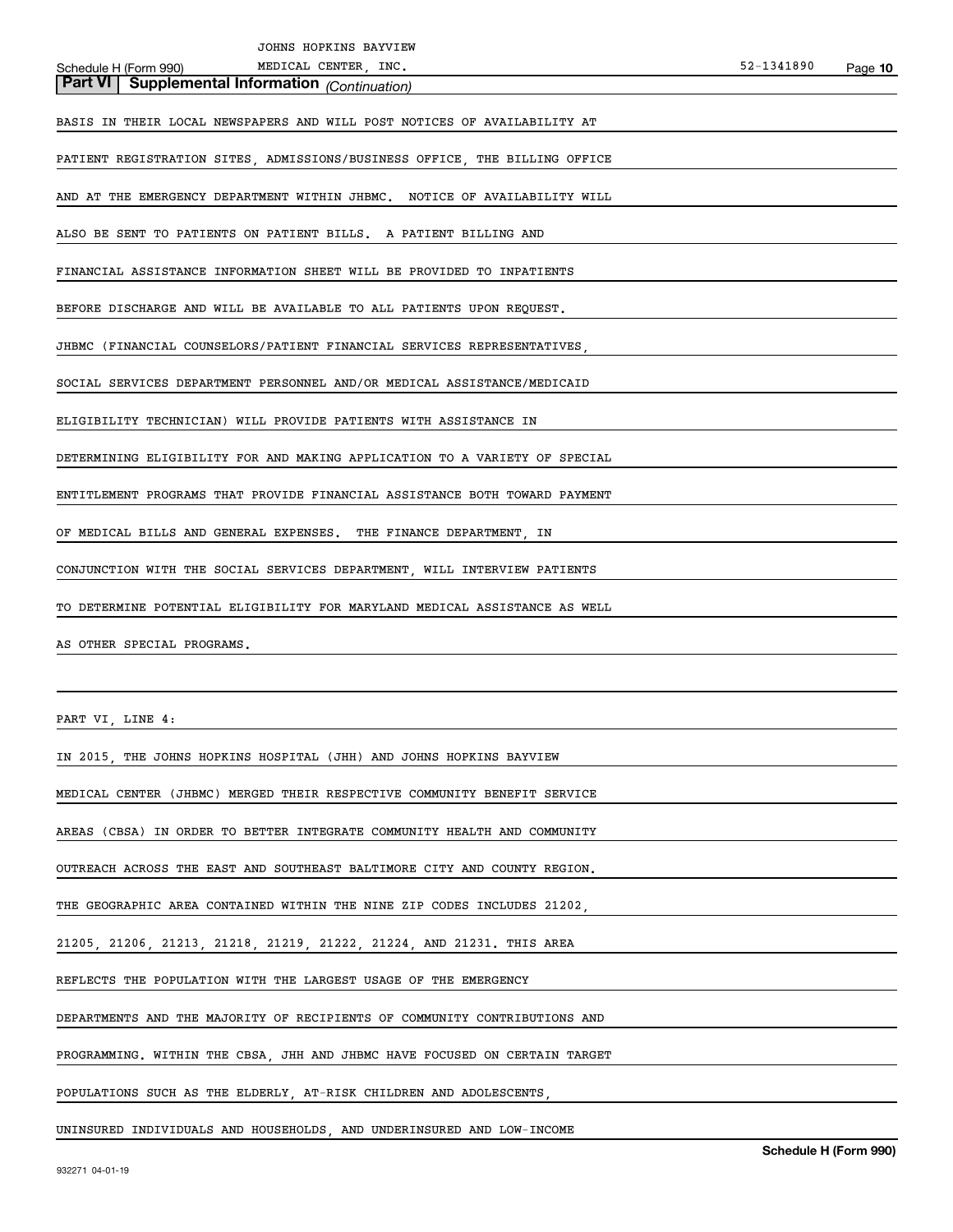**Part VI | Supplemental Information** *(Continuation)*

BASIS IN THEIR LOCAL NEWSPAPERS AND WILL POST NOTICES OF AVAILABILITY AT PATIENT REGISTRATION SITES, ADMISSIONS/BUSINESS OFFICE, THE BILLING OFFICE AND AT THE EMERGENCY DEPARTMENT WITHIN JHBMC. NOTICE OF AVAILABILITY WILL ALSO BE SENT TO PATIENTS ON PATIENT BILLS. A PATIENT BILLING AND FINANCIAL ASSISTANCE INFORMATION SHEET WILL BE PROVIDED TO INPATIENTS BEFORE DISCHARGE AND WILL BE AVAILABLE TO ALL PATIENTS UPON REQUEST.

JHBMC (FINANCIAL COUNSELORS/PATIENT FINANCIAL SERVICES REPRESENTATIVES, SOCIAL SERVICES DEPARTMENT PERSONNEL AND/OR MEDICAL ASSISTANCE/MEDICAID ELIGIBILITY TECHNICIAN) WILL PROVIDE PATIENTS WITH ASSISTANCE IN DETERMINING ELIGIBILITY FOR AND MAKING APPLICATION TO A VARIETY OF SPECIAL ENTITLEMENT PROGRAMS THAT PROVIDE FINANCIAL ASSISTANCE BOTH TOWARD PAYMENT OF MEDICAL BILLS AND GENERAL EXPENSES. THE FINANCE DEPARTMENT, IN CONJUNCTION WITH THE SOCIAL SERVICES DEPARTMENT, WILL INTERVIEW PATIENTS TO DETERMINE POTENTIAL ELIGIBILITY FOR MARYLAND MEDICAL ASSISTANCE AS WELL AS OTHER SPECIAL PROGRAMS.

PART VI, LINE 4:

IN 2015, THE JOHNS HOPKINS HOSPITAL (JHH) AND JOHNS HOPKINS BAYVIEW MEDICAL CENTER (JHBMC) MERGED THEIR RESPECTIVE COMMUNITY BENEFIT SERVICE AREAS (CBSA) IN ORDER TO BETTER INTEGRATE COMMUNITY HEALTH AND COMMUNITY OUTREACH ACROSS THE EAST AND SOUTHEAST BALTIMORE CITY AND COUNTY REGION. THE GEOGRAPHIC AREA CONTAINED WITHIN THE NINE ZIP CODES INCLUDES 21202, 21205, 21206, 21213, 21218, 21219, 21222, 21224, AND 21231. THIS AREA REFLECTS THE POPULATION WITH THE LARGEST USAGE OF THE EMERGENCY DEPARTMENTS AND THE MAJORITY OF RECIPIENTS OF COMMUNITY CONTRIBUTIONS AND PROGRAMMING. WITHIN THE CBSA, JHH AND JHBMC HAVE FOCUSED ON CERTAIN TARGET POPULATIONS SUCH AS THE ELDERLY, AT-RISK CHILDREN AND ADOLESCENTS, UNINSURED INDIVIDUALS AND HOUSEHOLDS, AND UNDERINSURED AND LOW-INCOME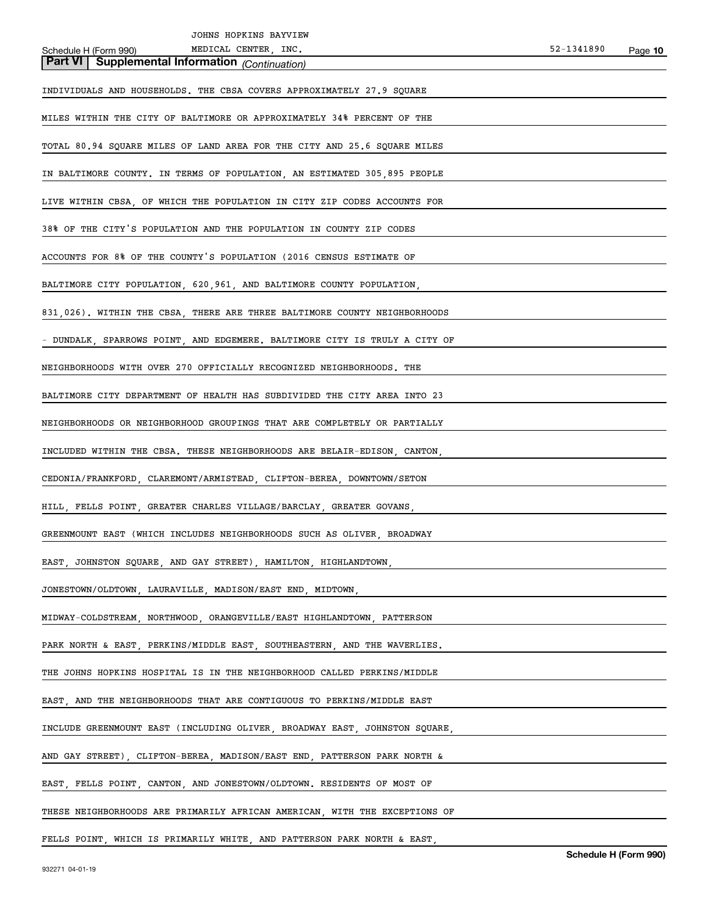## Part VI | Supplemental Information *(Continuation)*

INDIVIDUALS AND HOUSEHOLDS. THE CBSA COVERS APPROXIMATELY 27.9 SQUARE MILES WITHIN THE CITY OF BALTIMORE OR APPROXIMATELY 34% PERCENT OF THE TOTAL 80.94 SQUARE MILES OF LAND AREA FOR THE CITY AND 25.6 SQUARE MILES IN BALTIMORE COUNTY. IN TERMS OF POPULATION, AN ESTIMATED 305,895 PEOPLE LIVE WITHIN CBSA, OF WHICH THE POPULATION IN CITY ZIP CODES ACCOUNTS FOR 38% OF THE CITY'S POPULATION AND THE POPULATION IN COUNTY ZIP CODES ACCOUNTS FOR 8% OF THE COUNTY'S POPULATION (2016 CENSUS ESTIMATE OF BALTIMORE CITY POPULATION, 620,961, AND BALTIMORE COUNTY POPULATION, 831,026). WITHIN THE CBSA, THERE ARE THREE BALTIMORE COUNTY NEIGHBORHOODS - DUNDALK, SPARROWS POINT, AND EDGEMERE. BALTIMORE CITY IS TRULY A CITY OF NEIGHBORHOODS WITH OVER 270 OFFICIALLY RECOGNIZED NEIGHBORHOODS. THE BALTIMORE CITY DEPARTMENT OF HEALTH HAS SUBDIVIDED THE CITY AREA INTO 23 NEIGHBORHOODS OR NEIGHBORHOOD GROUPINGS THAT ARE COMPLETELY OR PARTIALLY INCLUDED WITHIN THE CBSA. THESE NEIGHBORHOODS ARE BELAIR-EDISON, CANTON, CEDONIA/FRANKFORD, CLAREMONT/ARMISTEAD, CLIFTON-BEREA, DOWNTOWN/SETON HILL, FELLS POINT, GREATER CHARLES VILLAGE/BARCLAY, GREATER GOVANS, GREENMOUNT EAST (WHICH INCLUDES NEIGHBORHOODS SUCH AS OLIVER, BROADWAY EAST, JOHNSTON SQUARE, AND GAY STREET), HAMILTON, HIGHLANDTOWN, JONESTOWN/OLDTOWN, LAURAVILLE, MADISON/EAST END, MIDTOWN, MIDWAY-COLDSTREAM, NORTHWOOD, ORANGEVILLE/EAST HIGHLANDTOWN, PATTERSON PARK NORTH & EAST, PERKINS/MIDDLE EAST, SOUTHEASTERN, AND THE WAVERLIES. THE JOHNS HOPKINS HOSPITAL IS IN THE NEIGHBORHOOD CALLED PERKINS/MIDDLE EAST, AND THE NEIGHBORHOODS THAT ARE CONTIGUOUS TO PERKINS/MIDDLE EAST INCLUDE GREENMOUNT EAST (INCLUDING OLIVER, BROADWAY EAST, JOHNSTON SQUARE, AND GAY STREET), CLIFTON-BEREA, MADISON/EAST END, PATTERSON PARK NORTH & EAST, FELLS POINT, CANTON, AND JONESTOWN/OLDTOWN. RESIDENTS OF MOST OF THESE NEIGHBORHOODS ARE PRIMARILY AFRICAN AMERICAN, WITH THE EXCEPTIONS OF FELLS POINT, WHICH IS PRIMARILY WHITE, AND PATTERSON PARK NORTH & EAST,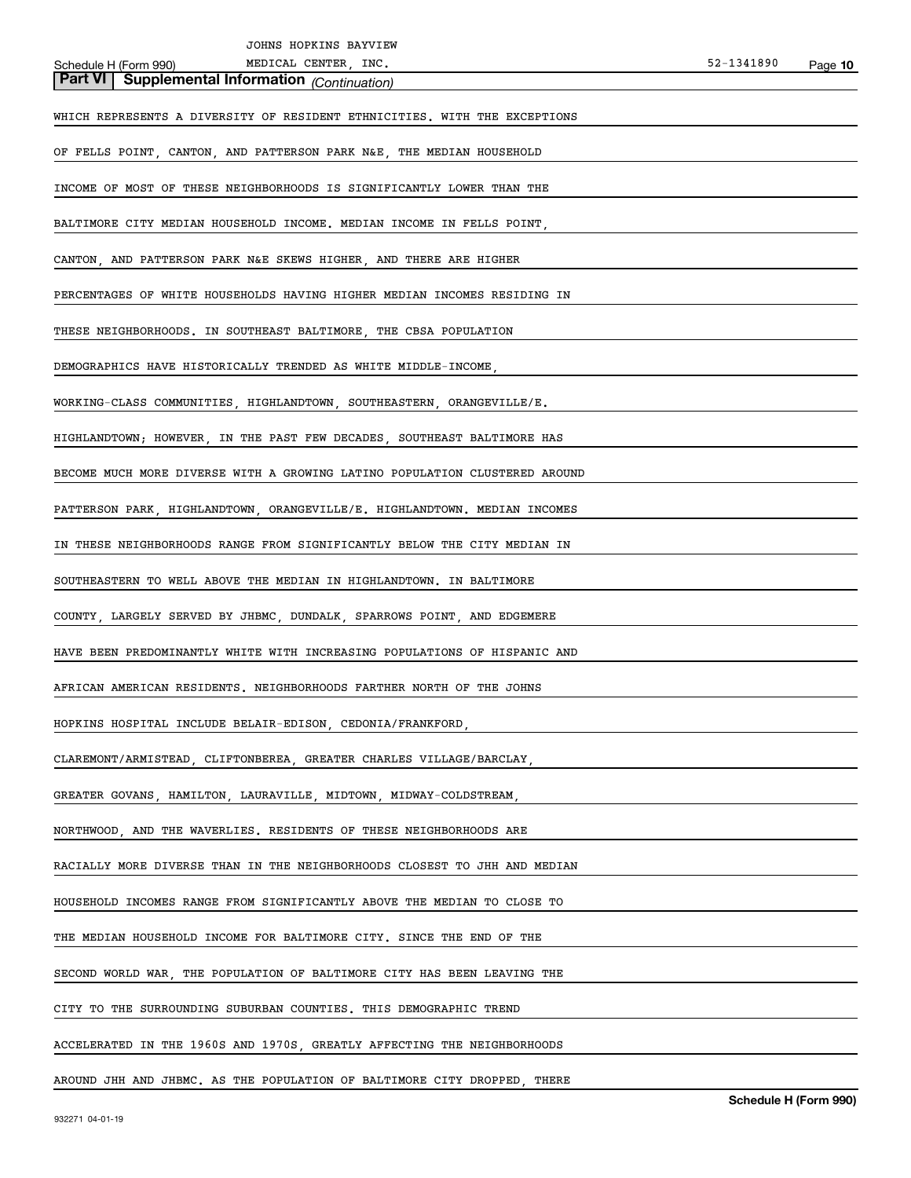## Part VI | Supplemental Information *(Continuation)*

WHICH REPRESENTS A DIVERSITY OF RESIDENT ETHNICITIES. WITH THE EXCEPTIONS OF FELLS POINT, CANTON, AND PATTERSON PARK N&E, THE MEDIAN HOUSEHOLD INCOME OF MOST OF THESE NEIGHBORHOODS IS SIGNIFICANTLY LOWER THAN THE BALTIMORE CITY MEDIAN HOUSEHOLD INCOME. MEDIAN INCOME IN FELLS POINT, CANTON, AND PATTERSON PARK N&E SKEWS HIGHER, AND THERE ARE HIGHER PERCENTAGES OF WHITE HOUSEHOLDS HAVING HIGHER MEDIAN INCOMES RESIDING IN THESE NEIGHBORHOODS. IN SOUTHEAST BALTIMORE, THE CBSA POPULATION DEMOGRAPHICS HAVE HISTORICALLY TRENDED AS WHITE MIDDLE-INCOME, WORKING-CLASS COMMUNITIES, HIGHLANDTOWN, SOUTHEASTERN, ORANGEVILLE/E. HIGHLANDTOWN; HOWEVER, IN THE PAST FEW DECADES, SOUTHEAST BALTIMORE HAS BECOME MUCH MORE DIVERSE WITH A GROWING LATINO POPULATION CLUSTERED AROUND PATTERSON PARK, HIGHLANDTOWN, ORANGEVILLE/E. HIGHLANDTOWN. MEDIAN INCOMES IN THESE NEIGHBORHOODS RANGE FROM SIGNIFICANTLY BELOW THE CITY MEDIAN IN SOUTHEASTERN TO WELL ABOVE THE MEDIAN IN HIGHLANDTOWN. IN BALTIMORE COUNTY, LARGELY SERVED BY JHBMC, DUNDALK, SPARROWS POINT, AND EDGEMERE HAVE BEEN PREDOMINANTLY WHITE WITH INCREASING POPULATIONS OF HISPANIC AND AFRICAN AMERICAN RESIDENTS. NEIGHBORHOODS FARTHER NORTH OF THE JOHNS HOPKINS HOSPITAL INCLUDE BELAIR-EDISON, CEDONIA/FRANKFORD, CLAREMONT/ARMISTEAD, CLIFTONBEREA, GREATER CHARLES VILLAGE/BARCLAY, GREATER GOVANS, HAMILTON, LAURAVILLE, MIDTOWN, MIDWAY-COLDSTREAM, NORTHWOOD, AND THE WAVERLIES. RESIDENTS OF THESE NEIGHBORHOODS ARE RACIALLY MORE DIVERSE THAN IN THE NEIGHBORHOODS CLOSEST TO JHH AND MEDIAN HOUSEHOLD INCOMES RANGE FROM SIGNIFICANTLY ABOVE THE MEDIAN TO CLOSE TO THE MEDIAN HOUSEHOLD INCOME FOR BALTIMORE CITY. SINCE THE END OF THE SECOND WORLD WAR, THE POPULATION OF BALTIMORE CITY HAS BEEN LEAVING THE CITY TO THE SURROUNDING SUBURBAN COUNTIES. THIS DEMOGRAPHIC TREND ACCELERATED IN THE 1960S AND 1970S, GREATLY AFFECTING THE NEIGHBORHOODS AROUND JHH AND JHBMC. AS THE POPULATION OF BALTIMORE CITY DROPPED, THERE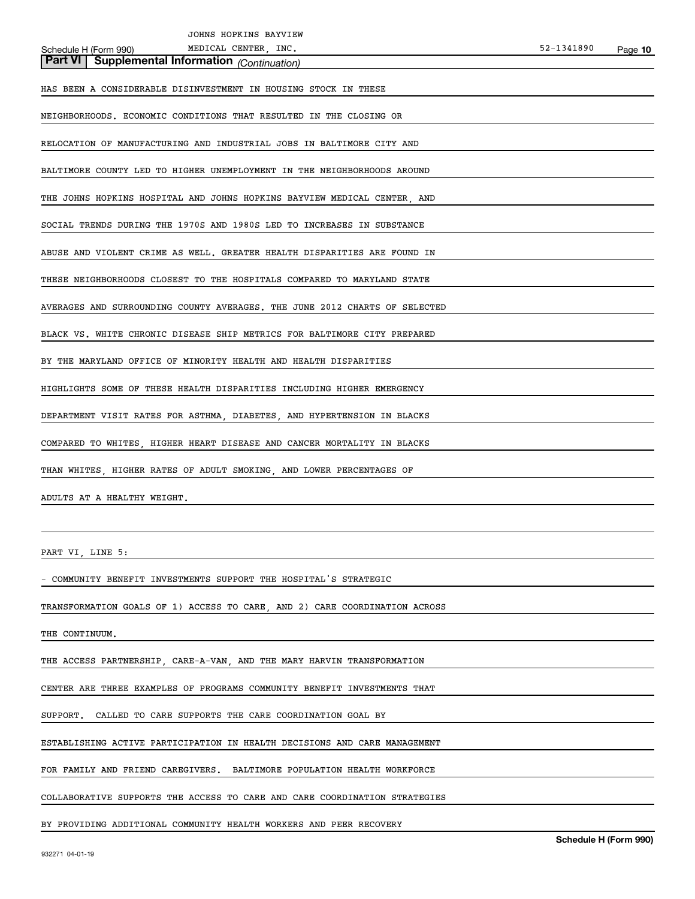## Part VI | Supplemental Information *(Continuation)*

HAS BEEN A CONSIDERABLE DISINVESTMENT IN HOUSING STOCK IN THESE NEIGHBORHOODS. ECONOMIC CONDITIONS THAT RESULTED IN THE CLOSING OR RELOCATION OF MANUFACTURING AND INDUSTRIAL JOBS IN BALTIMORE CITY AND BALTIMORE COUNTY LED TO HIGHER UNEMPLOYMENT IN THE NEIGHBORHOODS AROUND THE JOHNS HOPKINS HOSPITAL AND JOHNS HOPKINS BAYVIEW MEDICAL CENTER, AND SOCIAL TRENDS DURING THE 1970S AND 1980S LED TO INCREASES IN SUBSTANCE ABUSE AND VIOLENT CRIME AS WELL. GREATER HEALTH DISPARITIES ARE FOUND IN THESE NEIGHBORHOODS CLOSEST TO THE HOSPITALS COMPARED TO MARYLAND STATE AVERAGES AND SURROUNDING COUNTY AVERAGES. THE JUNE 2012 CHARTS OF SELECTED BLACK VS. WHITE CHRONIC DISEASE SHIP METRICS FOR BALTIMORE CITY PREPARED BY THE MARYLAND OFFICE OF MINORITY HEALTH AND HEALTH DISPARITIES HIGHLIGHTS SOME OF THESE HEALTH DISPARITIES INCLUDING HIGHER EMERGENCY DEPARTMENT VISIT RATES FOR ASTHMA, DIABETES, AND HYPERTENSION IN BLACKS COMPARED TO WHITES, HIGHER HEART DISEASE AND CANCER MORTALITY IN BLACKS THAN WHITES, HIGHER RATES OF ADULT SMOKING, AND LOWER PERCENTAGES OF ADULTS AT A HEALTHY WEIGHT.

PART VI, LINE 5:

- COMMUNITY BENEFIT INVESTMENTS SUPPORT THE HOSPITAL'S STRATEGIC TRANSFORMATION GOALS OF 1) ACCESS TO CARE, AND 2) CARE COORDINATION ACROSS THE CONTINUUM.

THE ACCESS PARTNERSHIP, CARE-A-VAN, AND THE MARY HARVIN TRANSFORMATION CENTER ARE THREE EXAMPLES OF PROGRAMS COMMUNITY BENEFIT INVESTMENTS THAT SUPPORT. CALLED TO CARE SUPPORTS THE CARE COORDINATION GOAL BY ESTABLISHING ACTIVE PARTICIPATION IN HEALTH DECISIONS AND CARE MANAGEMENT FOR FAMILY AND FRIEND CAREGIVERS. BALTIMORE POPULATION HEALTH WORKFORCE COLLABORATIVE SUPPORTS THE ACCESS TO CARE AND CARE COORDINATION STRATEGIES BY PROVIDING ADDITIONAL COMMUNITY HEALTH WORKERS AND PEER RECOVERY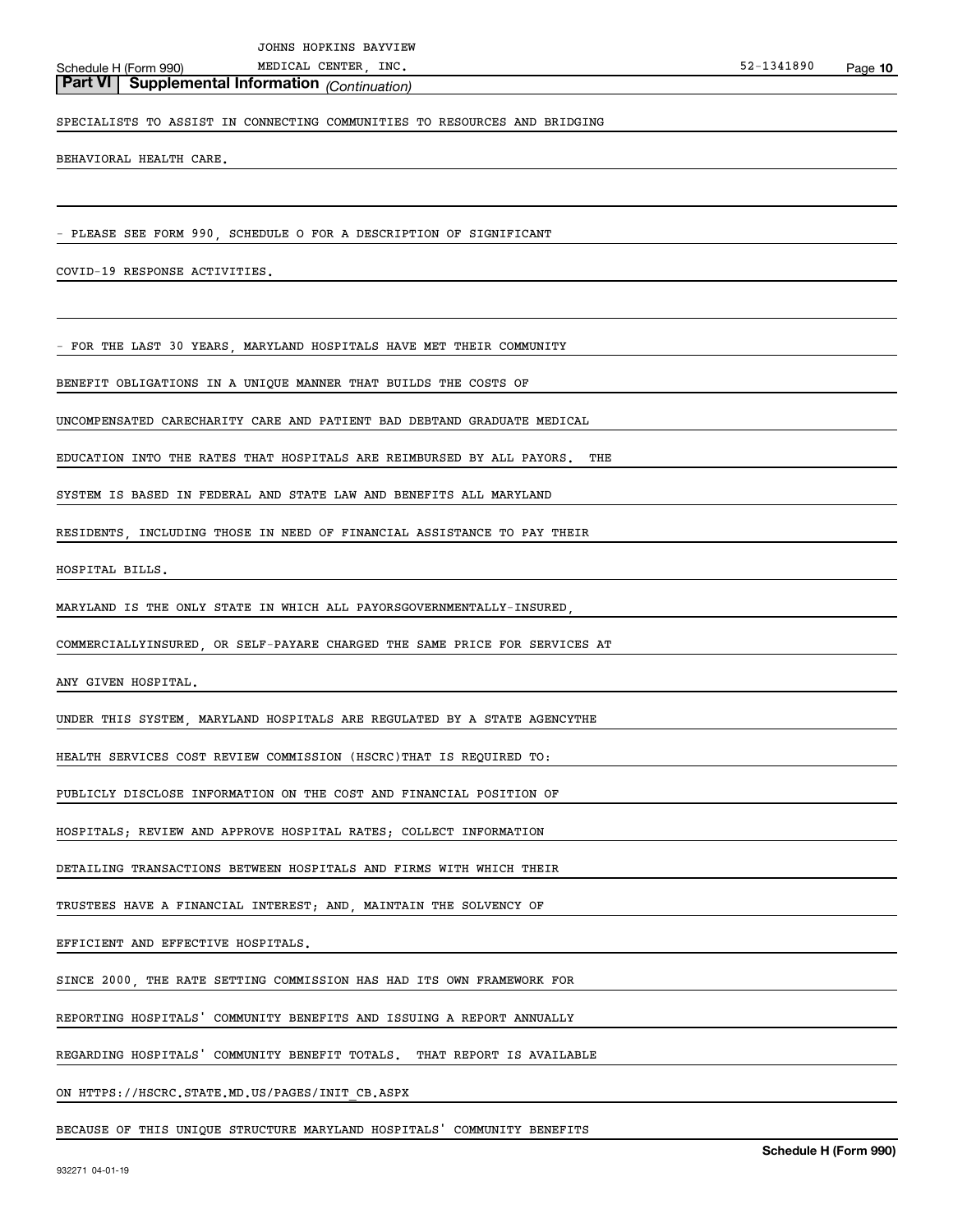**Part VI | Supplemental Information** *(Continuation)*

SPECIALISTS TO ASSIST IN CONNECTING COMMUNITIES TO RESOURCES AND BRIDGING BEHAVIORAL HEALTH CARE.

- PLEASE SEE FORM 990, SCHEDULE O FOR A DESCRIPTION OF SIGNIFICANT COVID-19 RESPONSE ACTIVITIES.

- FOR THE LAST 30 YEARS, MARYLAND HOSPITALS HAVE MET THEIR COMMUNITY BENEFIT OBLIGATIONS IN A UNIQUE MANNER THAT BUILDS THE COSTS OF UNCOMPENSATED CARECHARITY CARE AND PATIENT BAD DEBTAND GRADUATE MEDICAL EDUCATION INTO THE RATES THAT HOSPITALS ARE REIMBURSED BY ALL PAYORS. THE SYSTEM IS BASED IN FEDERAL AND STATE LAW AND BENEFITS ALL MARYLAND RESIDENTS, INCLUDING THOSE IN NEED OF FINANCIAL ASSISTANCE TO PAY THEIR HOSPITAL BILLS.

MARYLAND IS THE ONLY STATE IN WHICH ALL PAYORSGOVERNMENTALLY-INSURED, COMMERCIALLYINSURED, OR SELF-PAYARE CHARGED THE SAME PRICE FOR SERVICES AT ANY GIVEN HOSPITAL.

UNDER THIS SYSTEM, MARYLAND HOSPITALS ARE REGULATED BY A STATE AGENCYTHE HEALTH SERVICES COST REVIEW COMMISSION (HSCRC)THAT IS REQUIRED TO: PUBLICLY DISCLOSE INFORMATION ON THE COST AND FINANCIAL POSITION OF HOSPITALS; REVIEW AND APPROVE HOSPITAL RATES; COLLECT INFORMATION DETAILING TRANSACTIONS BETWEEN HOSPITALS AND FIRMS WITH WHICH THEIR TRUSTEES HAVE A FINANCIAL INTEREST; AND, MAINTAIN THE SOLVENCY OF EFFICIENT AND EFFECTIVE HOSPITALS.

SINCE 2000, THE RATE SETTING COMMISSION HAS HAD ITS OWN FRAMEWORK FOR REPORTING HOSPITALS' COMMUNITY BENEFITS AND ISSUING A REPORT ANNUALLY REGARDING HOSPITALS' COMMUNITY BENEFIT TOTALS. THAT REPORT IS AVAILABLE ON HTTPS://HSCRC.STATE.MD.US/PAGES/INIT_CB.ASPX

BECAUSE OF THIS UNIQUE STRUCTURE MARYLAND HOSPITALS' COMMUNITY BENEFITS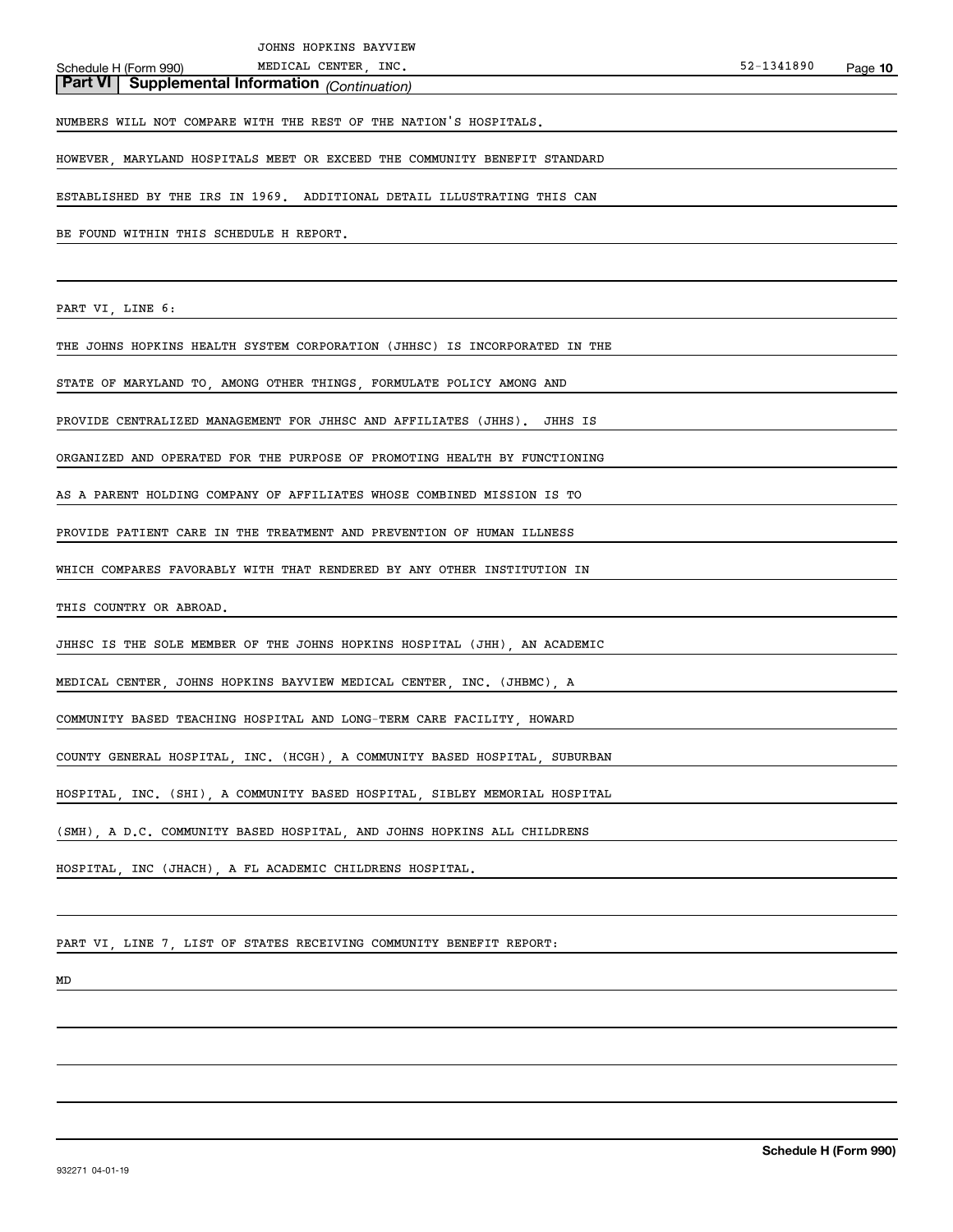## Part VI | Supplemental Information *(Continuation)*

NUMBERS WILL NOT COMPARE WITH THE REST OF THE NATION'S HOSPITALS. HOWEVER, MARYLAND HOSPITALS MEET OR EXCEED THE COMMUNITY BENEFIT STANDARD ESTABLISHED BY THE IRS IN 1969. ADDITIONAL DETAIL ILLUSTRATING THIS CAN BE FOUND WITHIN THIS SCHEDULE H REPORT.

PART VI, LINE 6:

THE JOHNS HOPKINS HEALTH SYSTEM CORPORATION (JHHSC) IS INCORPORATED IN THE STATE OF MARYLAND TO, AMONG OTHER THINGS, FORMULATE POLICY AMONG AND PROVIDE CENTRALIZED MANAGEMENT FOR JHHSC AND AFFILIATES (JHHS). JHHS IS ORGANIZED AND OPERATED FOR THE PURPOSE OF PROMOTING HEALTH BY FUNCTIONING AS A PARENT HOLDING COMPANY OF AFFILIATES WHOSE COMBINED MISSION IS TO PROVIDE PATIENT CARE IN THE TREATMENT AND PREVENTION OF HUMAN ILLNESS WHICH COMPARES FAVORABLY WITH THAT RENDERED BY ANY OTHER INSTITUTION IN THIS COUNTRY OR ABROAD.

JHHSC IS THE SOLE MEMBER OF THE JOHNS HOPKINS HOSPITAL (JHH), AN ACADEMIC MEDICAL CENTER, JOHNS HOPKINS BAYVIEW MEDICAL CENTER, INC. (JHBMC), A COMMUNITY BASED TEACHING HOSPITAL AND LONG-TERM CARE FACILITY, HOWARD COUNTY GENERAL HOSPITAL, INC. (HCGH), A COMMUNITY BASED HOSPITAL, SUBURBAN HOSPITAL, INC. (SHI), A COMMUNITY BASED HOSPITAL, SIBLEY MEMORIAL HOSPITAL (SMH), A D.C. COMMUNITY BASED HOSPITAL, AND JOHNS HOPKINS ALL CHILDRENS HOSPITAL, INC (JHACH), A FL ACADEMIC CHILDRENS HOSPITAL.

PART VI, LINE 7, LIST OF STATES RECEIVING COMMUNITY BENEFIT REPORT:

MD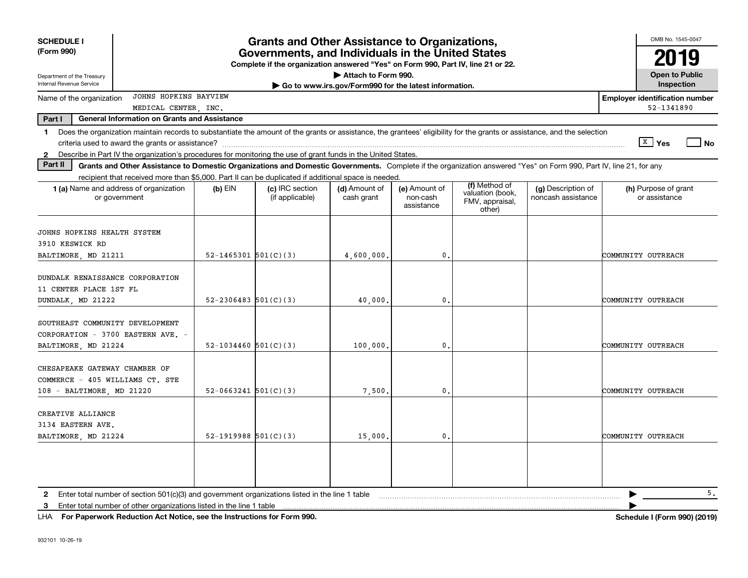**SCHEDULE I**
**(Form 990)**

Department of the Treasury
Internal Revenue Service

# Grants and Other Assistance to Organizations, Governments, and Individuals in the United States

**Complete if the organization answered "Yes" on Form 990, Part IV, line 21 or 22.**
**▶ Attach to Form 990.**
**▶ Go to www.irs.gov/Form990 for the latest information.**

OMB No. 1545-0047
**2019**
**Open to Public Inspection**

Name of the organization: JOHNS HOPKINS BAYVIEW MEDICAL CENTER, INC.

**Employer identification number:** 52-1341890

**Part I — General Information on Grants and Assistance**

1 Does the organization maintain records to substantiate the amount of the grants or assistance, the grantees' eligibility for the grants or assistance, and the selection criteria used to award the grants or assistance? [X] Yes [ ] No

2 Describe in Part IV the organization's procedures for monitoring the use of grant funds in the United States.

**Part II — Grants and Other Assistance to Domestic Organizations and Domestic Governments.** Complete if the organization answered "Yes" on Form 990, Part IV, line 21, for any recipient that received more than $5,000. Part II can be duplicated if additional space is needed.

| 1 (a) Name and address of organization or government | (b) EIN | (c) IRC section (if applicable) | (d) Amount of cash grant | (e) Amount of non-cash assistance | (f) Method of valuation (book, FMV, appraisal, other) | (g) Description of noncash assistance | (h) Purpose of grant or assistance |
|---|---|---|---|---|---|---|---|
| JOHNS HOPKINS HEALTH SYSTEM 3910 KESWICK RD BALTIMORE, MD 21211 | 52-1465301 | 501(C)(3) | 4,600,000. | 0. | | | COMMUNITY OUTREACH |
| DUNDALK RENAISSANCE CORPORATION 11 CENTER PLACE 1ST FL DUNDALK, MD 21222 | 52-2306483 | 501(C)(3) | 40,000. | 0. | | | COMMUNITY OUTREACH |
| SOUTHEAST COMMUNITY DEVELOPMENT CORPORATION - 3700 EASTERN AVE. - BALTIMORE, MD 21224 | 52-1034460 | 501(C)(3) | 100,000. | 0. | | | COMMUNITY OUTREACH |
| CHESAPEAKE GATEWAY CHAMBER OF COMMERCE - 405 WILLIAMS CT. STE 108 - BALTIMORE, MD 21220 | 52-0663241 | 501(C)(3) | 7,500. | 0. | | | COMMUNITY OUTREACH |
| CREATIVE ALLIANCE 3134 EASTERN AVE. BALTIMORE, MD 21224 | 52-1919988 | 501(C)(3) | 15,000. | 0. | | | COMMUNITY OUTREACH |
| | | | | | | | |

2 Enter total number of section 501(c)(3) and government organizations listed in the line 1 table ▶ 5.

3 Enter total number of other organizations listed in the line 1 table ▶

LHA **For Paperwork Reduction Act Notice, see the Instructions for Form 990.** **Schedule I (Form 990) (2019)**

932101 10-26-19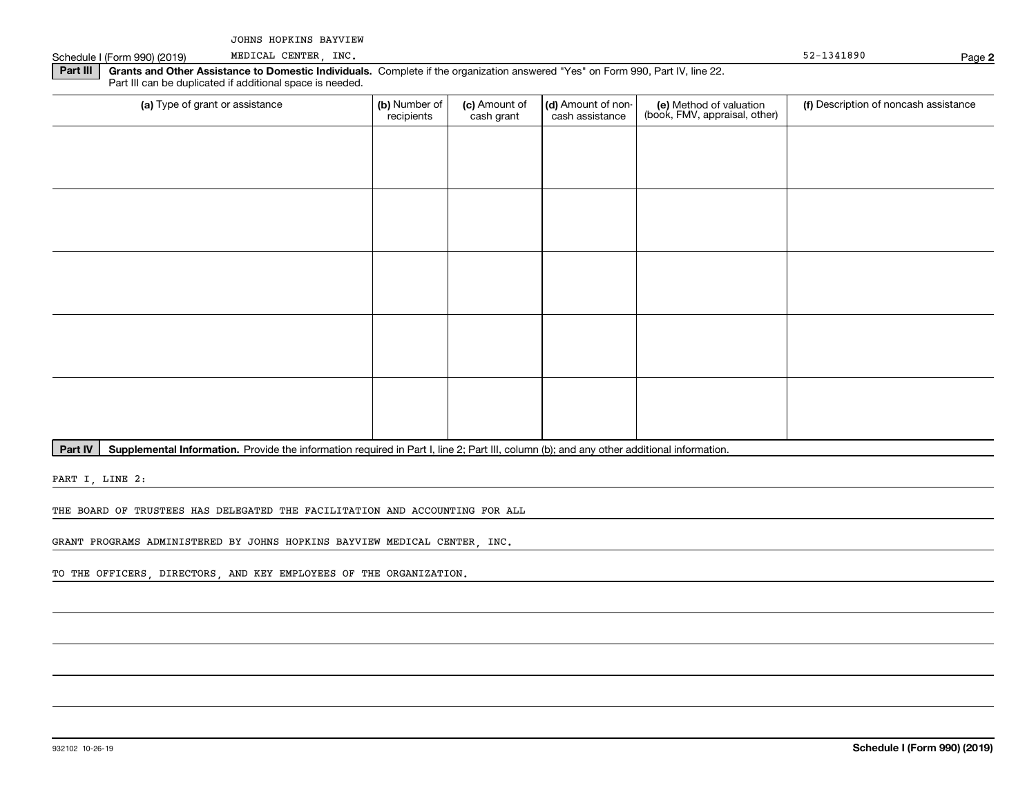JOHNS HOPKINS BAYVIEW MEDICAL CENTER, INC. 52-1341890

Schedule I (Form 990) (2019)

**Part III** **Grants and Other Assistance to Domestic Individuals.** Complete if the organization answered "Yes" on Form 990, Part IV, line 22. Part III can be duplicated if additional space is needed.

| (a) Type of grant or assistance | (b) Number of recipients | (c) Amount of cash grant | (d) Amount of non-cash assistance | (e) Method of valuation (book, FMV, appraisal, other) | (f) Description of noncash assistance |
|---|---|---|---|---|---|
| | | | | | |
| | | | | | |
| | | | | | |
| | | | | | |
| | | | | | |

**Part IV** **Supplemental Information.** Provide the information required in Part I, line 2; Part III, column (b); and any other additional information.

PART I, LINE 2:

THE BOARD OF TRUSTEES HAS DELEGATED THE FACILITATION AND ACCOUNTING FOR ALL GRANT PROGRAMS ADMINISTERED BY JOHNS HOPKINS BAYVIEW MEDICAL CENTER, INC. TO THE OFFICERS, DIRECTORS, AND KEY EMPLOYEES OF THE ORGANIZATION.

932102 10-26-19

**Schedule I (Form 990) (2019)**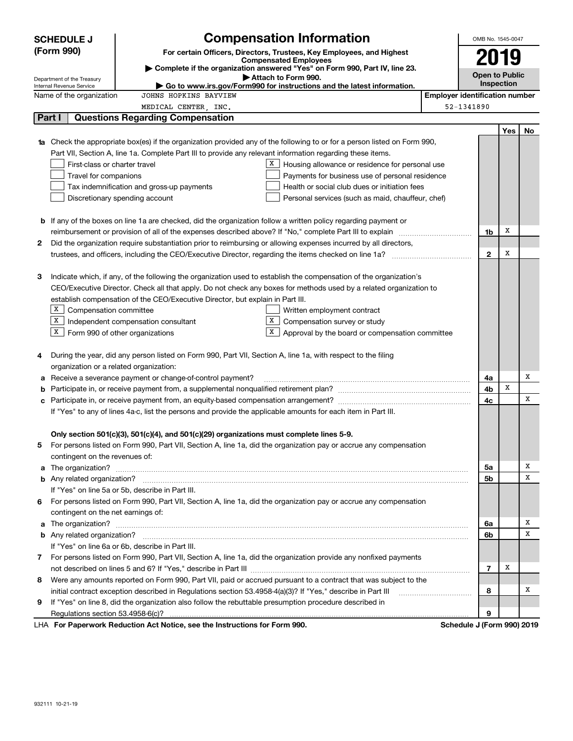**SCHEDULE J (Form 990)**

Department of the Treasury
Internal Revenue Service

# Compensation Information

**For certain Officers, Directors, Trustees, Key Employees, and Highest Compensated Employees**

▶ **Complete if the organization answered "Yes" on Form 990, Part IV, line 23.**

▶ **Attach to Form 990.**

▶ **Go to www.irs.gov/Form990 for instructions and the latest information.**

OMB No. 1545-0047

**2019**

**Open to Public Inspection**

Name of the organization: JOHNS HOPKINS BAYVIEW MEDICAL CENTER, INC.

**Employer identification number** 52-1341890

## Part I Questions Regarding Compensation

| | | | Yes | No |
|---|---|---|---|---|
| **1a** | Check the appropriate box(es) if the organization provided any of the following to or for a person listed on Form 990, Part VII, Section A, line 1a. Complete Part III to provide any relevant information regarding these items.<br>☐ First-class or charter travel ☒ Housing allowance or residence for personal use<br>☐ Travel for companions ☐ Payments for business use of personal residence<br>☐ Tax indemnification and gross-up payments ☐ Health or social club dues or initiation fees<br>☐ Discretionary spending account ☐ Personal services (such as maid, chauffeur, chef) | | | |
| **b** | If any of the boxes on line 1a are checked, did the organization follow a written policy regarding payment or reimbursement or provision of all of the expenses described above? If "No," complete Part III to explain | 1b | X | |
| **2** | Did the organization require substantiation prior to reimbursing or allowing expenses incurred by all directors, trustees, and officers, including the CEO/Executive Director, regarding the items checked on line 1a? | 2 | X | |
| **3** | Indicate which, if any, of the following the organization used to establish the compensation of the organization's CEO/Executive Director. Check all that apply. Do not check any boxes for methods used by a related organization to establish compensation of the CEO/Executive Director, but explain in Part III.<br>☒ Compensation committee ☐ Written employment contract<br>☒ Independent compensation consultant ☒ Compensation survey or study<br>☒ Form 990 of other organizations ☒ Approval by the board or compensation committee | | | |
| **4** | During the year, did any person listed on Form 990, Part VII, Section A, line 1a, with respect to the filing organization or a related organization: | | | |
| **a** | Receive a severance payment or change-of-control payment? | 4a | | X |
| **b** | Participate in, or receive payment from, a supplemental nonqualified retirement plan? | 4b | X | |
| **c** | Participate in, or receive payment from, an equity-based compensation arrangement? | 4c | | X |
| | If "Yes" to any of lines 4a-c, list the persons and provide the applicable amounts for each item in Part III. | | | |
| | **Only section 501(c)(3), 501(c)(4), and 501(c)(29) organizations must complete lines 5-9.** | | | |
| **5** | For persons listed on Form 990, Part VII, Section A, line 1a, did the organization pay or accrue any compensation contingent on the revenues of: | | | |
| **a** | The organization? | 5a | | X |
| **b** | Any related organization? | 5b | | X |
| | If "Yes" on line 5a or 5b, describe in Part III. | | | |
| **6** | For persons listed on Form 990, Part VII, Section A, line 1a, did the organization pay or accrue any compensation contingent on the net earnings of: | | | |
| **a** | The organization? | 6a | | X |
| **b** | Any related organization? | 6b | | X |
| | If "Yes" on line 6a or 6b, describe in Part III. | | | |
| **7** | For persons listed on Form 990, Part VII, Section A, line 1a, did the organization provide any nonfixed payments not described on lines 5 and 6? If "Yes," describe in Part III | 7 | X | |
| **8** | Were any amounts reported on Form 990, Part VII, paid or accrued pursuant to a contract that was subject to the initial contract exception described in Regulations section 53.4958-4(a)(3)? If "Yes," describe in Part III | 8 | | X |
| **9** | If "Yes" on line 8, did the organization also follow the rebuttable presumption procedure described in Regulations section 53.4958-6(c)? | 9 | | |

LHA **For Paperwork Reduction Act Notice, see the Instructions for Form 990.** **Schedule J (Form 990) 2019**

932111 10-21-19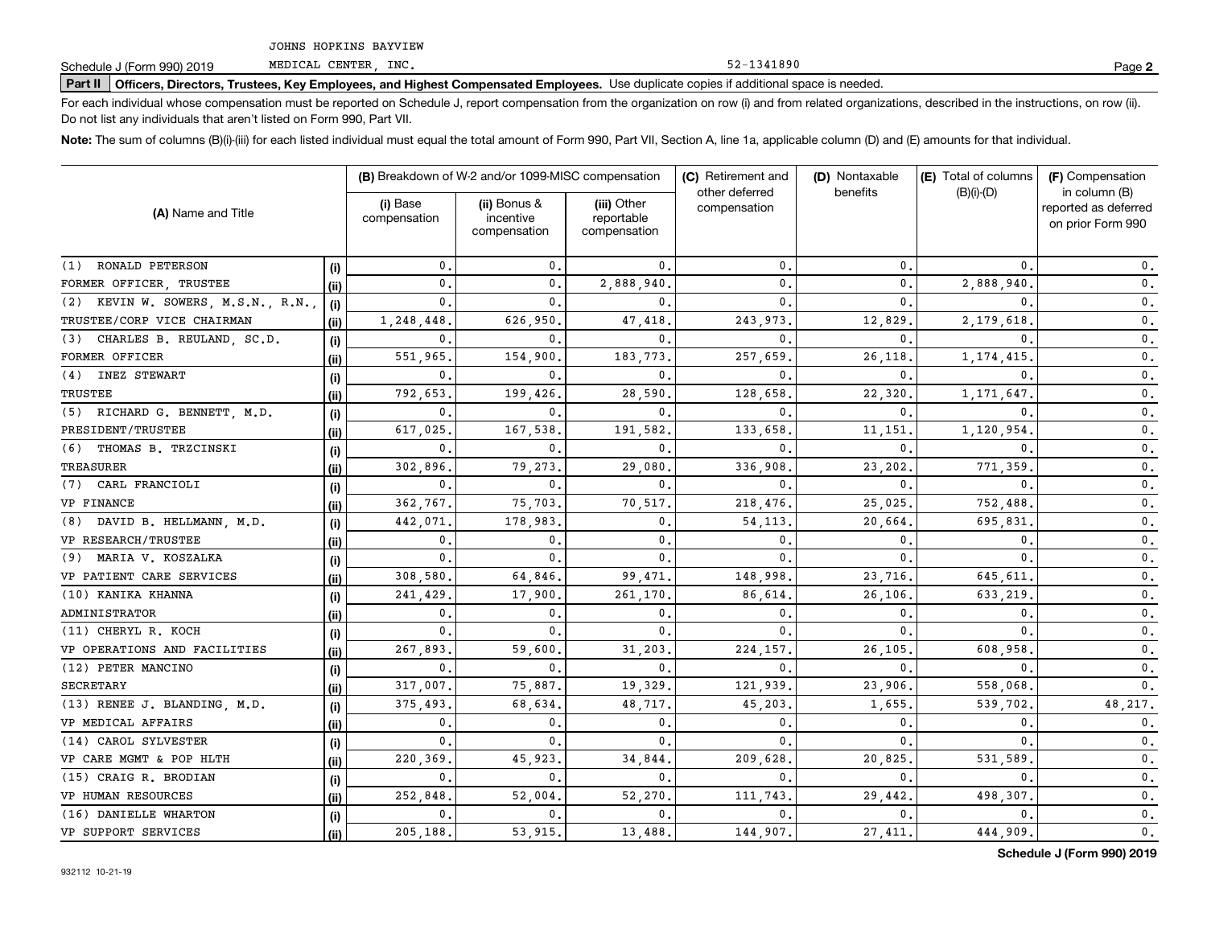JOHNS HOPKINS BAYVIEW

Schedule J (Form 990) 2019 MEDICAL CENTER, INC. 52-1341890

**Part II** **Officers, Directors, Trustees, Key Employees, and Highest Compensated Employees.** Use duplicate copies if additional space is needed.

For each individual whose compensation must be reported on Schedule J, report compensation from the organization on row (i) and from related organizations, described in the instructions, on row (ii). Do not list any individuals that aren't listed on Form 990, Part VII.

**Note:** The sum of columns (B)(i)-(iii) for each listed individual must equal the total amount of Form 990, Part VII, Section A, line 1a, applicable column (D) and (E) amounts for that individual.

| (A) Name and Title | | (B) Breakdown of W-2 and/or 1099-MISC compensation | | | (C) Retirement and other deferred compensation | (D) Nontaxable benefits | (E) Total of columns (B)(i)-(D) | (F) Compensation in column (B) reported as deferred on prior Form 990 |
|---|---|---|---|---|---|---|---|---|
| | | (i) Base compensation | (ii) Bonus & incentive compensation | (iii) Other reportable compensation | | | | |
| (1) RONALD PETERSON | (i) | 0. | 0. | 0. | 0. | 0. | 0. | 0. |
| FORMER OFFICER, TRUSTEE | (ii) | 0. | 0. | 2,888,940. | 0. | 0. | 2,888,940. | 0. |
| (2) KEVIN W. SOWERS, M.S.N., R.N., | (i) | 0. | 0. | 0. | 0. | 0. | 0. | 0. |
| TRUSTEE/CORP VICE CHAIRMAN | (ii) | 1,248,448. | 626,950. | 47,418. | 243,973. | 12,829. | 2,179,618. | 0. |
| (3) CHARLES B. REULAND, SC.D. | (i) | 0. | 0. | 0. | 0. | 0. | 0. | 0. |
| FORMER OFFICER | (ii) | 551,965. | 154,900. | 183,773. | 257,659. | 26,118. | 1,174,415. | 0. |
| (4) INEZ STEWART | (i) | 0. | 0. | 0. | 0. | 0. | 0. | 0. |
| TRUSTEE | (ii) | 792,653. | 199,426. | 28,590. | 128,658. | 22,320. | 1,171,647. | 0. |
| (5) RICHARD G. BENNETT, M.D. | (i) | 0. | 0. | 0. | 0. | 0. | 0. | 0. |
| PRESIDENT/TRUSTEE | (ii) | 617,025. | 167,538. | 191,582. | 133,658. | 11,151. | 1,120,954. | 0. |
| (6) THOMAS B. TRZCINSKI | (i) | 0. | 0. | 0. | 0. | 0. | 0. | 0. |
| TREASURER | (ii) | 302,896. | 79,273. | 29,080. | 336,908. | 23,202. | 771,359. | 0. |
| (7) CARL FRANCIOLI | (i) | 0. | 0. | 0. | 0. | 0. | 0. | 0. |
| VP FINANCE | (ii) | 362,767. | 75,703. | 70,517. | 218,476. | 25,025. | 752,488. | 0. |
| (8) DAVID B. HELLMANN, M.D. | (i) | 442,071. | 178,983. | 0. | 54,113. | 20,664. | 695,831. | 0. |
| VP RESEARCH/TRUSTEE | (ii) | 0. | 0. | 0. | 0. | 0. | 0. | 0. |
| (9) MARIA V. KOSZALKA | (i) | 0. | 0. | 0. | 0. | 0. | 0. | 0. |
| VP PATIENT CARE SERVICES | (ii) | 308,580. | 64,846. | 99,471. | 148,998. | 23,716. | 645,611. | 0. |
| (10) KANIKA KHANNA | (i) | 241,429. | 17,900. | 261,170. | 86,614. | 26,106. | 633,219. | 0. |
| ADMINISTRATOR | (ii) | 0. | 0. | 0. | 0. | 0. | 0. | 0. |
| (11) CHERYL R. KOCH | (i) | 0. | 0. | 0. | 0. | 0. | 0. | 0. |
| VP OPERATIONS AND FACILITIES | (ii) | 267,893. | 59,600. | 31,203. | 224,157. | 26,105. | 608,958. | 0. |
| (12) PETER MANCINO | (i) | 0. | 0. | 0. | 0. | 0. | 0. | 0. |
| SECRETARY | (ii) | 317,007. | 75,887. | 19,329. | 121,939. | 23,906. | 558,068. | 0. |
| (13) RENEE J. BLANDING, M.D. | (i) | 375,493. | 68,634. | 48,717. | 45,203. | 1,655. | 539,702. | 48,217. |
| VP MEDICAL AFFAIRS | (ii) | 0. | 0. | 0. | 0. | 0. | 0. | 0. |
| (14) CAROL SYLVESTER | (i) | 0. | 0. | 0. | 0. | 0. | 0. | 0. |
| VP CARE MGMT & POP HLTH | (ii) | 220,369. | 45,923. | 34,844. | 209,628. | 20,825. | 531,589. | 0. |
| (15) CRAIG R. BRODIAN | (i) | 0. | 0. | 0. | 0. | 0. | 0. | 0. |
| VP HUMAN RESOURCES | (ii) | 252,848. | 52,004. | 52,270. | 111,743. | 29,442. | 498,307. | 0. |
| (16) DANIELLE WHARTON | (i) | 0. | 0. | 0. | 0. | 0. | 0. | 0. |
| VP SUPPORT SERVICES | (ii) | 205,188. | 53,915. | 13,488. | 144,907. | 27,411. | 444,909. | 0. |

**Schedule J (Form 990) 2019**

932112 10-21-19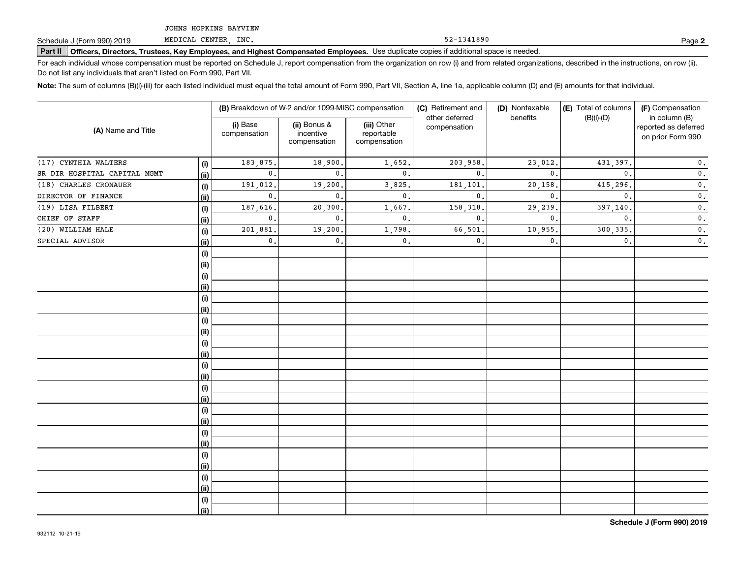JOHNS HOPKINS BAYVIEW
MEDICAL CENTER, INC. 52-1341890

Schedule J (Form 990) 2019

**Part II** **Officers, Directors, Trustees, Key Employees, and Highest Compensated Employees.** Use duplicate copies if additional space is needed.

For each individual whose compensation must be reported on Schedule J, report compensation from the organization on row (i) and from related organizations, described in the instructions, on row (ii). Do not list any individuals that aren't listed on Form 990, Part VII.

**Note:** The sum of columns (B)(i)-(iii) for each listed individual must equal the total amount of Form 990, Part VII, Section A, line 1a, applicable column (D) and (E) amounts for that individual.

| (A) Name and Title | | (B) Breakdown of W-2 and/or 1099-MISC compensation | | | (C) Retirement and other deferred compensation | (D) Nontaxable benefits | (E) Total of columns (B)(i)-(D) | (F) Compensation in column (B) reported as deferred on prior Form 990 |
|---|---|---|---|---|---|---|---|---|
| | | (i) Base compensation | (ii) Bonus & incentive compensation | (iii) Other reportable compensation | | | | |
| (17) CYNTHIA WALTERS | (i) | 183,875. | 18,900. | 1,652. | 203,958. | 23,012. | 431,397. | 0. |
| SR DIR HOSPITAL CAPITAL MGMT | (ii) | 0. | 0. | 0. | 0. | 0. | 0. | 0. |
| (18) CHARLES CRONAUER | (i) | 191,012. | 19,200. | 3,825. | 181,101. | 20,158. | 415,296. | 0. |
| DIRECTOR OF FINANCE | (ii) | 0. | 0. | 0. | 0. | 0. | 0. | 0. |
| (19) LISA FILBERT | (i) | 187,616. | 20,300. | 1,667. | 158,318. | 29,239. | 397,140. | 0. |
| CHIEF OF STAFF | (ii) | 0. | 0. | 0. | 0. | 0. | 0. | 0. |
| (20) WILLIAM HALE | (i) | 201,881. | 19,200. | 1,798. | 66,501. | 10,955. | 300,335. | 0. |
| SPECIAL ADVISOR | (ii) | 0. | 0. | 0. | 0. | 0. | 0. | 0. |

Schedule J (Form 990) 2019

932112 10-21-19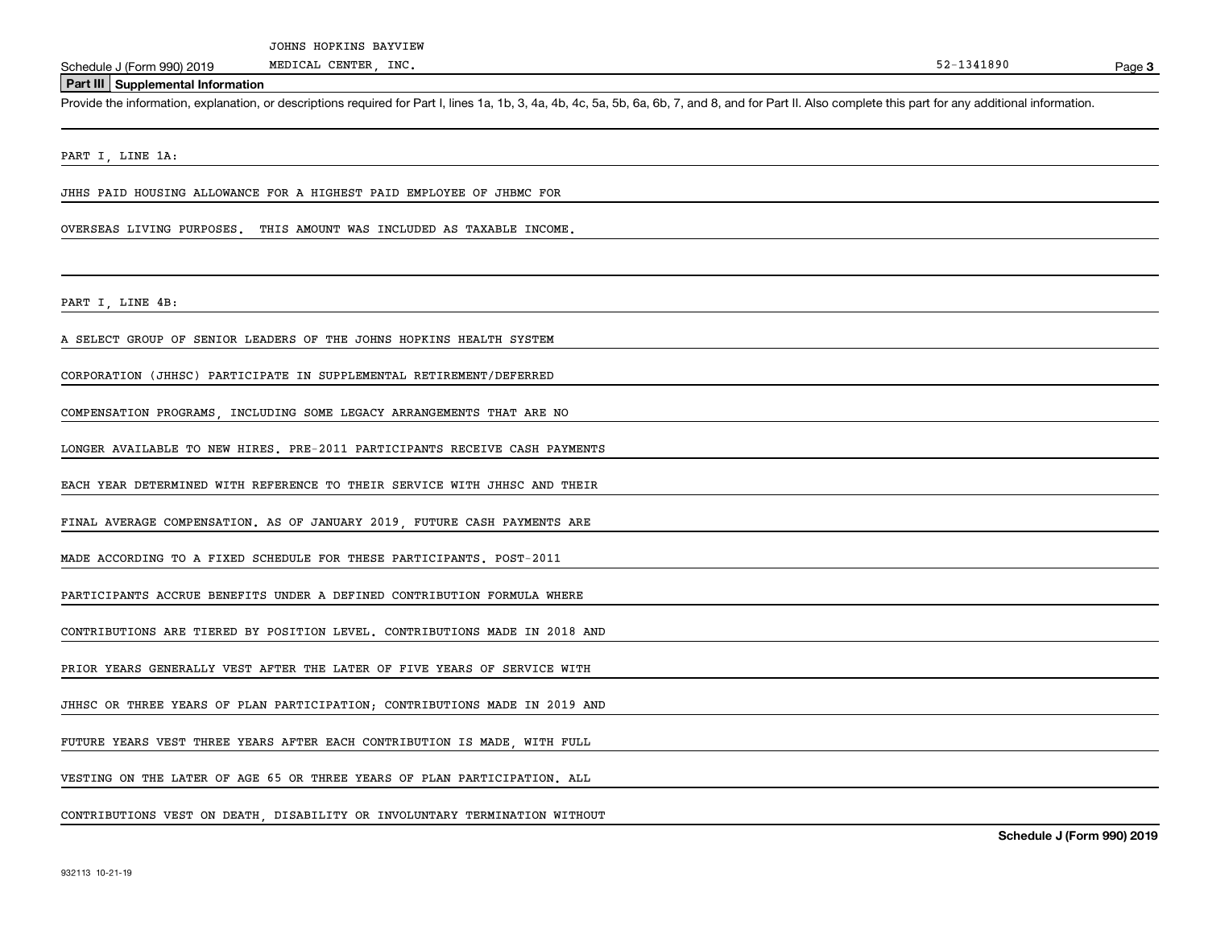## Part III Supplemental Information

Provide the information, explanation, or descriptions required for Part I, lines 1a, 1b, 3, 4a, 4b, 4c, 5a, 5b, 6a, 6b, 7, and 8, and for Part II. Also complete this part for any additional information.

PART I, LINE 1A:

JHHS PAID HOUSING ALLOWANCE FOR A HIGHEST PAID EMPLOYEE OF JHBMC FOR OVERSEAS LIVING PURPOSES. THIS AMOUNT WAS INCLUDED AS TAXABLE INCOME.

PART I, LINE 4B:

A SELECT GROUP OF SENIOR LEADERS OF THE JOHNS HOPKINS HEALTH SYSTEM CORPORATION (JHHSC) PARTICIPATE IN SUPPLEMENTAL RETIREMENT/DEFERRED COMPENSATION PROGRAMS, INCLUDING SOME LEGACY ARRANGEMENTS THAT ARE NO LONGER AVAILABLE TO NEW HIRES. PRE-2011 PARTICIPANTS RECEIVE CASH PAYMENTS EACH YEAR DETERMINED WITH REFERENCE TO THEIR SERVICE WITH JHHSC AND THEIR FINAL AVERAGE COMPENSATION. AS OF JANUARY 2019, FUTURE CASH PAYMENTS ARE MADE ACCORDING TO A FIXED SCHEDULE FOR THESE PARTICIPANTS. POST-2011 PARTICIPANTS ACCRUE BENEFITS UNDER A DEFINED CONTRIBUTION FORMULA WHERE CONTRIBUTIONS ARE TIERED BY POSITION LEVEL. CONTRIBUTIONS MADE IN 2018 AND PRIOR YEARS GENERALLY VEST AFTER THE LATER OF FIVE YEARS OF SERVICE WITH JHHSC OR THREE YEARS OF PLAN PARTICIPATION; CONTRIBUTIONS MADE IN 2019 AND FUTURE YEARS VEST THREE YEARS AFTER EACH CONTRIBUTION IS MADE, WITH FULL VESTING ON THE LATER OF AGE 65 OR THREE YEARS OF PLAN PARTICIPATION. ALL CONTRIBUTIONS VEST ON DEATH, DISABILITY OR INVOLUNTARY TERMINATION WITHOUT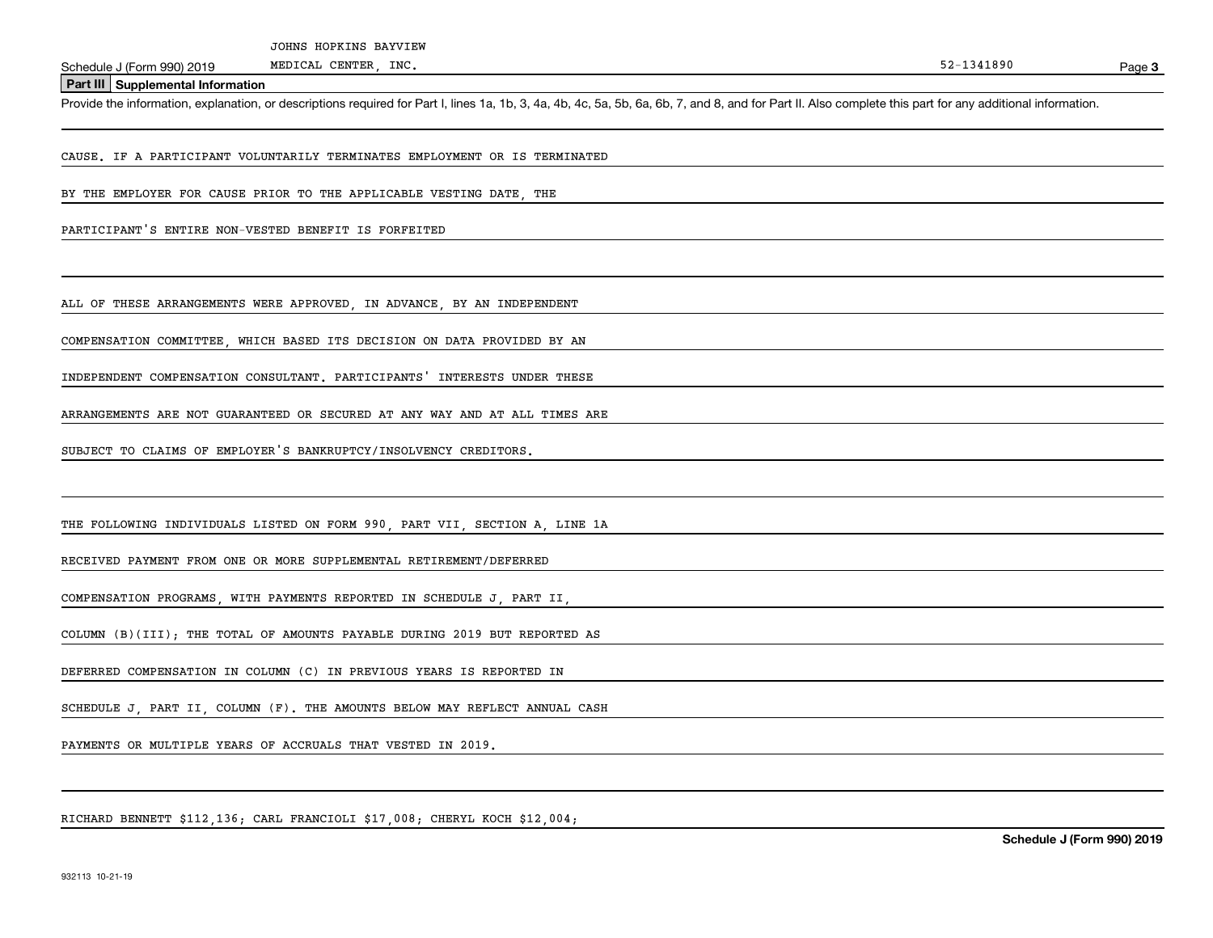## Part III Supplemental Information

Provide the information, explanation, or descriptions required for Part I, lines 1a, 1b, 3, 4a, 4b, 4c, 5a, 5b, 6a, 6b, 7, and 8, and for Part II. Also complete this part for any additional information.

CAUSE. IF A PARTICIPANT VOLUNTARILY TERMINATES EMPLOYMENT OR IS TERMINATED BY THE EMPLOYER FOR CAUSE PRIOR TO THE APPLICABLE VESTING DATE, THE PARTICIPANT'S ENTIRE NON-VESTED BENEFIT IS FORFEITED

ALL OF THESE ARRANGEMENTS WERE APPROVED, IN ADVANCE, BY AN INDEPENDENT COMPENSATION COMMITTEE, WHICH BASED ITS DECISION ON DATA PROVIDED BY AN INDEPENDENT COMPENSATION CONSULTANT. PARTICIPANTS' INTERESTS UNDER THESE ARRANGEMENTS ARE NOT GUARANTEED OR SECURED AT ANY WAY AND AT ALL TIMES ARE SUBJECT TO CLAIMS OF EMPLOYER'S BANKRUPTCY/INSOLVENCY CREDITORS.

THE FOLLOWING INDIVIDUALS LISTED ON FORM 990, PART VII, SECTION A, LINE 1A RECEIVED PAYMENT FROM ONE OR MORE SUPPLEMENTAL RETIREMENT/DEFERRED COMPENSATION PROGRAMS, WITH PAYMENTS REPORTED IN SCHEDULE J, PART II, COLUMN (B)(III); THE TOTAL OF AMOUNTS PAYABLE DURING 2019 BUT REPORTED AS DEFERRED COMPENSATION IN COLUMN (C) IN PREVIOUS YEARS IS REPORTED IN SCHEDULE J, PART II, COLUMN (F). THE AMOUNTS BELOW MAY REFLECT ANNUAL CASH PAYMENTS OR MULTIPLE YEARS OF ACCRUALS THAT VESTED IN 2019.

RICHARD BENNETT $112,136; CARL FRANCIOLI $17,008; CHERYL KOCH $12,004;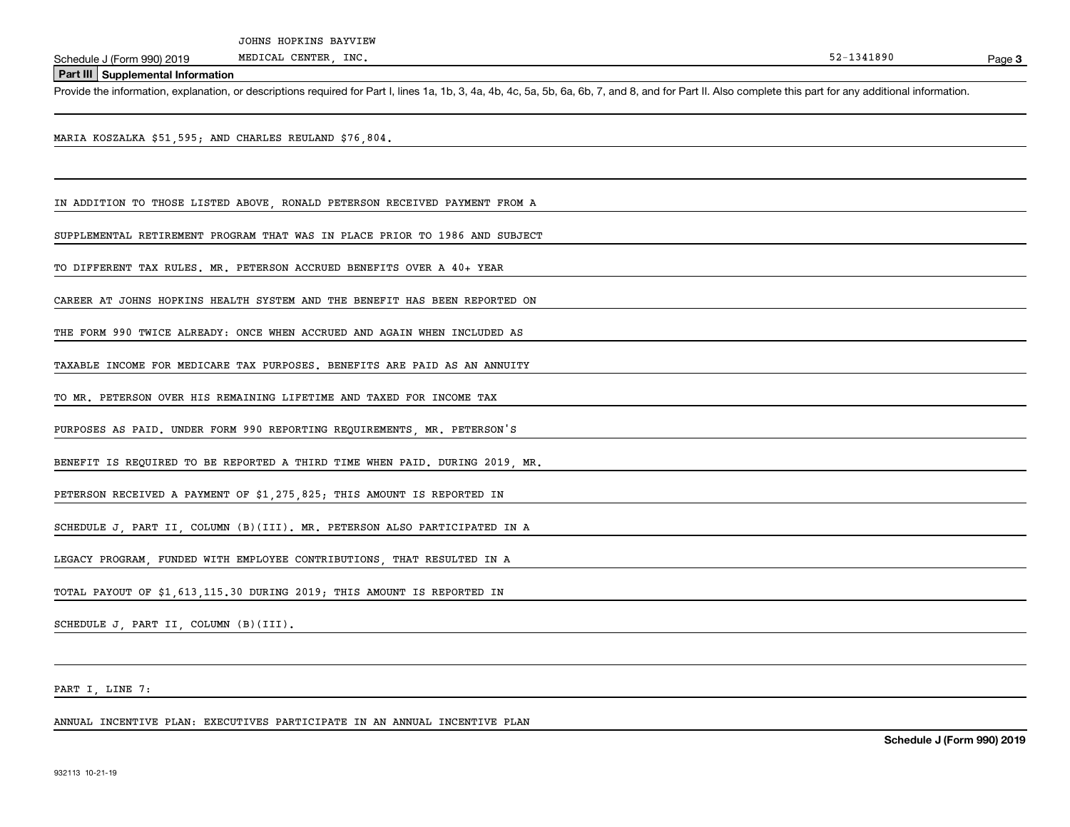JOHNS HOPKINS BAYVIEW MEDICAL CENTER, INC. 52-1341890

## Part III Supplemental Information

Provide the information, explanation, or descriptions required for Part I, lines 1a, 1b, 3, 4a, 4b, 4c, 5a, 5b, 6a, 6b, 7, and 8, and for Part II. Also complete this part for any additional information.

MARIA KOSZALKA $51,595; AND CHARLES REULAND $76,804.

IN ADDITION TO THOSE LISTED ABOVE, RONALD PETERSON RECEIVED PAYMENT FROM A SUPPLEMENTAL RETIREMENT PROGRAM THAT WAS IN PLACE PRIOR TO 1986 AND SUBJECT TO DIFFERENT TAX RULES. MR. PETERSON ACCRUED BENEFITS OVER A 40+ YEAR CAREER AT JOHNS HOPKINS HEALTH SYSTEM AND THE BENEFIT HAS BEEN REPORTED ON THE FORM 990 TWICE ALREADY: ONCE WHEN ACCRUED AND AGAIN WHEN INCLUDED AS TAXABLE INCOME FOR MEDICARE TAX PURPOSES. BENEFITS ARE PAID AS AN ANNUITY TO MR. PETERSON OVER HIS REMAINING LIFETIME AND TAXED FOR INCOME TAX PURPOSES AS PAID. UNDER FORM 990 REPORTING REQUIREMENTS, MR. PETERSON'S BENEFIT IS REQUIRED TO BE REPORTED A THIRD TIME WHEN PAID. DURING 2019, MR. PETERSON RECEIVED A PAYMENT OF $1,275,825; THIS AMOUNT IS REPORTED IN SCHEDULE J, PART II, COLUMN (B)(III). MR. PETERSON ALSO PARTICIPATED IN A LEGACY PROGRAM, FUNDED WITH EMPLOYEE CONTRIBUTIONS, THAT RESULTED IN A TOTAL PAYOUT OF $1,613,115.30 DURING 2019; THIS AMOUNT IS REPORTED IN SCHEDULE J, PART II, COLUMN (B)(III).

PART I, LINE 7:

ANNUAL INCENTIVE PLAN: EXECUTIVES PARTICIPATE IN AN ANNUAL INCENTIVE PLAN

932113 10-21-19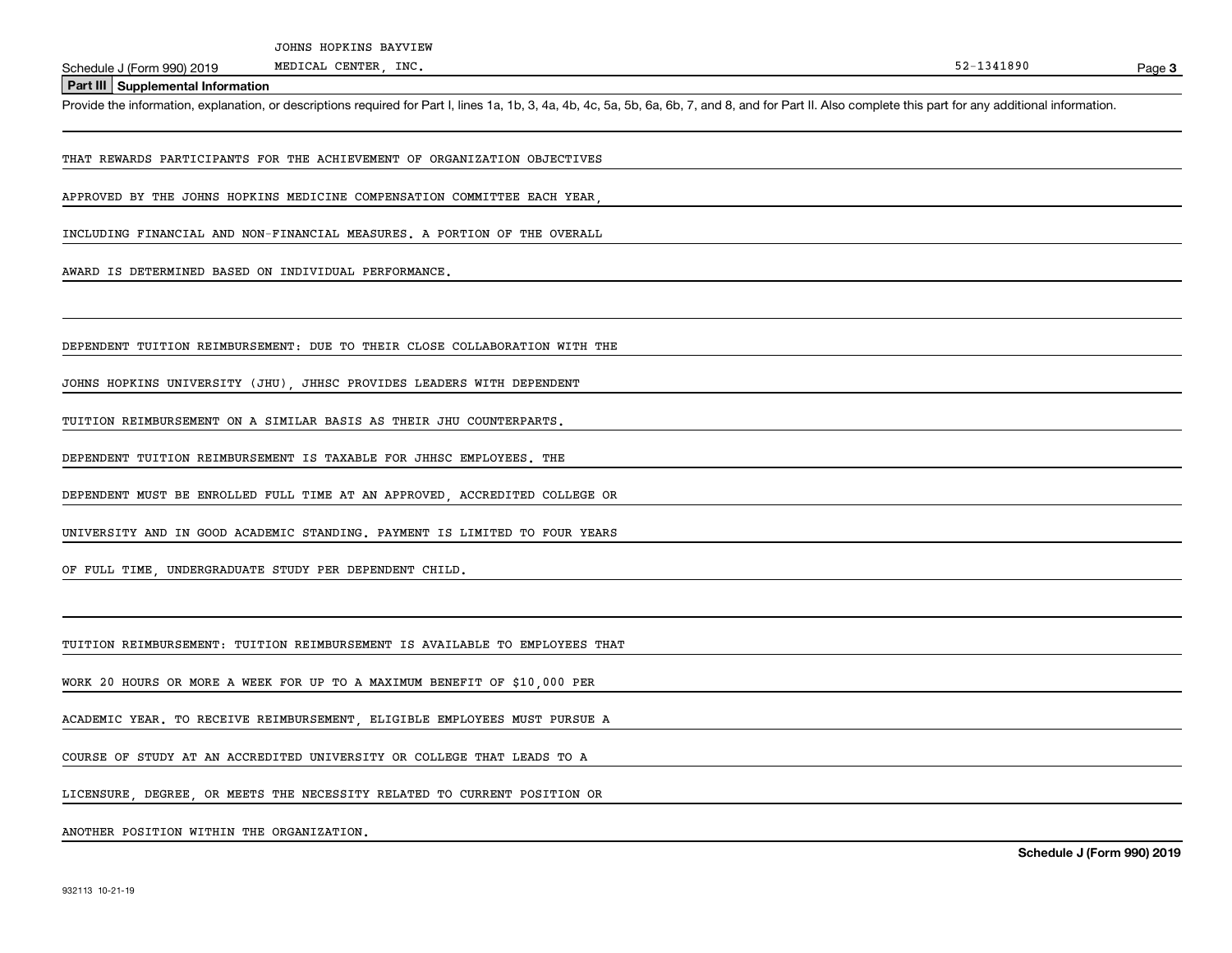JOHNS HOPKINS BAYVIEW MEDICAL CENTER, INC. 52-1341890

**Part III Supplemental Information**

Provide the information, explanation, or descriptions required for Part I, lines 1a, 1b, 3, 4a, 4b, 4c, 5a, 5b, 6a, 6b, 7, and 8, and for Part II. Also complete this part for any additional information.

THAT REWARDS PARTICIPANTS FOR THE ACHIEVEMENT OF ORGANIZATION OBJECTIVES APPROVED BY THE JOHNS HOPKINS MEDICINE COMPENSATION COMMITTEE EACH YEAR, INCLUDING FINANCIAL AND NON-FINANCIAL MEASURES. A PORTION OF THE OVERALL AWARD IS DETERMINED BASED ON INDIVIDUAL PERFORMANCE.

DEPENDENT TUITION REIMBURSEMENT: DUE TO THEIR CLOSE COLLABORATION WITH THE JOHNS HOPKINS UNIVERSITY (JHU), JHHSC PROVIDES LEADERS WITH DEPENDENT TUITION REIMBURSEMENT ON A SIMILAR BASIS AS THEIR JHU COUNTERPARTS. DEPENDENT TUITION REIMBURSEMENT IS TAXABLE FOR JHHSC EMPLOYEES. THE DEPENDENT MUST BE ENROLLED FULL TIME AT AN APPROVED, ACCREDITED COLLEGE OR UNIVERSITY AND IN GOOD ACADEMIC STANDING. PAYMENT IS LIMITED TO FOUR YEARS OF FULL TIME, UNDERGRADUATE STUDY PER DEPENDENT CHILD.

TUITION REIMBURSEMENT: TUITION REIMBURSEMENT IS AVAILABLE TO EMPLOYEES THAT WORK 20 HOURS OR MORE A WEEK FOR UP TO A MAXIMUM BENEFIT OF $10,000 PER ACADEMIC YEAR. TO RECEIVE REIMBURSEMENT, ELIGIBLE EMPLOYEES MUST PURSUE A COURSE OF STUDY AT AN ACCREDITED UNIVERSITY OR COLLEGE THAT LEADS TO A LICENSURE, DEGREE, OR MEETS THE NECESSITY RELATED TO CURRENT POSITION OR ANOTHER POSITION WITHIN THE ORGANIZATION.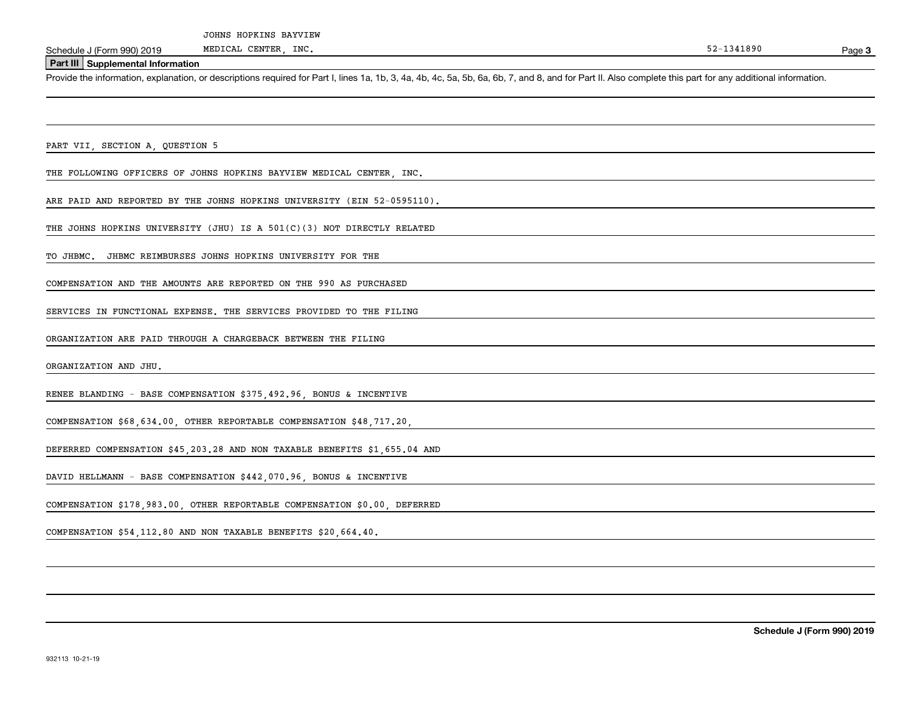JOHNS HOPKINS BAYVIEW MEDICAL CENTER, INC. 52-1341890

## Part III Supplemental Information

Provide the information, explanation, or descriptions required for Part I, lines 1a, 1b, 3, 4a, 4b, 4c, 5a, 5b, 6a, 6b, 7, and 8, and for Part II. Also complete this part for any additional information.

PART VII, SECTION A, QUESTION 5

THE FOLLOWING OFFICERS OF JOHNS HOPKINS BAYVIEW MEDICAL CENTER, INC.

ARE PAID AND REPORTED BY THE JOHNS HOPKINS UNIVERSITY (EIN 52-0595110).

THE JOHNS HOPKINS UNIVERSITY (JHU) IS A 501(C)(3) NOT DIRECTLY RELATED

TO JHBMC. JHBMC REIMBURSES JOHNS HOPKINS UNIVERSITY FOR THE

COMPENSATION AND THE AMOUNTS ARE REPORTED ON THE 990 AS PURCHASED

SERVICES IN FUNCTIONAL EXPENSE. THE SERVICES PROVIDED TO THE FILING

ORGANIZATION ARE PAID THROUGH A CHARGEBACK BETWEEN THE FILING

ORGANIZATION AND JHU.

RENEE BLANDING - BASE COMPENSATION $375,492.96, BONUS & INCENTIVE

COMPENSATION $68,634.00, OTHER REPORTABLE COMPENSATION $48,717.20,

DEFERRED COMPENSATION $45,203.28 AND NON TAXABLE BENEFITS $1,655.04 AND

DAVID HELLMANN - BASE COMPENSATION $442,070.96, BONUS & INCENTIVE

COMPENSATION $178,983.00, OTHER REPORTABLE COMPENSATION $0.00, DEFERRED

COMPENSATION $54,112.80 AND NON TAXABLE BENEFITS $20,664.40.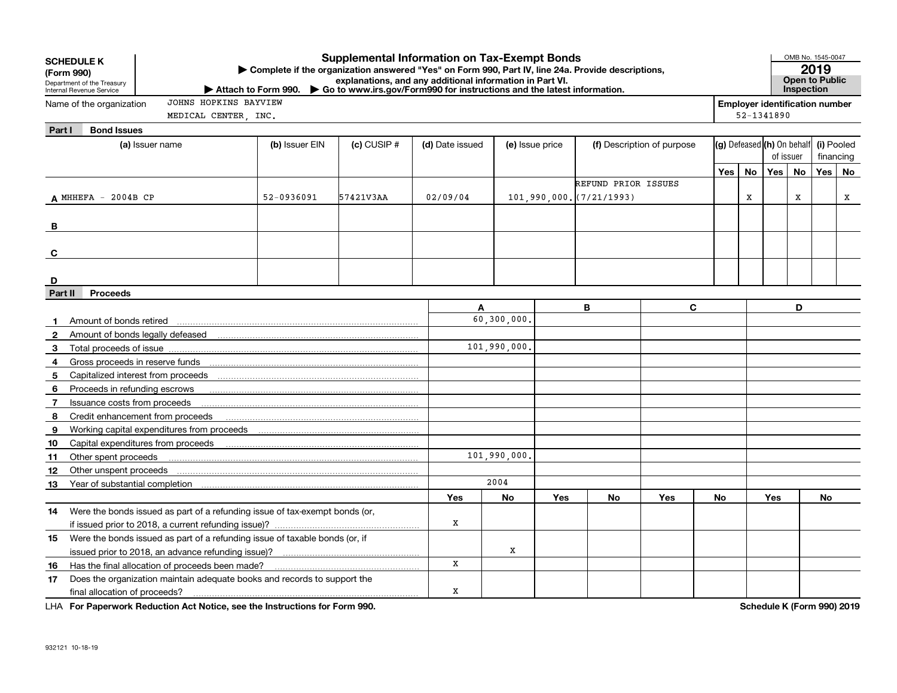**SCHEDULE K**
**(Form 990)**
Department of the Treasury
Internal Revenue Service

# Supplemental Information on Tax-Exempt Bonds

▶ Complete if the organization answered "Yes" on Form 990, Part IV, line 24a. Provide descriptions, explanations, and any additional information in Part VI.
▶ Attach to Form 990. ▶ Go to www.irs.gov/Form990 for instructions and the latest information.

OMB No. 1545-0047
**2019**
**Open to Public Inspection**

Name of the organization: JOHNS HOPKINS BAYVIEW MEDICAL CENTER, INC.

**Employer identification number**: 52-1341890

## Part I Bond Issues

| | (a) Issuer name | (b) Issuer EIN | (c) CUSIP # | (d) Date issued | (e) Issue price | (f) Description of purpose | (g) Defeased Yes | (g) Defeased No | (h) On behalf of issuer Yes | (h) On behalf of issuer No | (i) Pooled financing Yes | (i) Pooled financing No |
|---|---|---|---|---|---|---|---|---|---|---|---|---|
| A | MHHEFA - 2004B CP | 52-0936091 | 57421V3AA | 02/09/04 | 101,990,000. | REFUND PRIOR ISSUES (7/21/1993) | | X | | X | | X |
| B | | | | | | | | | | | | |
| C | | | | | | | | | | | | |
| D | | | | | | | | | | | | |

## Part II Proceeds

| | | A | B | C | D |
|---|---|---|---|---|---|
| 1 | Amount of bonds retired | 60,300,000. | | | |
| 2 | Amount of bonds legally defeased | | | | |
| 3 | Total proceeds of issue | 101,990,000. | | | |
| 4 | Gross proceeds in reserve funds | | | | |
| 5 | Capitalized interest from proceeds | | | | |
| 6 | Proceeds in refunding escrows | | | | |
| 7 | Issuance costs from proceeds | | | | |
| 8 | Credit enhancement from proceeds | | | | |
| 9 | Working capital expenditures from proceeds | | | | |
| 10 | Capital expenditures from proceeds | | | | |
| 11 | Other spent proceeds | 101,990,000. | | | |
| 12 | Other unspent proceeds | | | | |
| 13 | Year of substantial completion | 2004 | | | |

| | | A Yes | A No | B Yes | B No | C Yes | C No | D Yes | D No |
|---|---|---|---|---|---|---|---|---|---|
| 14 | Were the bonds issued as part of a refunding issue of tax-exempt bonds (or, if issued prior to 2018, a current refunding issue)? | X | | | | | | | |
| 15 | Were the bonds issued as part of a refunding issue of taxable bonds (or, if issued prior to 2018, an advance refunding issue)? | | X | | | | | | |
| 16 | Has the final allocation of proceeds been made? | X | | | | | | | |
| 17 | Does the organization maintain adequate books and records to support the final allocation of proceeds? | X | | | | | | | |

LHA **For Paperwork Reduction Act Notice, see the Instructions for Form 990.** **Schedule K (Form 990) 2019**

932121 10-18-19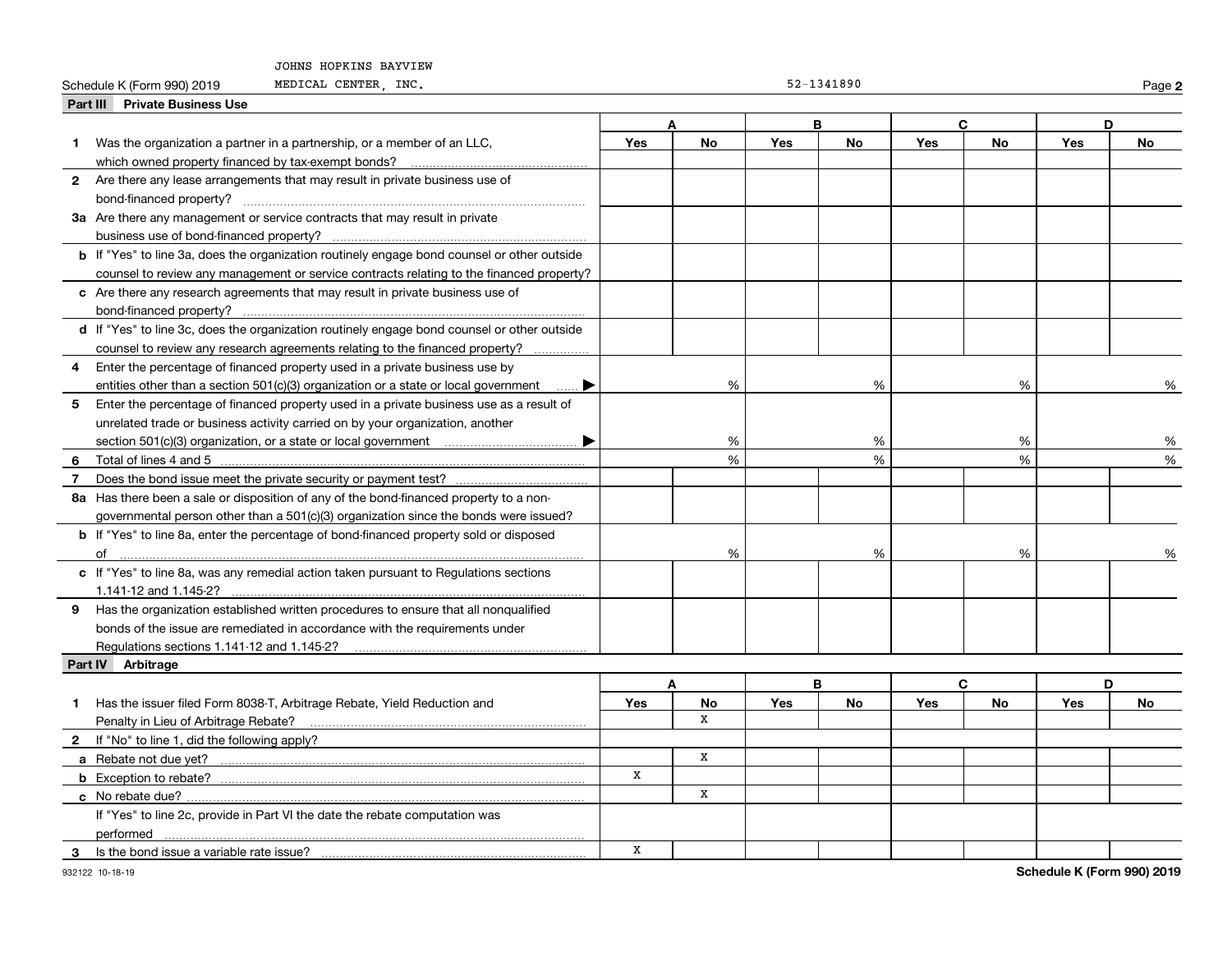JOHNS HOPKINS BAYVIEW

Schedule K (Form 990) 2019 MEDICAL CENTER, INC. 52-1341890 Page **2**

**Part III Private Business Use**

| | A | | B | | C | | D | |
|---|---|---|---|---|---|---|---|---|
| | Yes | No | Yes | No | Yes | No | Yes | No |
| **1** Was the organization a partner in a partnership, or a member of an LLC, which owned property financed by tax-exempt bonds? | | | | | | | | |
| **2** Are there any lease arrangements that may result in private business use of bond-financed property? | | | | | | | | |
| **3a** Are there any management or service contracts that may result in private business use of bond-financed property? | | | | | | | | |
| **b** If "Yes" to line 3a, does the organization routinely engage bond counsel or other outside counsel to review any management or service contracts relating to the financed property? | | | | | | | | |
| **c** Are there any research agreements that may result in private business use of bond-financed property? | | | | | | | | |
| **d** If "Yes" to line 3c, does the organization routinely engage bond counsel or other outside counsel to review any research agreements relating to the financed property? | | | | | | | | |
| **4** Enter the percentage of financed property used in a private business use by entities other than a section 501(c)(3) organization or a state or local government ▶ | | % | | % | | % | | % |
| **5** Enter the percentage of financed property used in a private business use as a result of unrelated trade or business activity carried on by your organization, another section 501(c)(3) organization, or a state or local government ▶ | | % | | % | | % | | % |
| **6** Total of lines 4 and 5 | | % | | % | | % | | % |
| **7** Does the bond issue meet the private security or payment test? | | | | | | | | |
| **8a** Has there been a sale or disposition of any of the bond-financed property to a non-governmental person other than a 501(c)(3) organization since the bonds were issued? | | | | | | | | |
| **b** If "Yes" to line 8a, enter the percentage of bond-financed property sold or disposed of | | % | | % | | % | | % |
| **c** If "Yes" to line 8a, was any remedial action taken pursuant to Regulations sections 1.141-12 and 1.145-2? | | | | | | | | |
| **9** Has the organization established written procedures to ensure that all nonqualified bonds of the issue are remediated in accordance with the requirements under Regulations sections 1.141-12 and 1.145-2? | | | | | | | | |

**Part IV Arbitrage**

| | A | | B | | C | | D | |
|---|---|---|---|---|---|---|---|---|
| | Yes | No | Yes | No | Yes | No | Yes | No |
| **1** Has the issuer filed Form 8038-T, Arbitrage Rebate, Yield Reduction and Penalty in Lieu of Arbitrage Rebate? | | X | | | | | | |
| **2** If "No" to line 1, did the following apply? | | | | | | | | |
| **a** Rebate not due yet? | | X | | | | | | |
| **b** Exception to rebate? | X | | | | | | | |
| **c** No rebate due? | | X | | | | | | |
| If "Yes" to line 2c, provide in Part VI the date the rebate computation was performed | | | | | | | | |
| **3** Is the bond issue a variable rate issue? | X | | | | | | | |

932122 10-18-19 **Schedule K (Form 990) 2019**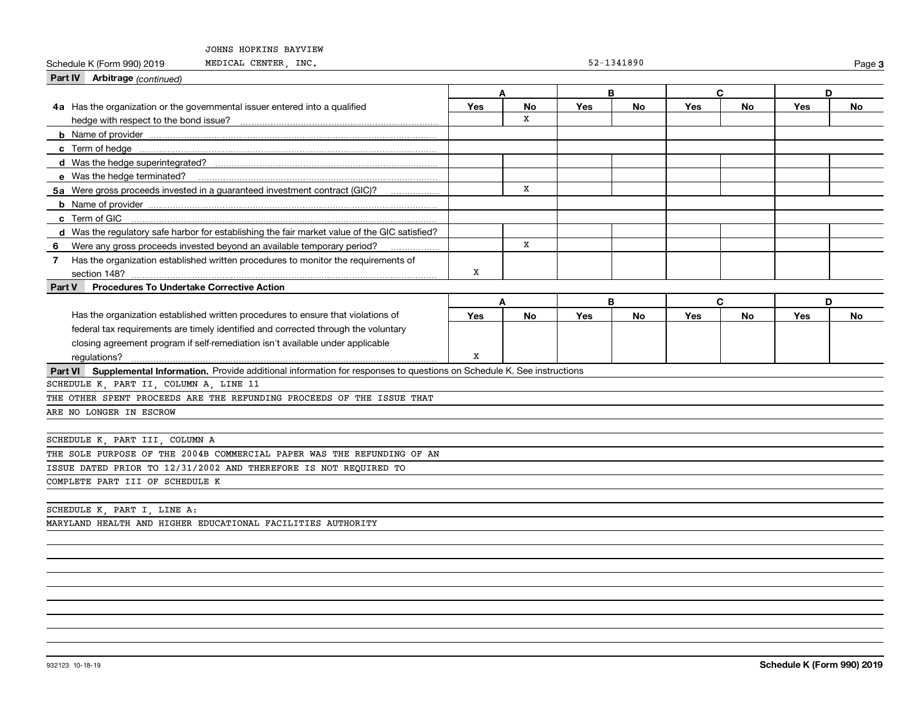JOHNS HOPKINS BAYVIEW

Schedule K (Form 990) 2019 MEDICAL CENTER, INC. 52-1341890 Page 3

**Part IV Arbitrage** *(continued)*

| | A | | B | | C | | D | |
|---|---|---|---|---|---|---|---|---|
| | Yes | No | Yes | No | Yes | No | Yes | No |
| **4a** Has the organization or the governmental issuer entered into a qualified hedge with respect to the bond issue? | | X | | | | | | |
| **b** Name of provider | | | | | | | | |
| **c** Term of hedge | | | | | | | | |
| **d** Was the hedge superintegrated? | | | | | | | | |
| **e** Was the hedge terminated? | | | | | | | | |
| **5a** Were gross proceeds invested in a guaranteed investment contract (GIC)? | | X | | | | | | |
| **b** Name of provider | | | | | | | | |
| **c** Term of GIC | | | | | | | | |
| **d** Was the regulatory safe harbor for establishing the fair market value of the GIC satisfied? | | | | | | | | |
| **6** Were any gross proceeds invested beyond an available temporary period? | | X | | | | | | |
| **7** Has the organization established written procedures to monitor the requirements of section 148? | X | | | | | | | |

**Part V Procedures To Undertake Corrective Action**

| | A | | B | | C | | D | |
|---|---|---|---|---|---|---|---|---|
| | Yes | No | Yes | No | Yes | No | Yes | No |
| Has the organization established written procedures to ensure that violations of federal tax requirements are timely identified and corrected through the voluntary closing agreement program if self-remediation isn't available under applicable regulations? | X | | | | | | | |

**Part VI Supplemental Information.** Provide additional information for responses to questions on Schedule K. See instructions

SCHEDULE K, PART II, COLUMN A, LINE 11

THE OTHER SPENT PROCEEDS ARE THE REFUNDING PROCEEDS OF THE ISSUE THAT ARE NO LONGER IN ESCROW

SCHEDULE K, PART III, COLUMN A

THE SOLE PURPOSE OF THE 2004B COMMERCIAL PAPER WAS THE REFUNDING OF AN ISSUE DATED PRIOR TO 12/31/2002 AND THEREFORE IS NOT REQUIRED TO COMPLETE PART III OF SCHEDULE K

SCHEDULE K, PART I, LINE A:

MARYLAND HEALTH AND HIGHER EDUCATIONAL FACILITIES AUTHORITY

932123 10-18-19 **Schedule K (Form 990) 2019**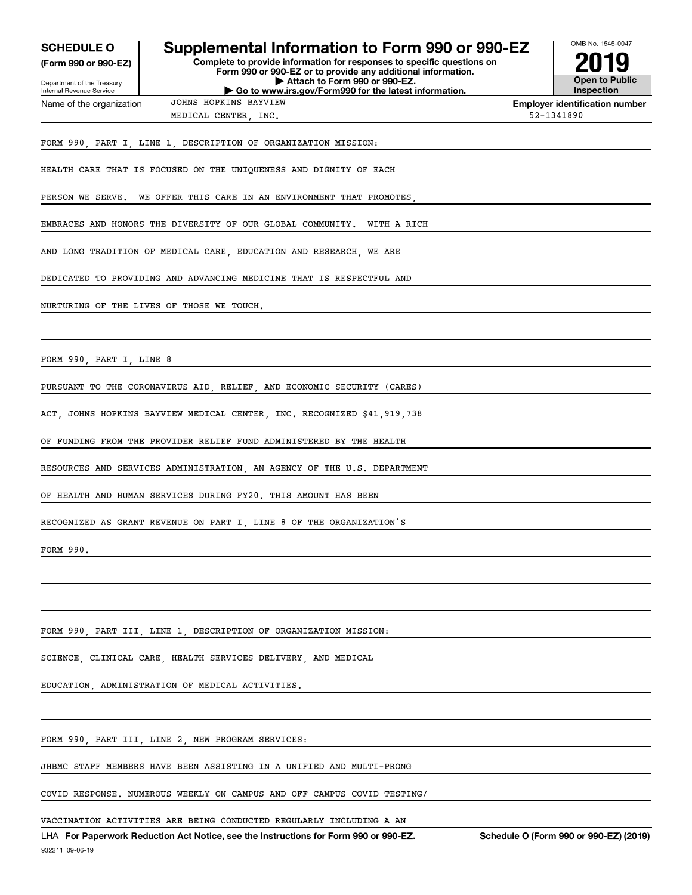**SCHEDULE O**
**(Form 990 or 990-EZ)**

Department of the Treasury
Internal Revenue Service

# Supplemental Information to Form 990 or 990-EZ

**Complete to provide information for responses to specific questions on Form 990 or 990-EZ or to provide any additional information.**
**▶ Attach to Form 990 or 990-EZ.**
**▶ Go to www.irs.gov/Form990 for the latest information.**

OMB No. 1545-0047

**2019**

**Open to Public Inspection**

Name of the organization: JOHNS HOPKINS BAYVIEW MEDICAL CENTER, INC.

**Employer identification number** 52-1341890

FORM 990, PART I, LINE 1, DESCRIPTION OF ORGANIZATION MISSION:

HEALTH CARE THAT IS FOCUSED ON THE UNIQUENESS AND DIGNITY OF EACH PERSON WE SERVE. WE OFFER THIS CARE IN AN ENVIRONMENT THAT PROMOTES, EMBRACES AND HONORS THE DIVERSITY OF OUR GLOBAL COMMUNITY. WITH A RICH AND LONG TRADITION OF MEDICAL CARE, EDUCATION AND RESEARCH, WE ARE DEDICATED TO PROVIDING AND ADVANCING MEDICINE THAT IS RESPECTFUL AND NURTURING OF THE LIVES OF THOSE WE TOUCH.

FORM 990, PART I, LINE 8

PURSUANT TO THE CORONAVIRUS AID, RELIEF, AND ECONOMIC SECURITY (CARES) ACT, JOHNS HOPKINS BAYVIEW MEDICAL CENTER, INC. RECOGNIZED $41,919,738 OF FUNDING FROM THE PROVIDER RELIEF FUND ADMINISTERED BY THE HEALTH RESOURCES AND SERVICES ADMINISTRATION, AN AGENCY OF THE U.S. DEPARTMENT OF HEALTH AND HUMAN SERVICES DURING FY20. THIS AMOUNT HAS BEEN RECOGNIZED AS GRANT REVENUE ON PART I, LINE 8 OF THE ORGANIZATION'S FORM 990.

FORM 990, PART III, LINE 1, DESCRIPTION OF ORGANIZATION MISSION:

SCIENCE, CLINICAL CARE, HEALTH SERVICES DELIVERY, AND MEDICAL EDUCATION, ADMINISTRATION OF MEDICAL ACTIVITIES.

FORM 990, PART III, LINE 2, NEW PROGRAM SERVICES:

JHBMC STAFF MEMBERS HAVE BEEN ASSISTING IN A UNIFIED AND MULTI-PRONG COVID RESPONSE. NUMEROUS WEEKLY ON CAMPUS AND OFF CAMPUS COVID TESTING/ VACCINATION ACTIVITIES ARE BEING CONDUCTED REGULARLY INCLUDING A AN

LHA **For Paperwork Reduction Act Notice, see the Instructions for Form 990 or 990-EZ.** **Schedule O (Form 990 or 990-EZ) (2019)**

932211 09-06-19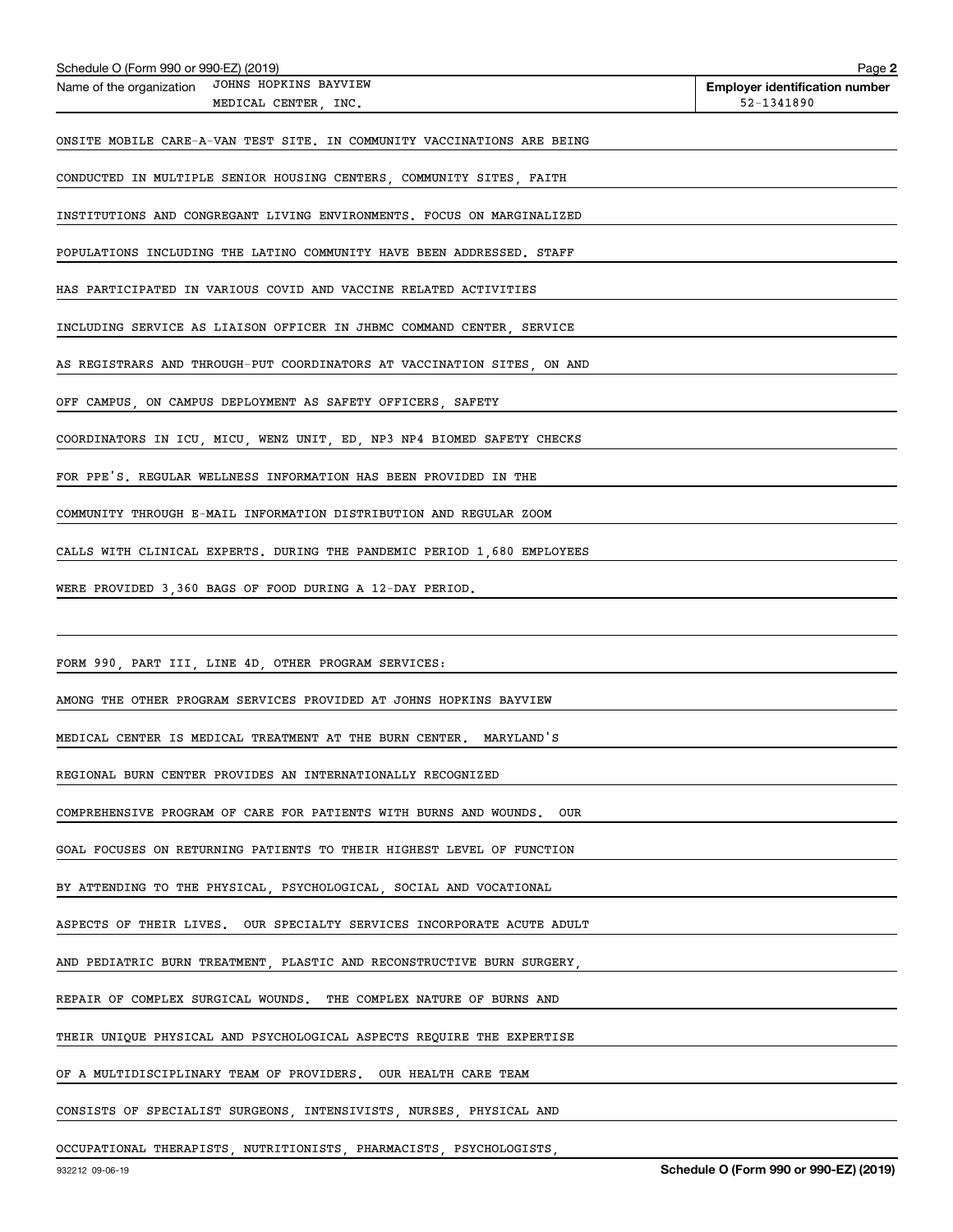Schedule O (Form 990 or 990-EZ) (2019)

Name of the organization: JOHNS HOPKINS BAYVIEW MEDICAL CENTER, INC.

Employer identification number: 52-1341890

ONSITE MOBILE CARE-A-VAN TEST SITE. IN COMMUNITY VACCINATIONS ARE BEING CONDUCTED IN MULTIPLE SENIOR HOUSING CENTERS, COMMUNITY SITES, FAITH INSTITUTIONS AND CONGREGANT LIVING ENVIRONMENTS. FOCUS ON MARGINALIZED POPULATIONS INCLUDING THE LATINO COMMUNITY HAVE BEEN ADDRESSED. STAFF HAS PARTICIPATED IN VARIOUS COVID AND VACCINE RELATED ACTIVITIES INCLUDING SERVICE AS LIAISON OFFICER IN JHBMC COMMAND CENTER, SERVICE AS REGISTRARS AND THROUGH-PUT COORDINATORS AT VACCINATION SITES, ON AND OFF CAMPUS, ON CAMPUS DEPLOYMENT AS SAFETY OFFICERS, SAFETY COORDINATORS IN ICU, MICU, WENZ UNIT, ED, NP3 NP4 BIOMED SAFETY CHECKS FOR PPE'S. REGULAR WELLNESS INFORMATION HAS BEEN PROVIDED IN THE COMMUNITY THROUGH E-MAIL INFORMATION DISTRIBUTION AND REGULAR ZOOM CALLS WITH CLINICAL EXPERTS. DURING THE PANDEMIC PERIOD 1,680 EMPLOYEES WERE PROVIDED 3,360 BAGS OF FOOD DURING A 12-DAY PERIOD.

FORM 990, PART III, LINE 4D, OTHER PROGRAM SERVICES:

AMONG THE OTHER PROGRAM SERVICES PROVIDED AT JOHNS HOPKINS BAYVIEW MEDICAL CENTER IS MEDICAL TREATMENT AT THE BURN CENTER. MARYLAND'S REGIONAL BURN CENTER PROVIDES AN INTERNATIONALLY RECOGNIZED COMPREHENSIVE PROGRAM OF CARE FOR PATIENTS WITH BURNS AND WOUNDS. OUR GOAL FOCUSES ON RETURNING PATIENTS TO THEIR HIGHEST LEVEL OF FUNCTION BY ATTENDING TO THE PHYSICAL, PSYCHOLOGICAL, SOCIAL AND VOCATIONAL ASPECTS OF THEIR LIVES. OUR SPECIALTY SERVICES INCORPORATE ACUTE ADULT AND PEDIATRIC BURN TREATMENT, PLASTIC AND RECONSTRUCTIVE BURN SURGERY, REPAIR OF COMPLEX SURGICAL WOUNDS. THE COMPLEX NATURE OF BURNS AND THEIR UNIQUE PHYSICAL AND PSYCHOLOGICAL ASPECTS REQUIRE THE EXPERTISE OF A MULTIDISCIPLINARY TEAM OF PROVIDERS. OUR HEALTH CARE TEAM CONSISTS OF SPECIALIST SURGEONS, INTENSIVISTS, NURSES, PHYSICAL AND OCCUPATIONAL THERAPISTS, NUTRITIONISTS, PHARMACISTS, PSYCHOLOGISTS,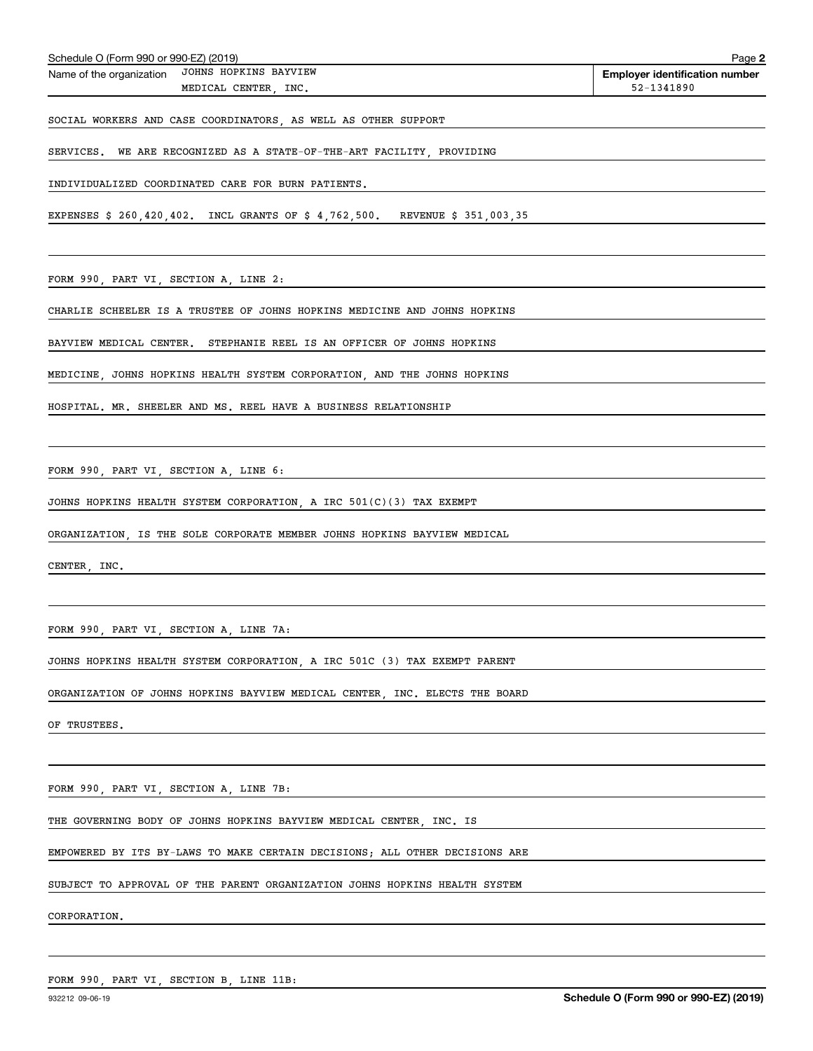Name of the organization JOHNS HOPKINS BAYVIEW MEDICAL CENTER, INC.

**Employer identification number** 52-1341890

SOCIAL WORKERS AND CASE COORDINATORS, AS WELL AS OTHER SUPPORT SERVICES. WE ARE RECOGNIZED AS A STATE-OF-THE-ART FACILITY, PROVIDING INDIVIDUALIZED COORDINATED CARE FOR BURN PATIENTS.

EXPENSES $ 260,420,402. INCL GRANTS OF $ 4,762,500. REVENUE $ 351,003,35

FORM 990, PART VI, SECTION A, LINE 2:

CHARLIE SCHEELER IS A TRUSTEE OF JOHNS HOPKINS MEDICINE AND JOHNS HOPKINS BAYVIEW MEDICAL CENTER. STEPHANIE REEL IS AN OFFICER OF JOHNS HOPKINS MEDICINE, JOHNS HOPKINS HEALTH SYSTEM CORPORATION, AND THE JOHNS HOPKINS HOSPITAL. MR. SHEELER AND MS. REEL HAVE A BUSINESS RELATIONSHIP

FORM 990, PART VI, SECTION A, LINE 6:

JOHNS HOPKINS HEALTH SYSTEM CORPORATION, A IRC 501(C)(3) TAX EXEMPT ORGANIZATION, IS THE SOLE CORPORATE MEMBER JOHNS HOPKINS BAYVIEW MEDICAL CENTER, INC.

FORM 990, PART VI, SECTION A, LINE 7A:

JOHNS HOPKINS HEALTH SYSTEM CORPORATION, A IRC 501C (3) TAX EXEMPT PARENT ORGANIZATION OF JOHNS HOPKINS BAYVIEW MEDICAL CENTER, INC. ELECTS THE BOARD OF TRUSTEES.

FORM 990, PART VI, SECTION A, LINE 7B:

THE GOVERNING BODY OF JOHNS HOPKINS BAYVIEW MEDICAL CENTER, INC. IS EMPOWERED BY ITS BY-LAWS TO MAKE CERTAIN DECISIONS; ALL OTHER DECISIONS ARE SUBJECT TO APPROVAL OF THE PARENT ORGANIZATION JOHNS HOPKINS HEALTH SYSTEM CORPORATION.

FORM 990, PART VI, SECTION B, LINE 11B: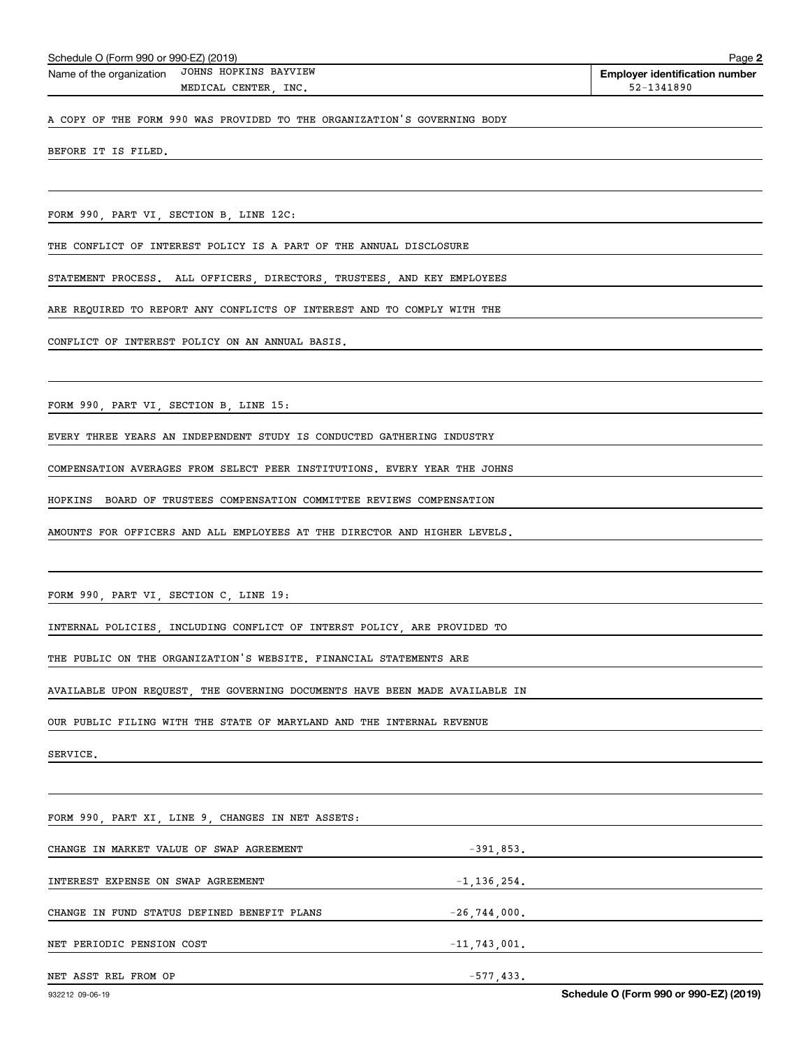Name of the organization JOHNS HOPKINS BAYVIEW MEDICAL CENTER, INC.

Employer identification number 52-1341890

A COPY OF THE FORM 990 WAS PROVIDED TO THE ORGANIZATION'S GOVERNING BODY BEFORE IT IS FILED.

FORM 990, PART VI, SECTION B, LINE 12C:

THE CONFLICT OF INTEREST POLICY IS A PART OF THE ANNUAL DISCLOSURE STATEMENT PROCESS. ALL OFFICERS, DIRECTORS, TRUSTEES, AND KEY EMPLOYEES ARE REQUIRED TO REPORT ANY CONFLICTS OF INTEREST AND TO COMPLY WITH THE CONFLICT OF INTEREST POLICY ON AN ANNUAL BASIS.

FORM 990, PART VI, SECTION B, LINE 15:

EVERY THREE YEARS AN INDEPENDENT STUDY IS CONDUCTED GATHERING INDUSTRY COMPENSATION AVERAGES FROM SELECT PEER INSTITUTIONS. EVERY YEAR THE JOHNS HOPKINS BOARD OF TRUSTEES COMPENSATION COMMITTEE REVIEWS COMPENSATION AMOUNTS FOR OFFICERS AND ALL EMPLOYEES AT THE DIRECTOR AND HIGHER LEVELS.

FORM 990, PART VI, SECTION C, LINE 19:

INTERNAL POLICIES, INCLUDING CONFLICT OF INTERST POLICY, ARE PROVIDED TO THE PUBLIC ON THE ORGANIZATION'S WEBSITE. FINANCIAL STATEMENTS ARE AVAILABLE UPON REQUEST, THE GOVERNING DOCUMENTS HAVE BEEN MADE AVAILABLE IN OUR PUBLIC FILING WITH THE STATE OF MARYLAND AND THE INTERNAL REVENUE SERVICE.

FORM 990, PART XI, LINE 9, CHANGES IN NET ASSETS:

| | |
|---|---|
| CHANGE IN MARKET VALUE OF SWAP AGREEMENT | -391,853. |
| INTEREST EXPENSE ON SWAP AGREEMENT | -1,136,254. |
| CHANGE IN FUND STATUS DEFINED BENEFIT PLANS | -26,744,000. |
| NET PERIODIC PENSION COST | -11,743,001. |
| NET ASST REL FROM OP | -577,433. |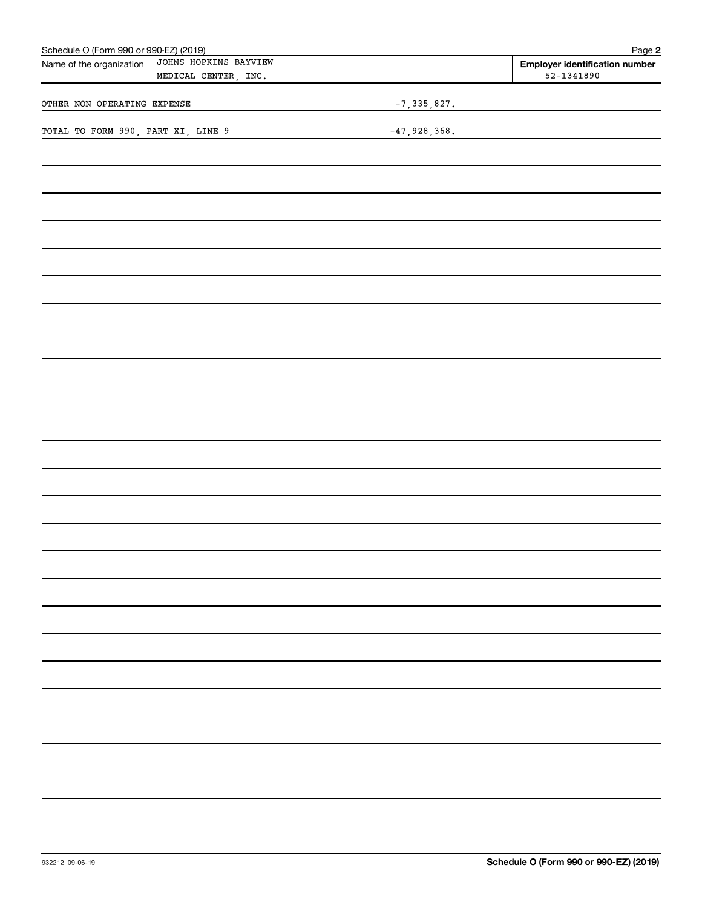Schedule O (Form 990 or 990-EZ) (2019) Page **2**

| Name of the organization JOHNS HOPKINS BAYVIEW MEDICAL CENTER, INC. | **Employer identification number** 52-1341890 |
| --- | --- |

| | |
| --- | --- |
| OTHER NON OPERATING EXPENSE | -7,335,827. |
| TOTAL TO FORM 990, PART XI, LINE 9 | -47,928,368. |

932212 09-06-19 **Schedule O (Form 990 or 990-EZ) (2019)**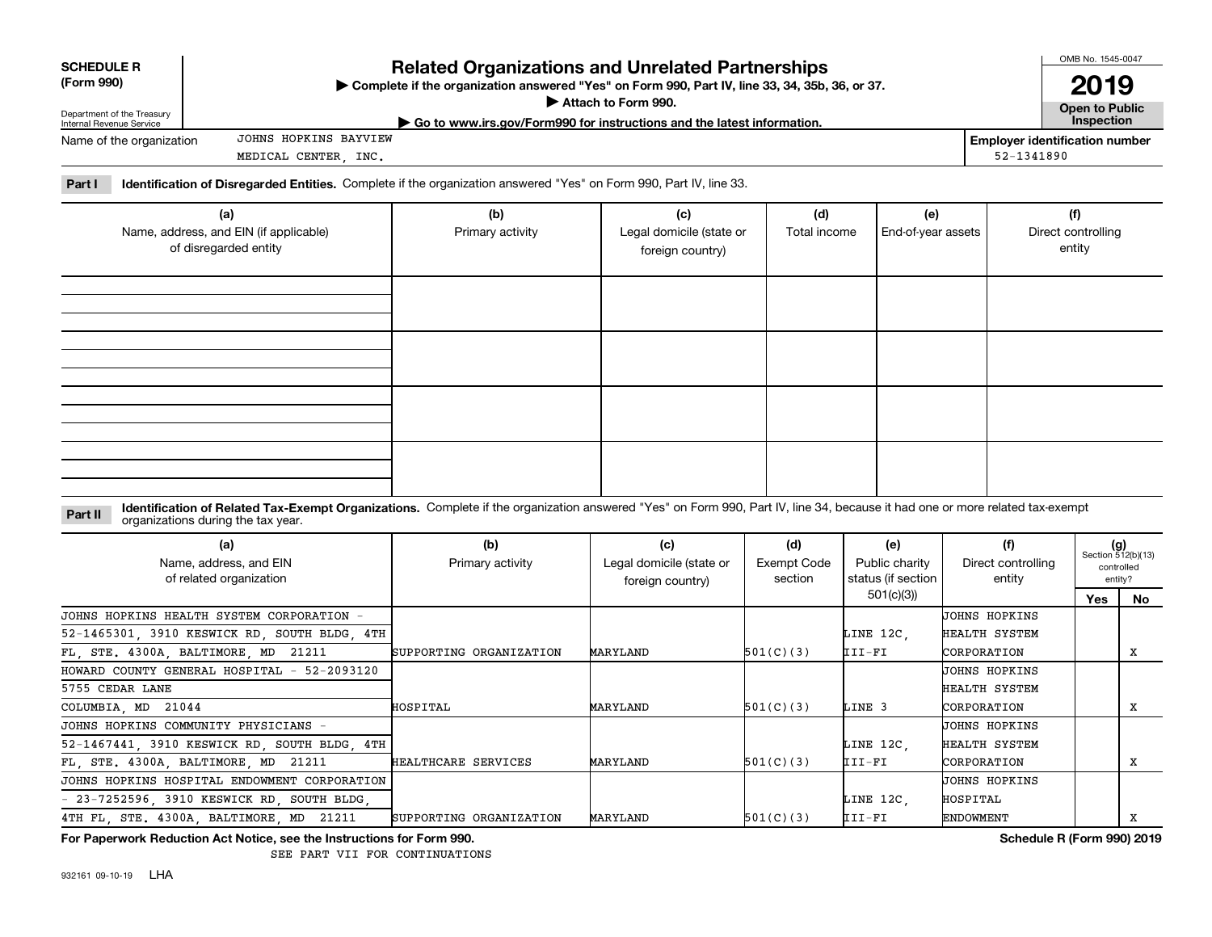**SCHEDULE R (Form 990)**

Department of the Treasury Internal Revenue Service

# Related Organizations and Unrelated Partnerships

▶ Complete if the organization answered "Yes" on Form 990, Part IV, line 33, 34, 35b, 36, or 37.

▶ Attach to Form 990.

▶ Go to www.irs.gov/Form990 for instructions and the latest information.

OMB No. 1545-0047

**2019**

**Open to Public Inspection**

Name of the organization: JOHNS HOPKINS BAYVIEW MEDICAL CENTER, INC.

**Employer identification number** 52-1341890

**Part I** **Identification of Disregarded Entities.** Complete if the organization answered "Yes" on Form 990, Part IV, line 33.

| (a) Name, address, and EIN (if applicable) of disregarded entity | (b) Primary activity | (c) Legal domicile (state or foreign country) | (d) Total income | (e) End-of-year assets | (f) Direct controlling entity |
|---|---|---|---|---|---|
| | | | | | |
| | | | | | |
| | | | | | |
| | | | | | |

**Part II** **Identification of Related Tax-Exempt Organizations.** Complete if the organization answered "Yes" on Form 990, Part IV, line 34, because it had one or more related tax-exempt organizations during the tax year.

| (a) Name, address, and EIN of related organization | (b) Primary activity | (c) Legal domicile (state or foreign country) | (d) Exempt Code section | (e) Public charity status (if section 501(c)(3)) | (f) Direct controlling entity | (g) Section 512(b)(13) controlled entity? Yes | No |
|---|---|---|---|---|---|---|---|
| JOHNS HOPKINS HEALTH SYSTEM CORPORATION - 52-1465301, 3910 KESWICK RD, SOUTH BLDG, 4TH FL, STE. 4300A, BALTIMORE, MD 21211 | SUPPORTING ORGANIZATION | MARYLAND | 501(C)(3) | LINE 12C, III-FI | JOHNS HOPKINS HEALTH SYSTEM CORPORATION | | X |
| HOWARD COUNTY GENERAL HOSPITAL - 52-2093120 5755 CEDAR LANE COLUMBIA, MD 21044 | HOSPITAL | MARYLAND | 501(C)(3) | LINE 3 | JOHNS HOPKINS HEALTH SYSTEM CORPORATION | | X |
| JOHNS HOPKINS COMMUNITY PHYSICIANS - 52-1467441, 3910 KESWICK RD, SOUTH BLDG, 4TH FL, STE. 4300A, BALTIMORE, MD 21211 | HEALTHCARE SERVICES | MARYLAND | 501(C)(3) | LINE 12C, III-FI | JOHNS HOPKINS HEALTH SYSTEM CORPORATION | | X |
| JOHNS HOPKINS HOSPITAL ENDOWMENT CORPORATION - 23-7252596, 3910 KESWICK RD, SOUTH BLDG, 4TH FL, STE. 4300A, BALTIMORE, MD 21211 | SUPPORTING ORGANIZATION | MARYLAND | 501(C)(3) | LINE 12C, III-FI | JOHNS HOPKINS HOSPITAL ENDOWMENT | | X |

**For Paperwork Reduction Act Notice, see the Instructions for Form 990.** SEE PART VII FOR CONTINUATIONS

**Schedule R (Form 990) 2019**

932161 09-10-19 LHA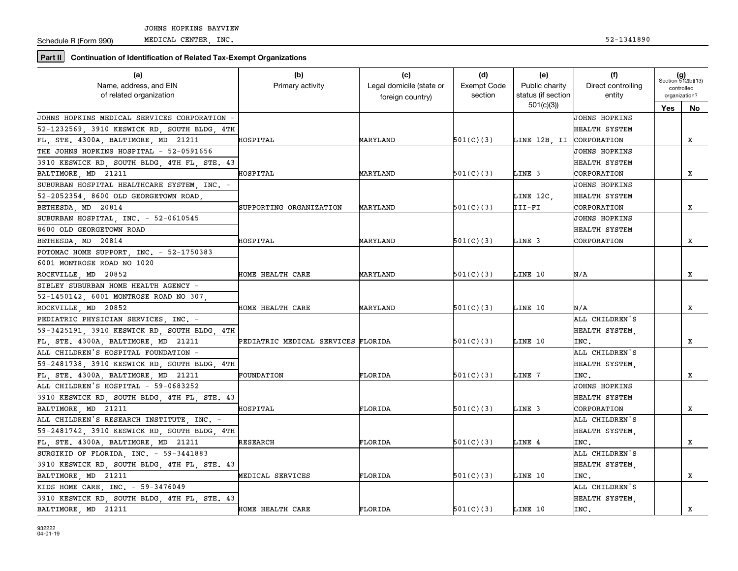JOHNS HOPKINS BAYVIEW

Schedule R (Form 990) MEDICAL CENTER, INC. 52-1341890

**Part II** **Continuation of Identification of Related Tax-Exempt Organizations**

| (a) Name, address, and EIN of related organization | (b) Primary activity | (c) Legal domicile (state or foreign country) | (d) Exempt Code section | (e) Public charity status (if section 501(c)(3)) | (f) Direct controlling entity | (g) Section 512(b)(13) controlled organization? Yes | No |
|---|---|---|---|---|---|---|---|
| JOHNS HOPKINS MEDICAL SERVICES CORPORATION - 52-1232569, 3910 KESWICK RD, SOUTH BLDG, 4TH FL, STE. 4300A, BALTIMORE, MD 21211 | HOSPITAL | MARYLAND | 501(C)(3) | LINE 12B, II | JOHNS HOPKINS HEALTH SYSTEM CORPORATION | | X |
| THE JOHNS HOPKINS HOSPITAL - 52-0591656 3910 KESWICK RD, SOUTH BLDG, 4TH FL, STE. 43 BALTIMORE, MD 21211 | HOSPITAL | MARYLAND | 501(C)(3) | LINE 3 | JOHNS HOPKINS HEALTH SYSTEM CORPORATION | | X |
| SUBURBAN HOSPITAL HEALTHCARE SYSTEM, INC. - 52-2052354, 8600 OLD GEORGETOWN ROAD, BETHESDA, MD 20814 | SUPPORTING ORGANIZATION | MARYLAND | 501(C)(3) | LINE 12C, III-FI | JOHNS HOPKINS HEALTH SYSTEM CORPORATION | | X |
| SUBURBAN HOSPITAL, INC. - 52-0610545 8600 OLD GEORGETOWN ROAD BETHESDA, MD 20814 | HOSPITAL | MARYLAND | 501(C)(3) | LINE 3 | JOHNS HOPKINS HEALTH SYSTEM CORPORATION | | X |
| POTOMAC HOME SUPPORT, INC. - 52-1750383 6001 MONTROSE ROAD NO 1020 ROCKVILLE, MD 20852 | HOME HEALTH CARE | MARYLAND | 501(C)(3) | LINE 10 | N/A | | X |
| SIBLEY SUBURBAN HOME HEALTH AGENCY - 52-1450142, 6001 MONTROSE ROAD NO 307, ROCKVILLE, MD 20852 | HOME HEALTH CARE | MARYLAND | 501(C)(3) | LINE 10 | N/A | | X |
| PEDIATRIC PHYSICIAN SERVICES, INC. - 59-3425191, 3910 KESWICK RD, SOUTH BLDG, 4TH FL, STE. 4300A, BALTIMORE, MD 21211 | PEDIATRIC MEDICAL SERVICES | FLORIDA | 501(C)(3) | LINE 10 | ALL CHILDREN'S HEALTH SYSTEM, INC. | | X |
| ALL CHILDREN'S HOSPITAL FOUNDATION - 59-2481738, 3910 KESWICK RD, SOUTH BLDG, 4TH FL, STE. 4300A, BALTIMORE, MD 21211 | FOUNDATION | FLORIDA | 501(C)(3) | LINE 7 | ALL CHILDREN'S HEALTH SYSTEM, INC. | | X |
| ALL CHILDREN'S HOSPITAL - 59-0683252 3910 KESWICK RD, SOUTH BLDG, 4TH FL, STE. 43 BALTIMORE, MD 21211 | HOSPITAL | FLORIDA | 501(C)(3) | LINE 3 | JOHNS HOPKINS HEALTH SYSTEM CORPORATION | | X |
| ALL CHILDREN'S RESEARCH INSTITUTE, INC. - 59-2481742, 3910 KESWICK RD, SOUTH BLDG, 4TH FL, STE. 4300A, BALTIMORE, MD 21211 | RESEARCH | FLORIDA | 501(C)(3) | LINE 4 | ALL CHILDREN'S HEALTH SYSTEM, INC. | | X |
| SURGIKID OF FLORIDA, INC. - 59-3441883 3910 KESWICK RD, SOUTH BLDG, 4TH FL, STE. 43 BALTIMORE, MD 21211 | MEDICAL SERVICES | FLORIDA | 501(C)(3) | LINE 10 | ALL CHILDREN'S HEALTH SYSTEM, INC. | | X |
| KIDS HOME CARE, INC. - 59-3476049 3910 KESWICK RD, SOUTH BLDG, 4TH FL, STE. 43 BALTIMORE, MD 21211 | HOME HEALTH CARE | FLORIDA | 501(C)(3) | LINE 10 | ALL CHILDREN'S HEALTH SYSTEM, INC. | | X |

932222
04-01-19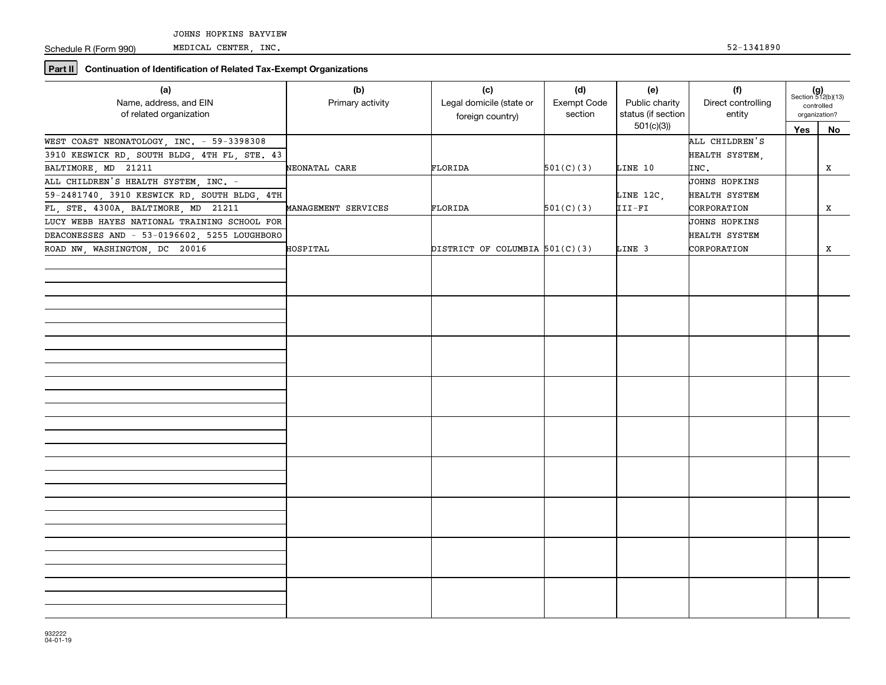Schedule R (Form 990) JOHNS HOPKINS BAYVIEW MEDICAL CENTER, INC. 52-1341890

**Part II** **Continuation of Identification of Related Tax-Exempt Organizations**

| (a) Name, address, and EIN of related organization | (b) Primary activity | (c) Legal domicile (state or foreign country) | (d) Exempt Code section | (e) Public charity status (if section 501(c)(3)) | (f) Direct controlling entity | (g) Section 512(b)(13) controlled organization? Yes | No |
|---|---|---|---|---|---|---|---|
| WEST COAST NEONATOLOGY, INC. - 59-3398308 3910 KESWICK RD, SOUTH BLDG, 4TH FL, STE. 43 BALTIMORE, MD 21211 | NEONATAL CARE | FLORIDA | 501(C)(3) | LINE 10 | ALL CHILDREN'S HEALTH SYSTEM, INC. | | X |
| ALL CHILDREN'S HEALTH SYSTEM, INC. - 59-2481740, 3910 KESWICK RD, SOUTH BLDG, 4TH FL, STE. 4300A, BALTIMORE, MD 21211 | MANAGEMENT SERVICES | FLORIDA | 501(C)(3) | LINE 12C, III-FI | JOHNS HOPKINS HEALTH SYSTEM CORPORATION | | X |
| LUCY WEBB HAYES NATIONAL TRAINING SCHOOL FOR DEACONESSES AND - 53-0196602, 5255 LOUGHBORO ROAD NW, WASHINGTON, DC 20016 | HOSPITAL | DISTRICT OF COLUMBIA | 501(C)(3) | LINE 3 | JOHNS HOPKINS HEALTH SYSTEM CORPORATION | | X |

932222 04-01-19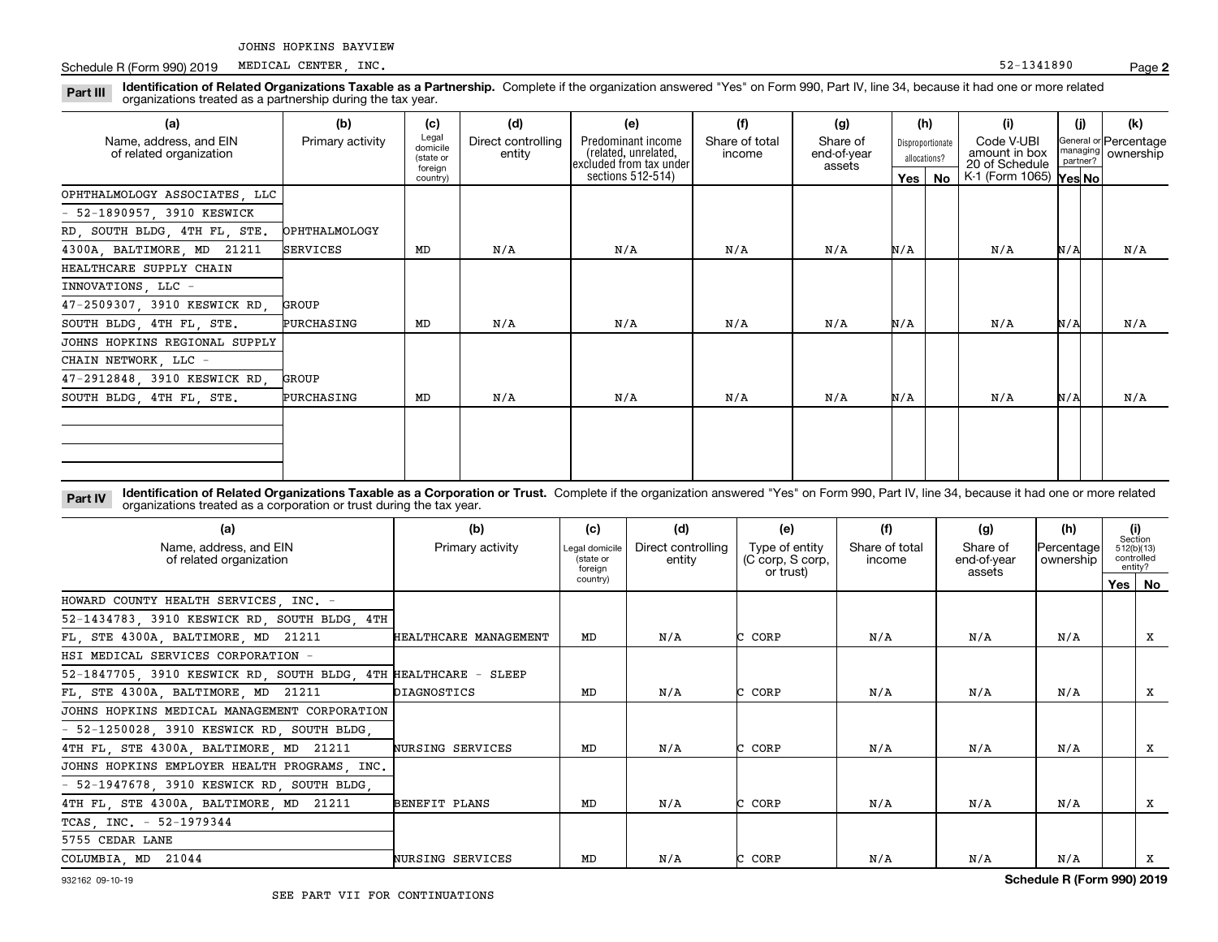JOHNS HOPKINS BAYVIEW

Schedule R (Form 990) 2019 MEDICAL CENTER, INC. 52-1341890 Page **2**

**Part III** **Identification of Related Organizations Taxable as a Partnership.** Complete if the organization answered "Yes" on Form 990, Part IV, line 34, because it had one or more related organizations treated as a partnership during the tax year.

| (a) Name, address, and EIN of related organization | (b) Primary activity | (c) Legal domicile (state or foreign country) | (d) Direct controlling entity | (e) Predominant income (related, unrelated, excluded from tax under sections 512-514) | (f) Share of total income | (g) Share of end-of-year assets | (h) Disproportionate allocations? Yes | (h) No | (i) Code V-UBI amount in box 20 of Schedule K-1 (Form 1065) | (j) General or managing partner? Yes | (j) No | (k) Percentage ownership |
|---|---|---|---|---|---|---|---|---|---|---|---|---|
| OPHTHALMOLOGY ASSOCIATES, LLC - 52-1890957, 3910 KESWICK RD, SOUTH BLDG, 4TH FL, STE. 4300A, BALTIMORE, MD 21211 | OPHTHALMOLOGY SERVICES | MD | N/A | N/A | N/A | N/A | N/A | | N/A | N/A | | N/A |
| HEALTHCARE SUPPLY CHAIN INNOVATIONS, LLC - 47-2509307, 3910 KESWICK RD, SOUTH BLDG, 4TH FL, STE. | GROUP PURCHASING | MD | N/A | N/A | N/A | N/A | N/A | | N/A | N/A | | N/A |
| JOHNS HOPKINS REGIONAL SUPPLY CHAIN NETWORK, LLC - 47-2912848, 3910 KESWICK RD, SOUTH BLDG, 4TH FL, STE. | GROUP PURCHASING | MD | N/A | N/A | N/A | N/A | N/A | | N/A | N/A | | N/A |

**Part IV** **Identification of Related Organizations Taxable as a Corporation or Trust.** Complete if the organization answered "Yes" on Form 990, Part IV, line 34, because it had one or more related organizations treated as a corporation or trust during the tax year.

| (a) Name, address, and EIN of related organization | (b) Primary activity | (c) Legal domicile (state or foreign country) | (d) Direct controlling entity | (e) Type of entity (C corp, S corp, or trust) | (f) Share of total income | (g) Share of end-of-year assets | (h) Percentage ownership | (i) Section 512(b)(13) controlled entity? Yes | (i) No |
|---|---|---|---|---|---|---|---|---|---|
| HOWARD COUNTY HEALTH SERVICES, INC. - 52-1434783, 3910 KESWICK RD, SOUTH BLDG, 4TH FL, STE 4300A, BALTIMORE, MD 21211 | HEALTHCARE MANAGEMENT | MD | N/A | C CORP | N/A | N/A | N/A | | X |
| HSI MEDICAL SERVICES CORPORATION - 52-1847705, 3910 KESWICK RD, SOUTH BLDG, 4TH FL, STE 4300A, BALTIMORE, MD 21211 | HEALTHCARE - SLEEP DIAGNOSTICS | MD | N/A | C CORP | N/A | N/A | N/A | | X |
| JOHNS HOPKINS MEDICAL MANAGEMENT CORPORATION - 52-1250028, 3910 KESWICK RD, SOUTH BLDG, 4TH FL, STE 4300A, BALTIMORE, MD 21211 | NURSING SERVICES | MD | N/A | C CORP | N/A | N/A | N/A | | X |
| JOHNS HOPKINS EMPLOYER HEALTH PROGRAMS, INC. - 52-1947678, 3910 KESWICK RD, SOUTH BLDG, 4TH FL, STE 4300A, BALTIMORE, MD 21211 | BENEFIT PLANS | MD | N/A | C CORP | N/A | N/A | N/A | | X |
| TCAS, INC. - 52-1979344 5755 CEDAR LANE COLUMBIA, MD 21044 | NURSING SERVICES | MD | N/A | C CORP | N/A | N/A | N/A | | X |

932162 09-10-19 **Schedule R (Form 990) 2019**

SEE PART VII FOR CONTINUATIONS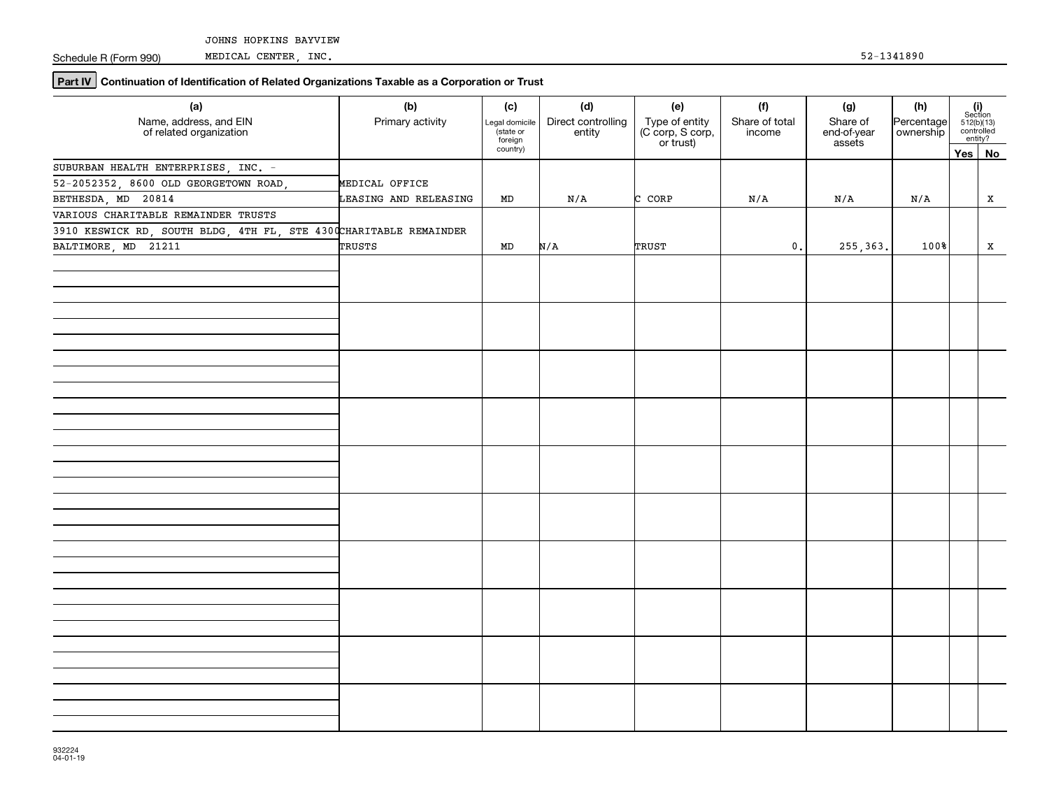Schedule R (Form 990) JOHNS HOPKINS BAYVIEW MEDICAL CENTER, INC. 52-1341890

## Part IV Continuation of Identification of Related Organizations Taxable as a Corporation or Trust

| (a) Name, address, and EIN of related organization | (b) Primary activity | (c) Legal domicile (state or foreign country) | (d) Direct controlling entity | (e) Type of entity (C corp, S corp, or trust) | (f) Share of total income | (g) Share of end-of-year assets | (h) Percentage ownership | (i) Section 512(b)(13) controlled entity? Yes | No |
|---|---|---|---|---|---|---|---|---|---|
| SUBURBAN HEALTH ENTERPRISES, INC. - 52-2052352, 8600 OLD GEORGETOWN ROAD, BETHESDA, MD 20814 | MEDICAL OFFICE LEASING AND RELEASING | MD | N/A | C CORP | N/A | N/A | N/A | | X |
| VARIOUS CHARITABLE REMAINDER TRUSTS 3910 KESWICK RD, SOUTH BLDG, 4TH FL, STE 4300 BALTIMORE, MD 21211 | CHARITABLE REMAINDER TRUSTS | MD | N/A | TRUST | 0. | 255,363. | 100% | | X |
| | | | | | | | | | |
| | | | | | | | | | |
| | | | | | | | | | |
| | | | | | | | | | |
| | | | | | | | | | |
| | | | | | | | | | |
| | | | | | | | | | |
| | | | | | | | | | |
| | | | | | | | | | |
| | | | | | | | | | |

932224 04-01-19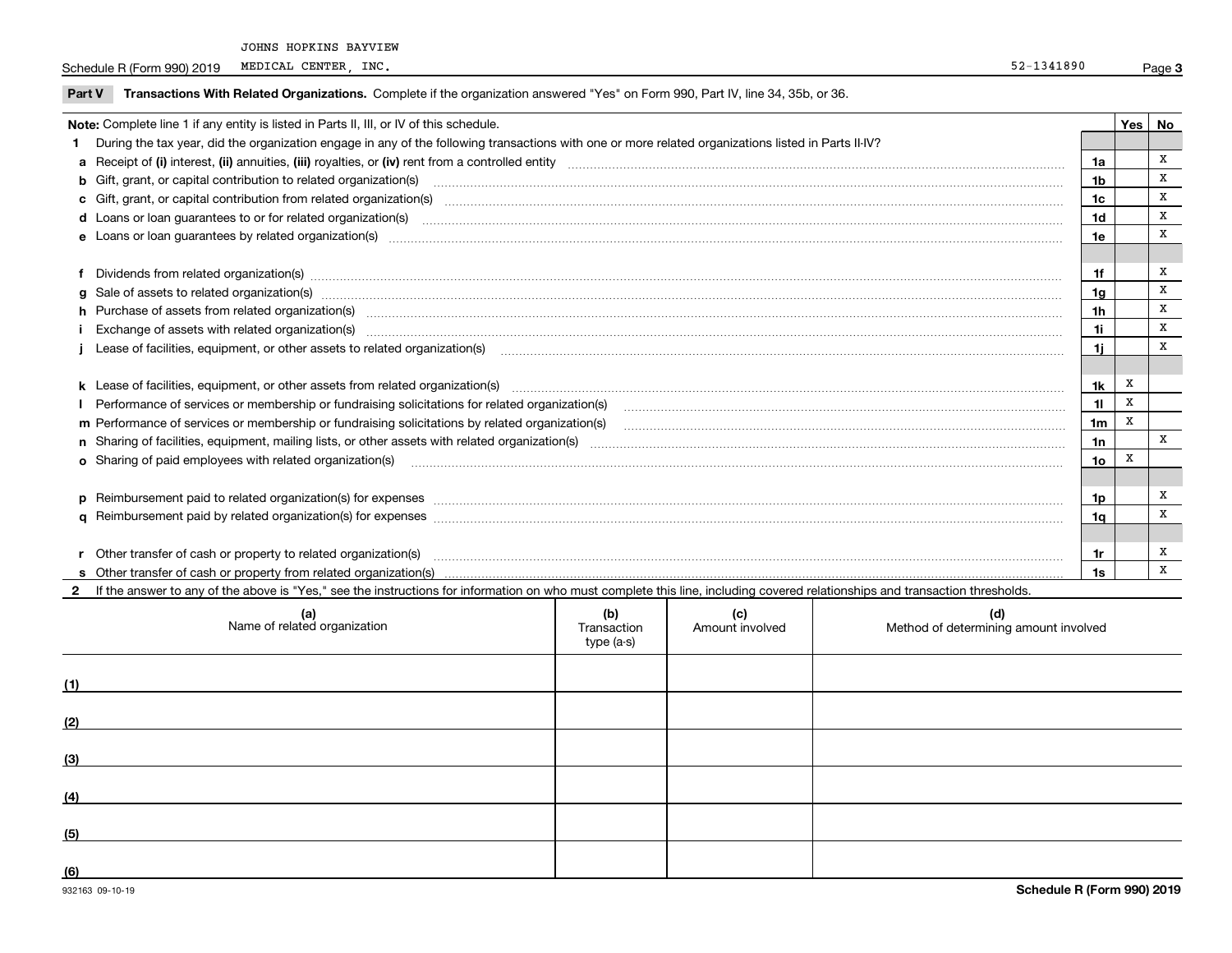JOHNS HOPKINS BAYVIEW

Schedule R (Form 990) 2019 MEDICAL CENTER, INC. 52-1341890 Page 3

**Part V Transactions With Related Organizations.** Complete if the organization answered "Yes" on Form 990, Part IV, line 34, 35b, or 36.

| Note: Complete line 1 if any entity is listed in Parts II, III, or IV of this schedule. | | Yes | No |
|---|---|---|---|
| **1** During the tax year, did the organization engage in any of the following transactions with one or more related organizations listed in Parts II-IV? | | | |
| **a** Receipt of **(i)** interest, **(ii)** annuities, **(iii)** royalties, or **(iv)** rent from a controlled entity | 1a | | X |
| **b** Gift, grant, or capital contribution to related organization(s) | 1b | | X |
| **c** Gift, grant, or capital contribution from related organization(s) | 1c | | X |
| **d** Loans or loan guarantees to or for related organization(s) | 1d | | X |
| **e** Loans or loan guarantees by related organization(s) | 1e | | X |
| **f** Dividends from related organization(s) | 1f | | X |
| **g** Sale of assets to related organization(s) | 1g | | X |
| **h** Purchase of assets from related organization(s) | 1h | | X |
| **i** Exchange of assets with related organization(s) | 1i | | X |
| **j** Lease of facilities, equipment, or other assets to related organization(s) | 1j | | X |
| **k** Lease of facilities, equipment, or other assets from related organization(s) | 1k | X | |
| **l** Performance of services or membership or fundraising solicitations for related organization(s) | 1l | X | |
| **m** Performance of services or membership or fundraising solicitations by related organization(s) | 1m | X | |
| **n** Sharing of facilities, equipment, mailing lists, or other assets with related organization(s) | 1n | | X |
| **o** Sharing of paid employees with related organization(s) | 1o | X | |
| **p** Reimbursement paid to related organization(s) for expenses | 1p | | X |
| **q** Reimbursement paid by related organization(s) for expenses | 1q | | X |
| **r** Other transfer of cash or property to related organization(s) | 1r | | X |
| **s** Other transfer of cash or property from related organization(s) | 1s | | X |

**2** If the answer to any of the above is "Yes," see the instructions for information on who must complete this line, including covered relationships and transaction thresholds.

| | (a) Name of related organization | (b) Transaction type (a-s) | (c) Amount involved | (d) Method of determining amount involved |
|---|---|---|---|---|
| (1) | | | | |
| (2) | | | | |
| (3) | | | | |
| (4) | | | | |
| (5) | | | | |
| (6) | | | | |

932163 09-10-19 **Schedule R (Form 990) 2019**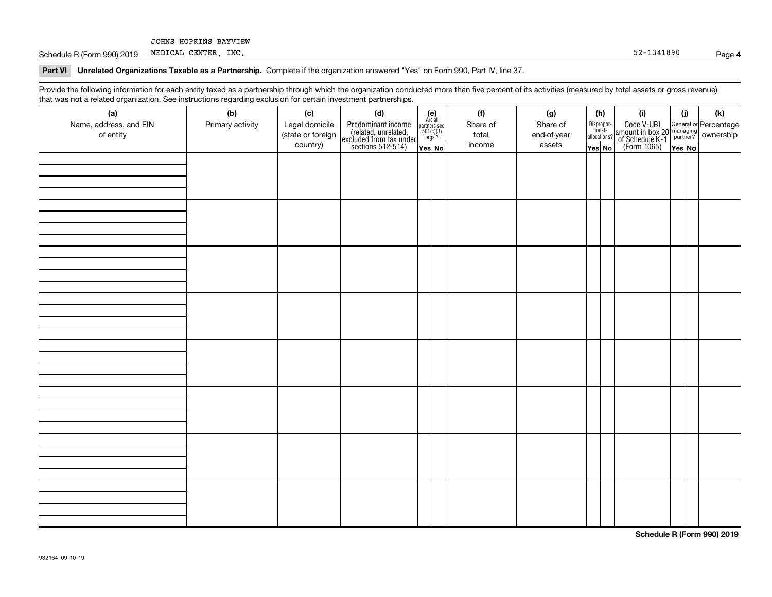JOHNS HOPKINS BAYVIEW

Schedule R (Form 990) 2019 MEDICAL CENTER, INC. 52-1341890 Page **4**

**Part VI Unrelated Organizations Taxable as a Partnership.** Complete if the organization answered "Yes" on Form 990, Part IV, line 37.

Provide the following information for each entity taxed as a partnership through which the organization conducted more than five percent of its activities (measured by total assets or gross revenue) that was not a related organization. See instructions regarding exclusion for certain investment partnerships.

| (a) Name, address, and EIN of entity | (b) Primary activity | (c) Legal domicile (state or foreign country) | (d) Predominant income (related, unrelated, excluded from tax under sections 512-514) | (e) Are all partners sec. 501(c)(3) orgs.? | | (f) Share of total income | (g) Share of end-of-year assets | (h) Disproportionate allocations? | | (i) Code V-UBI amount in box 20 of Schedule K-1 (Form 1065) | (j) General or managing partner? | | (k) Percentage ownership |
|---|---|---|---|---|---|---|---|---|---|---|---|---|---|
| | | | | Yes | No | | | Yes | No | | Yes | No | |
| | | | | | | | | | | | | | |
| | | | | | | | | | | | | | |
| | | | | | | | | | | | | | |
| | | | | | | | | | | | | | |
| | | | | | | | | | | | | | |
| | | | | | | | | | | | | | |
| | | | | | | | | | | | | | |
| | | | | | | | | | | | | | |

**Schedule R (Form 990) 2019**

932164 09-10-19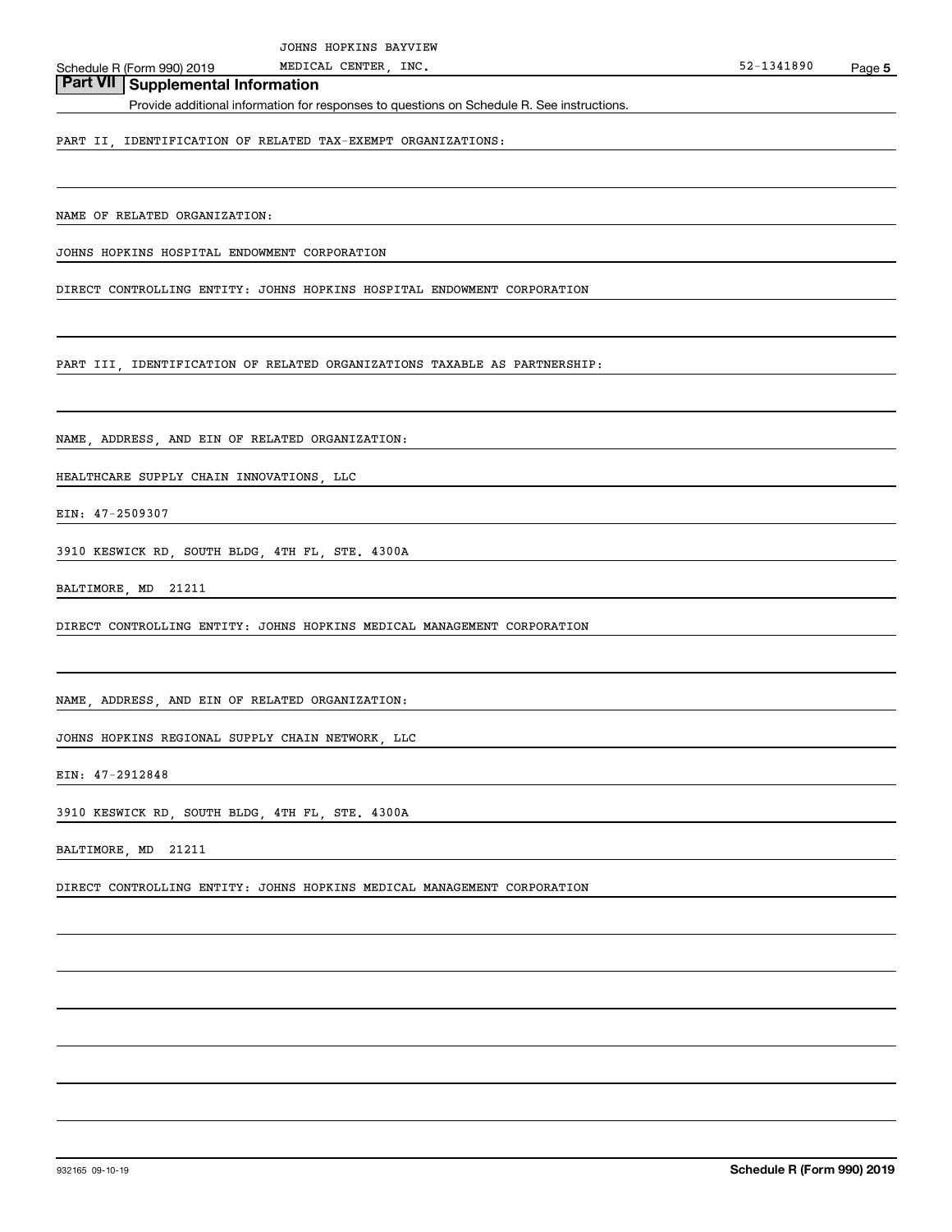JOHNS HOPKINS BAYVIEW MEDICAL CENTER, INC. 52-1341890

## Part VII Supplemental Information

Provide additional information for responses to questions on Schedule R. See instructions.

PART II, IDENTIFICATION OF RELATED TAX-EXEMPT ORGANIZATIONS:

NAME OF RELATED ORGANIZATION:

JOHNS HOPKINS HOSPITAL ENDOWMENT CORPORATION

DIRECT CONTROLLING ENTITY: JOHNS HOPKINS HOSPITAL ENDOWMENT CORPORATION

PART III, IDENTIFICATION OF RELATED ORGANIZATIONS TAXABLE AS PARTNERSHIP:

NAME, ADDRESS, AND EIN OF RELATED ORGANIZATION:

HEALTHCARE SUPPLY CHAIN INNOVATIONS, LLC

EIN: 47-2509307

3910 KESWICK RD, SOUTH BLDG, 4TH FL, STE. 4300A

BALTIMORE, MD 21211

DIRECT CONTROLLING ENTITY: JOHNS HOPKINS MEDICAL MANAGEMENT CORPORATION

NAME, ADDRESS, AND EIN OF RELATED ORGANIZATION:

JOHNS HOPKINS REGIONAL SUPPLY CHAIN NETWORK, LLC

EIN: 47-2912848

3910 KESWICK RD, SOUTH BLDG, 4TH FL, STE. 4300A

BALTIMORE, MD 21211

DIRECT CONTROLLING ENTITY: JOHNS HOPKINS MEDICAL MANAGEMENT CORPORATION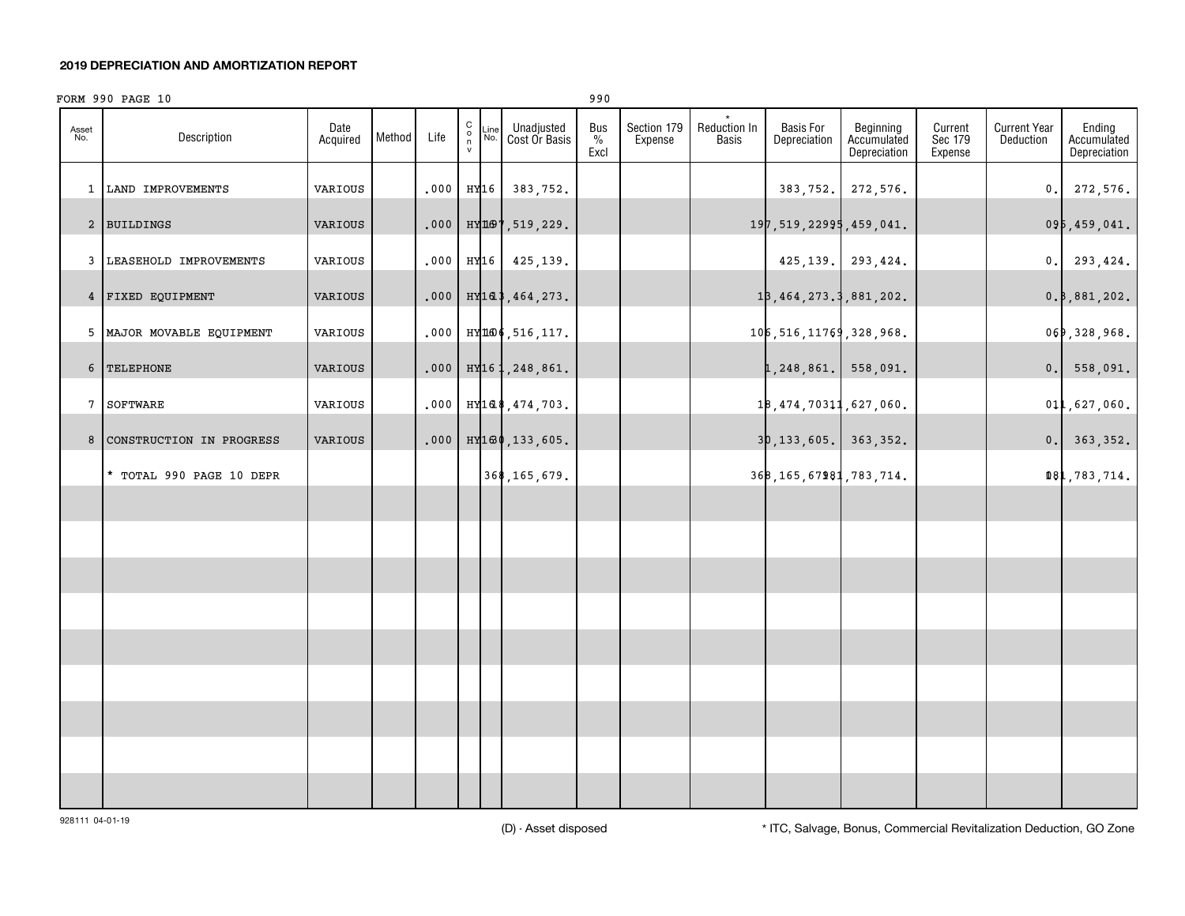## 2019 DEPRECIATION AND AMORTIZATION REPORT

FORM 990 PAGE 10 　　　　　　　　　　　　　　　　　　　990

| Asset No. | Description | Date Acquired | Method | Life | Conv | Line No. | Unadjusted Cost Or Basis | Bus % Excl | Section 179 Expense | * Reduction In Basis | Basis For Depreciation | Beginning Accumulated Depreciation | Current Sec 179 Expense | Current Year Deduction | Ending Accumulated Depreciation |
|---|---|---|---|---|---|---|---|---|---|---|---|---|---|---|---|
| 1 | LAND IMPROVEMENTS | VARIOUS | | .000 | HY | 16 | 383,752. | | | | 383,752. | 272,576. | | 0. | 272,576. |
| 2 | BUILDINGS | VARIOUS | | .000 | HY | 16 | 197,519,229. | | | | 197,519,229. | 95,459,041. | | 0. | 95,459,041. |
| 3 | LEASEHOLD IMPROVEMENTS | VARIOUS | | .000 | HY | 16 | 425,139. | | | | 425,139. | 293,424. | | 0. | 293,424. |
| 4 | FIXED EQUIPMENT | VARIOUS | | .000 | HY | 16 | 13,464,273. | | | | 13,464,273. | 3,881,202. | | 0. | 3,881,202. |
| 5 | MAJOR MOVABLE EQUIPMENT | VARIOUS | | .000 | HY | 16 | 106,516,117. | | | | 106,516,117. | 69,328,968. | | 0. | 69,328,968. |
| 6 | TELEPHONE | VARIOUS | | .000 | HY | 16 | 1,248,861. | | | | 1,248,861. | 558,091. | | 0. | 558,091. |
| 7 | SOFTWARE | VARIOUS | | .000 | HY | 16 | 18,474,703. | | | | 18,474,703. | 11,627,060. | | 0. | 11,627,060. |
| 8 | CONSTRUCTION IN PROGRESS | VARIOUS | | .000 | HY | 16 | 30,133,605. | | | | 30,133,605. | 363,352. | | 0. | 363,352. |
| | * TOTAL 990 PAGE 10 DEPR | | | | | | 368,165,679. | | | | 368,165,679. | 181,783,714. | | 0. | 181,783,714. |

928111 04-01-19

(D) - Asset disposed 　　　　* ITC, Salvage, Bonus, Commercial Revitalization Deduction, GO Zone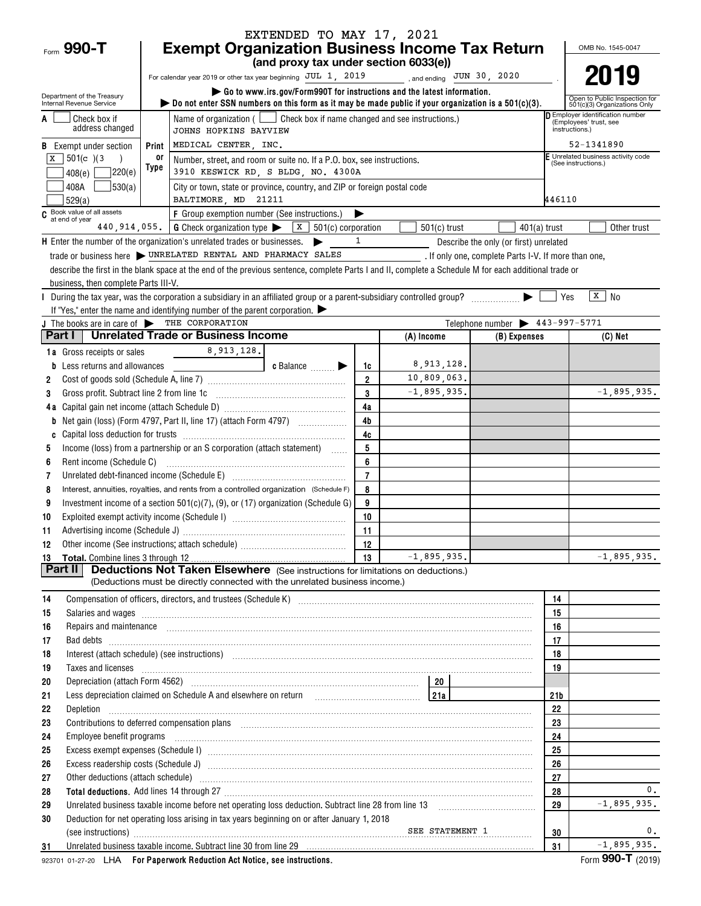EXTENDED TO MAY 17, 2021

Form **990-T**

# Exempt Organization Business Income Tax Return

**(and proxy tax under section 6033(e))**

For calendar year 2019 or other tax year beginning JUL 1, 2019 , and ending JUN 30, 2020 .

▶ Go to www.irs.gov/Form990T for instructions and the latest information.

▶ Do not enter SSN numbers on this form as it may be made public if your organization is a 501(c)(3).

Department of the Treasury Internal Revenue Service

OMB No. 1545-0047

**2019**

Open to Public Inspection for 501(c)(3) Organizations Only

A ☐ Check box if address changed

B Exempt under section ☒ 501(c)(3) ☐ 408(e) ☐ 220(e) ☐ 408A ☐ 530(a) ☐ 529(a)

C Book value of all assets at end of year 440,914,055.

Print or Type

Name of organization ( ☐ Check box if name changed and see instructions.)
JOHNS HOPKINS BAYVIEW
MEDICAL CENTER, INC.

Number, street, and room or suite no. If a P.O. box, see instructions.
3910 KESWICK RD, S BLDG, NO. 4300A

City or town, state or province, country, and ZIP or foreign postal code
BALTIMORE, MD 21211

D Employer identification number (Employees' trust, see instructions.) 52-1341890

E Unrelated business activity code (See instructions.) 446110

F Group exemption number (See instructions.) ▶

G Check organization type ▶ ☒ 501(c) corporation ☐ 501(c) trust ☐ 401(a) trust ☐ Other trust

H Enter the number of the organization's unrelated trades or businesses. ▶ 1 Describe the only (or first) unrelated trade or business here ▶ UNRELATED RENTAL AND PHARMACY SALES . If only one, complete Parts I-V. If more than one, describe the first in the blank space at the end of the previous sentence, complete Parts I and II, complete a Schedule M for each additional trade or business, then complete Parts III-V.

I During the tax year, was the corporation a subsidiary in an affiliated group or a parent-subsidiary controlled group? ▶ ☐ Yes ☒ No

If "Yes," enter the name and identifying number of the parent corporation. ▶

J The books are in care of ▶ THE CORPORATION Telephone number ▶ 443-997-5771

## Part I Unrelated Trade or Business Income

| | | | (A) Income | (B) Expenses | (C) Net |
|---|---|---|---|---|---|
| 1a | Gross receipts or sales 8,913,128. | | | | |
| b | Less returns and allowances c Balance ▶ | 1c | 8,913,128. | | |
| 2 | Cost of goods sold (Schedule A, line 7) | 2 | 10,809,063. | | |
| 3 | Gross profit. Subtract line 2 from line 1c | 3 | -1,895,935. | | -1,895,935. |
| 4a | Capital gain net income (attach Schedule D) | 4a | | | |
| b | Net gain (loss) (Form 4797, Part II, line 17) (attach Form 4797) | 4b | | | |
| c | Capital loss deduction for trusts | 4c | | | |
| 5 | Income (loss) from a partnership or an S corporation (attach statement) | 5 | | | |
| 6 | Rent income (Schedule C) | 6 | | | |
| 7 | Unrelated debt-financed income (Schedule E) | 7 | | | |
| 8 | Interest, annuities, royalties, and rents from a controlled organization (Schedule F) | 8 | | | |
| 9 | Investment income of a section 501(c)(7), (9), or (17) organization (Schedule G) | 9 | | | |
| 10 | Exploited exempt activity income (Schedule I) | 10 | | | |
| 11 | Advertising income (Schedule J) | 11 | | | |
| 12 | Other income (See instructions; attach schedule) | 12 | | | |
| 13 | **Total.** Combine lines 3 through 12 | 13 | -1,895,935. | | -1,895,935. |

## Part II Deductions Not Taken Elsewhere (See instructions for limitations on deductions.)

(Deductions must be directly connected with the unrelated business income.)

| | | | |
|---|---|---|---|
| 14 | Compensation of officers, directors, and trustees (Schedule K) | 14 | |
| 15 | Salaries and wages | 15 | |
| 16 | Repairs and maintenance | 16 | |
| 17 | Bad debts | 17 | |
| 18 | Interest (attach schedule) (see instructions) | 18 | |
| 19 | Taxes and licenses | 19 | |
| 20 | Depreciation (attach Form 4562) 20 | | |
| 21 | Less depreciation claimed on Schedule A and elsewhere on return 21a | 21b | |
| 22 | Depletion | 22 | |
| 23 | Contributions to deferred compensation plans | 23 | |
| 24 | Employee benefit programs | 24 | |
| 25 | Excess exempt expenses (Schedule I) | 25 | |
| 26 | Excess readership costs (Schedule J) | 26 | |
| 27 | Other deductions (attach schedule) | 27 | |
| 28 | **Total deductions.** Add lines 14 through 27 | 28 | 0. |
| 29 | Unrelated business taxable income before net operating loss deduction. Subtract line 28 from line 13 | 29 | -1,895,935. |
| 30 | Deduction for net operating loss arising in tax years beginning on or after January 1, 2018 (see instructions) SEE STATEMENT 1 | 30 | 0. |
| 31 | Unrelated business taxable income. Subtract line 30 from line 29 | 31 | -1,895,935. |

923701 01-27-20 LHA **For Paperwork Reduction Act Notice, see instructions.** Form **990-T** (2019)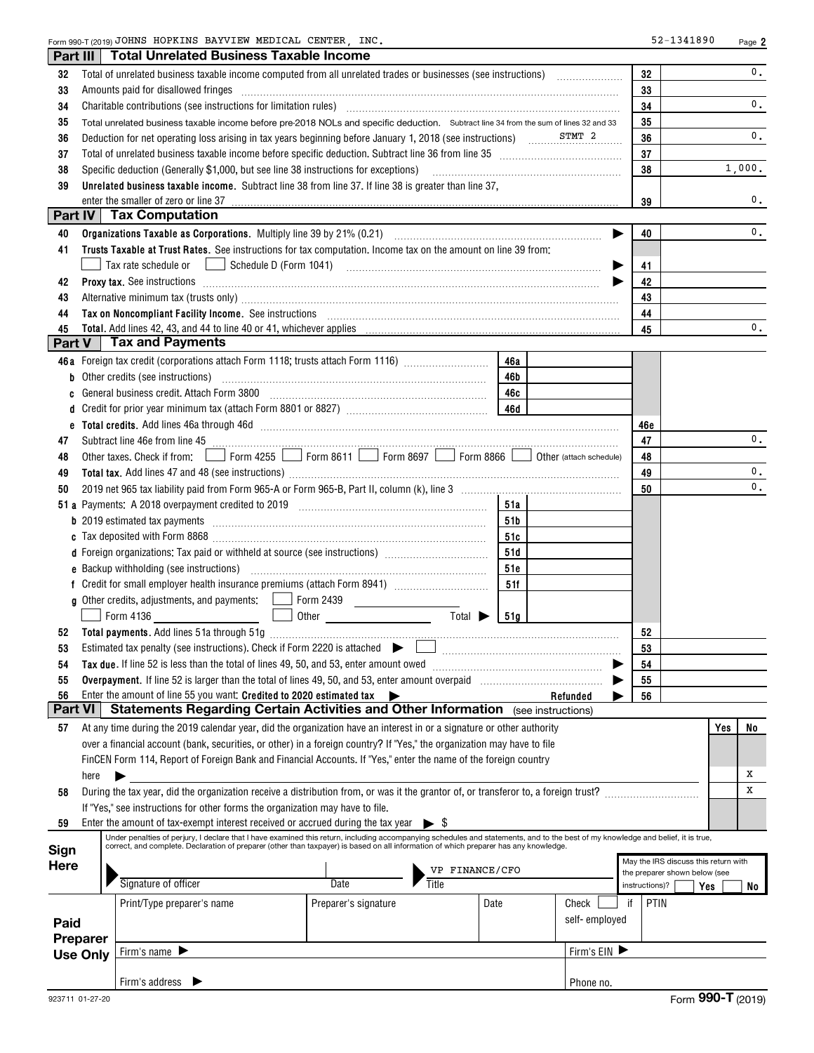Form 990-T (2019) JOHNS HOPKINS BAYVIEW MEDICAL CENTER, INC. 52-1341890 Page 2

## Part III Total Unrelated Business Taxable Income

| Line | Description | Ref | Amount |
|---|---|---|---|
| 32 | Total of unrelated business taxable income computed from all unrelated trades or businesses (see instructions) | 32 | 0. |
| 33 | Amounts paid for disallowed fringes | 33 | |
| 34 | Charitable contributions (see instructions for limitation rules) | 34 | 0. |
| 35 | Total unrelated business taxable income before pre-2018 NOLs and specific deduction. Subtract line 34 from the sum of lines 32 and 33 | 35 | |
| 36 | Deduction for net operating loss arising in tax years beginning before January 1, 2018 (see instructions) STMT 2 | 36 | 0. |
| 37 | Total of unrelated business taxable income before specific deduction. Subtract line 36 from line 35 | 37 | |
| 38 | Specific deduction (Generally $1,000, but see line 38 instructions for exceptions) | 38 | 1,000. |
| 39 | **Unrelated business taxable income.** Subtract line 38 from line 37. If line 38 is greater than line 37, enter the smaller of zero or line 37 | 39 | 0. |

## Part IV Tax Computation

| Line | Description | Ref | Amount |
|---|---|---|---|
| 40 | **Organizations Taxable as Corporations.** Multiply line 39 by 21% (0.21) | 40 | 0. |
| 41 | **Trusts Taxable at Trust Rates.** See instructions for tax computation. Income tax on the amount on line 39 from: ☐ Tax rate schedule or ☐ Schedule D (Form 1041) | 41 | |
| 42 | **Proxy tax.** See instructions | 42 | |
| 43 | Alternative minimum tax (trusts only) | 43 | |
| 44 | **Tax on Noncompliant Facility Income.** See instructions | 44 | |
| 45 | **Total.** Add lines 42, 43, and 44 to line 40 or 41, whichever applies | 45 | 0. |

## Part V Tax and Payments

| Line | Description | Ref | Amount | Ref | Amount |
|---|---|---|---|---|---|
| 46a | Foreign tax credit (corporations attach Form 1118; trusts attach Form 1116) | 46a | | | |
| b | Other credits (see instructions) | 46b | | | |
| c | General business credit. Attach Form 3800 | 46c | | | |
| d | Credit for prior year minimum tax (attach Form 8801 or 8827) | 46d | | | |
| e | **Total credits.** Add lines 46a through 46d | | | 46e | |
| 47 | Subtract line 46e from line 45 | | | 47 | 0. |
| 48 | Other taxes. Check if from: ☐ Form 4255 ☐ Form 8611 ☐ Form 8697 ☐ Form 8866 ☐ Other (attach schedule) | | | 48 | |
| 49 | **Total tax.** Add lines 47 and 48 (see instructions) | | | 49 | 0. |
| 50 | 2019 net 965 tax liability paid from Form 965-A or Form 965-B, Part II, column (k), line 3 | | | 50 | 0. |
| 51a | Payments: A 2018 overpayment credited to 2019 | 51a | | | |
| b | 2019 estimated tax payments | 51b | | | |
| c | Tax deposited with Form 8868 | 51c | | | |
| d | Foreign organizations: Tax paid or withheld at source (see instructions) | 51d | | | |
| e | Backup withholding (see instructions) | 51e | | | |
| f | Credit for small employer health insurance premiums (attach Form 8941) | 51f | | | |
| g | Other credits, adjustments, and payments: ☐ Form 2439 ☐ Form 4136 ☐ Other Total ▶ | 51g | | | |
| 52 | **Total payments.** Add lines 51a through 51g | | | 52 | |
| 53 | Estimated tax penalty (see instructions). Check if Form 2220 is attached ▶ ☐ | | | 53 | |
| 54 | **Tax due.** If line 52 is less than the total of lines 49, 50, and 53, enter amount owed | | | 54 | |
| 55 | **Overpayment.** If line 52 is larger than the total of lines 49, 50, and 53, enter amount overpaid | | | 55 | |
| 56 | Enter the amount of line 55 you want: **Credited to 2020 estimated tax** ▶ **Refunded** ▶ | | | 56 | |

## Part VI Statements Regarding Certain Activities and Other Information (see instructions)

| Line | Question | Yes | No |
|---|---|---|---|
| 57 | At any time during the 2019 calendar year, did the organization have an interest in or a signature or other authority over a financial account (bank, securities, or other) in a foreign country? If "Yes," the organization may have to file FinCEN Form 114, Report of Foreign Bank and Financial Accounts. If "Yes," enter the name of the foreign country here ▶ | | X |
| 58 | During the tax year, did the organization receive a distribution from, or was it the grantor of, or transferor to, a foreign trust? If "Yes," see instructions for other forms the organization may have to file. | | X |
| 59 | Enter the amount of tax-exempt interest received or accrued during the tax year ▶ $ | | |

**Sign Here**

Under penalties of perjury, I declare that I have examined this return, including accompanying schedules and statements, and to the best of my knowledge and belief, it is true, correct, and complete. Declaration of preparer (other than taxpayer) is based on all information of which preparer has any knowledge.

| Signature of officer | Date | Title | May the IRS discuss this return with the preparer shown below (see instructions)? ☐ Yes ☐ No |
|---|---|---|---|
| | | VP FINANCE/CFO | |

**Paid Preparer Use Only**

| Print/Type preparer's name | Preparer's signature | Date | Check ☐ if self-employed | PTIN |
|---|---|---|---|---|
| | | | | |
| Firm's name ▶ | | | Firm's EIN ▶ | |
| Firm's address ▶ | | | Phone no. | |

923711 01-27-20 Form **990-T** (2019)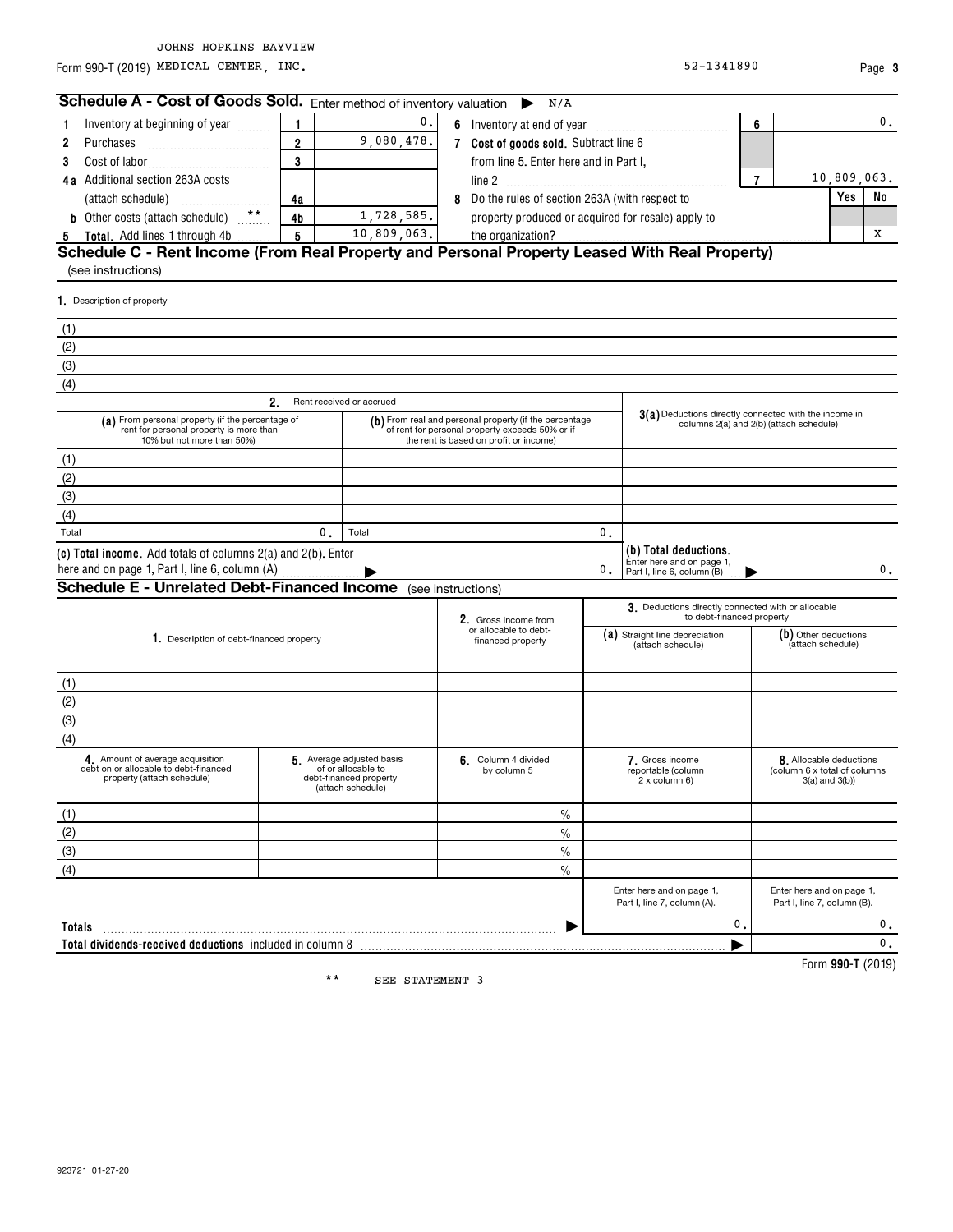JOHNS HOPKINS BAYVIEW

Form 990-T (2019) MEDICAL CENTER, INC. 52-1341890

## Schedule A - Cost of Goods Sold. Enter method of inventory valuation ▶ N/A

| | | | | | | |
|---|---|---|---|---|---|---|
| 1 Inventory at beginning of year | 1 | 0. | 6 Inventory at end of year | 6 | | 0. |
| 2 Purchases | 2 | 9,080,478. | 7 **Cost of goods sold.** Subtract line 6 from line 5. Enter here and in Part I, line 2 | 7 | | 10,809,063. |
| 3 Cost of labor | 3 | | | | | |
| 4a Additional section 263A costs (attach schedule) | 4a | | 8 Do the rules of section 263A (with respect to property produced or acquired for resale) apply to the organization? | | Yes | No |
| b Other costs (attach schedule) ** | 4b | 1,728,585. | | | | X |
| 5 **Total.** Add lines 1 through 4b | 5 | 10,809,063. | | | | |

## Schedule C - Rent Income (From Real Property and Personal Property Leased With Real Property)

(see instructions)

1. Description of property

(1)
(2)
(3)
(4)

| | 2. Rent received or accrued | | |
|---|---|---|---|
| | (a) From personal property (if the percentage of rent for personal property is more than 10% but not more than 50%) | (b) From real and personal property (if the percentage of rent for personal property exceeds 50% or if the rent is based on profit or income) | 3(a) Deductions directly connected with the income in columns 2(a) and 2(b) (attach schedule) |
| (1) | | | |
| (2) | | | |
| (3) | | | |
| (4) | | | |
| Total | 0. | 0. | |

**(c) Total income.** Add totals of columns 2(a) and 2(b). Enter here and on page 1, Part I, line 6, column (A) ▶ 0.

**(b) Total deductions.** Enter here and on page 1, Part I, line 6, column (B) ▶ 0.

## Schedule E - Unrelated Debt-Financed Income (see instructions)

| 1. Description of debt-financed property | 2. Gross income from or allocable to debt-financed property | 3. Deductions directly connected with or allocable to debt-financed property | |
|---|---|---|---|
| | | (a) Straight line depreciation (attach schedule) | (b) Other deductions (attach schedule) |
| (1) | | | |
| (2) | | | |
| (3) | | | |
| (4) | | | |

| | 4. Amount of average acquisition debt on or allocable to debt-financed property (attach schedule) | 5. Average adjusted basis of or allocable to debt-financed property (attach schedule) | 6. Column 4 divided by column 5 | 7. Gross income reportable (column 2 x column 6) | 8. Allocable deductions (column 6 x total of columns 3(a) and 3(b)) |
|---|---|---|---|---|---|
| (1) | | | % | | |
| (2) | | | % | | |
| (3) | | | % | | |
| (4) | | | % | | |
| | | | | Enter here and on page 1, Part I, line 7, column (A). | Enter here and on page 1, Part I, line 7, column (B). |
| **Totals** ▶ | | | | 0. | 0. |
| **Total dividends-received deductions** included in column 8 ▶ | | | | | 0. |

Form **990-T** (2019)

** SEE STATEMENT 3

923721 01-27-20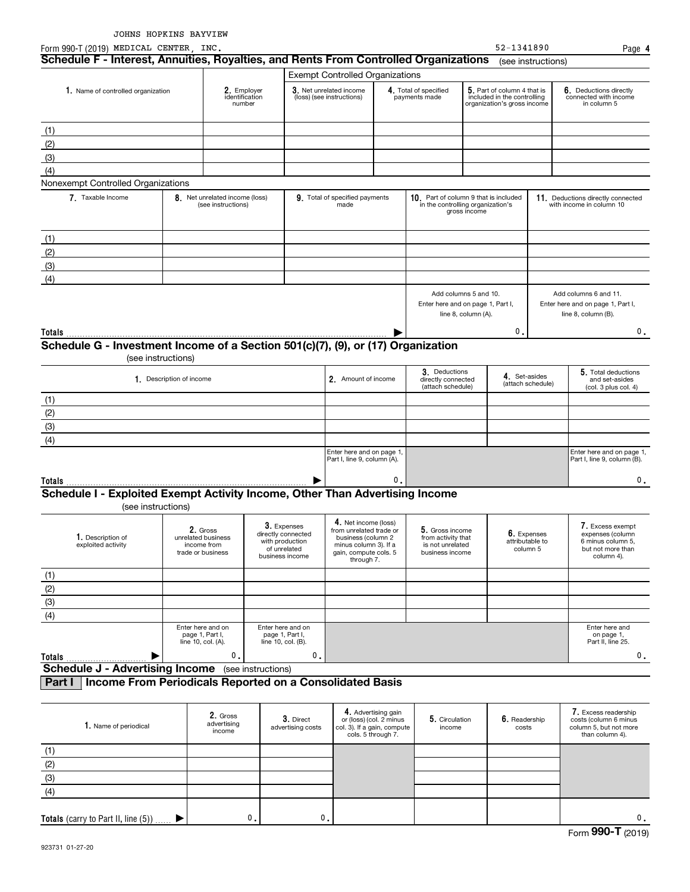JOHNS HOPKINS BAYVIEW

Form 990-T (2019) MEDICAL CENTER, INC. 52-1341890 Page **4**

## Schedule F - Interest, Annuities, Royalties, and Rents From Controlled Organizations (see instructions)

| 1. Name of controlled organization | 2. Employer identification number | Exempt Controlled Organizations | | | |
|---|---|---|---|---|---|
| | | 3. Net unrelated income (loss) (see instructions) | 4. Total of specified payments made | 5. Part of column 4 that is included in the controlling organization's gross income | 6. Deductions directly connected with income in column 5 |
| (1) | | | | | |
| (2) | | | | | |
| (3) | | | | | |
| (4) | | | | | |

Nonexempt Controlled Organizations

| 7. Taxable Income | 8. Net unrelated income (loss) (see instructions) | 9. Total of specified payments made | 10. Part of column 9 that is included in the controlling organization's gross income | 11. Deductions directly connected with income in column 10 |
|---|---|---|---|---|
| (1) | | | | |
| (2) | | | | |
| (3) | | | | |
| (4) | | | | |
| | | | Add columns 5 and 10. Enter here and on page 1, Part I, line 8, column (A). | Add columns 6 and 11. Enter here and on page 1, Part I, line 8, column (B). |
| **Totals** | | ▶ | 0. | 0. |

## Schedule G - Investment Income of a Section 501(c)(7), (9), or (17) Organization

(see instructions)

| 1. Description of income | 2. Amount of income | 3. Deductions directly connected (attach schedule) | 4. Set-asides (attach schedule) | 5. Total deductions and set-asides (col. 3 plus col. 4) |
|---|---|---|---|---|
| (1) | | | | |
| (2) | | | | |
| (3) | | | | |
| (4) | | | | |
| | Enter here and on page 1, Part I, line 9, column (A). | | | Enter here and on page 1, Part I, line 9, column (B). |
| **Totals** ▶ | 0. | | | 0. |

## Schedule I - Exploited Exempt Activity Income, Other Than Advertising Income

(see instructions)

| 1. Description of exploited activity | 2. Gross unrelated business income from trade or business | 3. Expenses directly connected with production of unrelated business income | 4. Net income (loss) from unrelated trade or business (column 2 minus column 3). If a gain, compute cols. 5 through 7. | 5. Gross income from activity that is not unrelated business income | 6. Expenses attributable to column 5 | 7. Excess exempt expenses (column 6 minus column 5, but not more than column 4). |
|---|---|---|---|---|---|---|
| (1) | | | | | | |
| (2) | | | | | | |
| (3) | | | | | | |
| (4) | | | | | | |
| | Enter here and on page 1, Part I, line 10, col. (A). | Enter here and on page 1, Part I, line 10, col. (B). | | | | Enter here and on page 1, Part II, line 25. |
| **Totals** ▶ | 0. | 0. | | | | 0. |

## Schedule J - Advertising Income (see instructions)

### Part I Income From Periodicals Reported on a Consolidated Basis

| 1. Name of periodical | 2. Gross advertising income | 3. Direct advertising costs | 4. Advertising gain or (loss) (col. 2 minus col. 3). If a gain, compute cols. 5 through 7. | 5. Circulation income | 6. Readership costs | 7. Excess readership costs (column 6 minus column 5, but not more than column 4). |
|---|---|---|---|---|---|---|
| (1) | | | | | | |
| (2) | | | | | | |
| (3) | | | | | | |
| (4) | | | | | | |
| **Totals** (carry to Part II, line (5)) ▶ | 0. | 0. | | | | 0. |

Form **990-T** (2019)

923731 01-27-20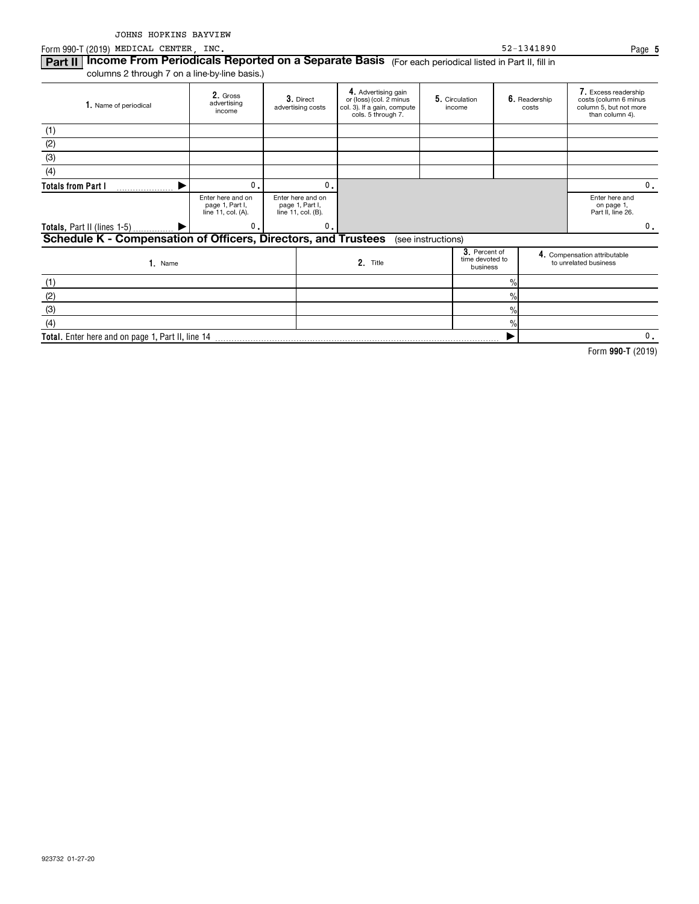JOHNS HOPKINS BAYVIEW

Form 990-T (2019) MEDICAL CENTER, INC. 52-1341890 Page **5**

## Part II Income From Periodicals Reported on a Separate Basis

(For each periodical listed in Part II, fill in columns 2 through 7 on a line-by-line basis.)

| 1. Name of periodical | 2. Gross advertising income | 3. Direct advertising costs | 4. Advertising gain or (loss) (col. 2 minus col. 3). If a gain, compute cols. 5 through 7. | 5. Circulation income | 6. Readership costs | 7. Excess readership costs (column 6 minus column 5, but not more than column 4). |
|---|---|---|---|---|---|---|
| (1) | | | | | | |
| (2) | | | | | | |
| (3) | | | | | | |
| (4) | | | | | | |
| **Totals from Part I** ▶ | 0. | 0. | | | | 0. |
| | Enter here and on page 1, Part I, line 11, col. (A). | Enter here and on page 1, Part I, line 11, col. (B). | | | | Enter here and on page 1, Part II, line 26. |
| **Totals,** Part II (lines 1-5) ▶ | 0. | 0. | | | | 0. |

## Schedule K - Compensation of Officers, Directors, and Trustees

(see instructions)

| 1. Name | 2. Title | 3. Percent of time devoted to business | 4. Compensation attributable to unrelated business |
|---|---|---|---|
| (1) | | % | |
| (2) | | % | |
| (3) | | % | |
| (4) | | % | |
| **Total.** Enter here and on page 1, Part II, line 14 | | ▶ | 0. |

Form **990-T** (2019)

923732 01-27-20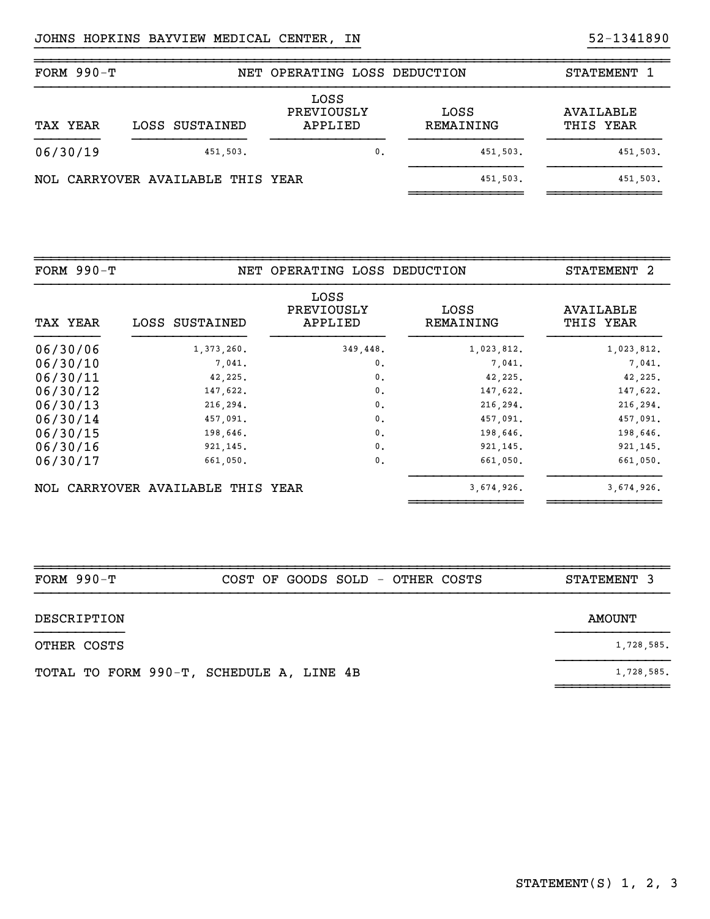JOHNS HOPKINS BAYVIEW MEDICAL CENTER, IN — 52-1341890

| FORM 990-T | NET OPERATING LOSS DEDUCTION | | | STATEMENT 1 |
|---|---|---|---|---|
| TAX YEAR | LOSS SUSTAINED | LOSS PREVIOUSLY APPLIED | LOSS REMAINING | AVAILABLE THIS YEAR |
| 06/30/19 | 451,503. | 0. | 451,503. | 451,503. |
| NOL CARRYOVER AVAILABLE THIS YEAR | | | 451,503. | 451,503. |

| FORM 990-T | NET OPERATING LOSS DEDUCTION | | | STATEMENT 2 |
|---|---|---|---|---|
| TAX YEAR | LOSS SUSTAINED | LOSS PREVIOUSLY APPLIED | LOSS REMAINING | AVAILABLE THIS YEAR |
| 06/30/06 | 1,373,260. | 349,448. | 1,023,812. | 1,023,812. |
| 06/30/10 | 7,041. | 0. | 7,041. | 7,041. |
| 06/30/11 | 42,225. | 0. | 42,225. | 42,225. |
| 06/30/12 | 147,622. | 0. | 147,622. | 147,622. |
| 06/30/13 | 216,294. | 0. | 216,294. | 216,294. |
| 06/30/14 | 457,091. | 0. | 457,091. | 457,091. |
| 06/30/15 | 198,646. | 0. | 198,646. | 198,646. |
| 06/30/16 | 921,145. | 0. | 921,145. | 921,145. |
| 06/30/17 | 661,050. | 0. | 661,050. | 661,050. |
| NOL CARRYOVER AVAILABLE THIS YEAR | | | 3,674,926. | 3,674,926. |

| FORM 990-T | COST OF GOODS SOLD - OTHER COSTS | STATEMENT 3 |
|---|---|---|
| DESCRIPTION | | AMOUNT |
| OTHER COSTS | | 1,728,585. |
| TOTAL TO FORM 990-T, SCHEDULE A, LINE 4B | | 1,728,585. |

STATEMENT(S) 1, 2, 3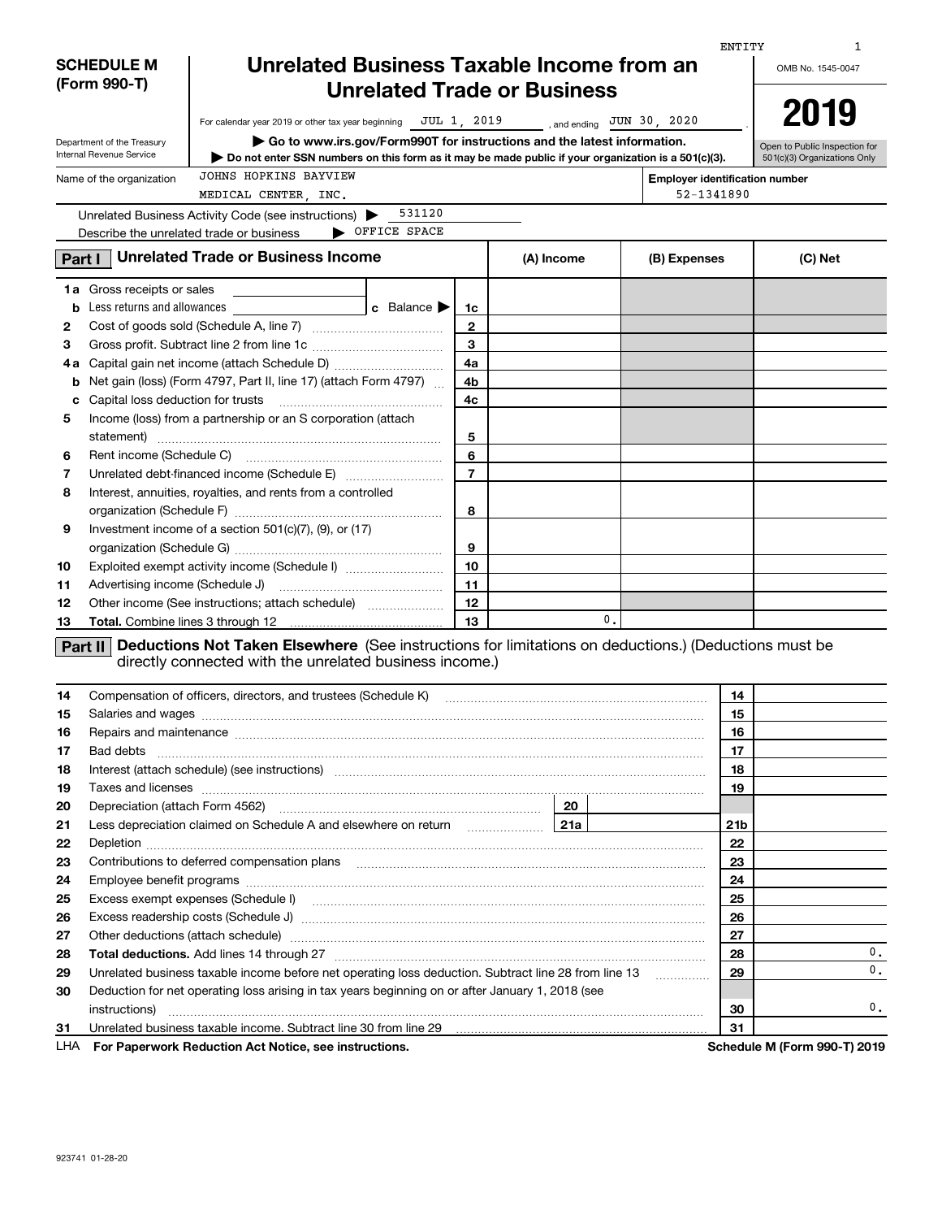ENTITY 1

**SCHEDULE M (Form 990-T)**

Department of the Treasury
Internal Revenue Service

# Unrelated Business Taxable Income from an Unrelated Trade or Business

For calendar year 2019 or other tax year beginning JUL 1, 2019 , and ending JUN 30, 2020 .

▶ **Go to www.irs.gov/Form990T for instructions and the latest information.**

▶ **Do not enter SSN numbers on this form as it may be made public if your organization is a 501(c)(3).**

OMB No. 1545-0047

**2019**

Open to Public Inspection for 501(c)(3) Organizations Only

Name of the organization: JOHNS HOPKINS BAYVIEW MEDICAL CENTER, INC.

**Employer identification number**: 52-1341890

Unrelated Business Activity Code (see instructions) ▶ 531120

Describe the unrelated trade or business ▶ OFFICE SPACE

## Part I Unrelated Trade or Business Income

| | | | (A) Income | (B) Expenses | (C) Net |
|---|---|---|---|---|---|
| **1a** | Gross receipts or sales | | | | |
| **b** | Less returns and allowances — **c** Balance ▶ | **1c** | | | |
| **2** | Cost of goods sold (Schedule A, line 7) | **2** | | | |
| **3** | Gross profit. Subtract line 2 from line 1c | **3** | | | |
| **4a** | Capital gain net income (attach Schedule D) | **4a** | | | |
| **b** | Net gain (loss) (Form 4797, Part II, line 17) (attach Form 4797) | **4b** | | | |
| **c** | Capital loss deduction for trusts | **4c** | | | |
| **5** | Income (loss) from a partnership or an S corporation (attach statement) | **5** | | | |
| **6** | Rent income (Schedule C) | **6** | | | |
| **7** | Unrelated debt-financed income (Schedule E) | **7** | | | |
| **8** | Interest, annuities, royalties, and rents from a controlled organization (Schedule F) | **8** | | | |
| **9** | Investment income of a section 501(c)(7), (9), or (17) organization (Schedule G) | **9** | | | |
| **10** | Exploited exempt activity income (Schedule I) | **10** | | | |
| **11** | Advertising income (Schedule J) | **11** | | | |
| **12** | Other income (See instructions; attach schedule) | **12** | | | |
| **13** | **Total.** Combine lines 3 through 12 | **13** | 0. | | |

## Part II Deductions Not Taken Elsewhere (See instructions for limitations on deductions.) (Deductions must be directly connected with the unrelated business income.)

| | | | |
|---|---|---|---|
| **14** | Compensation of officers, directors, and trustees (Schedule K) | **14** | |
| **15** | Salaries and wages | **15** | |
| **16** | Repairs and maintenance | **16** | |
| **17** | Bad debts | **17** | |
| **18** | Interest (attach schedule) (see instructions) | **18** | |
| **19** | Taxes and licenses | **19** | |
| **20** | Depreciation (attach Form 4562) — **20** | | |
| **21** | Less depreciation claimed on Schedule A and elsewhere on return — **21a** | **21b** | |
| **22** | Depletion | **22** | |
| **23** | Contributions to deferred compensation plans | **23** | |
| **24** | Employee benefit programs | **24** | |
| **25** | Excess exempt expenses (Schedule I) | **25** | |
| **26** | Excess readership costs (Schedule J) | **26** | |
| **27** | Other deductions (attach schedule) | **27** | |
| **28** | **Total deductions.** Add lines 14 through 27 | **28** | 0. |
| **29** | Unrelated business taxable income before net operating loss deduction. Subtract line 28 from line 13 | **29** | 0. |
| **30** | Deduction for net operating loss arising in tax years beginning on or after January 1, 2018 (see instructions) | **30** | 0. |
| **31** | Unrelated business taxable income. Subtract line 30 from line 29 | **31** | |

LHA **For Paperwork Reduction Act Notice, see instructions.** **Schedule M (Form 990-T) 2019**

923741 01-28-20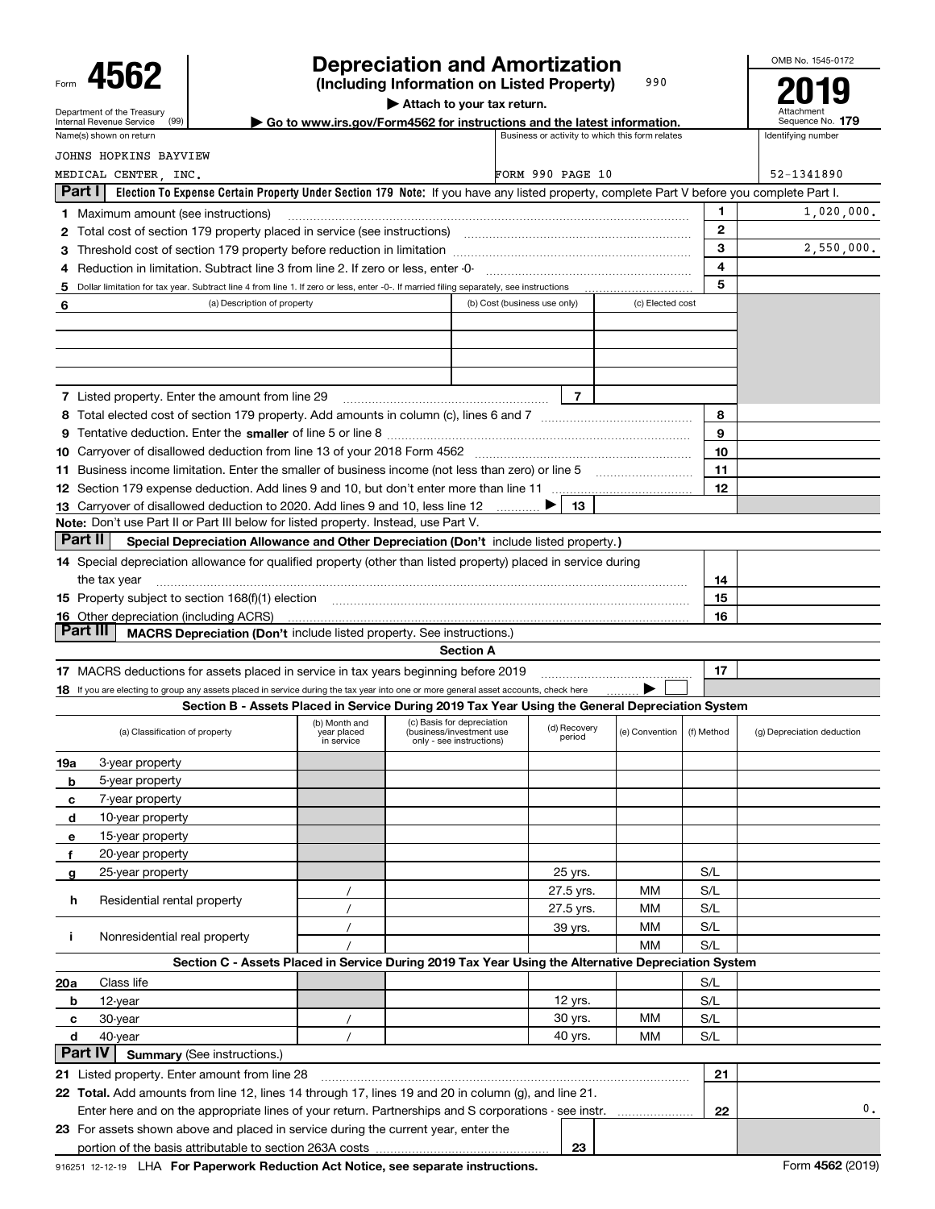Form **4562**

Department of the Treasury
Internal Revenue Service (99)

# Depreciation and Amortization

**(Including Information on Listed Property)** 990

▶ Attach to your tax return.

▶ Go to www.irs.gov/Form4562 for instructions and the latest information.

OMB No. 1545-0172

**2019**

Attachment Sequence No. **179**

| Name(s) shown on return | Business or activity to which this form relates | Identifying number |
|---|---|---|
| JOHNS HOPKINS BAYVIEW MEDICAL CENTER, INC. | FORM 990 PAGE 10 | 52-1341890 |

**Part I** **Election To Expense Certain Property Under Section 179 Note:** If you have any listed property, complete Part V before you complete Part I.

| | | | |
|---|---|---|---|
| **1** | Maximum amount (see instructions) | **1** | 1,020,000. |
| **2** | Total cost of section 179 property placed in service (see instructions) | **2** | |
| **3** | Threshold cost of section 179 property before reduction in limitation | **3** | 2,550,000. |
| **4** | Reduction in limitation. Subtract line 3 from line 2. If zero or less, enter -0- | **4** | |
| **5** | Dollar limitation for tax year. Subtract line 4 from line 1. If zero or less, enter -0-. If married filing separately, see instructions | **5** | |

| **6** (a) Description of property | (b) Cost (business use only) | (c) Elected cost |
|---|---|---|
| | | |
| | | |
| | | |
| | | |

| | | | |
|---|---|---|---|
| **7** | Listed property. Enter the amount from line 29 | **7** | |
| **8** | Total elected cost of section 179 property. Add amounts in column (c), lines 6 and 7 | **8** | |
| **9** | Tentative deduction. Enter the **smaller** of line 5 or line 8 | **9** | |
| **10** | Carryover of disallowed deduction from line 13 of your 2018 Form 4562 | **10** | |
| **11** | Business income limitation. Enter the smaller of business income (not less than zero) or line 5 | **11** | |
| **12** | Section 179 expense deduction. Add lines 9 and 10, but don't enter more than line 11 | **12** | |
| **13** | Carryover of disallowed deduction to 2020. Add lines 9 and 10, less line 12 ▶ | **13** | |

**Note:** Don't use Part II or Part III below for listed property. Instead, use Part V.

**Part II** **Special Depreciation Allowance and Other Depreciation (Don't** include listed property.**)**

| | | | |
|---|---|---|---|
| **14** | Special depreciation allowance for qualified property (other than listed property) placed in service during the tax year | **14** | |
| **15** | Property subject to section 168(f)(1) election | **15** | |
| **16** | Other depreciation (including ACRS) | **16** | |

**Part III** **MACRS Depreciation (Don't** include listed property. See instructions.)

**Section A**

| | | | |
|---|---|---|---|
| **17** | MACRS deductions for assets placed in service in tax years beginning before 2019 | **17** | |
| **18** | If you are electing to group any assets placed in service during the tax year into one or more general asset accounts, check here ▶ ☐ | | |

**Section B - Assets Placed in Service During 2019 Tax Year Using the General Depreciation System**

| (a) Classification of property | (b) Month and year placed in service | (c) Basis for depreciation (business/investment use only - see instructions) | (d) Recovery period | (e) Convention | (f) Method | (g) Depreciation deduction |
|---|---|---|---|---|---|---|
| **19a** 3-year property | | | | | | |
| **b** 5-year property | | | | | | |
| **c** 7-year property | | | | | | |
| **d** 10-year property | | | | | | |
| **e** 15-year property | | | | | | |
| **f** 20-year property | | | | | | |
| **g** 25-year property | | | 25 yrs. | | S/L | |
| **h** Residential rental property | / | | 27.5 yrs. | MM | S/L | |
| | / | | 27.5 yrs. | MM | S/L | |
| **i** Nonresidential real property | / | | 39 yrs. | MM | S/L | |
| | / | | | MM | S/L | |

**Section C - Assets Placed in Service During 2019 Tax Year Using the Alternative Depreciation System**

| (a) Classification of property | (b) Month and year placed in service | (c) Basis for depreciation | (d) Recovery period | (e) Convention | (f) Method | (g) Depreciation deduction |
|---|---|---|---|---|---|---|
| **20a** Class life | | | | | S/L | |
| **b** 12-year | | | 12 yrs. | | S/L | |
| **c** 30-year | / | | 30 yrs. | MM | S/L | |
| **d** 40-year | / | | 40 yrs. | MM | S/L | |

**Part IV** **Summary** (See instructions.)

| | | | |
|---|---|---|---|
| **21** | Listed property. Enter amount from line 28 | **21** | |
| **22** | **Total.** Add amounts from line 12, lines 14 through 17, lines 19 and 20 in column (g), and line 21. Enter here and on the appropriate lines of your return. Partnerships and S corporations - see instr. | **22** | 0. |
| **23** | For assets shown above and placed in service during the current year, enter the portion of the basis attributable to section 263A costs | **23** | |

916251 12-12-19 LHA **For Paperwork Reduction Act Notice, see separate instructions.** Form **4562** (2019)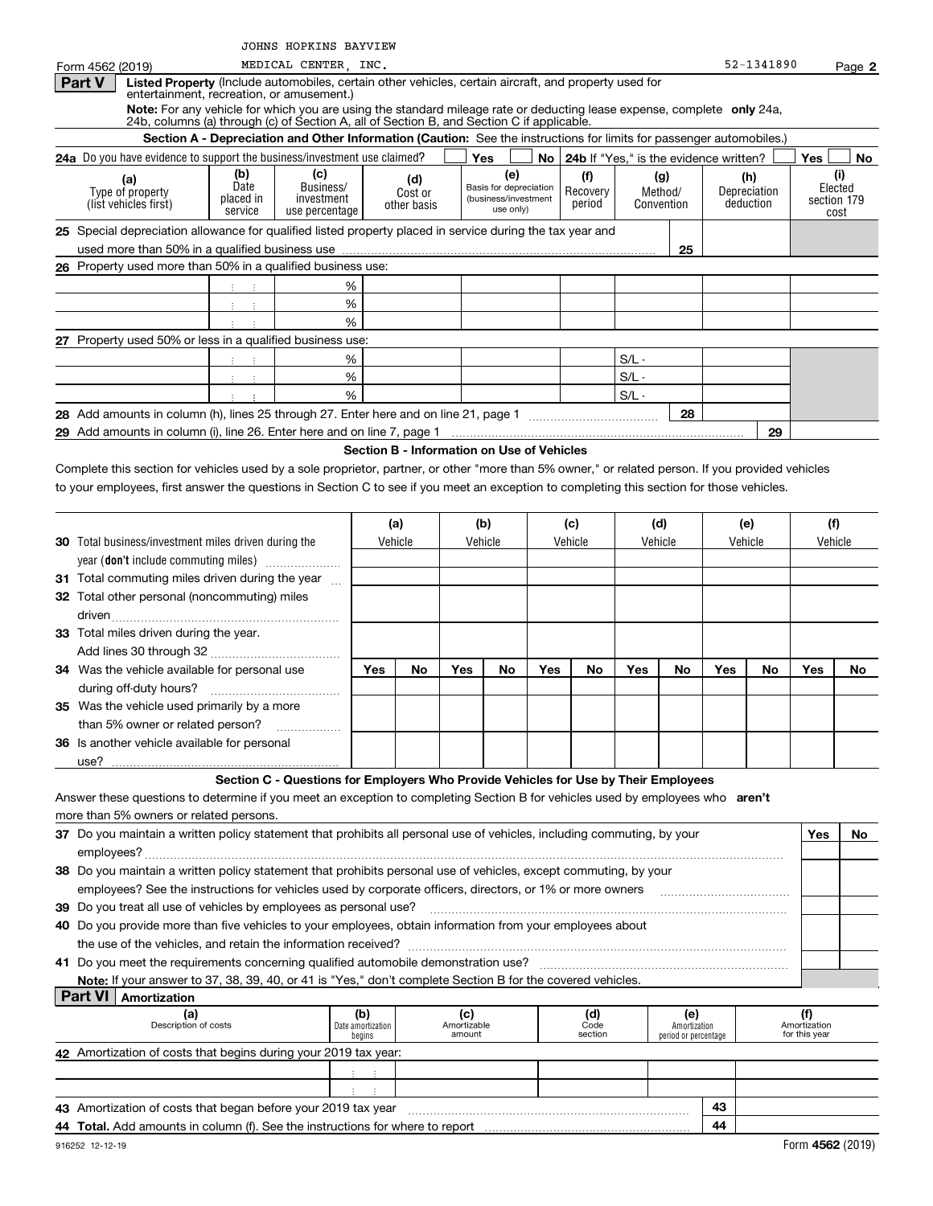JOHNS HOPKINS BAYVIEW MEDICAL CENTER, INC. 52-1341890

Form 4562 (2019) Page **2**

## Part V Listed Property (Include automobiles, certain other vehicles, certain aircraft, and property used for entertainment, recreation, or amusement.)

**Note:** For any vehicle for which you are using the standard mileage rate or deducting lease expense, complete **only** 24a, 24b, columns (a) through (c) of Section A, all of Section B, and Section C if applicable.

### Section A - Depreciation and Other Information (Caution: See the instructions for limits for passenger automobiles.)

**24a** Do you have evidence to support the business/investment use claimed? Yes No | **24b** If "Yes," is the evidence written? Yes No

| (a) Type of property (list vehicles first) | (b) Date placed in service | (c) Business/ investment use percentage | (d) Cost or other basis | (e) Basis for depreciation (business/investment use only) | (f) Recovery period | (g) Method/ Convention | (h) Depreciation deduction | (i) Elected section 179 cost |
|---|---|---|---|---|---|---|---|---|
| **25** Special depreciation allowance for qualified listed property placed in service during the tax year and used more than 50% in a qualified business use | | | | | | 25 | | |
| **26** Property used more than 50% in a qualified business use: | | | | | | | | |
| | | % | | | | | | |
| | | % | | | | | | |
| | | % | | | | | | |
| **27** Property used 50% or less in a qualified business use: | | | | | | | | |
| | | % | | | | S/L - | | |
| | | % | | | | S/L - | | |
| | | % | | | | S/L - | | |
| **28** Add amounts in column (h), lines 25 through 27. Enter here and on line 21, page 1 | | | | | | 28 | | |
| **29** Add amounts in column (i), line 26. Enter here and on line 7, page 1 | | | | | | | 29 | |

### Section B - Information on Use of Vehicles

Complete this section for vehicles used by a sole proprietor, partner, or other "more than 5% owner," or related person. If you provided vehicles to your employees, first answer the questions in Section C to see if you meet an exception to completing this section for those vehicles.

| | (a) Vehicle | | (b) Vehicle | | (c) Vehicle | | (d) Vehicle | | (e) Vehicle | | (f) Vehicle | |
|---|---|---|---|---|---|---|---|---|---|---|---|---|
| **30** Total business/investment miles driven during the year (**don't** include commuting miles) | | | | | | | | | | | | |
| **31** Total commuting miles driven during the year | | | | | | | | | | | | |
| **32** Total other personal (noncommuting) miles driven | | | | | | | | | | | | |
| **33** Total miles driven during the year. Add lines 30 through 32 | | | | | | | | | | | | |
| | Yes | No | Yes | No | Yes | No | Yes | No | Yes | No | Yes | No |
| **34** Was the vehicle available for personal use during off-duty hours? | | | | | | | | | | | | |
| **35** Was the vehicle used primarily by a more than 5% owner or related person? | | | | | | | | | | | | |
| **36** Is another vehicle available for personal use? | | | | | | | | | | | | |

### Section C - Questions for Employers Who Provide Vehicles for Use by Their Employees

Answer these questions to determine if you meet an exception to completing Section B for vehicles used by employees who **aren't** more than 5% owners or related persons.

| | Yes | No |
|---|---|---|
| **37** Do you maintain a written policy statement that prohibits all personal use of vehicles, including commuting, by your employees? | | |
| **38** Do you maintain a written policy statement that prohibits personal use of vehicles, except commuting, by your employees? See the instructions for vehicles used by corporate officers, directors, or 1% or more owners | | |
| **39** Do you treat all use of vehicles by employees as personal use? | | |
| **40** Do you provide more than five vehicles to your employees, obtain information from your employees about the use of the vehicles, and retain the information received? | | |
| **41** Do you meet the requirements concerning qualified automobile demonstration use? | | |

**Note:** If your answer to 37, 38, 39, 40, or 41 is "Yes," don't complete Section B for the covered vehicles.

## Part VI Amortization

| (a) Description of costs | (b) Date amortization begins | (c) Amortizable amount | (d) Code section | (e) Amortization period or percentage | (f) Amortization for this year |
|---|---|---|---|---|---|
| **42** Amortization of costs that begins during your 2019 tax year: | | | | | |
| | | | | | |
| | | | | | |
| **43** Amortization of costs that began before your 2019 tax year | | | | 43 | |
| **44** **Total.** Add amounts in column (f). See the instructions for where to report | | | | 44 | |

916252 12-12-19 Form **4562** (2019)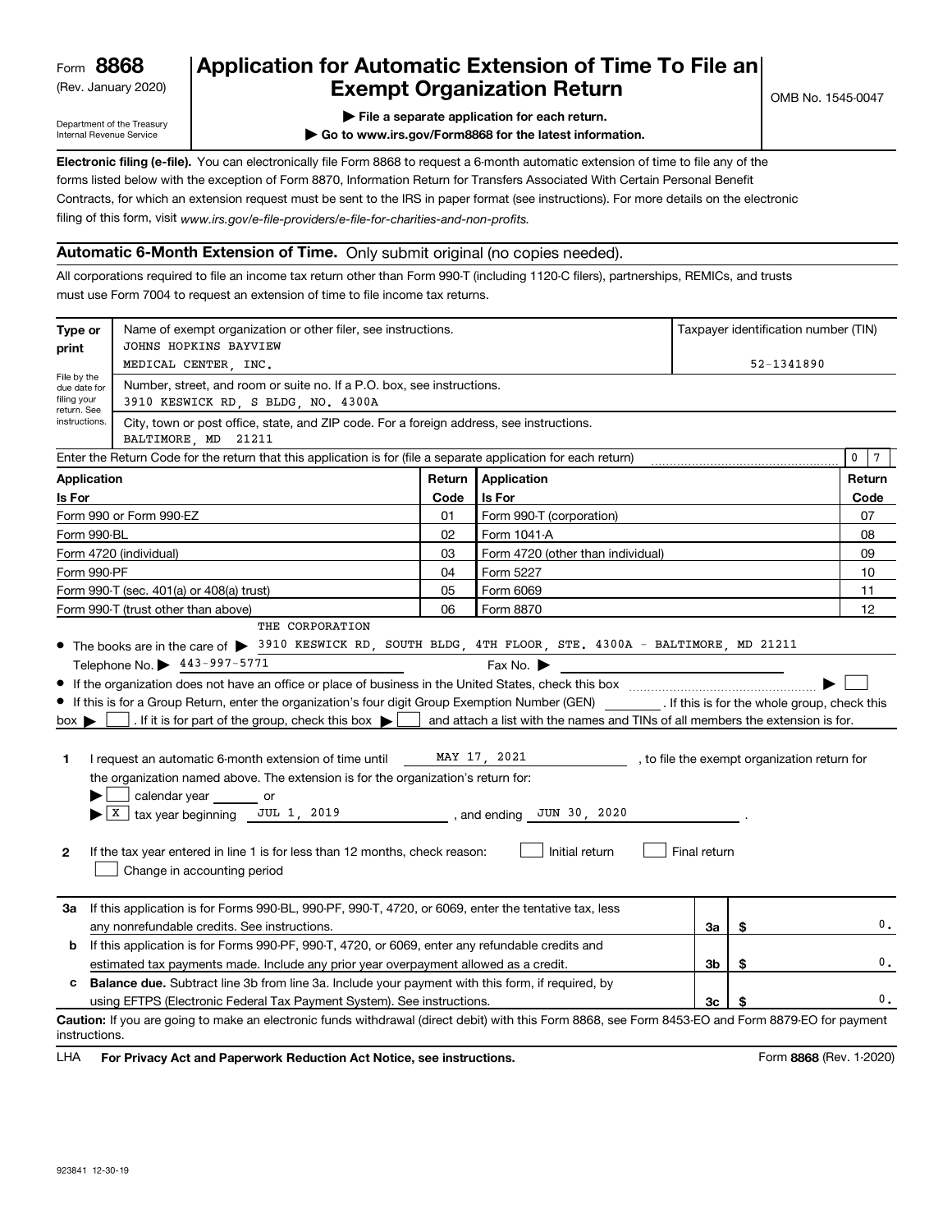Form **8868**
(Rev. January 2020)

Department of the Treasury
Internal Revenue Service

# Application for Automatic Extension of Time To File an Exempt Organization Return

▶ File a separate application for each return.
▶ Go to www.irs.gov/Form8868 for the latest information.

OMB No. 1545-0047

**Electronic filing (e-file).** You can electronically file Form 8868 to request a 6-month automatic extension of time to file any of the forms listed below with the exception of Form 8870, Information Return for Transfers Associated With Certain Personal Benefit Contracts, for which an extension request must be sent to the IRS in paper format (see instructions). For more details on the electronic filing of this form, visit *www.irs.gov/e-file-providers/e-file-for-charities-and-non-profits.*

## Automatic 6-Month Extension of Time. Only submit original (no copies needed).

All corporations required to file an income tax return other than Form 990-T (including 1120-C filers), partnerships, REMICs, and trusts must use Form 7004 to request an extension of time to file income tax returns.

| | | |
|---|---|---|
| **Type or print** | Name of exempt organization or other filer, see instructions. JOHNS HOPKINS BAYVIEW MEDICAL CENTER, INC. | Taxpayer identification number (TIN) 52-1341890 |
| File by the due date for filing your return. See instructions. | Number, street, and room or suite no. If a P.O. box, see instructions. 3910 KESWICK RD, S BLDG, NO. 4300A | |
| | City, town or post office, state, and ZIP code. For a foreign address, see instructions. BALTIMORE, MD 21211 | |

Enter the Return Code for the return that this application is for (file a separate application for each return) ..... 0 7

| Application Is For | Return Code | Application Is For | Return Code |
|---|---|---|---|
| Form 990 or Form 990-EZ | 01 | Form 990-T (corporation) | 07 |
| Form 990-BL | 02 | Form 1041-A | 08 |
| Form 4720 (individual) | 03 | Form 4720 (other than individual) | 09 |
| Form 990-PF | 04 | Form 5227 | 10 |
| Form 990-T (sec. 401(a) or 408(a) trust) | 05 | Form 6069 | 11 |
| Form 990-T (trust other than above) | 06 | Form 8870 | 12 |

- The books are in the care of ▶ THE CORPORATION 3910 KESWICK RD, SOUTH BLDG, 4TH FLOOR, STE. 4300A - BALTIMORE, MD 21211
  Telephone No. ▶ 443-997-5771 Fax No. ▶
- If the organization does not have an office or place of business in the United States, check this box ..... ▶ ☐
- If this is for a Group Return, enter the organization's four digit Group Exemption Number (GEN) ________. If this is for the whole group, check this box ▶ ☐. If it is for part of the group, check this box ▶ ☐ and attach a list with the names and TINs of all members the extension is for.

**1** I request an automatic 6-month extension of time until MAY 17, 2021, to file the exempt organization return for the organization named above. The extension is for the organization's return for:
▶ ☐ calendar year ______ or
▶ ☒ tax year beginning JUL 1, 2019, and ending JUN 30, 2020.

**2** If the tax year entered in line 1 is for less than 12 months, check reason: ☐ Initial return ☐ Final return ☐ Change in accounting period

| | | | |
|---|---|---|---|
| **3a** | If this application is for Forms 990-BL, 990-PF, 990-T, 4720, or 6069, enter the tentative tax, less any nonrefundable credits. See instructions. | **3a** | $ 0. |
| **b** | If this application is for Forms 990-PF, 990-T, 4720, or 6069, enter any refundable credits and estimated tax payments made. Include any prior year overpayment allowed as a credit. | **3b** | $ 0. |
| **c** | **Balance due.** Subtract line 3b from line 3a. Include your payment with this form, if required, by using EFTPS (Electronic Federal Tax Payment System). See instructions. | **3c** | $ 0. |

**Caution:** If you are going to make an electronic funds withdrawal (direct debit) with this Form 8868, see Form 8453-EO and Form 8879-EO for payment instructions.

LHA **For Privacy Act and Paperwork Reduction Act Notice, see instructions.** Form **8868** (Rev. 1-2020)

923841 12-30-19